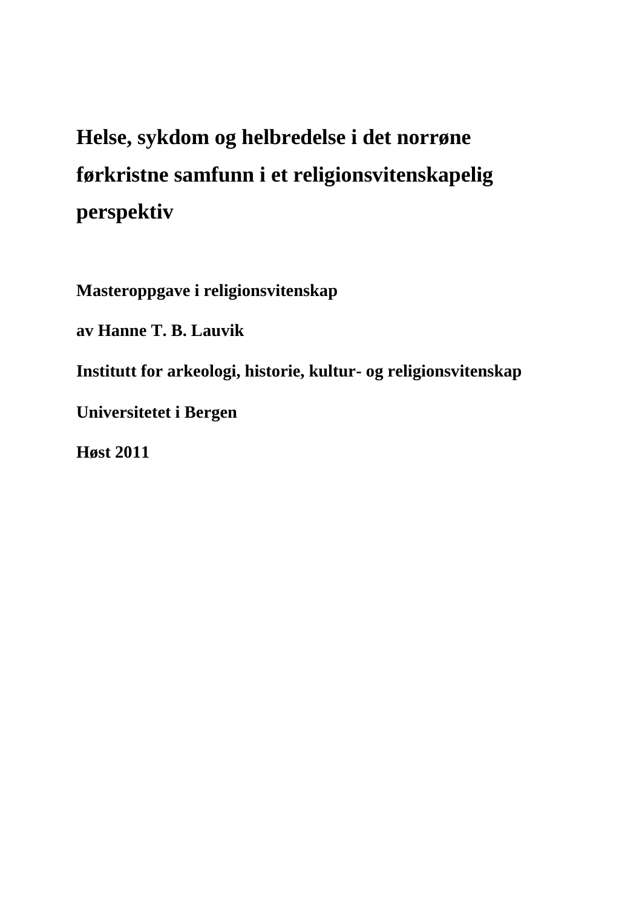# Helse, sykdom og helbredelse i det norrøne førkristne samfunn i et religionsvitenskapelig perspektiv

**Masteroppgave i religionsvitenskap**

**av Hanne T. B. Lauvik**

**Institutt for arkeologi, historie, kultur- og religionsvitenskap**

**Universitetet i Bergen**

**Høst 2011**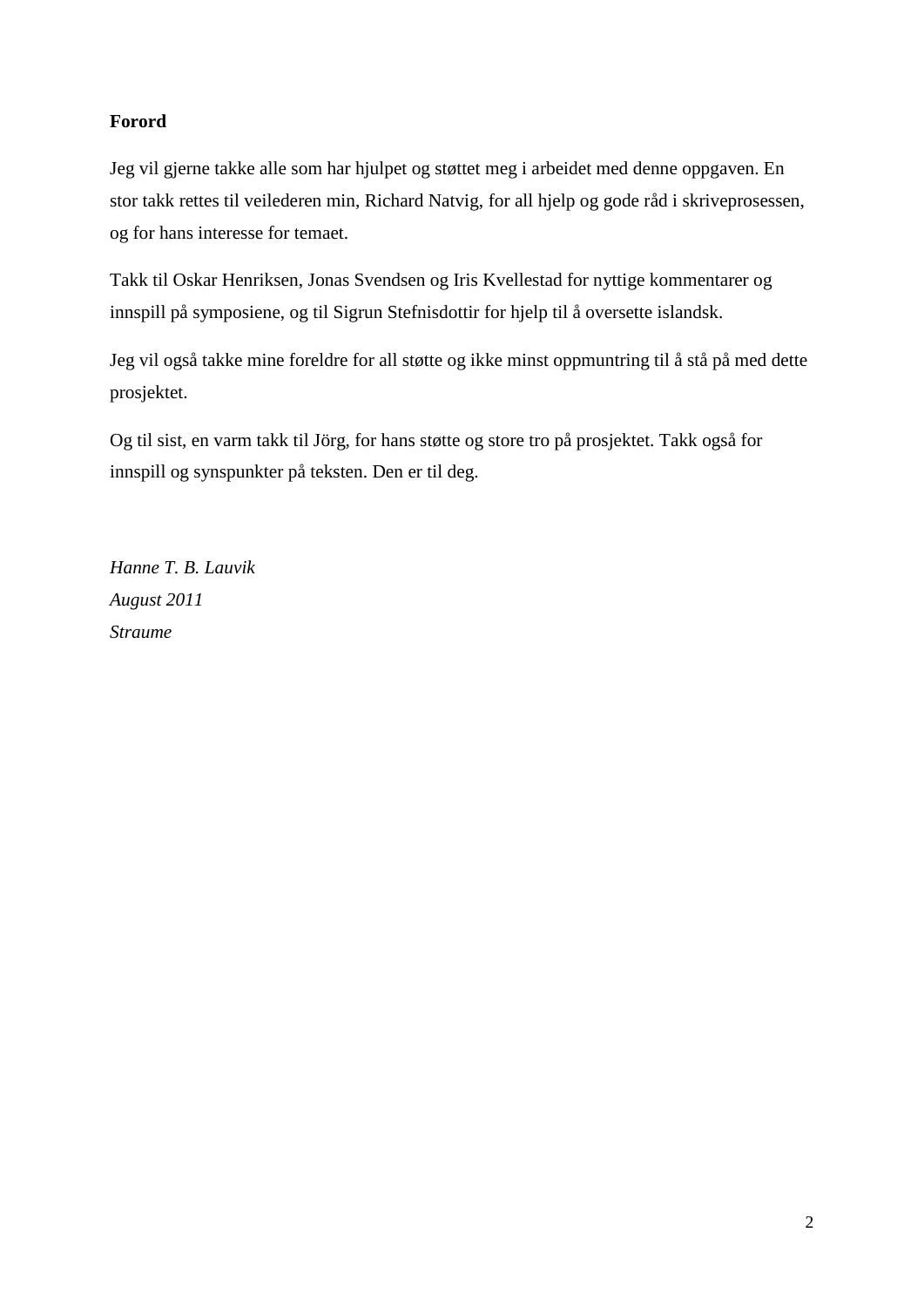**Forord**

Jeg vil gjerne takke alle som har hjulpet og støttet meg i arbeidet med denne oppgaven. En stor takk rettes til veilederen min, Richard Natvig, for all hjelp og gode råd i skriveprosessen, og for hans interesse for temaet.

Takk til Oskar Henriksen, Jonas Svendsen og Iris Kvellestad for nyttige kommentarer og innspill på symposiene, og til Sigrun Stefnisdottir for hjelp til å oversette islandsk.

Jeg vil også takke mine foreldre for all støtte og ikke minst oppmuntring til å stå på med dette prosjektet.

Og til sist, en varm takk til Jörg, for hans støtte og store tro på prosjektet. Takk også for innspill og synspunkter på teksten. Den er til deg.

*Hanne T. B. Lauvik*
*August 2011*
*Straume*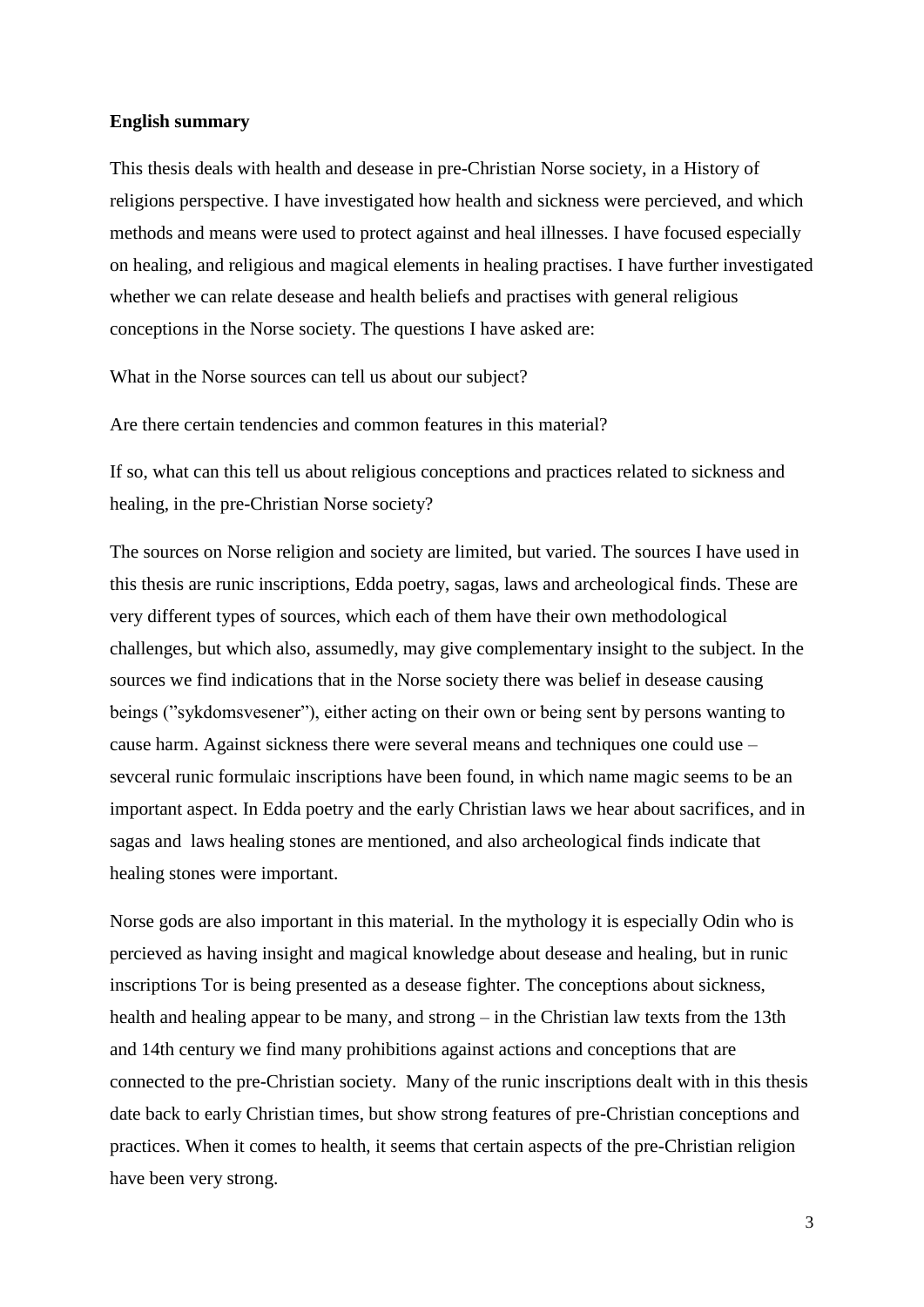**English summary**

This thesis deals with health and desease in pre-Christian Norse society, in a History of religions perspective. I have investigated how health and sickness were percieved, and which methods and means were used to protect against and heal illnesses. I have focused especially on healing, and religious and magical elements in healing practises. I have further investigated whether we can relate desease and health beliefs and practises with general religious conceptions in the Norse society. The questions I have asked are:

What in the Norse sources can tell us about our subject?

Are there certain tendencies and common features in this material?

If so, what can this tell us about religious conceptions and practices related to sickness and healing, in the pre-Christian Norse society?

The sources on Norse religion and society are limited, but varied. The sources I have used in this thesis are runic inscriptions, Edda poetry, sagas, laws and archeological finds. These are very different types of sources, which each of them have their own methodological challenges, but which also, assumedly, may give complementary insight to the subject. In the sources we find indications that in the Norse society there was belief in desease causing beings ("sykdomsvesener"), either acting on their own or being sent by persons wanting to cause harm. Against sickness there were several means and techniques one could use – sevceral runic formulaic inscriptions have been found, in which name magic seems to be an important aspect. In Edda poetry and the early Christian laws we hear about sacrifices, and in sagas and laws healing stones are mentioned, and also archeological finds indicate that healing stones were important.

Norse gods are also important in this material. In the mythology it is especially Odin who is percieved as having insight and magical knowledge about desease and healing, but in runic inscriptions Tor is being presented as a desease fighter. The conceptions about sickness, health and healing appear to be many, and strong – in the Christian law texts from the 13th and 14th century we find many prohibitions against actions and conceptions that are connected to the pre-Christian society. Many of the runic inscriptions dealt with in this thesis date back to early Christian times, but show strong features of pre-Christian conceptions and practices. When it comes to health, it seems that certain aspects of the pre-Christian religion have been very strong.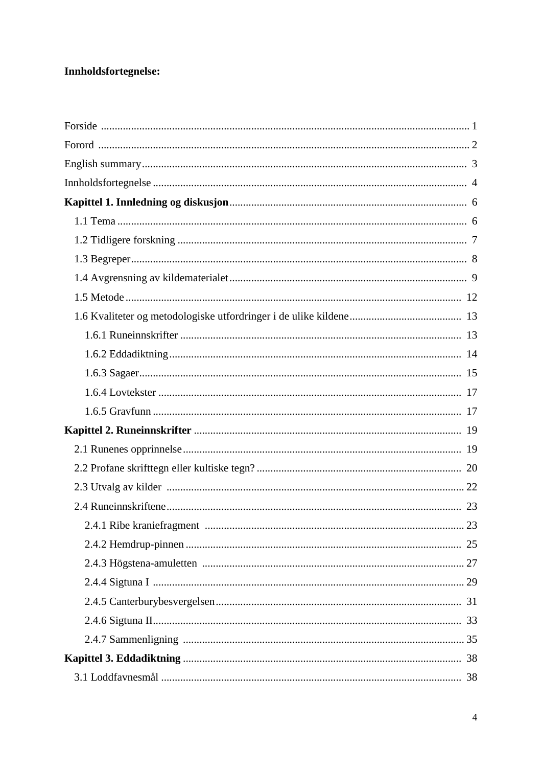**Innholdsfortegnelse:**

Forside ............................................................................................................................. 1

Forord .............................................................................................................................. 2

English summary ............................................................................................................. 3

Innholdsfortegnelse .......................................................................................................... 4

**Kapittel 1. Innledning og diskusjon** ............................................................................. 6

1.1 Tema ............................................................................................................................ 6

1.2 Tidligere forskning ..................................................................................................... 7

1.3 Begreper ...................................................................................................................... 8

1.4 Avgrensning av kildematerialet ................................................................................. 9

1.5 Metode ....................................................................................................................... 12

1.6 Kvaliteter og metodologiske utfordringer i de ulike kildene ................................... 13

1.6.1 Runeinnskrifter ....................................................................................................... 13

1.6.2 Eddadiktning .......................................................................................................... 14

1.6.3 Sagaer ..................................................................................................................... 15

1.6.4 Lovtekster .............................................................................................................. 17

1.6.5 Gravfunn ................................................................................................................ 17

**Kapittel 2. Runeinnskrifter** ........................................................................................ 19

2.1 Runenes opprinnelse .................................................................................................. 19

2.2 Profane skrifttegn eller kultiske tegn? ...................................................................... 20

2.3 Utvalg av kilder ......................................................................................................... 22

2.4 Runeinnskriftene ........................................................................................................ 23

2.4.1 Ribe kraniefragment ............................................................................................... 23

2.4.2 Hemdrup-pinnen ..................................................................................................... 25

2.4.3 Högstena-amuletten ................................................................................................ 27

2.4.4 Sigtuna I ................................................................................................................. 29

2.4.5 Canterburybesvergelsen ......................................................................................... 31

2.4.6 Sigtuna II ................................................................................................................ 33

2.4.7 Sammenligning ...................................................................................................... 35

**Kapittel 3. Eddadiktning** ............................................................................................ 38

3.1 Loddfavnesmål .......................................................................................................... 38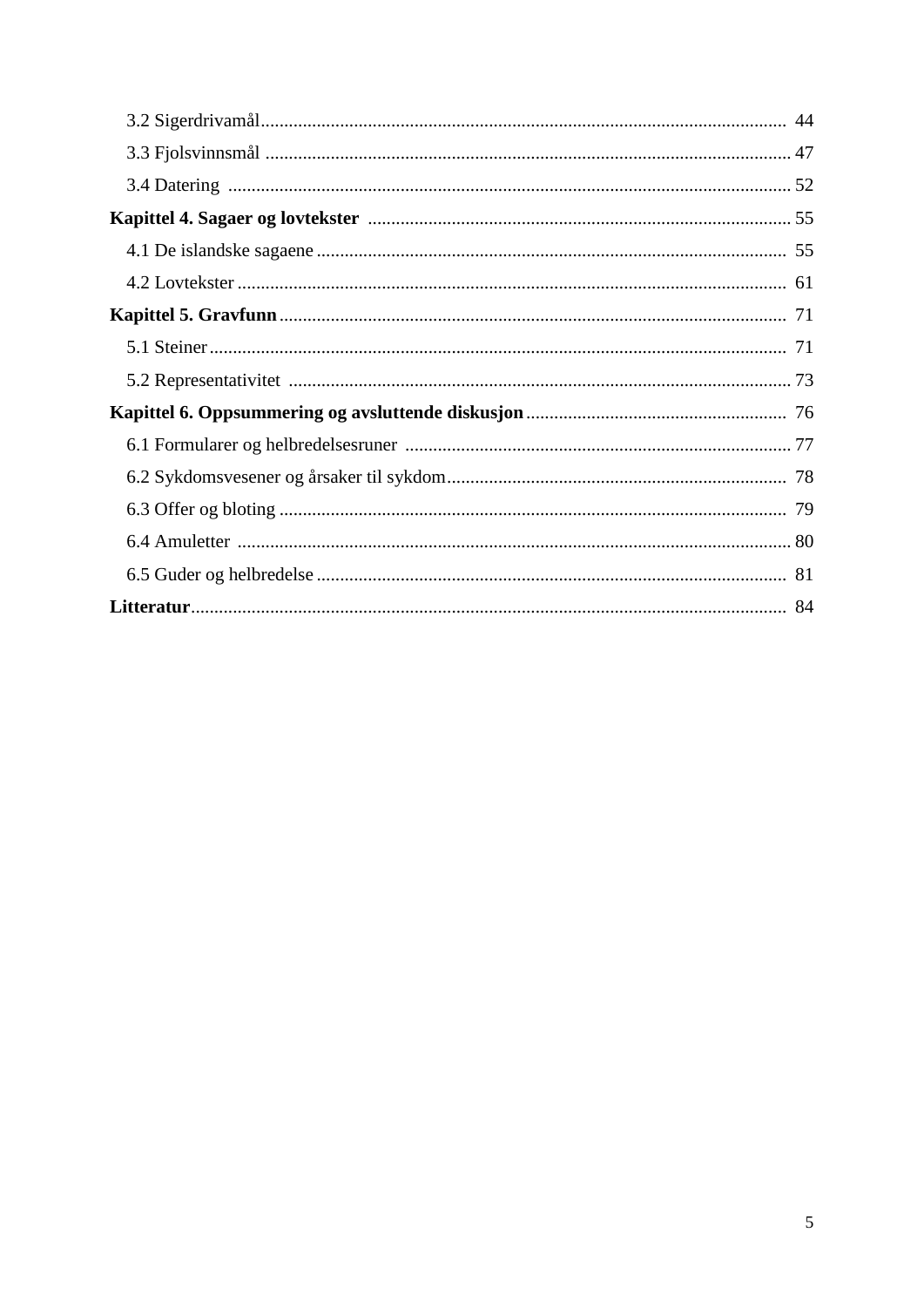3.2 Sigerdrivamål ........................................................ 44
3.3 Fjolsvinnsmål ........................................................ 47
3.4 Datering ........................................................ 52

**Kapittel 4. Sagaer og lovtekster** ........................................................ 55

4.1 De islandske sagaene ........................................................ 55
4.2 Lovtekster ........................................................ 61

**Kapittel 5. Gravfunn** ........................................................ 71

5.1 Steiner ........................................................ 71
5.2 Representativitet ........................................................ 73

**Kapittel 6. Oppsummering og avsluttende diskusjon** ........................................................ 76

6.1 Formularer og helbredelsesruner ........................................................ 77
6.2 Sykdomsvesener og årsaker til sykdom ........................................................ 78
6.3 Offer og bloting ........................................................ 79
6.4 Amuletter ........................................................ 80
6.5 Guder og helbredelse ........................................................ 81

**Litteratur** ........................................................ 84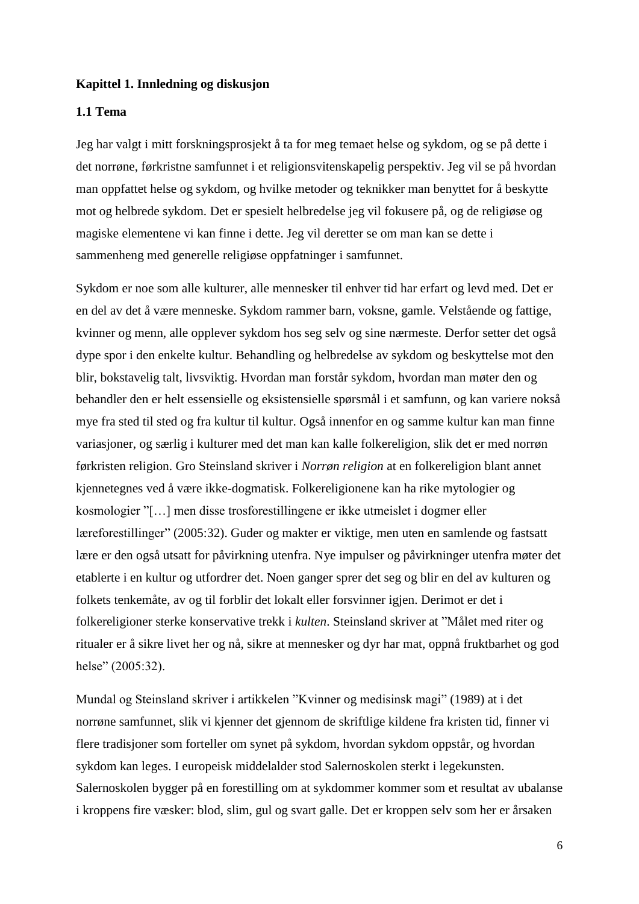# Kapittel 1. Innledning og diskusjon

## 1.1 Tema

Jeg har valgt i mitt forskningsprosjekt å ta for meg temaet helse og sykdom, og se på dette i det norrøne, førkristne samfunnet i et religionsvitenskapelig perspektiv. Jeg vil se på hvordan man oppfattet helse og sykdom, og hvilke metoder og teknikker man benyttet for å beskytte mot og helbrede sykdom. Det er spesielt helbredelse jeg vil fokusere på, og de religiøse og magiske elementene vi kan finne i dette. Jeg vil deretter se om man kan se dette i sammenheng med generelle religiøse oppfatninger i samfunnet.

Sykdom er noe som alle kulturer, alle mennesker til enhver tid har erfart og levd med. Det er en del av det å være menneske. Sykdom rammer barn, voksne, gamle. Velstående og fattige, kvinner og menn, alle opplever sykdom hos seg selv og sine nærmeste. Derfor setter det også dype spor i den enkelte kultur. Behandling og helbredelse av sykdom og beskyttelse mot den blir, bokstavelig talt, livsviktig. Hvordan man forstår sykdom, hvordan man møter den og behandler den er helt essensielle og eksistensielle spørsmål i et samfunn, og kan variere nokså mye fra sted til sted og fra kultur til kultur. Også innenfor en og samme kultur kan man finne variasjoner, og særlig i kulturer med det man kan kalle folkereligion, slik det er med norrøn førkristen religion. Gro Steinsland skriver i *Norrøn religion* at en folkereligion blant annet kjennetegnes ved å være ikke-dogmatisk. Folkereligionene kan ha rike mytologier og kosmologier "[…] men disse trosforestillingene er ikke utmeislet i dogmer eller læreforestillinger" (2005:32). Guder og makter er viktige, men uten en samlende og fastsatt lære er den også utsatt for påvirkning utenfra. Nye impulser og påvirkninger utenfra møter det etablerte i en kultur og utfordrer det. Noen ganger sprer det seg og blir en del av kulturen og folkets tenkemåte, av og til forblir det lokalt eller forsvinner igjen. Derimot er det i folkereligioner sterke konservative trekk i *kulten*. Steinsland skriver at "Målet med riter og ritualer er å sikre livet her og nå, sikre at mennesker og dyr har mat, oppnå fruktbarhet og god helse" (2005:32).

Mundal og Steinsland skriver i artikkelen "Kvinner og medisinsk magi" (1989) at i det norrøne samfunnet, slik vi kjenner det gjennom de skriftlige kildene fra kristen tid, finner vi flere tradisjoner som forteller om synet på sykdom, hvordan sykdom oppstår, og hvordan sykdom kan leges. I europeisk middelalder stod Salernoskolen sterkt i legekunsten. Salernoskolen bygger på en forestilling om at sykdommer kommer som et resultat av ubalanse i kroppens fire væsker: blod, slim, gul og svart galle. Det er kroppen selv som her er årsaken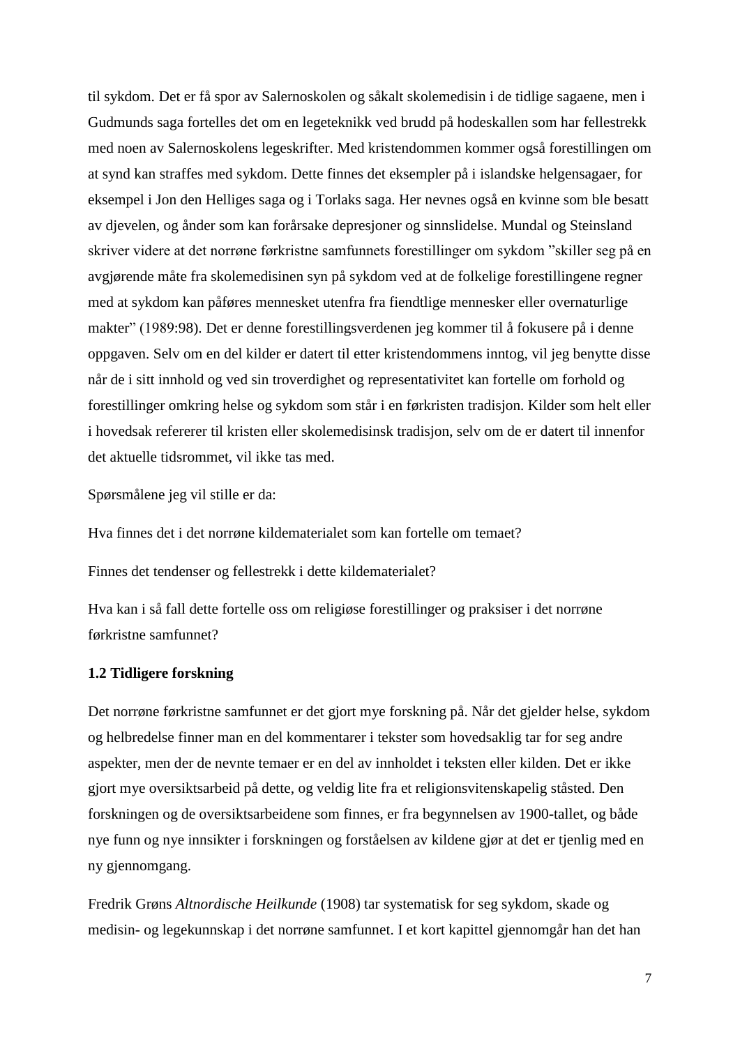til sykdom. Det er få spor av Salernoskolen og såkalt skolemedisin i de tidlige sagaene, men i Gudmunds saga fortelles det om en legeteknikk ved brudd på hodeskallen som har fellestrekk med noen av Salernoskolens legeskrifter. Med kristendommen kommer også forestillingen om at synd kan straffes med sykdom. Dette finnes det eksempler på i islandske helgensagaer, for eksempel i Jon den Helliges saga og i Torlaks saga. Her nevnes også en kvinne som ble besatt av djevelen, og ånder som kan forårsake depresjoner og sinnslidelse. Mundal og Steinsland skriver videre at det norrøne førkristne samfunnets forestillinger om sykdom "skiller seg på en avgjørende måte fra skolemedisinen syn på sykdom ved at de folkelige forestillingene regner med at sykdom kan påføres mennesket utenfra fra fiendtlige mennesker eller overnaturlige makter" (1989:98). Det er denne forestillingsverdenen jeg kommer til å fokusere på i denne oppgaven. Selv om en del kilder er datert til etter kristendommens inntog, vil jeg benytte disse når de i sitt innhold og ved sin troverdighet og representativitet kan fortelle om forhold og forestillinger omkring helse og sykdom som står i en førkristen tradisjon. Kilder som helt eller i hovedsak refererer til kristen eller skolemedisinsk tradisjon, selv om de er datert til innenfor det aktuelle tidsrommet, vil ikke tas med.

Spørsmålene jeg vil stille er da:

Hva finnes det i det norrøne kildematerialet som kan fortelle om temaet?

Finnes det tendenser og fellestrekk i dette kildematerialet?

Hva kan i så fall dette fortelle oss om religiøse forestillinger og praksiser i det norrøne førkristne samfunnet?

### 1.2 Tidligere forskning

Det norrøne førkristne samfunnet er det gjort mye forskning på. Når det gjelder helse, sykdom og helbredelse finner man en del kommentarer i tekster som hovedsaklig tar for seg andre aspekter, men der de nevnte temaer er en del av innholdet i teksten eller kilden. Det er ikke gjort mye oversiktsarbeid på dette, og veldig lite fra et religionsvitenskapelig ståsted. Den forskningen og de oversiktsarbeidene som finnes, er fra begynnelsen av 1900-tallet, og både nye funn og nye innsikter i forskningen og forståelsen av kildene gjør at det er tjenlig med en ny gjennomgang.

Fredrik Grøns *Altnordische Heilkunde* (1908) tar systematisk for seg sykdom, skade og medisin- og legekunnskap i det norrøne samfunnet. I et kort kapittel gjennomgår han det han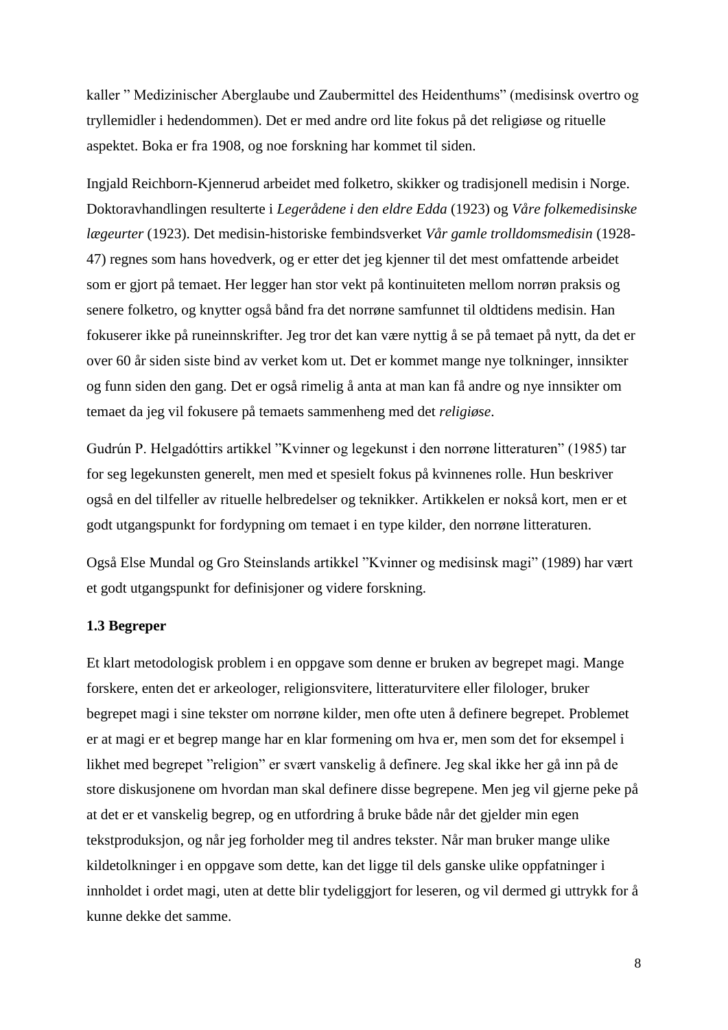kaller ” Medizinischer Aberglaube und Zaubermittel des Heidenthums” (medisinsk overtro og tryllemidler i hedendommen). Det er med andre ord lite fokus på det religiøse og rituelle aspektet. Boka er fra 1908, og noe forskning har kommet til siden.

Ingjald Reichborn-Kjennerud arbeidet med folketro, skikker og tradisjonell medisin i Norge. Doktoravhandlingen resulterte i *Legerådene i den eldre Edda* (1923) og *Våre folkemedisinske lægeurter* (1923). Det medisin-historiske fembindsverket *Vår gamle trolldomsmedisin* (1928-47) regnes som hans hovedverk, og er etter det jeg kjenner til det mest omfattende arbeidet som er gjort på temaet. Her legger han stor vekt på kontinuiteten mellom norrøn praksis og senere folketro, og knytter også bånd fra det norrøne samfunnet til oldtidens medisin. Han fokuserer ikke på runeinnskrifter. Jeg tror det kan være nyttig å se på temaet på nytt, da det er over 60 år siden siste bind av verket kom ut. Det er kommet mange nye tolkninger, innsikter og funn siden den gang. Det er også rimelig å anta at man kan få andre og nye innsikter om temaet da jeg vil fokusere på temaets sammenheng med det *religiøse*.

Gudrún P. Helgadóttirs artikkel ”Kvinner og legekunst i den norrøne litteraturen” (1985) tar for seg legekunsten generelt, men med et spesielt fokus på kvinnenes rolle. Hun beskriver også en del tilfeller av rituelle helbredelser og teknikker. Artikkelen er nokså kort, men er et godt utgangspunkt for fordypning om temaet i en type kilder, den norrøne litteraturen.

Også Else Mundal og Gro Steinslands artikkel ”Kvinner og medisinsk magi” (1989) har vært et godt utgangspunkt for definisjoner og videre forskning.

### 1.3 Begreper

Et klart metodologisk problem i en oppgave som denne er bruken av begrepet magi. Mange forskere, enten det er arkeologer, religionsvitere, litteraturvitere eller filologer, bruker begrepet magi i sine tekster om norrøne kilder, men ofte uten å definere begrepet. Problemet er at magi er et begrep mange har en klar formening om hva er, men som det for eksempel i likhet med begrepet ”religion” er svært vanskelig å definere. Jeg skal ikke her gå inn på de store diskusjonene om hvordan man skal definere disse begrepene. Men jeg vil gjerne peke på at det er et vanskelig begrep, og en utfordring å bruke både når det gjelder min egen tekstproduksjon, og når jeg forholder meg til andres tekster. Når man bruker mange ulike kildetolkninger i en oppgave som dette, kan det ligge til dels ganske ulike oppfatninger i innholdet i ordet magi, uten at dette blir tydeliggjort for leseren, og vil dermed gi uttrykk for å kunne dekke det samme.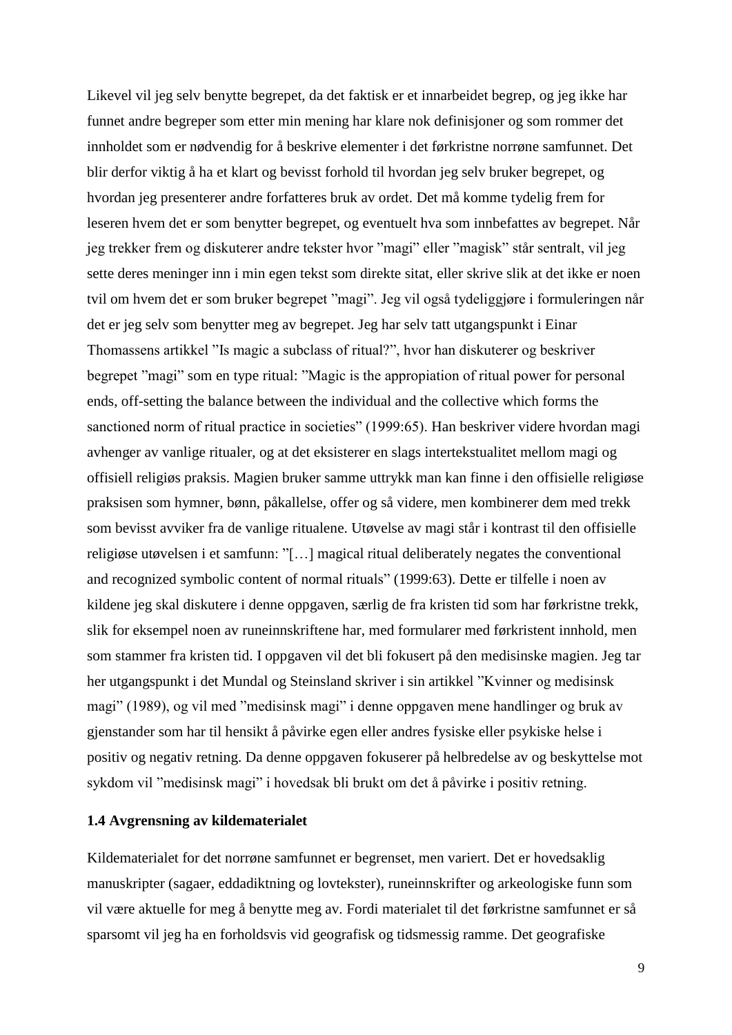Likevel vil jeg selv benytte begrepet, da det faktisk er et innarbeidet begrep, og jeg ikke har funnet andre begreper som etter min mening har klare nok definisjoner og som rommer det innholdet som er nødvendig for å beskrive elementer i det førkristne norrøne samfunnet. Det blir derfor viktig å ha et klart og bevisst forhold til hvordan jeg selv bruker begrepet, og hvordan jeg presenterer andre forfatteres bruk av ordet. Det må komme tydelig frem for leseren hvem det er som benytter begrepet, og eventuelt hva som innbefattes av begrepet. Når jeg trekker frem og diskuterer andre tekster hvor "magi" eller "magisk" står sentralt, vil jeg sette deres meninger inn i min egen tekst som direkte sitat, eller skrive slik at det ikke er noen tvil om hvem det er som bruker begrepet "magi". Jeg vil også tydeliggjøre i formuleringen når det er jeg selv som benytter meg av begrepet. Jeg har selv tatt utgangspunkt i Einar Thomassens artikkel "Is magic a subclass of ritual?", hvor han diskuterer og beskriver begrepet "magi" som en type ritual: "Magic is the appropiation of ritual power for personal ends, off-setting the balance between the individual and the collective which forms the sanctioned norm of ritual practice in societies" (1999:65). Han beskriver videre hvordan magi avhenger av vanlige ritualer, og at det eksisterer en slags intertekstualitet mellom magi og offisiell religiøs praksis. Magien bruker samme uttrykk man kan finne i den offisielle religiøse praksisen som hymner, bønn, påkallelse, offer og så videre, men kombinerer dem med trekk som bevisst avviker fra de vanlige ritualene. Utøvelse av magi står i kontrast til den offisielle religiøse utøvelsen i et samfunn: "[…] magical ritual deliberately negates the conventional and recognized symbolic content of normal rituals" (1999:63). Dette er tilfelle i noen av kildene jeg skal diskutere i denne oppgaven, særlig de fra kristen tid som har førkristne trekk, slik for eksempel noen av runeinnskriftene har, med formularer med førkristent innhold, men som stammer fra kristen tid. I oppgaven vil det bli fokusert på den medisinske magien. Jeg tar her utgangspunkt i det Mundal og Steinsland skriver i sin artikkel "Kvinner og medisinsk magi" (1989), og vil med "medisinsk magi" i denne oppgaven mene handlinger og bruk av gjenstander som har til hensikt å påvirke egen eller andres fysiske eller psykiske helse i positiv og negativ retning. Da denne oppgaven fokuserer på helbredelse av og beskyttelse mot sykdom vil "medisinsk magi" i hovedsak bli brukt om det å påvirke i positiv retning.

### 1.4 Avgrensning av kildematerialet

Kildematerialet for det norrøne samfunnet er begrenset, men variert. Det er hovedsaklig manuskripter (sagaer, eddadiktning og lovtekster), runeinnskrifter og arkeologiske funn som vil være aktuelle for meg å benytte meg av. Fordi materialet til det førkristne samfunnet er så sparsomt vil jeg ha en forholdsvis vid geografisk og tidsmessig ramme. Det geografiske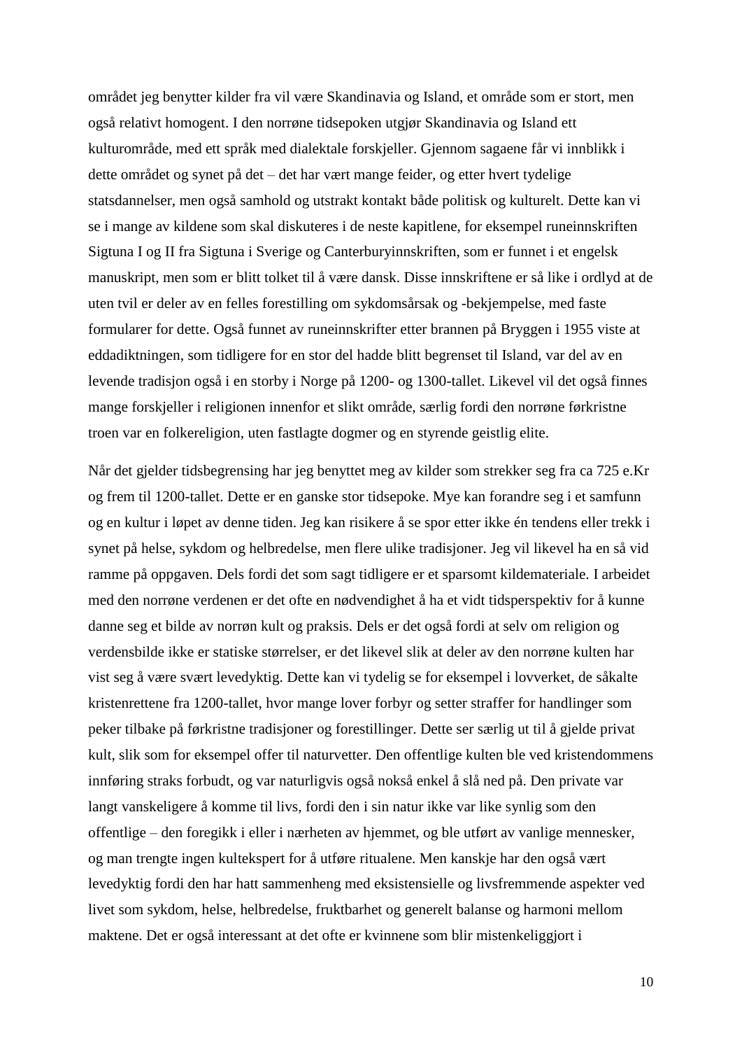området jeg benytter kilder fra vil være Skandinavia og Island, et område som er stort, men også relativt homogent. I den norrøne tidsepoken utgjør Skandinavia og Island ett kulturområde, med ett språk med dialektale forskjeller. Gjennom sagaene får vi innblikk i dette området og synet på det – det har vært mange feider, og etter hvert tydelige statsdannelser, men også samhold og utstrakt kontakt både politisk og kulturelt. Dette kan vi se i mange av kildene som skal diskuteres i de neste kapitlene, for eksempel runeinnskriften Sigtuna I og II fra Sigtuna i Sverige og Canterburyinnskriften, som er funnet i et engelsk manuskript, men som er blitt tolket til å være dansk. Disse innskriftene er så like i ordlyd at de uten tvil er deler av en felles forestilling om sykdomsårsak og -bekjempelse, med faste formularer for dette. Også funnet av runeinnskrifter etter brannen på Bryggen i 1955 viste at eddadiktningen, som tidligere for en stor del hadde blitt begrenset til Island, var del av en levende tradisjon også i en storby i Norge på 1200- og 1300-tallet. Likevel vil det også finnes mange forskjeller i religionen innenfor et slikt område, særlig fordi den norrøne førkristne troen var en folkereligion, uten fastlagte dogmer og en styrende geistlig elite.

Når det gjelder tidsbegrensing har jeg benyttet meg av kilder som strekker seg fra ca 725 e.Kr og frem til 1200-tallet. Dette er en ganske stor tidsepoke. Mye kan forandre seg i et samfunn og en kultur i løpet av denne tiden. Jeg kan risikere å se spor etter ikke én tendens eller trekk i synet på helse, sykdom og helbredelse, men flere ulike tradisjoner. Jeg vil likevel ha en så vid ramme på oppgaven. Dels fordi det som sagt tidligere er et sparsomt kildemateriale. I arbeidet med den norrøne verdenen er det ofte en nødvendighet å ha et vidt tidsperspektiv for å kunne danne seg et bilde av norrøn kult og praksis. Dels er det også fordi at selv om religion og verdensbilde ikke er statiske størrelser, er det likevel slik at deler av den norrøne kulten har vist seg å være svært levedyktig. Dette kan vi tydelig se for eksempel i lovverket, de såkalte kristenrettene fra 1200-tallet, hvor mange lover forbyr og setter straffer for handlinger som peker tilbake på førkristne tradisjoner og forestillinger. Dette ser særlig ut til å gjelde privat kult, slik som for eksempel offer til naturvetter. Den offentlige kulten ble ved kristendommens innføring straks forbudt, og var naturligvis også nokså enkel å slå ned på. Den private var langt vanskeligere å komme til livs, fordi den i sin natur ikke var like synlig som den offentlige – den foregikk i eller i nærheten av hjemmet, og ble utført av vanlige mennesker, og man trengte ingen kultekspert for å utføre ritualene. Men kanskje har den også vært levedyktig fordi den har hatt sammenheng med eksistensielle og livsfremmende aspekter ved livet som sykdom, helse, helbredelse, fruktbarhet og generelt balanse og harmoni mellom maktene. Det er også interessant at det ofte er kvinnene som blir mistenkeliggjort i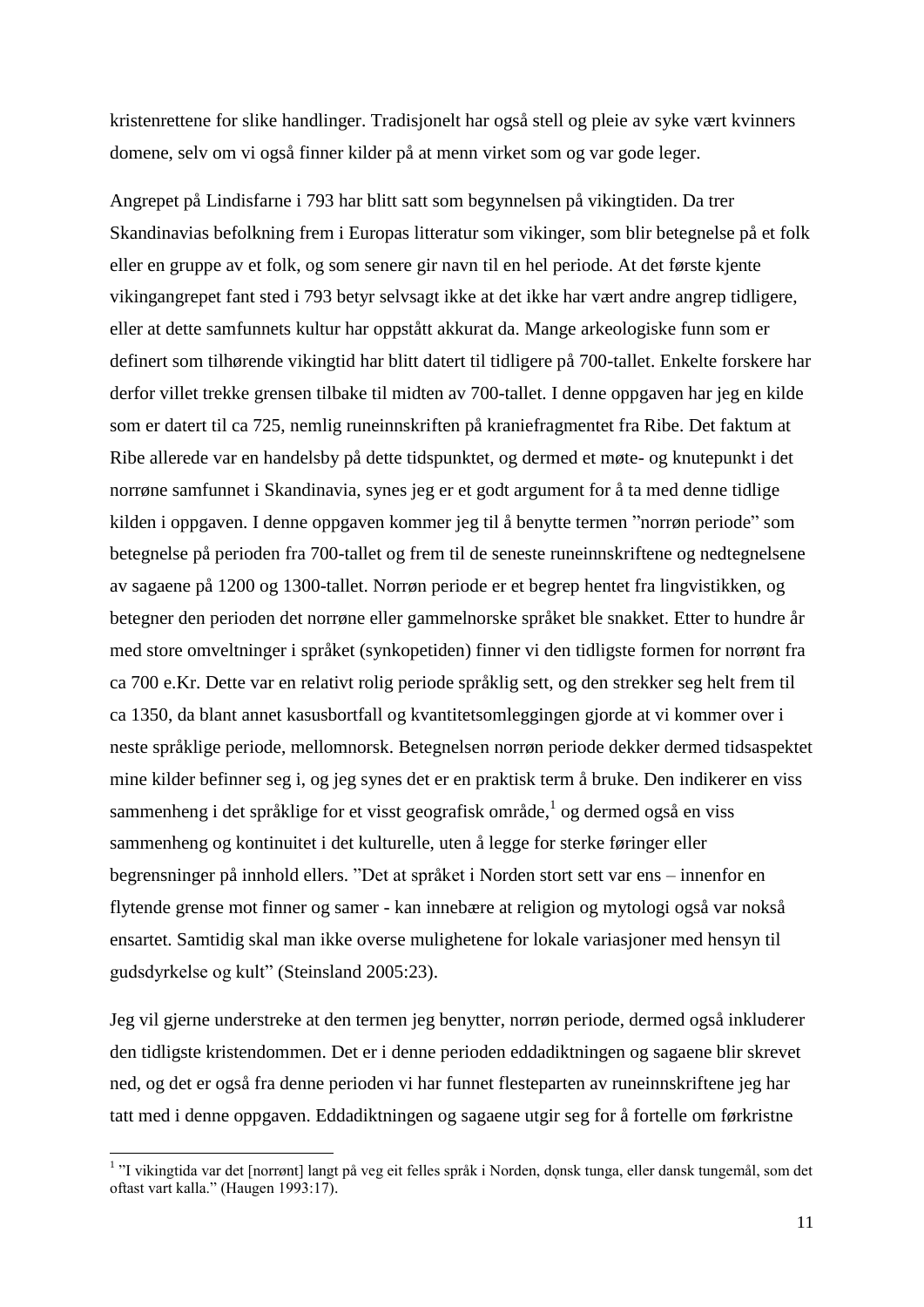kristenrettene for slike handlinger. Tradisjonelt har også stell og pleie av syke vært kvinners domene, selv om vi også finner kilder på at menn virket som og var gode leger.

Angrepet på Lindisfarne i 793 har blitt satt som begynnelsen på vikingtiden. Da trer Skandinavias befolkning frem i Europas litteratur som vikinger, som blir betegnelse på et folk eller en gruppe av et folk, og som senere gir navn til en hel periode. At det første kjente vikingangrepet fant sted i 793 betyr selvsagt ikke at det ikke har vært andre angrep tidligere, eller at dette samfunnets kultur har oppstått akkurat da. Mange arkeologiske funn som er definert som tilhørende vikingtid har blitt datert til tidligere på 700-tallet. Enkelte forskere har derfor villet trekke grensen tilbake til midten av 700-tallet. I denne oppgaven har jeg en kilde som er datert til ca 725, nemlig runeinnskriften på kraniefragmentet fra Ribe. Det faktum at Ribe allerede var en handelsby på dette tidspunktet, og dermed et møte- og knutepunkt i det norrøne samfunnet i Skandinavia, synes jeg er et godt argument for å ta med denne tidlige kilden i oppgaven. I denne oppgaven kommer jeg til å benytte termen "norrøn periode" som betegnelse på perioden fra 700-tallet og frem til de seneste runeinnskriftene og nedtegnelsene av sagaene på 1200 og 1300-tallet. Norrøn periode er et begrep hentet fra lingvistikken, og betegner den perioden det norrøne eller gammelnorske språket ble snakket. Etter to hundre år med store omveltninger i språket (synkopetiden) finner vi den tidligste formen for norrønt fra ca 700 e.Kr. Dette var en relativt rolig periode språklig sett, og den strekker seg helt frem til ca 1350, da blant annet kasusbortfall og kvantitetsomleggingen gjorde at vi kommer over i neste språklige periode, mellomnorsk. Betegnelsen norrøn periode dekker dermed tidsaspektet mine kilder befinner seg i, og jeg synes det er en praktisk term å bruke. Den indikerer en viss sammenheng i det språklige for et visst geografisk område,[1] og dermed også en viss sammenheng og kontinuitet i det kulturelle, uten å legge for sterke føringer eller begrensninger på innhold ellers. "Det at språket i Norden stort sett var ens – innenfor en flytende grense mot finner og samer - kan innebære at religion og mytologi også var nokså ensartet. Samtidig skal man ikke overse mulighetene for lokale variasjoner med hensyn til gudsdyrkelse og kult" (Steinsland 2005:23).

Jeg vil gjerne understreke at den termen jeg benytter, norrøn periode, dermed også inkluderer den tidligste kristendommen. Det er i denne perioden eddadiktningen og sagaene blir skrevet ned, og det er også fra denne perioden vi har funnet flesteparten av runeinnskriftene jeg har tatt med i denne oppgaven. Eddadiktningen og sagaene utgir seg for å fortelle om førkristne

[1] "I vikingtida var det [norrønt] langt på veg eit felles språk i Norden, dǫnsk tunga, eller dansk tungemål, som det oftast vart kalla." (Haugen 1993:17).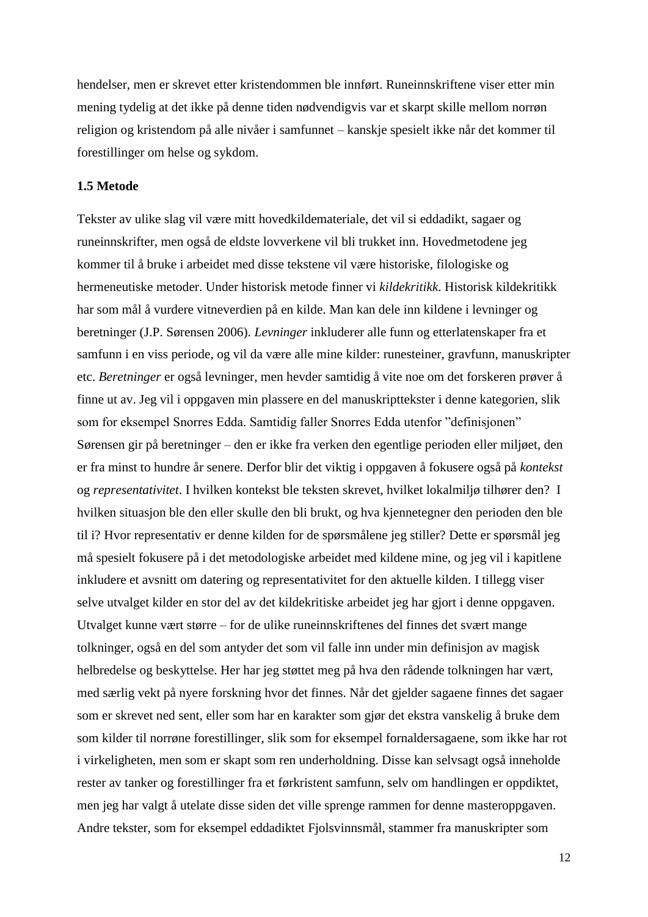hendelser, men er skrevet etter kristendommen ble innført. Runeinnskriftene viser etter min mening tydelig at det ikke på denne tiden nødvendigvis var et skarpt skille mellom norrøn religion og kristendom på alle nivåer i samfunnet – kanskje spesielt ikke når det kommer til forestillinger om helse og sykdom.

### 1.5 Metode

Tekster av ulike slag vil være mitt hovedkildemateriale, det vil si eddadikt, sagaer og runeinnskrifter, men også de eldste lovverkene vil bli trukket inn. Hovedmetodene jeg kommer til å bruke i arbeidet med disse tekstene vil være historiske, filologiske og hermeneutiske metoder. Under historisk metode finner vi *kildekritikk*. Historisk kildekritikk har som mål å vurdere vitneverdien på en kilde. Man kan dele inn kildene i levninger og beretninger (J.P. Sørensen 2006). *Levninger* inkluderer alle funn og etterlatenskaper fra et samfunn i en viss periode, og vil da være alle mine kilder: runesteiner, gravfunn, manuskripter etc. *Beretninger* er også levninger, men hevder samtidig å vite noe om det forskeren prøver å finne ut av. Jeg vil i oppgaven min plassere en del manuskripttekster i denne kategorien, slik som for eksempel Snorres Edda. Samtidig faller Snorres Edda utenfor "definisjonen" Sørensen gir på beretninger – den er ikke fra verken den egentlige perioden eller miljøet, den er fra minst to hundre år senere. Derfor blir det viktig i oppgaven å fokusere også på *kontekst* og *representativitet*. I hvilken kontekst ble teksten skrevet, hvilket lokalmiljø tilhører den? I hvilken situasjon ble den eller skulle den bli brukt, og hva kjennetegner den perioden den ble til i? Hvor representativ er denne kilden for de spørsmålene jeg stiller? Dette er spørsmål jeg må spesielt fokusere på i det metodologiske arbeidet med kildene mine, og jeg vil i kapitlene inkludere et avsnitt om datering og representativitet for den aktuelle kilden. I tillegg viser selve utvalget kilder en stor del av det kildekritiske arbeidet jeg har gjort i denne oppgaven. Utvalget kunne vært større – for de ulike runeinnskriftenes del finnes det svært mange tolkninger, også en del som antyder det som vil falle inn under min definisjon av magisk helbredelse og beskyttelse. Her har jeg støttet meg på hva den rådende tolkningen har vært, med særlig vekt på nyere forskning hvor det finnes. Når det gjelder sagaene finnes det sagaer som er skrevet ned sent, eller som har en karakter som gjør det ekstra vanskelig å bruke dem som kilder til norrøne forestillinger, slik som for eksempel fornaldersagaene, som ikke har rot i virkeligheten, men som er skapt som ren underholdning. Disse kan selvsagt også inneholde rester av tanker og forestillinger fra et førkristent samfunn, selv om handlingen er oppdiktet, men jeg har valgt å utelate disse siden det ville sprenge rammen for denne masteroppgaven. Andre tekster, som for eksempel eddadiktet Fjolsvinnsmål, stammer fra manuskripter som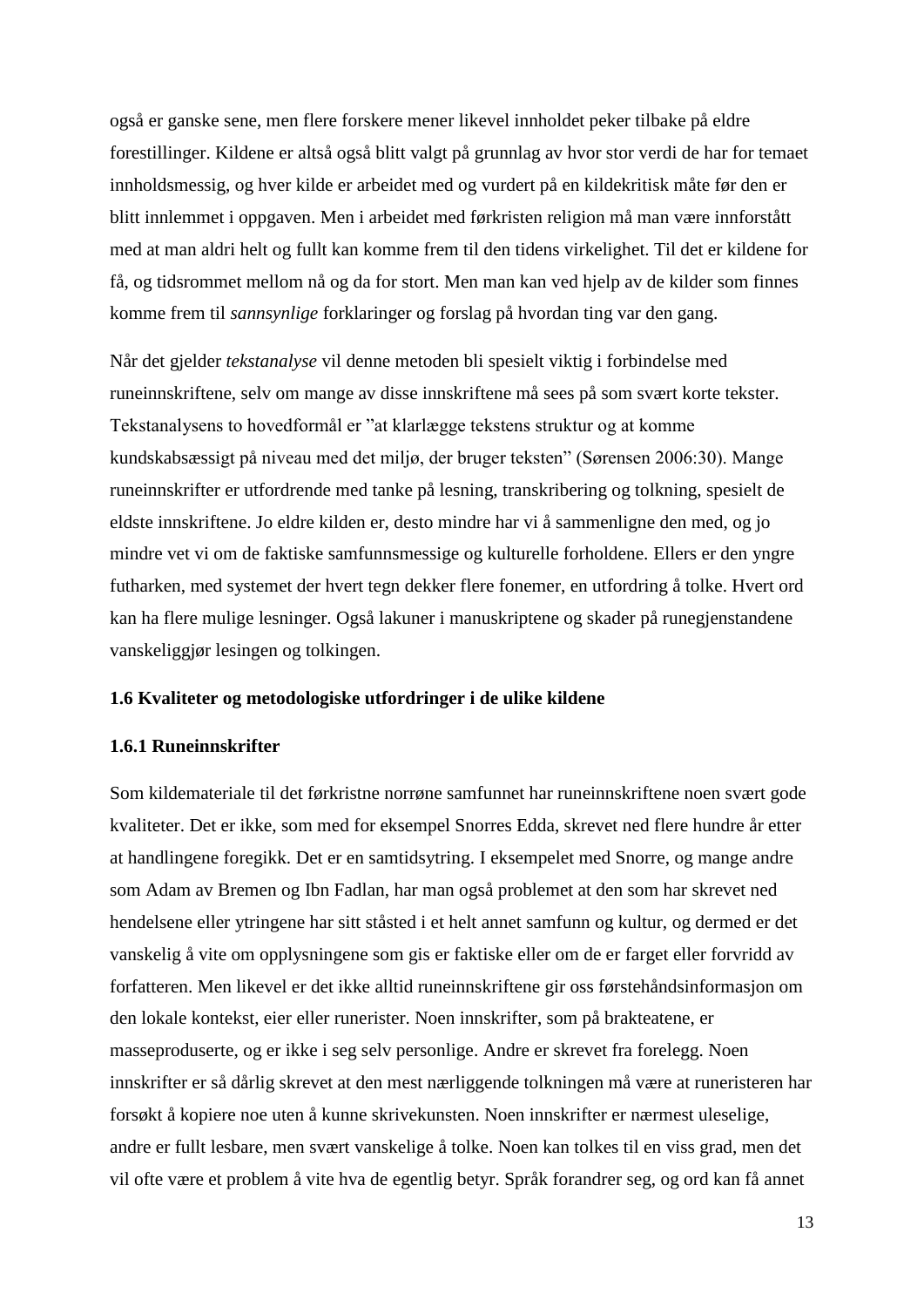også er ganske sene, men flere forskere mener likevel innholdet peker tilbake på eldre forestillinger. Kildene er altså også blitt valgt på grunnlag av hvor stor verdi de har for temaet innholdsmessig, og hver kilde er arbeidet med og vurdert på en kildekritisk måte før den er blitt innlemmet i oppgaven. Men i arbeidet med førkristen religion må man være innforstått med at man aldri helt og fullt kan komme frem til den tidens virkelighet. Til det er kildene for få, og tidsrommet mellom nå og da for stort. Men man kan ved hjelp av de kilder som finnes komme frem til *sannsynlige* forklaringer og forslag på hvordan ting var den gang.

Når det gjelder *tekstanalyse* vil denne metoden bli spesielt viktig i forbindelse med runeinnskriftene, selv om mange av disse innskriftene må sees på som svært korte tekster. Tekstanalysens to hovedformål er "at klarlægge tekstens struktur og at komme kundskabsæssigt på niveau med det miljø, der bruger teksten" (Sørensen 2006:30). Mange runeinnskrifter er utfordrende med tanke på lesning, transkribering og tolkning, spesielt de eldste innskriftene. Jo eldre kilden er, desto mindre har vi å sammenligne den med, og jo mindre vet vi om de faktiske samfunnsmessige og kulturelle forholdene. Ellers er den yngre futharken, med systemet der hvert tegn dekker flere fonemer, en utfordring å tolke. Hvert ord kan ha flere mulige lesninger. Også lakuner i manuskriptene og skader på runegjenstandene vanskeliggjør lesingen og tolkingen.

### 1.6 Kvaliteter og metodologiske utfordringer i de ulike kildene

#### 1.6.1 Runeinnskrifter

Som kildemateriale til det førkristne norrøne samfunnet har runeinnskriftene noen svært gode kvaliteter. Det er ikke, som med for eksempel Snorres Edda, skrevet ned flere hundre år etter at handlingene foregikk. Det er en samtidsytring. I eksempelet med Snorre, og mange andre som Adam av Bremen og Ibn Fadlan, har man også problemet at den som har skrevet ned hendelsene eller ytringene har sitt ståsted i et helt annet samfunn og kultur, og dermed er det vanskelig å vite om opplysningene som gis er faktiske eller om de er farget eller forvridd av forfatteren. Men likevel er det ikke alltid runeinnskriftene gir oss førstehåndsinformasjon om den lokale kontekst, eier eller runerister. Noen innskrifter, som på brakteatene, er masseproduserte, og er ikke i seg selv personlige. Andre er skrevet fra forelegg. Noen innskrifter er så dårlig skrevet at den mest nærliggende tolkningen må være at runeristeren har forsøkt å kopiere noe uten å kunne skrivekunsten. Noen innskrifter er nærmest uleselige, andre er fullt lesbare, men svært vanskelige å tolke. Noen kan tolkes til en viss grad, men det vil ofte være et problem å vite hva de egentlig betyr. Språk forandrer seg, og ord kan få annet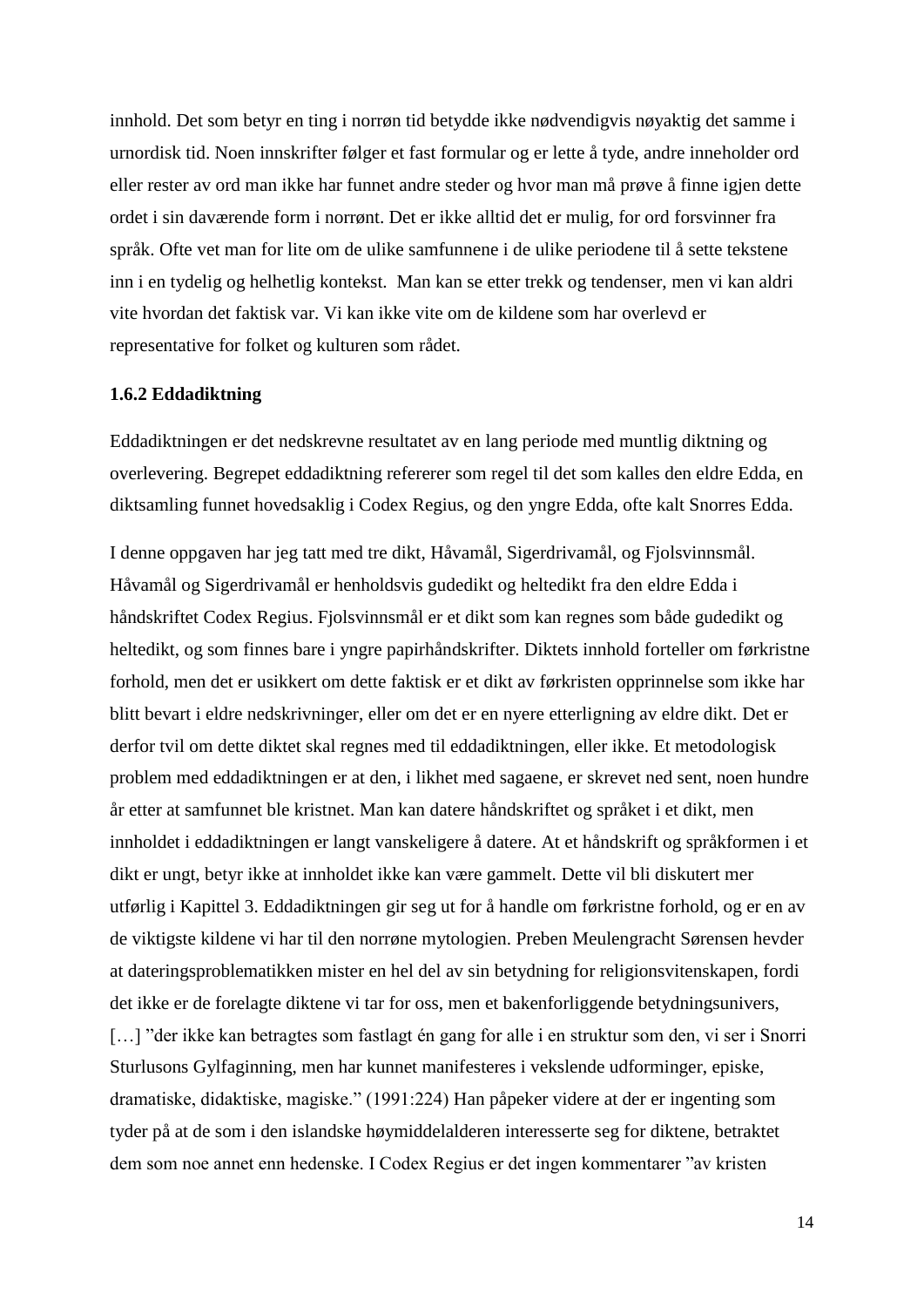innhold. Det som betyr en ting i norrøn tid betydde ikke nødvendigvis nøyaktig det samme i urnordisk tid. Noen innskrifter følger et fast formular og er lette å tyde, andre inneholder ord eller rester av ord man ikke har funnet andre steder og hvor man må prøve å finne igjen dette ordet i sin daværende form i norrønt. Det er ikke alltid det er mulig, for ord forsvinner fra språk. Ofte vet man for lite om de ulike samfunnene i de ulike periodene til å sette tekstene inn i en tydelig og helhetlig kontekst. Man kan se etter trekk og tendenser, men vi kan aldri vite hvordan det faktisk var. Vi kan ikke vite om de kildene som har overlevd er representative for folket og kulturen som rådet.

### 1.6.2 Eddadiktning

Eddadiktningen er det nedskrevne resultatet av en lang periode med muntlig diktning og overlevering. Begrepet eddadiktning refererer som regel til det som kalles den eldre Edda, en diktsamling funnet hovedsaklig i Codex Regius, og den yngre Edda, ofte kalt Snorres Edda.

I denne oppgaven har jeg tatt med tre dikt, Håvamål, Sigerdrivamål, og Fjolsvinnsmål. Håvamål og Sigerdrivamål er henholdsvis gudedikt og heltedikt fra den eldre Edda i håndskriftet Codex Regius. Fjolsvinnsmål er et dikt som kan regnes som både gudedikt og heltedikt, og som finnes bare i yngre papirhåndskrifter. Diktets innhold forteller om førkristne forhold, men det er usikkert om dette faktisk er et dikt av førkristen opprinnelse som ikke har blitt bevart i eldre nedskrivninger, eller om det er en nyere etterligning av eldre dikt. Det er derfor tvil om dette diktet skal regnes med til eddadiktningen, eller ikke. Et metodologisk problem med eddadiktningen er at den, i likhet med sagaene, er skrevet ned sent, noen hundre år etter at samfunnet ble kristnet. Man kan datere håndskriftet og språket i et dikt, men innholdet i eddadiktningen er langt vanskeligere å datere. At et håndskrift og språkformen i et dikt er ungt, betyr ikke at innholdet ikke kan være gammelt. Dette vil bli diskutert mer utførlig i Kapittel 3. Eddadiktningen gir seg ut for å handle om førkristne forhold, og er en av de viktigste kildene vi har til den norrøne mytologien. Preben Meulengracht Sørensen hevder at dateringsproblematikken mister en hel del av sin betydning for religionsvitenskapen, fordi det ikke er de forelagte diktene vi tar for oss, men et bakenforliggende betydningsunivers, […] "der ikke kan betragtes som fastlagt én gang for alle i en struktur som den, vi ser i Snorri Sturlusons Gylfaginning, men har kunnet manifesteres i vekslende udforminger, episke, dramatiske, didaktiske, magiske." (1991:224) Han påpeker videre at der er ingenting som tyder på at de som i den islandske høymiddelalderen interesserte seg for diktene, betraktet dem som noe annet enn hedenske. I Codex Regius er det ingen kommentarer "av kristen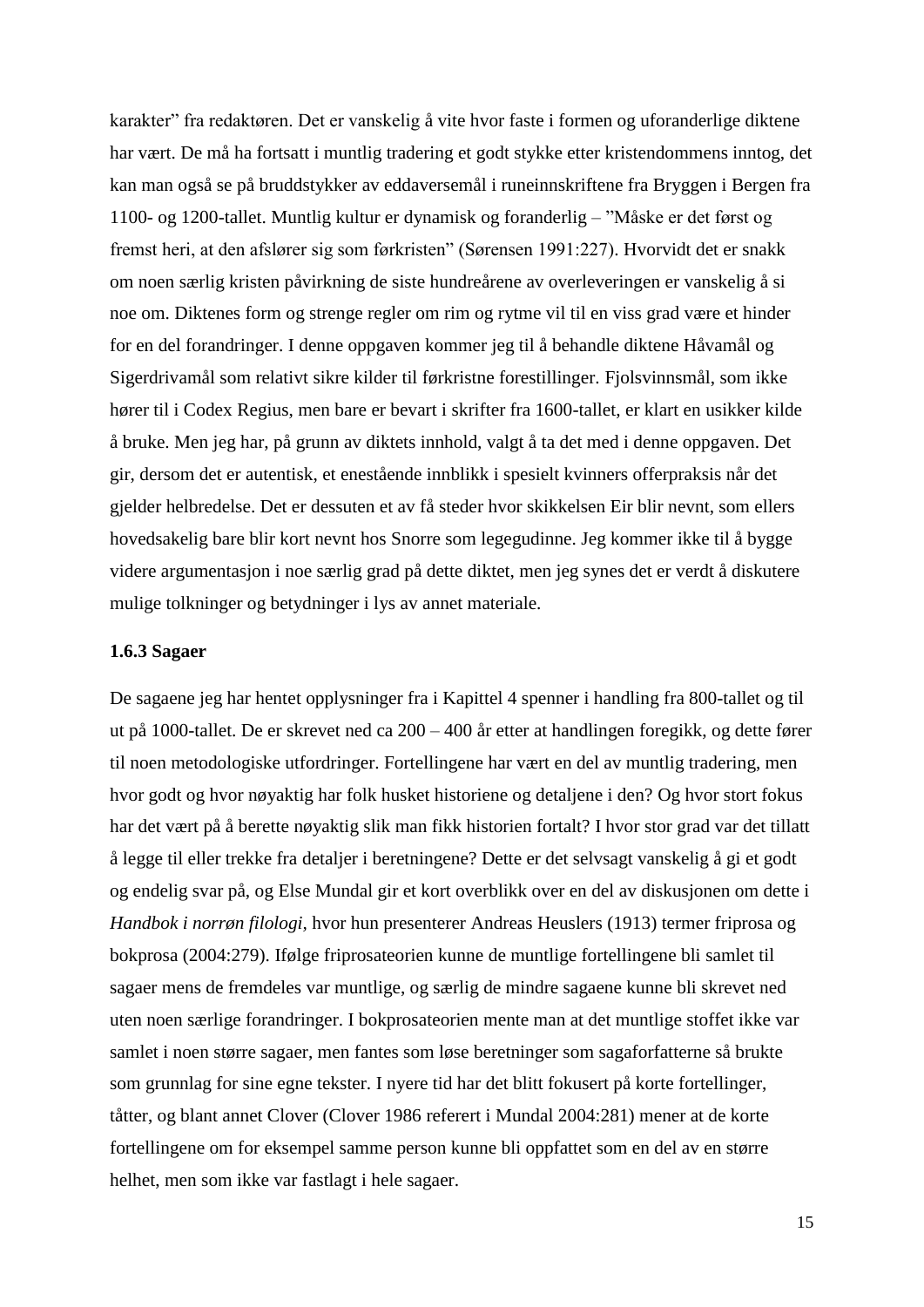karakter" fra redaktøren. Det er vanskelig å vite hvor faste i formen og uforanderlige diktene har vært. De må ha fortsatt i muntlig tradering et godt stykke etter kristendommens inntog, det kan man også se på bruddstykker av eddaversemål i runeinnskriftene fra Bryggen i Bergen fra 1100- og 1200-tallet. Muntlig kultur er dynamisk og foranderlig – "Måske er det først og fremst heri, at den afslører sig som førkristen" (Sørensen 1991:227). Hvorvidt det er snakk om noen særlig kristen påvirkning de siste hundreårene av overleveringen er vanskelig å si noe om. Diktenes form og strenge regler om rim og rytme vil til en viss grad være et hinder for en del forandringer. I denne oppgaven kommer jeg til å behandle diktene Håvamål og Sigerdrivamål som relativt sikre kilder til førkristne forestillinger. Fjolsvinnsmål, som ikke hører til i Codex Regius, men bare er bevart i skrifter fra 1600-tallet, er klart en usikker kilde å bruke. Men jeg har, på grunn av diktets innhold, valgt å ta det med i denne oppgaven. Det gir, dersom det er autentisk, et enestående innblikk i spesielt kvinners offerpraksis når det gjelder helbredelse. Det er dessuten et av få steder hvor skikkelsen Eir blir nevnt, som ellers hovedsakelig bare blir kort nevnt hos Snorre som legegudinne. Jeg kommer ikke til å bygge videre argumentasjon i noe særlig grad på dette diktet, men jeg synes det er verdt å diskutere mulige tolkninger og betydninger i lys av annet materiale.

### 1.6.3 Sagaer

De sagaene jeg har hentet opplysninger fra i Kapittel 4 spenner i handling fra 800-tallet og til ut på 1000-tallet. De er skrevet ned ca 200 – 400 år etter at handlingen foregikk, og dette fører til noen metodologiske utfordringer. Fortellingene har vært en del av muntlig tradering, men hvor godt og hvor nøyaktig har folk husket historiene og detaljene i den? Og hvor stort fokus har det vært på å berette nøyaktig slik man fikk historien fortalt? I hvor stor grad var det tillatt å legge til eller trekke fra detaljer i beretningene? Dette er det selvsagt vanskelig å gi et godt og endelig svar på, og Else Mundal gir et kort overblikk over en del av diskusjonen om dette i *Handbok i norrøn filologi*, hvor hun presenterer Andreas Heuslers (1913) termer friprosa og bokprosa (2004:279). Ifølge friprosateorien kunne de muntlige fortellingene bli samlet til sagaer mens de fremdeles var muntlige, og særlig de mindre sagaene kunne bli skrevet ned uten noen særlige forandringer. I bokprosateorien mente man at det muntlige stoffet ikke var samlet i noen større sagaer, men fantes som løse beretninger som sagaforfatterne så brukte som grunnlag for sine egne tekster. I nyere tid har det blitt fokusert på korte fortellinger, tåtter, og blant annet Clover (Clover 1986 referert i Mundal 2004:281) mener at de korte fortellingene om for eksempel samme person kunne bli oppfattet som en del av en større helhet, men som ikke var fastlagt i hele sagaer.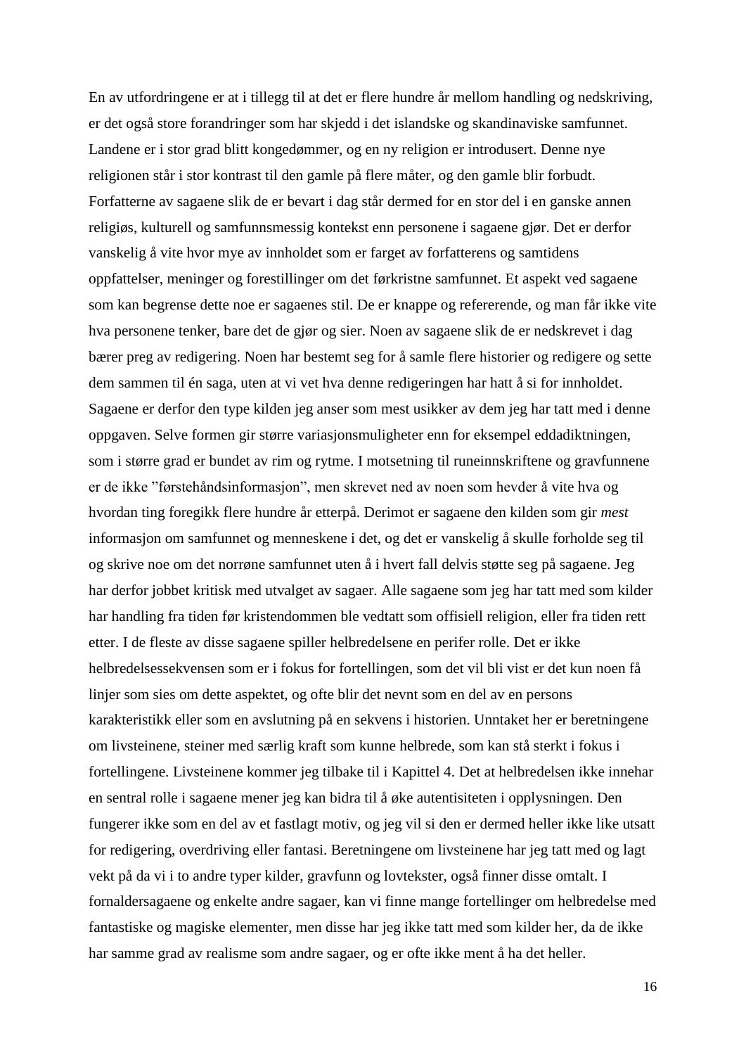En av utfordringene er at i tillegg til at det er flere hundre år mellom handling og nedskriving, er det også store forandringer som har skjedd i det islandske og skandinaviske samfunnet. Landene er i stor grad blitt kongedømmer, og en ny religion er introdusert. Denne nye religionen står i stor kontrast til den gamle på flere måter, og den gamle blir forbudt. Forfatterne av sagaene slik de er bevart i dag står dermed for en stor del i en ganske annen religiøs, kulturell og samfunnsmessig kontekst enn personene i sagaene gjør. Det er derfor vanskelig å vite hvor mye av innholdet som er farget av forfatterens og samtidens oppfattelser, meninger og forestillinger om det førkristne samfunnet. Et aspekt ved sagaene som kan begrense dette noe er sagaenes stil. De er knappe og refererende, og man får ikke vite hva personene tenker, bare det de gjør og sier. Noen av sagaene slik de er nedskrevet i dag bærer preg av redigering. Noen har bestemt seg for å samle flere historier og redigere og sette dem sammen til én saga, uten at vi vet hva denne redigeringen har hatt å si for innholdet. Sagaene er derfor den type kilden jeg anser som mest usikker av dem jeg har tatt med i denne oppgaven. Selve formen gir større variasjonsmuligheter enn for eksempel eddadiktningen, som i større grad er bundet av rim og rytme. I motsetning til runeinnskriftene og gravfunnene er de ikke "førstehåndsinformasjon", men skrevet ned av noen som hevder å vite hva og hvordan ting foregikk flere hundre år etterpå. Derimot er sagaene den kilden som gir *mest* informasjon om samfunnet og menneskene i det, og det er vanskelig å skulle forholde seg til og skrive noe om det norrøne samfunnet uten å i hvert fall delvis støtte seg på sagaene. Jeg har derfor jobbet kritisk med utvalget av sagaer. Alle sagaene som jeg har tatt med som kilder har handling fra tiden før kristendommen ble vedtatt som offisiell religion, eller fra tiden rett etter. I de fleste av disse sagaene spiller helbredelsene en perifer rolle. Det er ikke helbredelsessekvensen som er i fokus for fortellingen, som det vil bli vist er det kun noen få linjer som sies om dette aspektet, og ofte blir det nevnt som en del av en persons karakteristikk eller som en avslutning på en sekvens i historien. Unntaket her er beretningene om livsteinene, steiner med særlig kraft som kunne helbrede, som kan stå sterkt i fokus i fortellingene. Livsteinene kommer jeg tilbake til i Kapittel 4. Det at helbredelsen ikke innehar en sentral rolle i sagaene mener jeg kan bidra til å øke autentisiteten i opplysningen. Den fungerer ikke som en del av et fastlagt motiv, og jeg vil si den er dermed heller ikke like utsatt for redigering, overdriving eller fantasi. Beretningene om livsteinene har jeg tatt med og lagt vekt på da vi i to andre typer kilder, gravfunn og lovtekster, også finner disse omtalt. I fornaldersagaene og enkelte andre sagaer, kan vi finne mange fortellinger om helbredelse med fantastiske og magiske elementer, men disse har jeg ikke tatt med som kilder her, da de ikke har samme grad av realisme som andre sagaer, og er ofte ikke ment å ha det heller.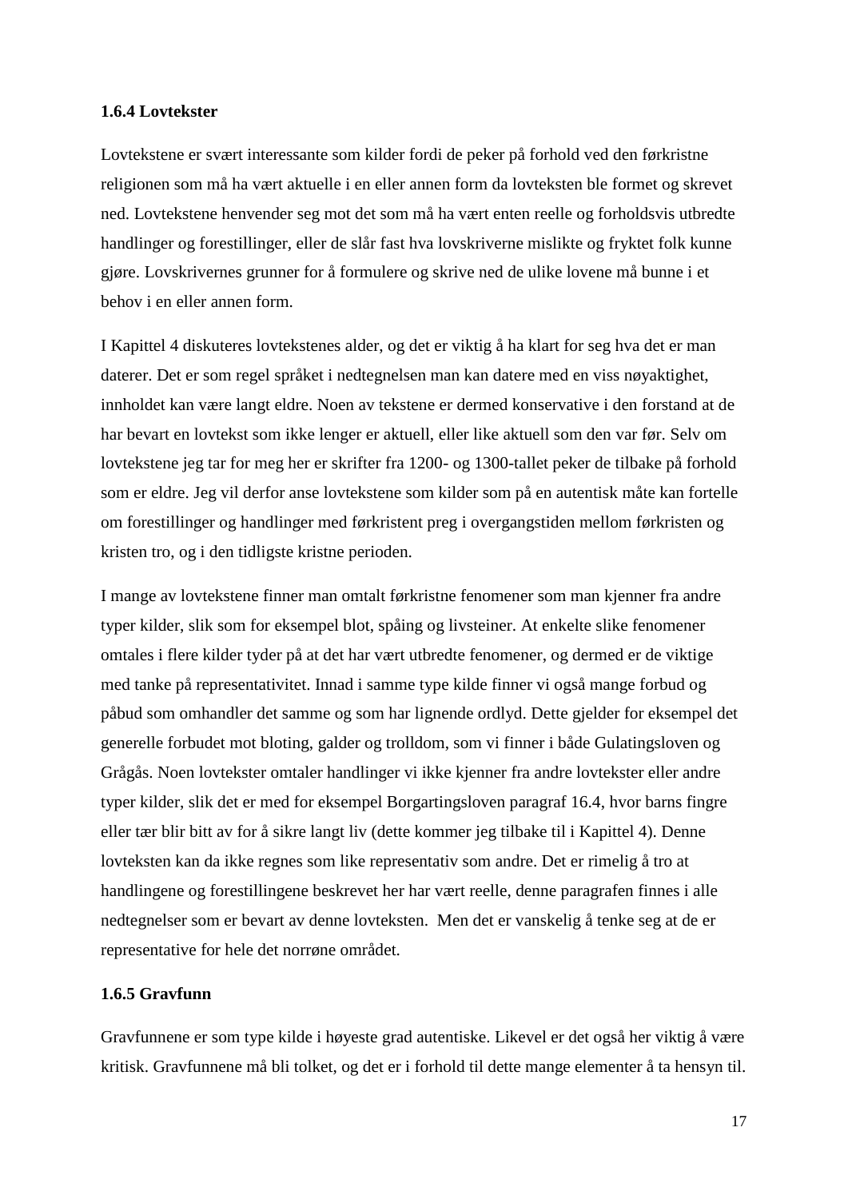### 1.6.4 Lovtekster

Lovtekstene er svært interessante som kilder fordi de peker på forhold ved den førkristne religionen som må ha vært aktuelle i en eller annen form da lovteksten ble formet og skrevet ned. Lovtekstene henvender seg mot det som må ha vært enten reelle og forholdsvis utbredte handlinger og forestillinger, eller de slår fast hva lovskriverne mislikte og fryktet folk kunne gjøre. Lovskrivernes grunner for å formulere og skrive ned de ulike lovene må bunne i et behov i en eller annen form.

I Kapittel 4 diskuteres lovtekstenes alder, og det er viktig å ha klart for seg hva det er man daterer. Det er som regel språket i nedtegnelsen man kan datere med en viss nøyaktighet, innholdet kan være langt eldre. Noen av tekstene er dermed konservative i den forstand at de har bevart en lovtekst som ikke lenger er aktuell, eller like aktuell som den var før. Selv om lovtekstene jeg tar for meg her er skrifter fra 1200- og 1300-tallet peker de tilbake på forhold som er eldre. Jeg vil derfor anse lovtekstene som kilder som på en autentisk måte kan fortelle om forestillinger og handlinger med førkristent preg i overgangstiden mellom førkristen og kristen tro, og i den tidligste kristne perioden.

I mange av lovtekstene finner man omtalt førkristne fenomener som man kjenner fra andre typer kilder, slik som for eksempel blot, spåing og livsteiner. At enkelte slike fenomener omtales i flere kilder tyder på at det har vært utbredte fenomener, og dermed er de viktige med tanke på representativitet. Innad i samme type kilde finner vi også mange forbud og påbud som omhandler det samme og som har lignende ordlyd. Dette gjelder for eksempel det generelle forbudet mot bloting, galder og trolldom, som vi finner i både Gulatingsloven og Grågås. Noen lovtekster omtaler handlinger vi ikke kjenner fra andre lovtekster eller andre typer kilder, slik det er med for eksempel Borgartingsloven paragraf 16.4, hvor barns fingre eller tær blir bitt av for å sikre langt liv (dette kommer jeg tilbake til i Kapittel 4). Denne lovteksten kan da ikke regnes som like representativ som andre. Det er rimelig å tro at handlingene og forestillingene beskrevet her har vært reelle, denne paragrafen finnes i alle nedtegnelser som er bevart av denne lovteksten. Men det er vanskelig å tenke seg at de er representative for hele det norrøne området.

### 1.6.5 Gravfunn

Gravfunnene er som type kilde i høyeste grad autentiske. Likevel er det også her viktig å være kritisk. Gravfunnene må bli tolket, og det er i forhold til dette mange elementer å ta hensyn til.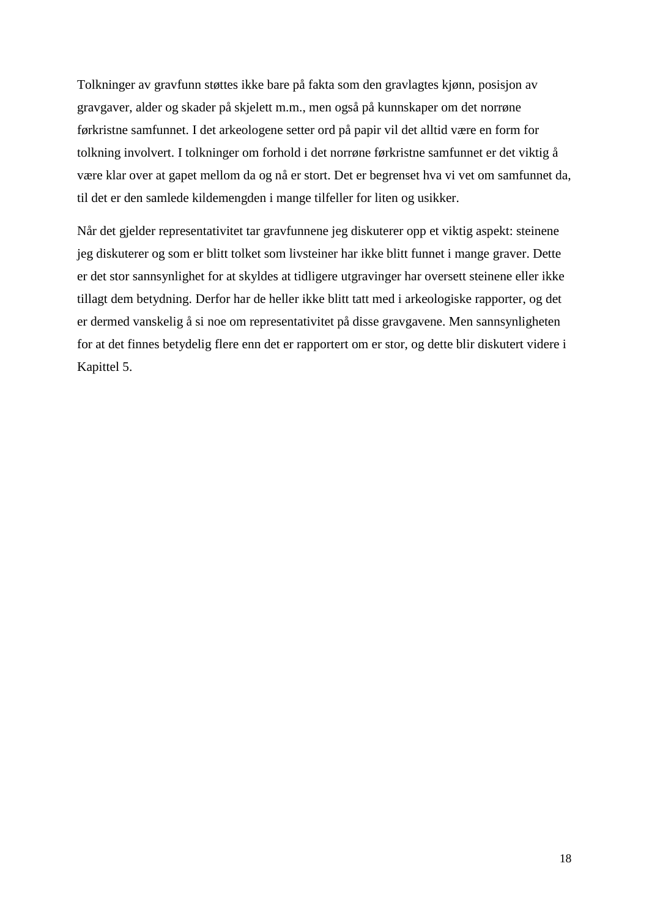Tolkninger av gravfunn støttes ikke bare på fakta som den gravlagtes kjønn, posisjon av gravgaver, alder og skader på skjelett m.m., men også på kunnskaper om det norrøne førkristne samfunnet. I det arkeologene setter ord på papir vil det alltid være en form for tolkning involvert. I tolkninger om forhold i det norrøne førkristne samfunnet er det viktig å være klar over at gapet mellom da og nå er stort. Det er begrenset hva vi vet om samfunnet da, til det er den samlede kildemengden i mange tilfeller for liten og usikker.

Når det gjelder representativitet tar gravfunnene jeg diskuterer opp et viktig aspekt: steinene jeg diskuterer og som er blitt tolket som livsteiner har ikke blitt funnet i mange graver. Dette er det stor sannsynlighet for at skyldes at tidligere utgravinger har oversett steinene eller ikke tillagt dem betydning. Derfor har de heller ikke blitt tatt med i arkeologiske rapporter, og det er dermed vanskelig å si noe om representativitet på disse gravgavene. Men sannsynligheten for at det finnes betydelig flere enn det er rapportert om er stor, og dette blir diskutert videre i Kapittel 5.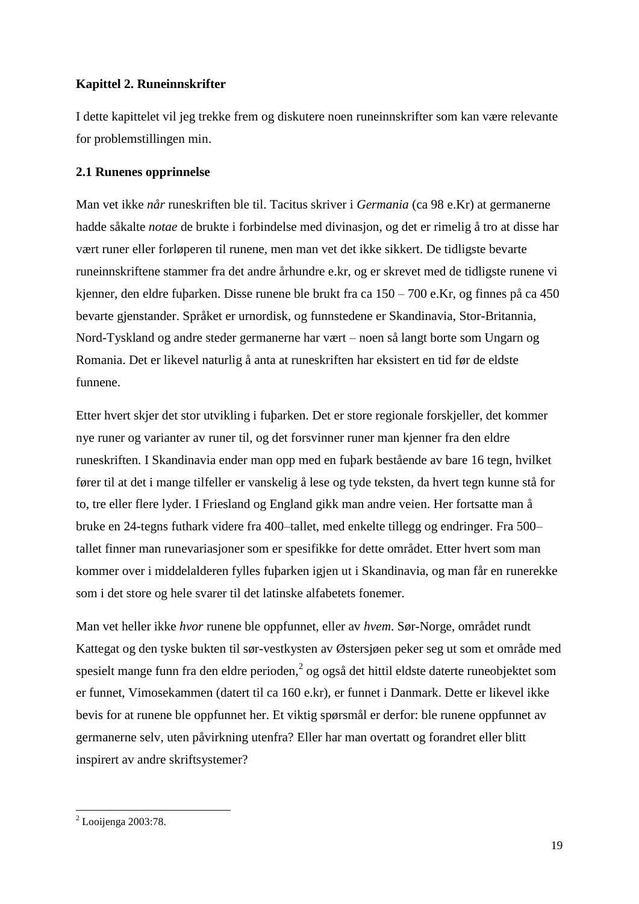## Kapittel 2. Runeinnskrifter

I dette kapittelet vil jeg trekke frem og diskutere noen runeinnskrifter som kan være relevante for problemstillingen min.

### 2.1 Runenes opprinnelse

Man vet ikke *når* runeskriften ble til. Tacitus skriver i *Germania* (ca 98 e.Kr) at germanerne hadde såkalte *notae* de brukte i forbindelse med divinasjon, og det er rimelig å tro at disse har vært runer eller forløperen til runene, men man vet det ikke sikkert. De tidligste bevarte runeinnskriftene stammer fra det andre århundre e.kr, og er skrevet med de tidligste runene vi kjenner, den eldre fuþarken. Disse runene ble brukt fra ca 150 – 700 e.Kr, og finnes på ca 450 bevarte gjenstander. Språket er urnordisk, og funnstedene er Skandinavia, Stor-Britannia, Nord-Tyskland og andre steder germanerne har vært – noen så langt borte som Ungarn og Romania. Det er likevel naturlig å anta at runeskriften har eksistert en tid før de eldste funnene.

Etter hvert skjer det stor utvikling i fuþarken. Det er store regionale forskjeller, det kommer nye runer og varianter av runer til, og det forsvinner runer man kjenner fra den eldre runeskriften. I Skandinavia ender man opp med en fuþark bestående av bare 16 tegn, hvilket fører til at det i mange tilfeller er vanskelig å lese og tyde teksten, da hvert tegn kunne stå for to, tre eller flere lyder. I Friesland og England gikk man andre veien. Her fortsatte man å bruke en 24-tegns futhark videre fra 400–tallet, med enkelte tillegg og endringer. Fra 500–tallet finner man runevariasjoner som er spesifikke for dette området. Etter hvert som man kommer over i middelalderen fylles fuþarken igjen ut i Skandinavia, og man får en runerekke som i det store og hele svarer til det latinske alfabetets fonemer.

Man vet heller ikke *hvor* runene ble oppfunnet, eller av *hvem*. Sør-Norge, området rundt Kattegat og den tyske bukten til sør-vestkysten av Østersjøen peker seg ut som et område med spesielt mange funn fra den eldre perioden,[2] og også det hittil eldste daterte runeobjektet som er funnet, Vimosekammen (datert til ca 160 e.kr), er funnet i Danmark. Dette er likevel ikke bevis for at runene ble oppfunnet her. Et viktig spørsmål er derfor: ble runene oppfunnet av germanerne selv, uten påvirkning utenfra? Eller har man overtatt og forandret eller blitt inspirert av andre skriftsystemer?

---

[2] Looijenga 2003:78.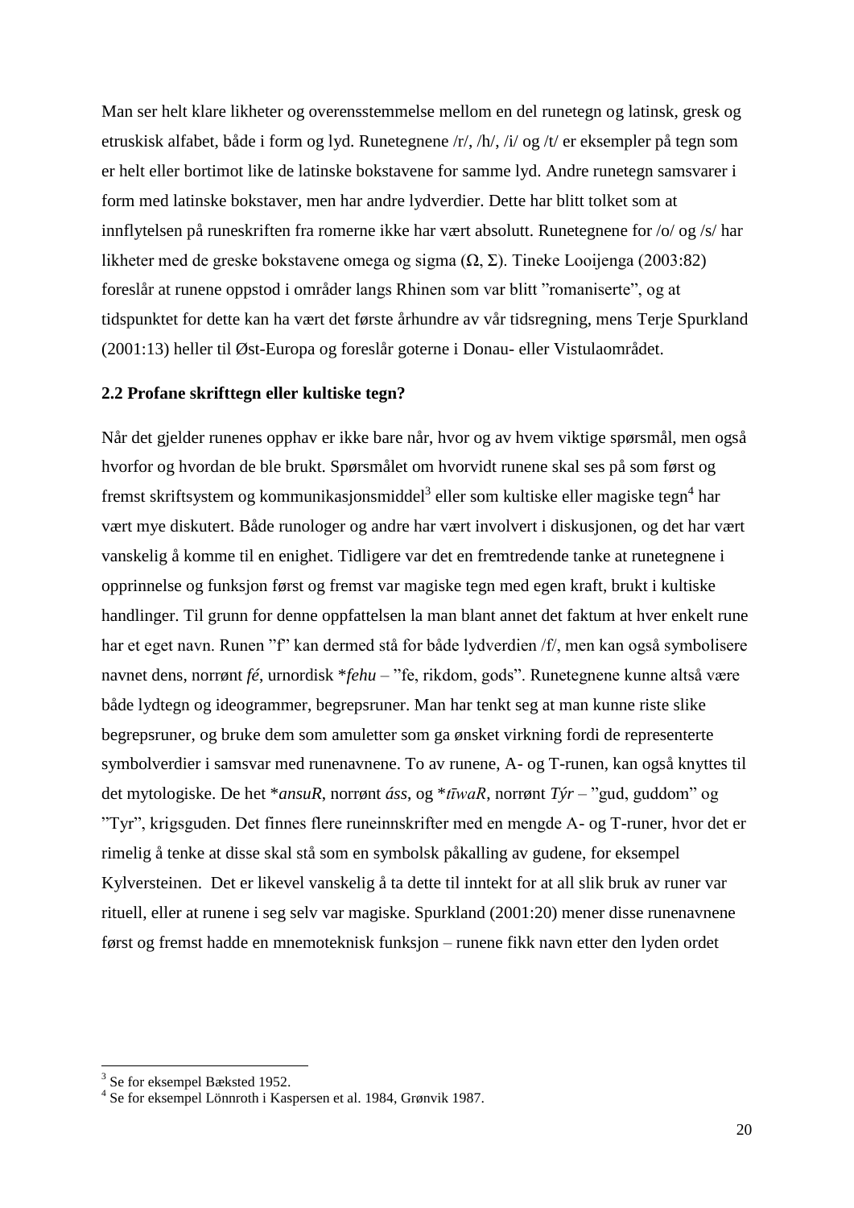Man ser helt klare likheter og overensstemmelse mellom en del runetegn og latinsk, gresk og etruskisk alfabet, både i form og lyd. Runetegnene /r/, /h/, /i/ og /t/ er eksempler på tegn som er helt eller bortimot like de latinske bokstavene for samme lyd. Andre runetegn samsvarer i form med latinske bokstaver, men har andre lydverdier. Dette har blitt tolket som at innflytelsen på runeskriften fra romerne ikke har vært absolutt. Runetegnene for /o/ og /s/ har likheter med de greske bokstavene omega og sigma (Ω, Σ). Tineke Looijenga (2003:82) foreslår at runene oppstod i områder langs Rhinen som var blitt "romaniserte", og at tidspunktet for dette kan ha vært det første århundre av vår tidsregning, mens Terje Spurkland (2001:13) heller til Øst-Europa og foreslår goterne i Donau- eller Vistulaområdet.

### 2.2 Profane skrifttegn eller kultiske tegn?

Når det gjelder runenes opphav er ikke bare når, hvor og av hvem viktige spørsmål, men også hvorfor og hvordan de ble brukt. Spørsmålet om hvorvidt runene skal ses på som først og fremst skriftsystem og kommunikasjonsmiddel[3] eller som kultiske eller magiske tegn[4] har vært mye diskutert. Både runologer og andre har vært involvert i diskusjonen, og det har vært vanskelig å komme til en enighet. Tidligere var det en fremtredende tanke at runetegnene i opprinnelse og funksjon først og fremst var magiske tegn med egen kraft, brukt i kultiske handlinger. Til grunn for denne oppfattelsen la man blant annet det faktum at hver enkelt rune har et eget navn. Runen "f" kan dermed stå for både lydverdien /f/, men kan også symbolisere navnet dens, norrønt *fé*, urnordisk *\*fehu* – "fe, rikdom, gods". Runetegnene kunne altså være både lydtegn og ideogrammer, begrepsruner. Man har tenkt seg at man kunne riste slike begrepsruner, og bruke dem som amuletter som ga ønsket virkning fordi de representerte symbolverdier i samsvar med runenavnene. To av runene, A- og T-runen, kan også knyttes til det mytologiske. De het *\*ansuR*, norrønt *áss*, og *\*tīwaR*, norrønt *Týr* – "gud, guddom" og "Tyr", krigsguden. Det finnes flere runeinnskrifter med en mengde A- og T-runer, hvor det er rimelig å tenke at disse skal stå som en symbolsk påkalling av gudene, for eksempel Kylversteinen. Det er likevel vanskelig å ta dette til inntekt for at all slik bruk av runer var rituell, eller at runene i seg selv var magiske. Spurkland (2001:20) mener disse runenavnene først og fremst hadde en mnemoteknisk funksjon – runene fikk navn etter den lyden ordet

---

[3] Se for eksempel Bæksted 1952.

[4] Se for eksempel Lönnroth i Kaspersen et al. 1984, Grønvik 1987.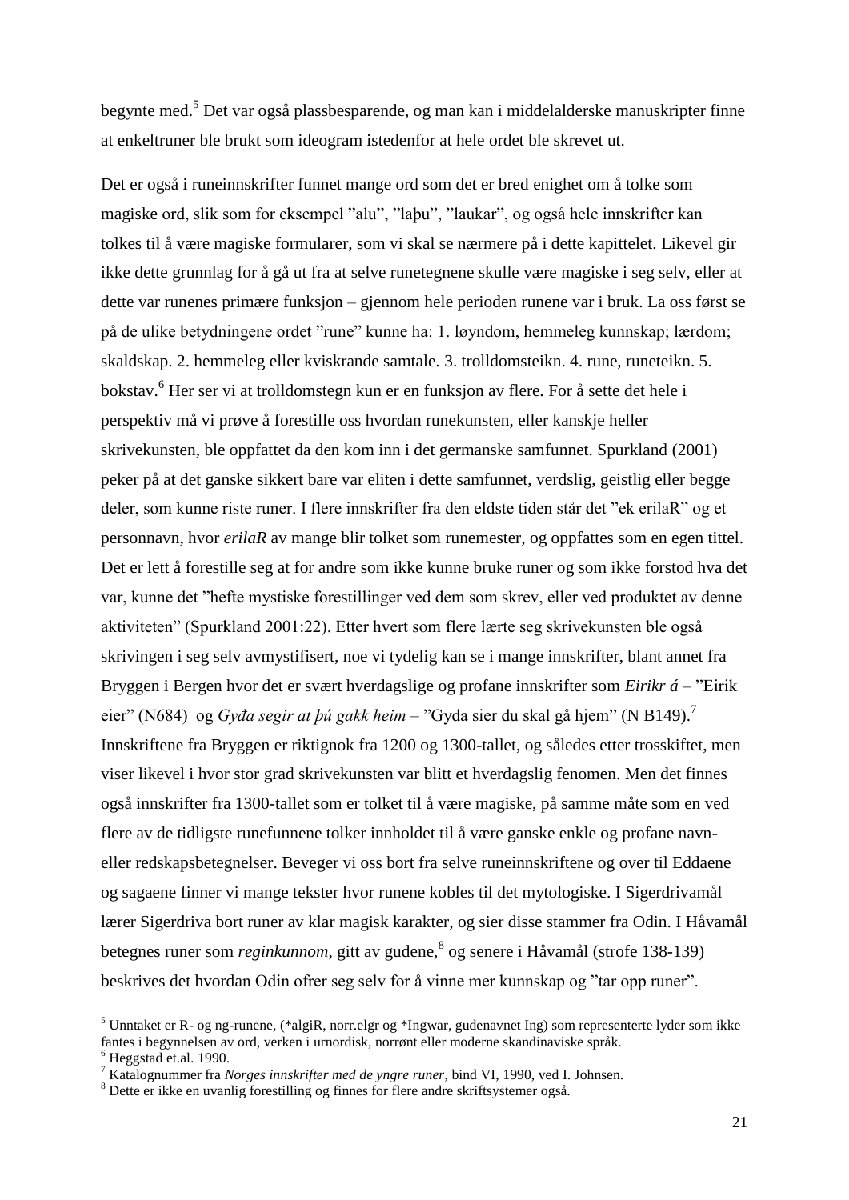begynte med.[5] Det var også plassbesparende, og man kan i middelalderske manuskripter finne at enkeltruner ble brukt som ideogram istedenfor at hele ordet ble skrevet ut.

Det er også i runeinnskrifter funnet mange ord som det er bred enighet om å tolke som magiske ord, slik som for eksempel ”alu”, ”laþu”, ”laukar”, og også hele innskrifter kan tolkes til å være magiske formularer, som vi skal se nærmere på i dette kapittelet. Likevel gir ikke dette grunnlag for å gå ut fra at selve runetegnene skulle være magiske i seg selv, eller at dette var runenes primære funksjon – gjennom hele perioden runene var i bruk. La oss først se på de ulike betydningene ordet ”rune” kunne ha: 1. løyndom, hemmeleg kunnskap; lærdom; skaldskap. 2. hemmeleg eller kviskrande samtale. 3. trolldomsteikn. 4. rune, runeteikn. 5. bokstav.[6] Her ser vi at trolldomstegn kun er en funksjon av flere. For å sette det hele i perspektiv må vi prøve å forestille oss hvordan runekunsten, eller kanskje heller skrivekunsten, ble oppfattet da den kom inn i det germanske samfunnet. Spurkland (2001) peker på at det ganske sikkert bare var eliten i dette samfunnet, verdslig, geistlig eller begge deler, som kunne riste runer. I flere innskrifter fra den eldste tiden står det ”ek erilaR” og et personnavn, hvor *erilaR* av mange blir tolket som runemester, og oppfattes som en egen tittel. Det er lett å forestille seg at for andre som ikke kunne bruke runer og som ikke forstod hva det var, kunne det ”hefte mystiske forestillinger ved dem som skrev, eller ved produktet av denne aktiviteten” (Spurkland 2001:22). Etter hvert som flere lærte seg skrivekunsten ble også skrivingen i seg selv avmystifisert, noe vi tydelig kan se i mange innskrifter, blant annet fra Bryggen i Bergen hvor det er svært hverdagslige og profane innskrifter som *Eirikr á* – ”Eirik eier” (N684) og *Gyða segir at þú gakk heim* – ”Gyda sier du skal gå hjem” (N B149).[7] Innskriftene fra Bryggen er riktignok fra 1200 og 1300-tallet, og således etter trosskiftet, men viser likevel i hvor stor grad skrivekunsten var blitt et hverdagslig fenomen. Men det finnes også innskrifter fra 1300-tallet som er tolket til å være magiske, på samme måte som en ved flere av de tidligste runefunnene tolker innholdet til å være ganske enkle og profane navn- eller redskapsbetegnelser. Beveger vi oss bort fra selve runeinnskriftene og over til Eddaene og sagaene finner vi mange tekster hvor runene kobles til det mytologiske. I Sigerdrivamål lærer Sigerdriva bort runer av klar magisk karakter, og sier disse stammer fra Odin. I Håvamål betegnes runer som *reginkunnom*, gitt av gudene,[8] og senere i Håvamål (strofe 138-139) beskrives det hvordan Odin ofrer seg selv for å vinne mer kunnskap og ”tar opp runer”.

---

[5] Unntaket er R- og ng-runene, (*algiR, norr.elgr og *Ingwar, gudenavnet Ing) som representerte lyder som ikke fantes i begynnelsen av ord, verken i urnordisk, norrønt eller moderne skandinaviske språk.

[6] Heggstad et.al. 1990.

[7] Katalognummer fra *Norges innskrifter med de yngre runer*, bind VI, 1990, ved I. Johnsen.

[8] Dette er ikke en uvanlig forestilling og finnes for flere andre skriftsystemer også.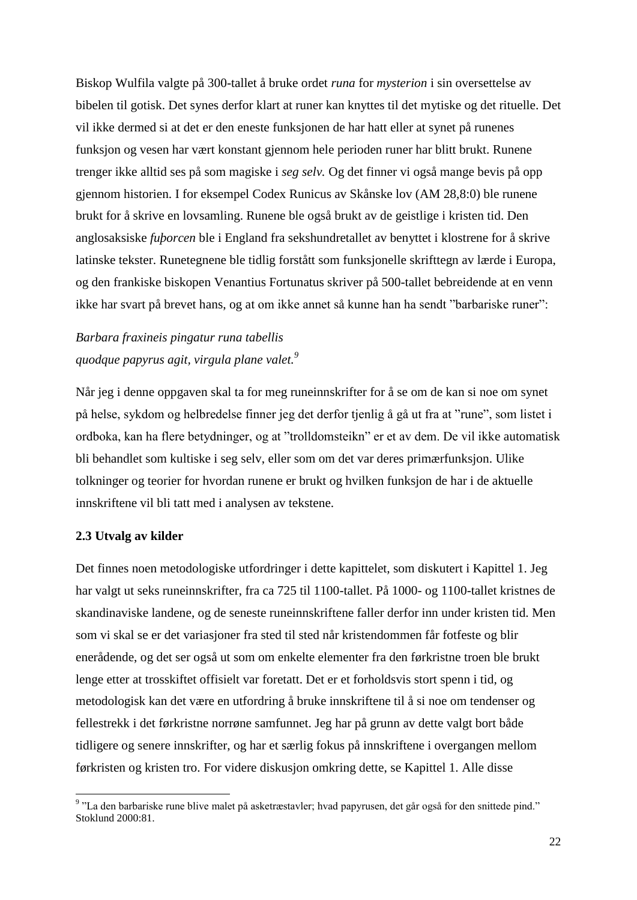Biskop Wulfila valgte på 300-tallet å bruke ordet *runa* for *mysterion* i sin oversettelse av bibelen til gotisk. Det synes derfor klart at runer kan knyttes til det mytiske og det rituelle. Det vil ikke dermed si at det er den eneste funksjonen de har hatt eller at synet på runenes funksjon og vesen har vært konstant gjennom hele perioden runer har blitt brukt. Runene trenger ikke alltid ses på som magiske i *seg selv.* Og det finner vi også mange bevis på opp gjennom historien. I for eksempel Codex Runicus av Skånske lov (AM 28,8:0) ble runene brukt for å skrive en lovsamling. Runene ble også brukt av de geistlige i kristen tid. Den anglosaksiske *fuþorcen* ble i England fra sekshundretallet av benyttet i klostrene for å skrive latinske tekster. Runetegnene ble tidlig forstått som funksjonelle skrifttegn av lærde i Europa, og den frankiske biskopen Venantius Fortunatus skriver på 500-tallet bebreidende at en venn ikke har svart på brevet hans, og at om ikke annet så kunne han ha sendt "barbariske runer":

*Barbara fraxineis pingatur runa tabellis*
*quodque papyrus agit, virgula plane valet.*[9]

Når jeg i denne oppgaven skal ta for meg runeinnskrifter for å se om de kan si noe om synet på helse, sykdom og helbredelse finner jeg det derfor tjenlig å gå ut fra at "rune", som listet i ordboka, kan ha flere betydninger, og at "trolldomsteikn" er et av dem. De vil ikke automatisk bli behandlet som kultiske i seg selv, eller som om det var deres primærfunksjon. Ulike tolkninger og teorier for hvordan runene er brukt og hvilken funksjon de har i de aktuelle innskriftene vil bli tatt med i analysen av tekstene.

### 2.3 Utvalg av kilder

Det finnes noen metodologiske utfordringer i dette kapittelet, som diskutert i Kapittel 1. Jeg har valgt ut seks runeinnskrifter, fra ca 725 til 1100-tallet. På 1000- og 1100-tallet kristnes de skandinaviske landene, og de seneste runeinnskriftene faller derfor inn under kristen tid. Men som vi skal se er det variasjoner fra sted til sted når kristendommen får fotfeste og blir enerådende, og det ser også ut som om enkelte elementer fra den førkristne troen ble brukt lenge etter at trosskiftet offisielt var foretatt. Det er et forholdsvis stort spenn i tid, og metodologisk kan det være en utfordring å bruke innskriftene til å si noe om tendenser og fellestrekk i det førkristne norrøne samfunnet. Jeg har på grunn av dette valgt bort både tidligere og senere innskrifter, og har et særlig fokus på innskriftene i overgangen mellom førkristen og kristen tro. For videre diskusjon omkring dette, se Kapittel 1. Alle disse

---

[9] "La den barbariske rune blive malet på asketræstavler; hvad papyrusen, det går også for den snittede pind." Stoklund 2000:81.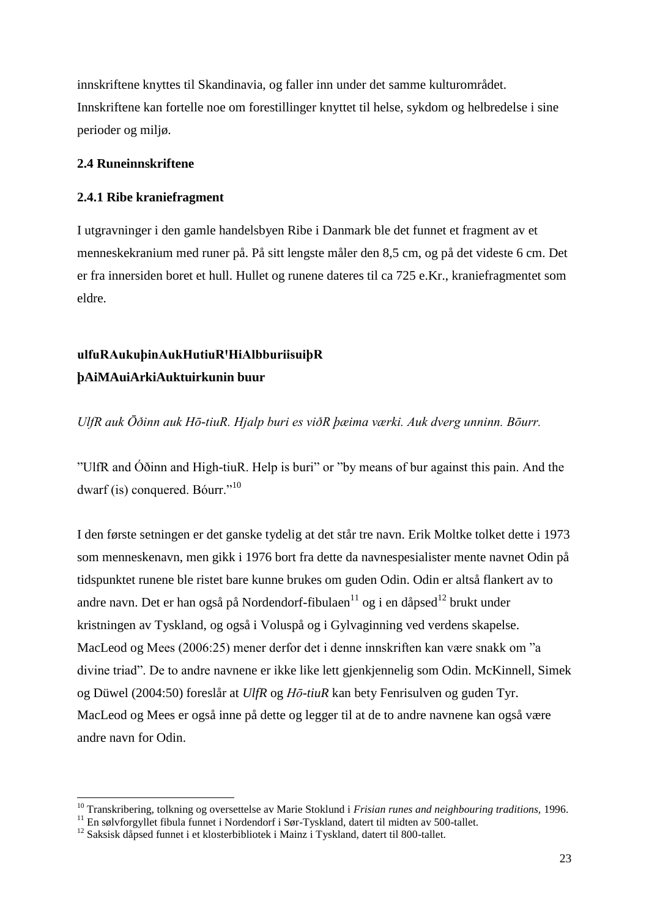innskriftene knyttes til Skandinavia, og faller inn under det samme kulturområdet. Innskriftene kan fortelle noe om forestillinger knyttet til helse, sykdom og helbredelse i sine perioder og miljø.

### 2.4 Runeinnskriftene

#### 2.4.1 Ribe kraniefragment

I utgravninger i den gamle handelsbyen Ribe i Danmark ble det funnet et fragment av et menneskekranium med runer på. På sitt lengste måler den 8,5 cm, og på det videste 6 cm. Det er fra innersiden boret et hull. Hullet og runene dateres til ca 725 e.Kr., kraniefragmentet som eldre.

**ulfuRAukuþinAukHutiuR'HiAlbburiisuiþR**
**þAiMAuiArkiAuktuirkunin buur**

*UlfR auk Ōðinn auk Hō-tiuR. Hjalp buri es viðR þæima værki. Auk dverg unninn. Bōurr.*

"UlfR and Óðinn and High-tiuR. Help is buri" or "by means of bur against this pain. And the dwarf (is) conquered. Bóurr."[10]

I den første setningen er det ganske tydelig at det står tre navn. Erik Moltke tolket dette i 1973 som menneskenavn, men gikk i 1976 bort fra dette da navnespesialister mente navnet Odin på tidspunktet runene ble ristet bare kunne brukes om guden Odin. Odin er altså flankert av to andre navn. Det er han også på Nordendorf-fibulaen[11] og i en dåpsed[12] brukt under kristningen av Tyskland, og også i Voluspå og i Gylvaginning ved verdens skapelse. MacLeod og Mees (2006:25) mener derfor det i denne innskriften kan være snakk om "a divine triad". De to andre navnene er ikke like lett gjenkjennelig som Odin. McKinnell, Simek og Düwel (2004:50) foreslår at *UlfR* og *Hō-tiuR* kan bety Fenrisulven og guden Tyr. MacLeod og Mees er også inne på dette og legger til at de to andre navnene kan også være andre navn for Odin.

---

[10] Transkribering, tolkning og oversettelse av Marie Stoklund i *Frisian runes and neighbouring traditions*, 1996.
[11] En sølvforgyllet fibula funnet i Nordendorf i Sør-Tyskland, datert til midten av 500-tallet.
[12] Saksisk dåpsed funnet i et klosterbibliotek i Mainz i Tyskland, datert til 800-tallet.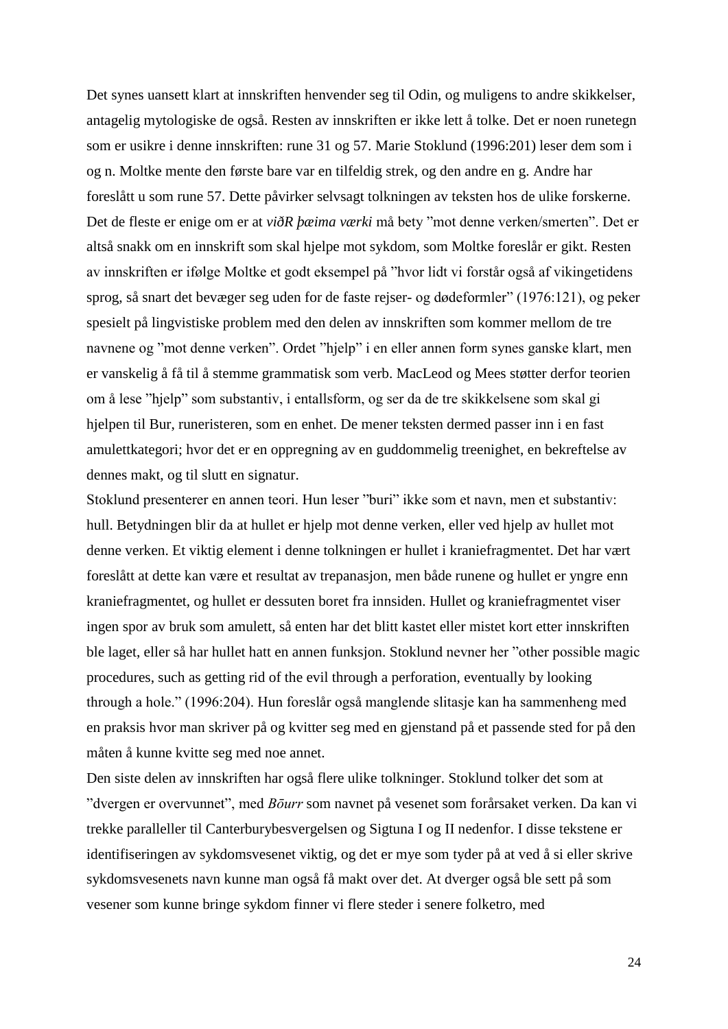Det synes uansett klart at innskriften henvender seg til Odin, og muligens to andre skikkelser, antagelig mytologiske de også. Resten av innskriften er ikke lett å tolke. Det er noen runetegn som er usikre i denne innskriften: rune 31 og 57. Marie Stoklund (1996:201) leser dem som i og n. Moltke mente den første bare var en tilfeldig strek, og den andre en g. Andre har foreslått u som rune 57. Dette påvirker selvsagt tolkningen av teksten hos de ulike forskerne. Det de fleste er enige om er at *viðR þæima værki* må bety ”mot denne verken/smerten”. Det er altså snakk om en innskrift som skal hjelpe mot sykdom, som Moltke foreslår er gikt. Resten av innskriften er ifølge Moltke et godt eksempel på ”hvor lidt vi forstår også af vikingetidens sprog, så snart det bevæger seg uden for de faste rejser- og dødeformler” (1976:121), og peker spesielt på lingvistiske problem med den delen av innskriften som kommer mellom de tre navnene og ”mot denne verken”. Ordet ”hjelp” i en eller annen form synes ganske klart, men er vanskelig å få til å stemme grammatisk som verb. MacLeod og Mees støtter derfor teorien om å lese ”hjelp” som substantiv, i entallsform, og ser da de tre skikkelsene som skal gi hjelpen til Bur, runeristeren, som en enhet. De mener teksten dermed passer inn i en fast amulettkategori; hvor det er en oppregning av en guddommelig treenighet, en bekreftelse av dennes makt, og til slutt en signatur.

Stoklund presenterer en annen teori. Hun leser ”buri” ikke som et navn, men et substantiv: hull. Betydningen blir da at hullet er hjelp mot denne verken, eller ved hjelp av hullet mot denne verken. Et viktig element i denne tolkningen er hullet i kraniefragmentet. Det har vært foreslått at dette kan være et resultat av trepanasjon, men både runene og hullet er yngre enn kraniefragmentet, og hullet er dessuten boret fra innsiden. Hullet og kraniefragmentet viser ingen spor av bruk som amulett, så enten har det blitt kastet eller mistet kort etter innskriften ble laget, eller så har hullet hatt en annen funksjon. Stoklund nevner her ”other possible magic procedures, such as getting rid of the evil through a perforation, eventually by looking through a hole.” (1996:204). Hun foreslår også manglende slitasje kan ha sammenheng med en praksis hvor man skriver på og kvitter seg med en gjenstand på et passende sted for på den måten å kunne kvitte seg med noe annet.

Den siste delen av innskriften har også flere ulike tolkninger. Stoklund tolker det som at ”dvergen er overvunnet”, med *Bōurr* som navnet på vesenet som forårsaket verken. Da kan vi trekke paralleller til Canterburybesvergelsen og Sigtuna I og II nedenfor. I disse tekstene er identifiseringen av sykdomsvesenet viktig, og det er mye som tyder på at ved å si eller skrive sykdomsvesenets navn kunne man også få makt over det. At dverger også ble sett på som vesener som kunne bringe sykdom finner vi flere steder i senere folketro, med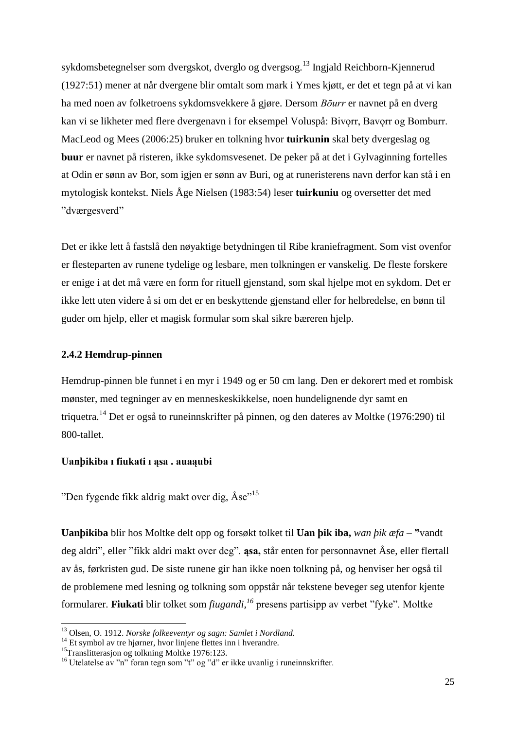sykdomsbetegnelser som dvergskot, dverglo og dvergsog.[13] Ingjald Reichborn-Kjennerud (1927:51) mener at når dvergene blir omtalt som mark i Ymes kjøtt, er det et tegn på at vi kan ha med noen av folketroens sykdomsvekkere å gjøre. Dersom *Bōurr* er navnet på en dverg kan vi se likheter med flere dvergenavn i for eksempel Voluspå: Bivǫrr, Bavǫrr og Bomburr. MacLeod og Mees (2006:25) bruker en tolkning hvor **tuirkunin** skal bety dvergeslag og **buur** er navnet på risteren, ikke sykdomsvesenet. De peker på at det i Gylvaginning fortelles at Odin er sønn av Bor, som igjen er sønn av Buri, og at runeristerens navn derfor kan stå i en mytologisk kontekst. Niels Åge Nielsen (1983:54) leser **tuirkuniu** og oversetter det med "dværgesverd"

Det er ikke lett å fastslå den nøyaktige betydningen til Ribe kraniefragment. Som vist ovenfor er flesteparten av runene tydelige og lesbare, men tolkningen er vanskelig. De fleste forskere er enige i at det må være en form for rituell gjenstand, som skal hjelpe mot en sykdom. Det er ikke lett uten videre å si om det er en beskyttende gjenstand eller for helbredelse, en bønn til guder om hjelp, eller et magisk formular som skal sikre bæreren hjelp.

### 2.4.2 Hemdrup-pinnen

Hemdrup-pinnen ble funnet i en myr i 1949 og er 50 cm lang. Den er dekorert med et rombisk mønster, med tegninger av en menneskeskikkelse, noen hundelignende dyr samt en triquetra.[14] Det er også to runeinnskrifter på pinnen, og den dateres av Moltke (1976:290) til 800-tallet.

**Uanþikiba ı fiukati ı ąsa . auaąubi**

"Den fygende fikk aldrig makt over dig, Åse"[15]

**Uanþikiba** blir hos Moltke delt opp og forsøkt tolket til **Uan þik iba,** *wan þik æfa* – **"**vandt deg aldri", eller "fikk aldri makt over deg". **ąsa,** står enten for personnavnet Åse, eller flertall av ås, førkristen gud. De siste runene gir han ikke noen tolkning på, og henviser her også til de problemene med lesning og tolkning som oppstår når tekstene beveger seg utenfor kjente formularer. **Fiukati** blir tolket som *fiugandi,*[16] presens partisipp av verbet "fyke". Moltke

---

[13] Olsen, O. 1912. *Norske folkeeventyr og sagn: Samlet i Nordland.*

[14] Et symbol av tre hjørner, hvor linjene flettes inn i hverandre.

[15] Translitterasjon og tolkning Moltke 1976:123.

[16] Utelatelse av "n" foran tegn som "t" og "d" er ikke uvanlig i runeinnskrifter.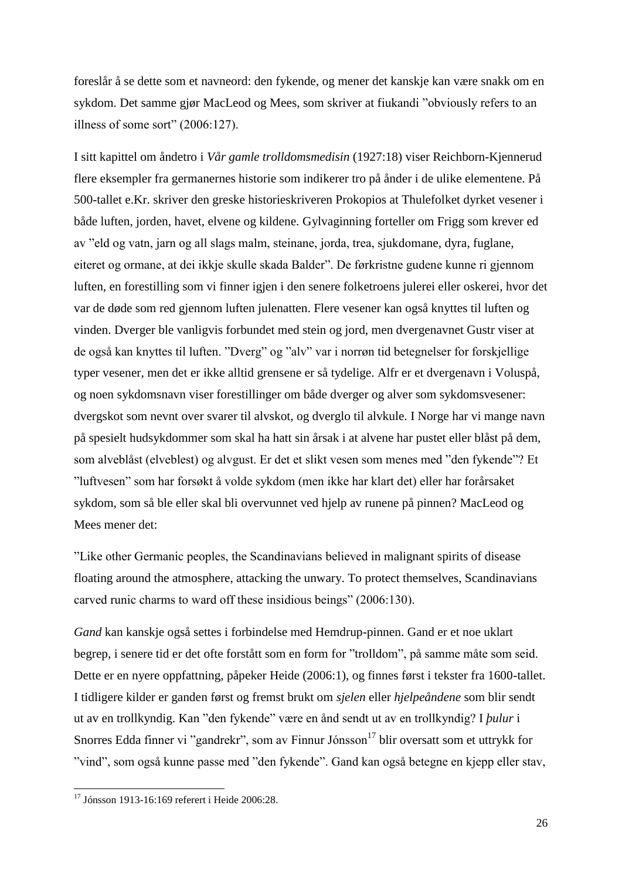foreslår å se dette som et navneord: den fykende, og mener det kanskje kan være snakk om en sykdom. Det samme gjør MacLeod og Mees, som skriver at fiukandi "obviously refers to an illness of some sort" (2006:127).

I sitt kapittel om åndetro i *Vår gamle trolldomsmedisin* (1927:18) viser Reichborn-Kjennerud flere eksempler fra germanernes historie som indikerer tro på ånder i de ulike elementene. På 500-tallet e.Kr. skriver den greske historieskriveren Prokopios at Thulefolket dyrket vesener i både luften, jorden, havet, elvene og kildene. Gylvaginning forteller om Frigg som krever ed av "eld og vatn, jarn og all slags malm, steinane, jorda, trea, sjukdomane, dyra, fuglane, eiteret og ormane, at dei ikkje skulle skada Balder". De førkristne gudene kunne ri gjennom luften, en forestilling som vi finner igjen i den senere folketroens julerei eller oskerei, hvor det var de døde som red gjennom luften julenatten. Flere vesener kan også knyttes til luften og vinden. Dverger ble vanligvis forbundet med stein og jord, men dvergenavnet Gustr viser at de også kan knyttes til luften. "Dverg" og "alv" var i norrøn tid betegnelser for forskjellige typer vesener, men det er ikke alltid grensene er så tydelige. Alfr er et dvergenavn i Voluspå, og noen sykdomsnavn viser forestillinger om både dverger og alver som sykdomsvesener: dvergskot som nevnt over svarer til alvskot, og dverglo til alvkule. I Norge har vi mange navn på spesielt hudsykdommer som skal ha hatt sin årsak i at alvene har pustet eller blåst på dem, som alveblåst (elveblest) og alvgust. Er det et slikt vesen som menes med "den fykende"? Et "luftvesen" som har forsøkt å volde sykdom (men ikke har klart det) eller har forårsaket sykdom, som så ble eller skal bli overvunnet ved hjelp av runene på pinnen? MacLeod og Mees mener det:

"Like other Germanic peoples, the Scandinavians believed in malignant spirits of disease floating around the atmosphere, attacking the unwary. To protect themselves, Scandinavians carved runic charms to ward off these insidious beings" (2006:130).

*Gand* kan kanskje også settes i forbindelse med Hemdrup-pinnen. Gand er et noe uklart begrep, i senere tid er det ofte forstått som en form for "trolldom", på samme måte som seid. Dette er en nyere oppfattning, påpeker Heide (2006:1), og finnes først i tekster fra 1600-tallet. I tidligere kilder er ganden først og fremst brukt om *sjelen* eller *hjelpeåndene* som blir sendt ut av en trollkyndig. Kan "den fykende" være en ånd sendt ut av en trollkyndig? I *þulur* i Snorres Edda finner vi "gandrekr", som av Finnur Jónsson[17] blir oversatt som et uttrykk for "vind", som også kunne passe med "den fykende". Gand kan også betegne en kjepp eller stav,

[17] Jónsson 1913-16:169 referert i Heide 2006:28.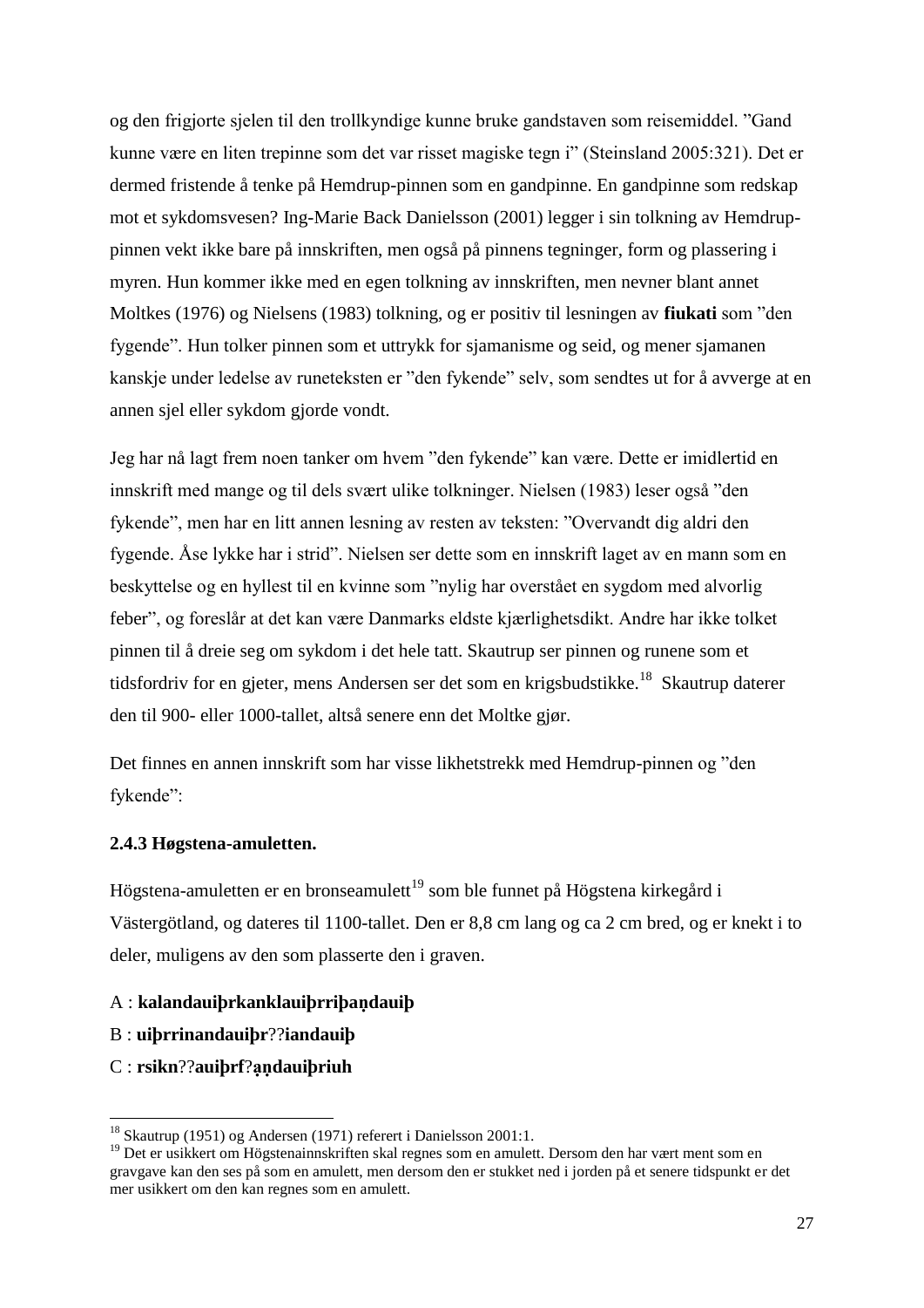og den frigjorte sjelen til den trollkyndige kunne bruke gandstaven som reisemiddel. ”Gand kunne være en liten trepinne som det var risset magiske tegn i” (Steinsland 2005:321). Det er dermed fristende å tenke på Hemdrup-pinnen som en gandpinne. En gandpinne som redskap mot et sykdomsvesen? Ing-Marie Back Danielsson (2001) legger i sin tolkning av Hemdrup-pinnen vekt ikke bare på innskriften, men også på pinnens tegninger, form og plassering i myren. Hun kommer ikke med en egen tolkning av innskriften, men nevner blant annet Moltkes (1976) og Nielsens (1983) tolkning, og er positiv til lesningen av **fiukati** som ”den fygende”. Hun tolker pinnen som et uttrykk for sjamanisme og seid, og mener sjamanen kanskje under ledelse av runeteksten er ”den fykende” selv, som sendtes ut for å avverge at en annen sjel eller sykdom gjorde vondt.

Jeg har nå lagt frem noen tanker om hvem ”den fykende” kan være. Dette er imidlertid en innskrift med mange og til dels svært ulike tolkninger. Nielsen (1983) leser også ”den fykende”, men har en litt annen lesning av resten av teksten: ”Overvandt dig aldri den fygende. Åse lykke har i strid”. Nielsen ser dette som en innskrift laget av en mann som en beskyttelse og en hyllest til en kvinne som ”nylig har overstået en sygdom med alvorlig feber”, og foreslår at det kan være Danmarks eldste kjærlighetsdikt. Andre har ikke tolket pinnen til å dreie seg om sykdom i det hele tatt. Skautrup ser pinnen og runene som et tidsfordriv for en gjeter, mens Andersen ser det som en krigsbudstikke.[18] Skautrup daterer den til 900- eller 1000-tallet, altså senere enn det Moltke gjør.

Det finnes en annen innskrift som har visse likhetstrekk med Hemdrup-pinnen og ”den fykende”:

### 2.4.3 Høgstena-amuletten.

Högstena-amuletten er en bronseamulett[19] som ble funnet på Högstena kirkegård i Västergötland, og dateres til 1100-tallet. Den er 8,8 cm lang og ca 2 cm bred, og er knekt i to deler, muligens av den som plasserte den i graven.

A : **kalandauiþrkanklauiþrriþaṇdauiþ**

B : **uiþrrinandauiþr**??**iandauiþ**

C : **rsikn**??**auiþrf**?**ạṇdauiþriuh**

---

[18] Skautrup (1951) og Andersen (1971) referert i Danielsson 2001:1.

[19] Det er usikkert om Högstenainnskriften skal regnes som en amulett. Dersom den har vært ment som en gravgave kan den ses på som en amulett, men dersom den er stukket ned i jorden på et senere tidspunkt er det mer usikkert om den kan regnes som en amulett.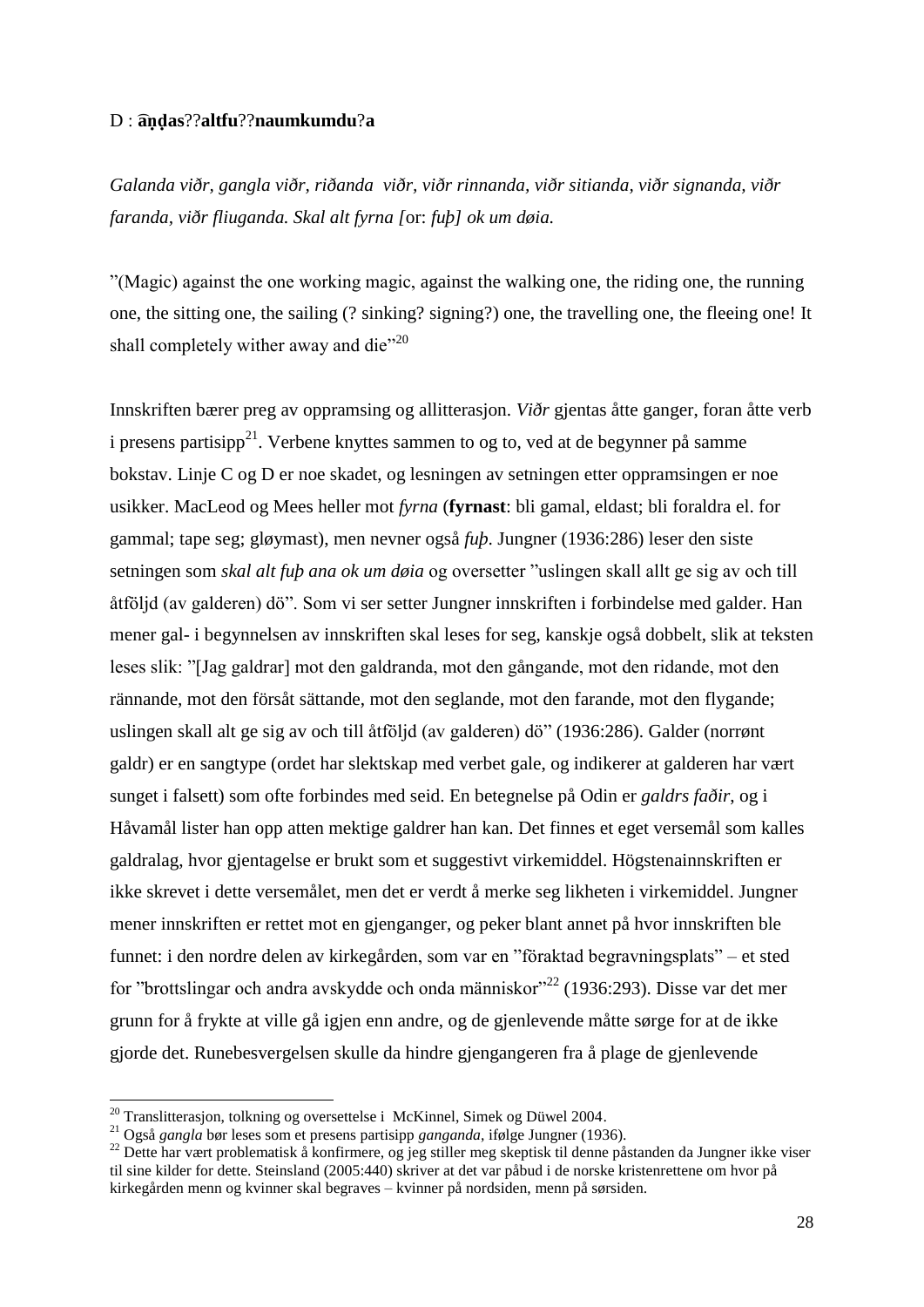D : **a͡n̩d̩as**??**altfu**??**naumkumdu**?**a**

*Galanda viðr, gangla viðr, riðanda viðr, viðr rinnanda, viðr sitianda, viðr signanda, viðr faranda, viðr fliuganda. Skal alt fyrna [*or: *fuþ] ok um døia.*

”(Magic) against the one working magic, against the walking one, the riding one, the running one, the sitting one, the sailing (? sinking? signing?) one, the travelling one, the fleeing one! It shall completely wither away and die”[20]

Innskriften bærer preg av oppramsing og allitterasjon. *Viðr* gjentas åtte ganger, foran åtte verb i presens partisipp[21]. Verbene knyttes sammen to og to, ved at de begynner på samme bokstav. Linje C og D er noe skadet, og lesningen av setningen etter oppramsingen er noe usikker. MacLeod og Mees heller mot *fyrna* (**fyrnast**: bli gamal, eldast; bli foraldra el. for gammal; tape seg; gløymast), men nevner også *fuþ*. Jungner (1936:286) leser den siste setningen som *skal alt fuþ ana ok um døia* og oversetter ”uslingen skall allt ge sig av och till åtföljd (av galderen) dö”. Som vi ser setter Jungner innskriften i forbindelse med galder. Han mener gal- i begynnelsen av innskriften skal leses for seg, kanskje også dobbelt, slik at teksten leses slik: ”[Jag galdrar] mot den galdranda, mot den gångande, mot den ridande, mot den rännande, mot den försåt sättande, mot den seglande, mot den farande, mot den flygande; uslingen skall alt ge sig av och till åtföljd (av galderen) dö” (1936:286). Galder (norrønt galdr) er en sangtype (ordet har slektskap med verbet gale, og indikerer at galderen har vært sunget i falsett) som ofte forbindes med seid. En betegnelse på Odin er *galdrs faðir*, og i Håvamål lister han opp atten mektige galdrer han kan. Det finnes et eget versemål som kalles galdralag, hvor gjentagelse er brukt som et suggestivt virkemiddel. Högstenainnskriften er ikke skrevet i dette versemålet, men det er verdt å merke seg likheten i virkemiddel. Jungner mener innskriften er rettet mot en gjenganger, og peker blant annet på hvor innskriften ble funnet: i den nordre delen av kirkegården, som var en ”föraktad begravningsplats” – et sted for ”brottslingar och andra avskydde och onda människor”[22] (1936:293). Disse var det mer grunn for å frykte at ville gå igjen enn andre, og de gjenlevende måtte sørge for at de ikke gjorde det. Runebesvergelsen skulle da hindre gjengangeren fra å plage de gjenlevende

---

[20] Translitterasjon, tolkning og oversettelse i McKinnel, Simek og Düwel 2004.

[21] Også *gangla* bør leses som et presens partisipp *ganganda*, ifølge Jungner (1936).

[22] Dette har vært problematisk å konfirmere, og jeg stiller meg skeptisk til denne påstanden da Jungner ikke viser til sine kilder for dette. Steinsland (2005:440) skriver at det var påbud i de norske kristenrettene om hvor på kirkegården menn og kvinner skal begraves – kvinner på nordsiden, menn på sørsiden.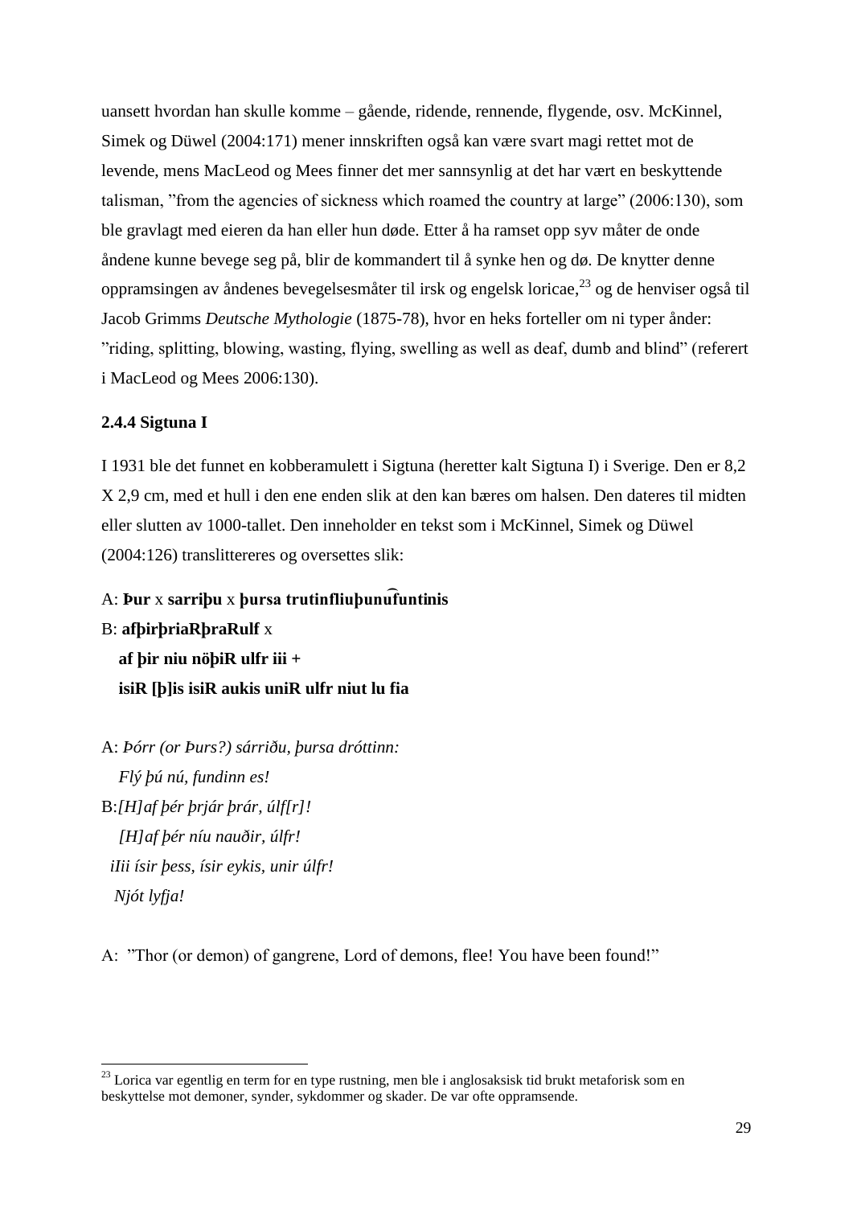uansett hvordan han skulle komme – gående, ridende, rennende, flygende, osv. McKinnel, Simek og Düwel (2004:171) mener innskriften også kan være svart magi rettet mot de levende, mens MacLeod og Mees finner det mer sannsynlig at det har vært en beskyttende talisman, "from the agencies of sickness which roamed the country at large" (2006:130), som ble gravlagt med eieren da han eller hun døde. Etter å ha ramset opp syv måter de onde åndene kunne bevege seg på, blir de kommandert til å synke hen og dø. De knytter denne oppramsingen av åndenes bevegelsesmåter til irsk og engelsk loricae,[23] og de henviser også til Jacob Grimms *Deutsche Mythologie* (1875-78), hvor en heks forteller om ni typer ånder: "riding, splitting, blowing, wasting, flying, swelling as well as deaf, dumb and blind" (referert i MacLeod og Mees 2006:130).

### 2.4.4 Sigtuna I

I 1931 ble det funnet en kobberamulett i Sigtuna (heretter kalt Sigtuna I) i Sverige. Den er 8,2 X 2,9 cm, med et hull i den ene enden slik at den kan bæres om halsen. Den dateres til midten eller slutten av 1000-tallet. Den inneholder en tekst som i McKinnel, Simek og Düwel (2004:126) translittereres og oversettes slik:

A: **Þur** x **sarriþu** x **þursa trutinfliuþunu͡funtinis**
B: **afþirþriaRþraRulf** x
**af þir niu nöþiR ulfr iii +**
**isiR [þ]is isiR aukis uniR ulfr niut lu fia**

A: *Þórr (or Þurs?) sárriðu, þursa dróttinn:*
*Flý þú nú, fundinn es!*
B: *[H]af þér þrjár þrár, úlf[r]!*
*[H]af þér níu nauðir, úlfr!*
*iIii ísir þess, ísir eykis, unir úlfr!*
*Njót lyfja!*

A: "Thor (or demon) of gangrene, Lord of demons, flee! You have been found!"

---

[23] Lorica var egentlig en term for en type rustning, men ble i anglosaksisk tid brukt metaforisk som en beskyttelse mot demoner, synder, sykdommer og skader. De var ofte oppramsende.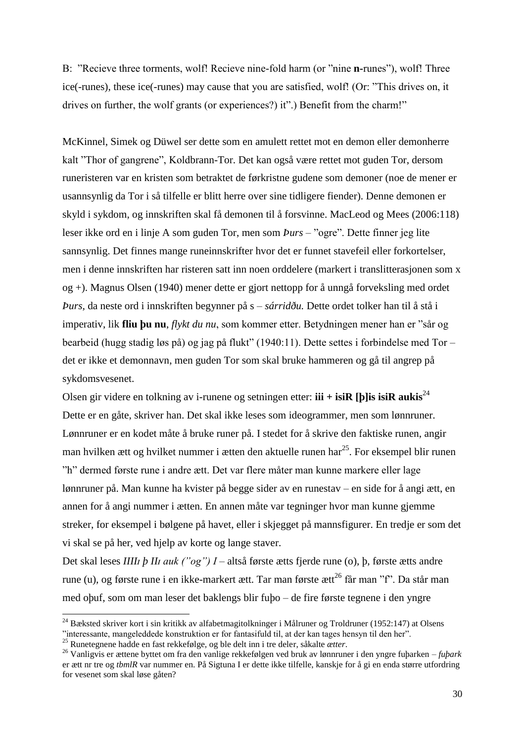B: "Recieve three torments, wolf! Recieve nine-fold harm (or "nine **n**-runes"), wolf! Three ice(-runes), these ice(-runes) may cause that you are satisfied, wolf! (Or: "This drives on, it drives on further, the wolf grants (or experiences?) it".) Benefit from the charm!"

McKinnel, Simek og Düwel ser dette som en amulett rettet mot en demon eller demonherre kalt "Thor of gangrene", Koldbrann-Tor. Det kan også være rettet mot guden Tor, dersom runeristeren var en kristen som betraktet de førkristne gudene som demoner (noe de mener er usannsynlig da Tor i så tilfelle er blitt herre over sine tidligere fiender). Denne demonen er skyld i sykdom, og innskriften skal få demonen til å forsvinne. MacLeod og Mees (2006:118) leser ikke ord en i linje A som guden Tor, men som *Þurs* – "ogre". Dette finner jeg lite sannsynlig. Det finnes mange runeinnskrifter hvor det er funnet stavefeil eller forkortelser, men i denne innskriften har risteren satt inn noen orddelere (markert i translitterasjonen som x og +). Magnus Olsen (1940) mener dette er gjort nettopp for å unngå forveksling med ordet *Þurs*, da neste ord i innskriften begynner på s – *sárriððu.* Dette ordet tolker han til å stå i imperativ, lik **fliu þu nu**, *flykt du nu*, som kommer etter. Betydningen mener han er "sår og bearbeid (hugg stadig løs på) og jag på flukt" (1940:11). Dette settes i forbindelse med Tor – det er ikke et demonnavn, men guden Tor som skal bruke hammeren og gå til angrep på sykdomsvesenet.

Olsen gir videre en tolkning av i-runene og setningen etter: **iii + isiR [þ]is isiR aukis**[24] Dette er en gåte, skriver han. Det skal ikke leses som ideogrammer, men som lønnruner. Lønnruner er en kodet måte å bruke runer på. I stedet for å skrive den faktiske runen, angir man hvilken ætt og hvilket nummer i ætten den aktuelle runen har[25]. For eksempel blir runen "h" dermed første rune i andre ætt. Det var flere måter man kunne markere eller lage lønnruner på. Man kunne ha kvister på begge sider av en runestav – en side for å angi ætt, en annen for å angi nummer i ætten. En annen måte var tegninger hvor man kunne gjemme streker, for eksempel i bølgene på havet, eller i skjegget på mannsfigurer. En tredje er som det vi skal se på her, ved hjelp av korte og lange staver.

Det skal leses *IIIIı þ IIı auk ("og") I* – altså første ætts fjerde rune (o), þ, første ætts andre rune (u), og første rune i en ikke-markert ætt. Tar man første ætt[26] får man "f". Da står man med oþuf, som om man leser det baklengs blir fuþo – de fire første tegnene i den yngre

---

[24] Bæksted skriver kort i sin kritikk av alfabetmagitolkninger i Målruner og Troldruner (1952:147) at Olsens "interessante, mangeleddede konstruktion er for fantasifuld til, at der kan tages hensyn til den her".

[25] Runetegnene hadde en fast rekkefølge, og ble delt inn i tre deler, såkalte *ætter*.

[26] Vanligvis er ættene byttet om fra den vanlige rekkefølgen ved bruk av lønnruner i den yngre fuþarken – *fuþark* er ætt nr tre og *tbmlR* var nummer en. På Sigtuna I er dette ikke tilfelle, kanskje for å gi en enda større utfordring for vesenet som skal løse gåten?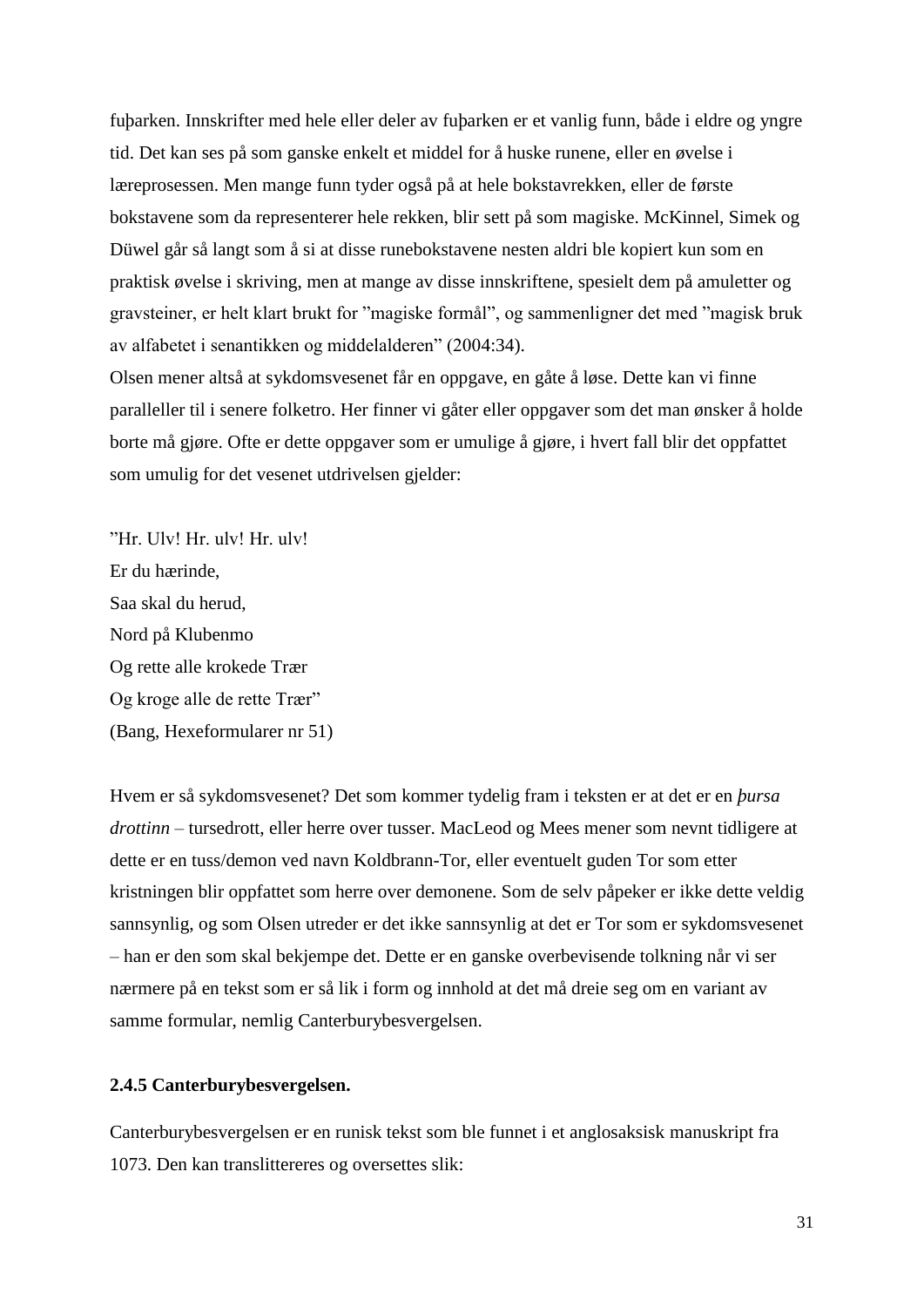fuþarken. Innskrifter med hele eller deler av fuþarken er et vanlig funn, både i eldre og yngre tid. Det kan ses på som ganske enkelt et middel for å huske runene, eller en øvelse i læreprosessen. Men mange funn tyder også på at hele bokstavrekken, eller de første bokstavene som da representerer hele rekken, blir sett på som magiske. McKinnel, Simek og Düwel går så langt som å si at disse runebokstavene nesten aldri ble kopiert kun som en praktisk øvelse i skriving, men at mange av disse innskriftene, spesielt dem på amuletter og gravsteiner, er helt klart brukt for ”magiske formål”, og sammenligner det med ”magisk bruk av alfabetet i senantikken og middelalderen” (2004:34).
Olsen mener altså at sykdomsvesenet får en oppgave, en gåte å løse. Dette kan vi finne paralleller til i senere folketro. Her finner vi gåter eller oppgaver som det man ønsker å holde borte må gjøre. Ofte er dette oppgaver som er umulige å gjøre, i hvert fall blir det oppfattet som umulig for det vesenet utdrivelsen gjelder:

”Hr. Ulv! Hr. ulv! Hr. ulv!
Er du hærinde,
Saa skal du herud,
Nord på Klubenmo
Og rette alle krokede Trær
Og kroge alle de rette Trær”
(Bang, Hexeformularer nr 51)

Hvem er så sykdomsvesenet? Det som kommer tydelig fram i teksten er at det er en *þursa drottinn* – tursedrott, eller herre over tusser. MacLeod og Mees mener som nevnt tidligere at dette er en tuss/demon ved navn Koldbrann-Tor, eller eventuelt guden Tor som etter kristningen blir oppfattet som herre over demonene. Som de selv påpeker er ikke dette veldig sannsynlig, og som Olsen utreder er det ikke sannsynlig at det er Tor som er sykdomsvesenet – han er den som skal bekjempe det. Dette er en ganske overbevisende tolkning når vi ser nærmere på en tekst som er så lik i form og innhold at det må dreie seg om en variant av samme formular, nemlig Canterburybesvergelsen.

### 2.4.5 Canterburybesvergelsen.

Canterburybesvergelsen er en runisk tekst som ble funnet i et anglosaksisk manuskript fra 1073. Den kan translittereres og oversettes slik: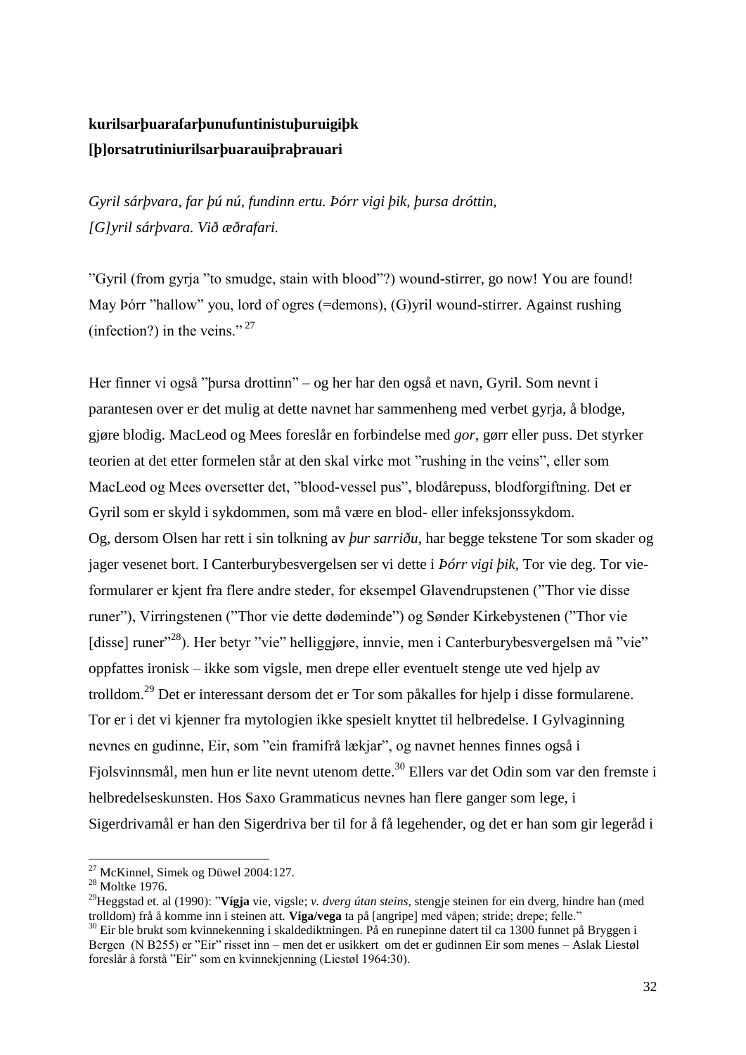**kurilsarþuarafarþunufuntinistuþuruigiþk**
**[þ]orsatrutiniurilsarþuarauiþraþrauari**

*Gyril sárþvara, far þú nú, fundinn ertu. Þórr vigi þik, þursa dróttin,*
*[G]yril sárþvara. Við æðrafari.*

”Gyril (from gyrja ”to smudge, stain with blood”?) wound-stirrer, go now! You are found! May Þórr ”hallow” you, lord of ogres (=demons), (G)yril wound-stirrer. Against rushing (infection?) in the veins.” [27]

Her finner vi også ”þursa drottinn” – og her har den også et navn, Gyril. Som nevnt i parantesen over er det mulig at dette navnet har sammenheng med verbet gyrja, å blodge, gjøre blodig. MacLeod og Mees foreslår en forbindelse med *gor*, gørr eller puss. Det styrker teorien at det etter formelen står at den skal virke mot ”rushing in the veins”, eller som MacLeod og Mees oversetter det, ”blood-vessel pus”, blodårepuss, blodforgiftning. Det er Gyril som er skyld i sykdommen, som må være en blod- eller infeksjonssykdom.
Og, dersom Olsen har rett i sin tolkning av *þur sarriðu*, har begge tekstene Tor som skader og jager vesenet bort. I Canterburybesvergelsen ser vi dette i *Þórr vigi þik*, Tor vie deg. Tor vie-formularer er kjent fra flere andre steder, for eksempel Glavendrupstenen (”Thor vie disse runer”), Virringstenen (”Thor vie dette dødeminde”) og Sønder Kirkebystenen (”Thor vie [disse] runer”[28]). Her betyr ”vie” helliggjøre, innvie, men i Canterburybesvergelsen må ”vie” oppfattes ironisk – ikke som vigsle, men drepe eller eventuelt stenge ute ved hjelp av trolldom.[29] Det er interessant dersom det er Tor som påkalles for hjelp i disse formularene. Tor er i det vi kjenner fra mytologien ikke spesielt knyttet til helbredelse. I Gylvaginning nevnes en gudinne, Eir, som ”ein framifrå lækjar”, og navnet hennes finnes også i Fjolsvinnsmål, men hun er lite nevnt utenom dette.[30] Ellers var det Odin som var den fremste i helbredelseskunsten. Hos Saxo Grammaticus nevnes han flere ganger som lege, i Sigerdrivamål er han den Sigerdriva ber til for å få legehender, og det er han som gir legeråd i

[27] McKinnel, Simek og Düwel 2004:127.
[28] Moltke 1976.
[29] Heggstad et. al (1990): ”**Vígja** vie, vigsle; *v. dverg útan steins*, stengje steinen for ein dverg, hindre han (med trolldom) frå å komme inn i steinen att. **Viga/vega** ta på [angripe] med våpen; stride; drepe; felle.”
[30] Eir ble brukt som kvinnekenning i skaldediktningen. På en runepinne datert til ca 1300 funnet på Bryggen i Bergen (N B255) er ”Eir” risset inn – men det er usikkert om det er gudinnen Eir som menes – Aslak Liestøl foreslår å forstå ”Eir” som en kvinnekjenning (Liestøl 1964:30).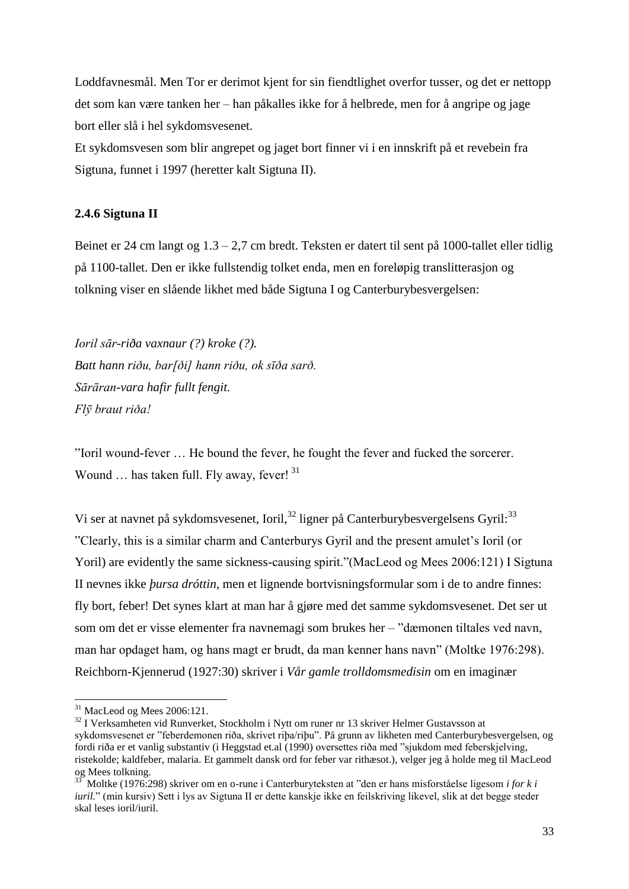Loddfavnesmål. Men Tor er derimot kjent for sin fiendtlighet overfor tusser, og det er nettopp det som kan være tanken her – han påkalles ikke for å helbrede, men for å angripe og jage bort eller slå i hel sykdomsvesenet.

Et sykdomsvesen som blir angrepet og jaget bort finner vi i en innskrift på et revebein fra Sigtuna, funnet i 1997 (heretter kalt Sigtuna II).

### 2.4.6 Sigtuna II

Beinet er 24 cm langt og 1.3 – 2,7 cm bredt. Teksten er datert til sent på 1000-tallet eller tidlig på 1100-tallet. Den er ikke fullstendig tolket enda, men en foreløpig translitterasjon og tolkning viser en slående likhet med både Sigtuna I og Canterburybesvergelsen:

*Ioril sār-riða vaxnaur (?) kroke (?).*
*Batt hann riðu, bar[ði] hann riðu, ok sīða sarð.*
*Sārāran-vara hafir fullt fengit.*
*Flȳ braut riða!*

”Ioril wound-fever … He bound the fever, he fought the fever and fucked the sorcerer. Wound … has taken full. Fly away, fever! [31]

Vi ser at navnet på sykdomsvesenet, Ioril,[32] ligner på Canterburybesvergelsens Gyril:[33] ”Clearly, this is a similar charm and Canterburys Gyril and the present amulet's Ioril (or Yoril) are evidently the same sickness-causing spirit.”(MacLeod og Mees 2006:121) I Sigtuna II nevnes ikke *þursa dróttin*, men et lignende bortvisningsformular som i de to andre finnes: fly bort, feber! Det synes klart at man har å gjøre med det samme sykdomsvesenet. Det ser ut som om det er visse elementer fra navnemagi som brukes her – ”dæmonen tiltales ved navn, man har opdaget ham, og hans magt er brudt, da man kenner hans navn” (Moltke 1976:298). Reichborn-Kjennerud (1927:30) skriver i *Vår gamle trolldomsmedisin* om en imaginær

---

[31] MacLeod og Mees 2006:121.

[32] I Verksamheten vid Runverket, Stockholm i Nytt om runer nr 13 skriver Helmer Gustavsson at sykdomsvesenet er ”feberdemonen riða, skrivet riþa/riþu”. På grunn av likheten med Canterburybesvergelsen, og fordi riða er et vanlig substantiv (i Heggstad et.al (1990) oversettes riða med ”sjukdom med feberskjelving, ristekolde; kaldfeber, malaria. Et gammelt dansk ord for feber var rithæsot.), velger jeg å holde meg til MacLeod og Mees tolkning.

[33] Moltke (1976:298) skriver om en o-rune i Canterburyteksten at ”den er hans misforståelse ligesom *i for k i iuril.*” (min kursiv) Sett i lys av Sigtuna II er dette kanskje ikke en feilskriving likevel, slik at det begge steder skal leses ioril/iuril.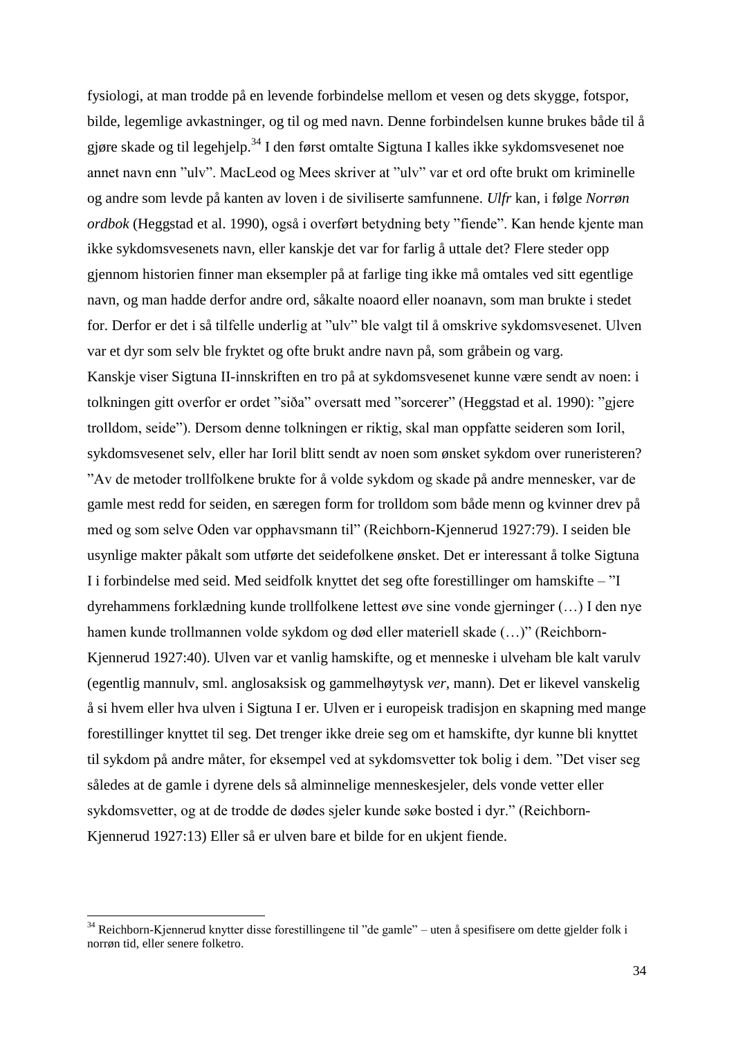fysiologi, at man trodde på en levende forbindelse mellom et vesen og dets skygge, fotspor, bilde, legemlige avkastninger, og til og med navn. Denne forbindelsen kunne brukes både til å gjøre skade og til legehjelp.[34] I den først omtalte Sigtuna I kalles ikke sykdomsvesenet noe annet navn enn ”ulv”. MacLeod og Mees skriver at ”ulv” var et ord ofte brukt om kriminelle og andre som levde på kanten av loven i de siviliserte samfunnene. *Ulfr* kan, i følge *Norrøn ordbok* (Heggstad et al. 1990), også i overført betydning bety ”fiende”. Kan hende kjente man ikke sykdomsvesenets navn, eller kanskje det var for farlig å uttale det? Flere steder opp gjennom historien finner man eksempler på at farlige ting ikke må omtales ved sitt egentlige navn, og man hadde derfor andre ord, såkalte noaord eller noanavn, som man brukte i stedet for. Derfor er det i så tilfelle underlig at ”ulv” ble valgt til å omskrive sykdomsvesenet. Ulven var et dyr som selv ble fryktet og ofte brukt andre navn på, som gråbein og varg.

Kanskje viser Sigtuna II-innskriften en tro på at sykdomsvesenet kunne være sendt av noen: i tolkningen gitt overfor er ordet ”siða” oversatt med ”sorcerer” (Heggstad et al. 1990): ”gjere trolldom, seide”). Dersom denne tolkningen er riktig, skal man oppfatte seideren som Ioril, sykdomsvesenet selv, eller har Ioril blitt sendt av noen som ønsket sykdom over runeristeren? ”Av de metoder trollfolkene brukte for å volde sykdom og skade på andre mennesker, var de gamle mest redd for seiden, en særegen form for trolldom som både menn og kvinner drev på med og som selve Oden var opphavsmann til” (Reichborn-Kjennerud 1927:79). I seiden ble usynlige makter påkalt som utførte det seidefolkene ønsket. Det er interessant å tolke Sigtuna I i forbindelse med seid. Med seidfolk knyttet det seg ofte forestillinger om hamskifte – ”I dyrehammens forklædning kunde trollfolkene lettest øve sine vonde gjerninger (…) I den nye hamen kunde trollmannen volde sykdom og død eller materiell skade (…)” (Reichborn-Kjennerud 1927:40). Ulven var et vanlig hamskifte, og et menneske i ulveham ble kalt varulv (egentlig mannulv, sml. anglosaksisk og gammelhøytysk *ver*, mann). Det er likevel vanskelig å si hvem eller hva ulven i Sigtuna I er. Ulven er i europeisk tradisjon en skapning med mange forestillinger knyttet til seg. Det trenger ikke dreie seg om et hamskifte, dyr kunne bli knyttet til sykdom på andre måter, for eksempel ved at sykdomsvetter tok bolig i dem. ”Det viser seg således at de gamle i dyrene dels så alminnelige menneskesjeler, dels vonde vetter eller sykdomsvetter, og at de trodde de dødes sjeler kunde søke bosted i dyr.” (Reichborn-Kjennerud 1927:13) Eller så er ulven bare et bilde for en ukjent fiende.

---

[34] Reichborn-Kjennerud knytter disse forestillingene til ”de gamle” – uten å spesifisere om dette gjelder folk i norrøn tid, eller senere folketro.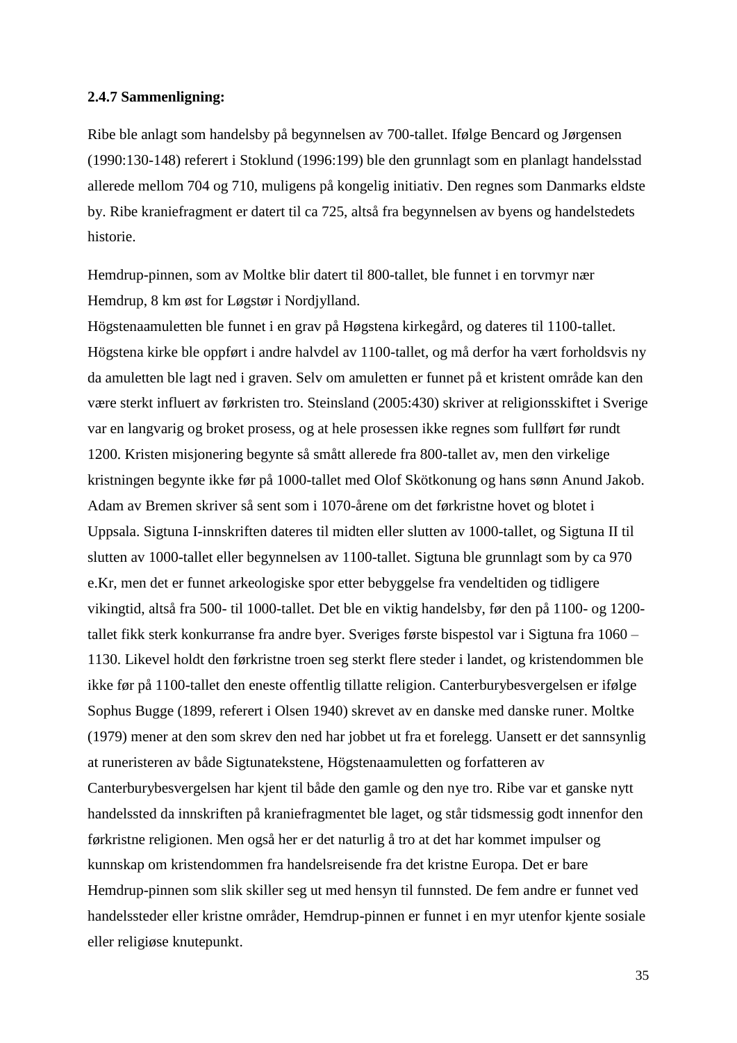**2.4.7 Sammenligning:**

Ribe ble anlagt som handelsby på begynnelsen av 700-tallet. Ifølge Bencard og Jørgensen (1990:130-148) referert i Stoklund (1996:199) ble den grunnlagt som en planlagt handelsstad allerede mellom 704 og 710, muligens på kongelig initiativ. Den regnes som Danmarks eldste by. Ribe kraniefragment er datert til ca 725, altså fra begynnelsen av byens og handelstedets historie.

Hemdrup-pinnen, som av Moltke blir datert til 800-tallet, ble funnet i en torvmyr nær Hemdrup, 8 km øst for Løgstør i Nordjylland.
Högstenaamuletten ble funnet i en grav på Høgstena kirkegård, og dateres til 1100-tallet. Högstena kirke ble oppført i andre halvdel av 1100-tallet, og må derfor ha vært forholdsvis ny da amuletten ble lagt ned i graven. Selv om amuletten er funnet på et kristent område kan den være sterkt influert av førkristen tro. Steinsland (2005:430) skriver at religionsskiftet i Sverige var en langvarig og broket prosess, og at hele prosessen ikke regnes som fullført før rundt 1200. Kristen misjonering begynte så smått allerede fra 800-tallet av, men den virkelige kristningen begynte ikke før på 1000-tallet med Olof Skötkonung og hans sønn Anund Jakob. Adam av Bremen skriver så sent som i 1070-årene om det førkristne hovet og blotet i Uppsala. Sigtuna I-innskriften dateres til midten eller slutten av 1000-tallet, og Sigtuna II til slutten av 1000-tallet eller begynnelsen av 1100-tallet. Sigtuna ble grunnlagt som by ca 970 e.Kr, men det er funnet arkeologiske spor etter bebyggelse fra vendeltiden og tidligere vikingtid, altså fra 500- til 1000-tallet. Det ble en viktig handelsby, før den på 1100- og 1200-tallet fikk sterk konkurranse fra andre byer. Sveriges første bispestol var i Sigtuna fra 1060 – 1130. Likevel holdt den førkristne troen seg sterkt flere steder i landet, og kristendommen ble ikke før på 1100-tallet den eneste offentlig tillatte religion. Canterburybesvergelsen er ifølge Sophus Bugge (1899, referert i Olsen 1940) skrevet av en danske med danske runer. Moltke (1979) mener at den som skrev den ned har jobbet ut fra et forelegg. Uansett er det sannsynlig at runeristeren av både Sigtunatekstene, Högstenaamuletten og forfatteren av Canterburybesvergelsen har kjent til både den gamle og den nye tro. Ribe var et ganske nytt handelssted da innskriften på kraniefragmentet ble laget, og står tidsmessig godt innenfor den førkristne religionen. Men også her er det naturlig å tro at det har kommet impulser og kunnskap om kristendommen fra handelsreisende fra det kristne Europa. Det er bare Hemdrup-pinnen som slik skiller seg ut med hensyn til funnsted. De fem andre er funnet ved handelssteder eller kristne områder, Hemdrup-pinnen er funnet i en myr utenfor kjente sosiale eller religiøse knutepunkt.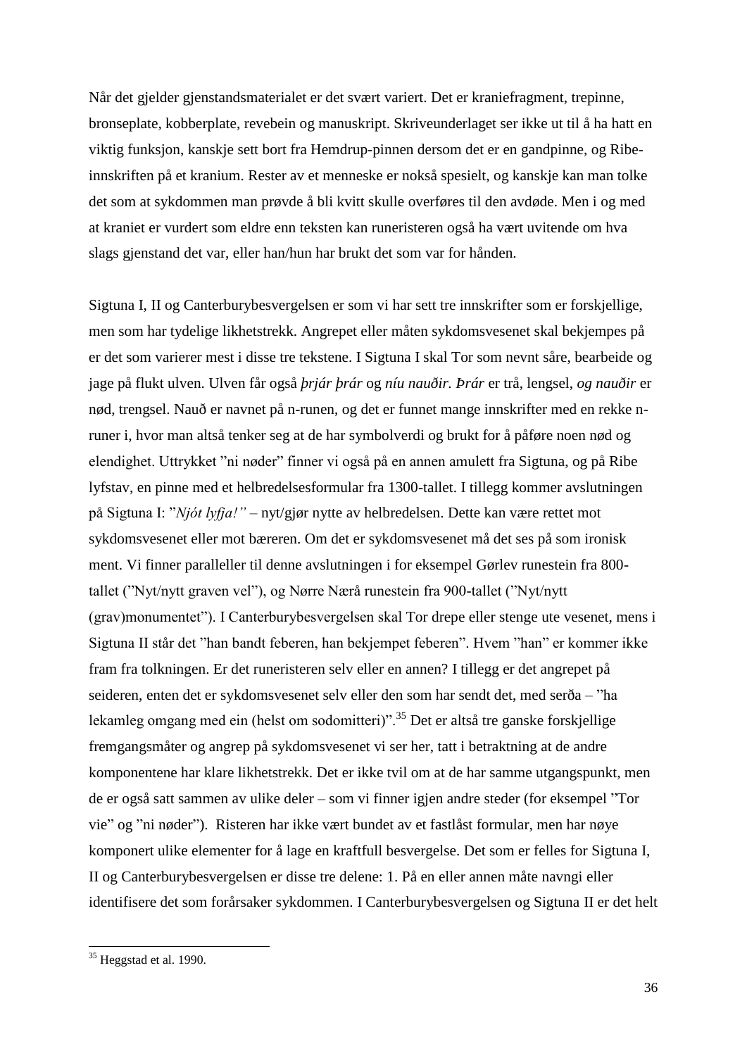Når det gjelder gjenstandsmaterialet er det svært variert. Det er kraniefragment, trepinne, bronseplate, kobberplate, revebein og manuskript. Skriveunderlaget ser ikke ut til å ha hatt en viktig funksjon, kanskje sett bort fra Hemdrup-pinnen dersom det er en gandpinne, og Ribe-innskriften på et kranium. Rester av et menneske er nokså spesielt, og kanskje kan man tolke det som at sykdommen man prøvde å bli kvitt skulle overføres til den avdøde. Men i og med at kraniet er vurdert som eldre enn teksten kan runeristeren også ha vært uvitende om hva slags gjenstand det var, eller han/hun har brukt det som var for hånden.

Sigtuna I, II og Canterburybesvergelsen er som vi har sett tre innskrifter som er forskjellige, men som har tydelige likhetstrekk. Angrepet eller måten sykdomsvesenet skal bekjempes på er det som varierer mest i disse tre tekstene. I Sigtuna I skal Tor som nevnt såre, bearbeide og jage på flukt ulven. Ulven får også *þrjár þrár* og *níu nauðir*. *Þrár* er trå, lengsel, *og nauðir* er nød, trengsel. Nauð er navnet på n-runen, og det er funnet mange innskrifter med en rekke n-runer i, hvor man altså tenker seg at de har symbolverdi og brukt for å påføre noen nød og elendighet. Uttrykket "ni nøder" finner vi også på en annen amulett fra Sigtuna, og på Ribe lyfstav, en pinne med et helbredelsesformular fra 1300-tallet. I tillegg kommer avslutningen på Sigtuna I: "*Njót lyfja!"* – nyt/gjør nytte av helbredelsen. Dette kan være rettet mot sykdomsvesenet eller mot bæreren. Om det er sykdomsvesenet må det ses på som ironisk ment. Vi finner paralleller til denne avslutningen i for eksempel Gørlev runestein fra 800-tallet ("Nyt/nytt graven vel"), og Nørre Nærå runestein fra 900-tallet ("Nyt/nytt (grav)monumentet"). I Canterburybesvergelsen skal Tor drepe eller stenge ute vesenet, mens i Sigtuna II står det "han bandt feberen, han bekjempet feberen". Hvem "han" er kommer ikke fram fra tolkningen. Er det runeristeren selv eller en annen? I tillegg er det angrepet på seideren, enten det er sykdomsvesenet selv eller den som har sendt det, med serða – "ha lekamleg omgang med ein (helst om sodomitteri)".[35] Det er altså tre ganske forskjellige fremgangsmåter og angrep på sykdomsvesenet vi ser her, tatt i betraktning at de andre komponentene har klare likhetstrekk. Det er ikke tvil om at de har samme utgangspunkt, men de er også satt sammen av ulike deler – som vi finner igjen andre steder (for eksempel "Tor vie" og "ni nøder"). Risteren har ikke vært bundet av et fastlåst formular, men har nøye komponert ulike elementer for å lage en kraftfull besvergelse. Det som er felles for Sigtuna I, II og Canterburybesvergelsen er disse tre delene: 1. På en eller annen måte navngi eller identifisere det som forårsaker sykdommen. I Canterburybesvergelsen og Sigtuna II er det helt

---

[35] Heggstad et al. 1990.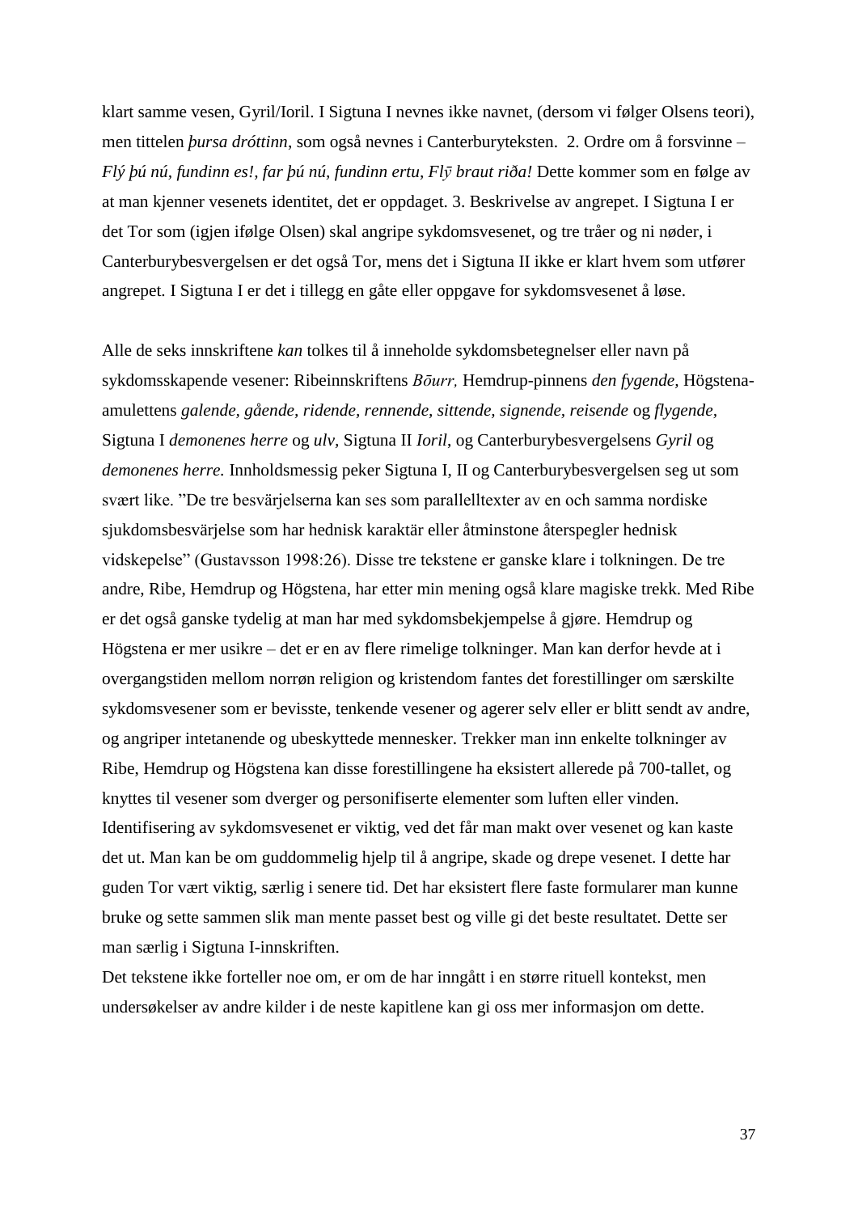klart samme vesen, Gyril/Ioril. I Sigtuna I nevnes ikke navnet, (dersom vi følger Olsens teori), men tittelen *þursa dróttinn*, som også nevnes i Canterburyteksten. 2. Ordre om å forsvinne – *Flý þú nú, fundinn es!*, *far þú nú, fundinn ertu*, *Flȳ braut riða!* Dette kommer som en følge av at man kjenner vesenets identitet, det er oppdaget. 3. Beskrivelse av angrepet. I Sigtuna I er det Tor som (igjen ifølge Olsen) skal angripe sykdomsvesenet, og tre tråer og ni nøder, i Canterburybesvergelsen er det også Tor, mens det i Sigtuna II ikke er klart hvem som utfører angrepet. I Sigtuna I er det i tillegg en gåte eller oppgave for sykdomsvesenet å løse.

Alle de seks innskriftene *kan* tolkes til å inneholde sykdomsbetegnelser eller navn på sykdomsskapende vesener: Ribeinnskriftens *Bōurr,* Hemdrup-pinnens *den fygende*, Högstena-amulettens *galende, gående, ridende, rennende, sittende, signende, reisende* og *flygende*, Sigtuna I *demonenes herre* og *ulv,* Sigtuna II *Ioril*, og Canterburybesvergelsens *Gyril* og *demonenes herre.* Innholdsmessig peker Sigtuna I, II og Canterburybesvergelsen seg ut som svært like. "De tre besvärjelserna kan ses som parallelltexter av en och samma nordiske sjukdomsbesvärjelse som har hednisk karaktär eller åtminstone återspegler hednisk vidskepelse" (Gustavsson 1998:26). Disse tre tekstene er ganske klare i tolkningen. De tre andre, Ribe, Hemdrup og Högstena, har etter min mening også klare magiske trekk. Med Ribe er det også ganske tydelig at man har med sykdomsbekjempelse å gjøre. Hemdrup og Högstena er mer usikre – det er en av flere rimelige tolkninger. Man kan derfor hevde at i overgangstiden mellom norrøn religion og kristendom fantes det forestillinger om særskilte sykdomsvesener som er bevisste, tenkende vesener og agerer selv eller er blitt sendt av andre, og angriper intetanende og ubeskyttede mennesker. Trekker man inn enkelte tolkninger av Ribe, Hemdrup og Högstena kan disse forestillingene ha eksistert allerede på 700-tallet, og knyttes til vesener som dverger og personifiserte elementer som luften eller vinden. Identifisering av sykdomsvesenet er viktig, ved det får man makt over vesenet og kan kaste det ut. Man kan be om guddommelig hjelp til å angripe, skade og drepe vesenet. I dette har guden Tor vært viktig, særlig i senere tid. Det har eksistert flere faste formularer man kunne bruke og sette sammen slik man mente passet best og ville gi det beste resultatet. Dette ser man særlig i Sigtuna I-innskriften.

Det tekstene ikke forteller noe om, er om de har inngått i en større rituell kontekst, men undersøkelser av andre kilder i de neste kapitlene kan gi oss mer informasjon om dette.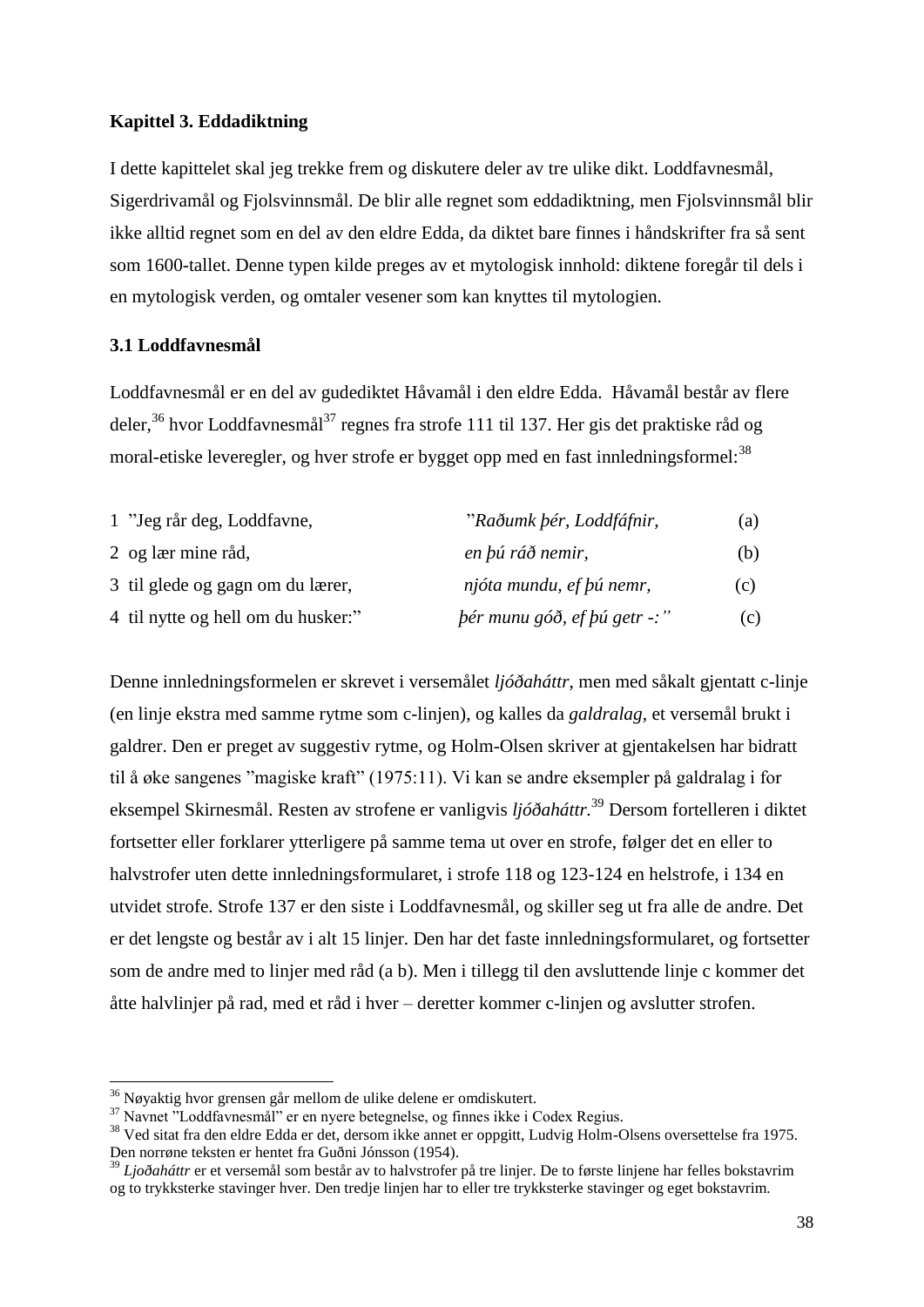**Kapittel 3. Eddadiktning**

I dette kapittelet skal jeg trekke frem og diskutere deler av tre ulike dikt. Loddfavnesmål, Sigerdrivamål og Fjolsvinnsmål. De blir alle regnet som eddadiktning, men Fjolsvinnsmål blir ikke alltid regnet som en del av den eldre Edda, da diktet bare finnes i håndskrifter fra så sent som 1600-tallet. Denne typen kilde preges av et mytologisk innhold: diktene foregår til dels i en mytologisk verden, og omtaler vesener som kan knyttes til mytologien.

**3.1 Loddfavnesmål**

Loddfavnesmål er en del av gudediktet Håvamål i den eldre Edda. Håvamål består av flere deler,[36] hvor Loddfavnesmål[37] regnes fra strofe 111 til 137. Her gis det praktiske råd og moral-etiske leveregler, og hver strofe er bygget opp med en fast innledningsformel:[38]

| | | |
|---|---|---|
| 1 "Jeg rår deg, Loddfavne, | *"Raðumk þér, Loddfáfnir,* | (a) |
| 2 og lær mine råd, | *en þú ráð nemir,* | (b) |
| 3 til glede og gagn om du lærer, | *njóta mundu, ef þú nemr,* | (c) |
| 4 til nytte og hell om du husker:" | *þér munu góð, ef þú getr -:"* | (c) |

Denne innledningsformelen er skrevet i versemålet *ljóðaháttr*, men med såkalt gjentatt c-linje (en linje ekstra med samme rytme som c-linjen), og kalles da *galdralag*, et versemål brukt i galdrer. Den er preget av suggestiv rytme, og Holm-Olsen skriver at gjentakelsen har bidratt til å øke sangenes "magiske kraft" (1975:11). Vi kan se andre eksempler på galdralag i for eksempel Skirnesmål. Resten av strofene er vanligvis *ljóðaháttr.*[39] Dersom fortelleren i diktet fortsetter eller forklarer ytterligere på samme tema ut over en strofe, følger det en eller to halvstrofer uten dette innledningsformularet, i strofe 118 og 123-124 en helstrofe, i 134 en utvidet strofe. Strofe 137 er den siste i Loddfavnesmål, og skiller seg ut fra alle de andre. Det er det lengste og består av i alt 15 linjer. Den har det faste innledningsformularet, og fortsetter som de andre med to linjer med råd (a b). Men i tillegg til den avsluttende linje c kommer det åtte halvlinjer på rad, med et råd i hver – deretter kommer c-linjen og avslutter strofen.

---

[36] Nøyaktig hvor grensen går mellom de ulike delene er omdiskutert.

[37] Navnet "Loddfavnesmål" er en nyere betegnelse, og finnes ikke i Codex Regius.

[38] Ved sitat fra den eldre Edda er det, dersom ikke annet er oppgitt, Ludvig Holm-Olsens oversettelse fra 1975. Den norrøne teksten er hentet fra Guðni Jónsson (1954).

[39] *Ljoðaháttr* er et versemål som består av to halvstrofer på tre linjer. De to første linjene har felles bokstavrim og to trykksterke stavinger hver. Den tredje linjen har to eller tre trykksterke stavinger og eget bokstavrim.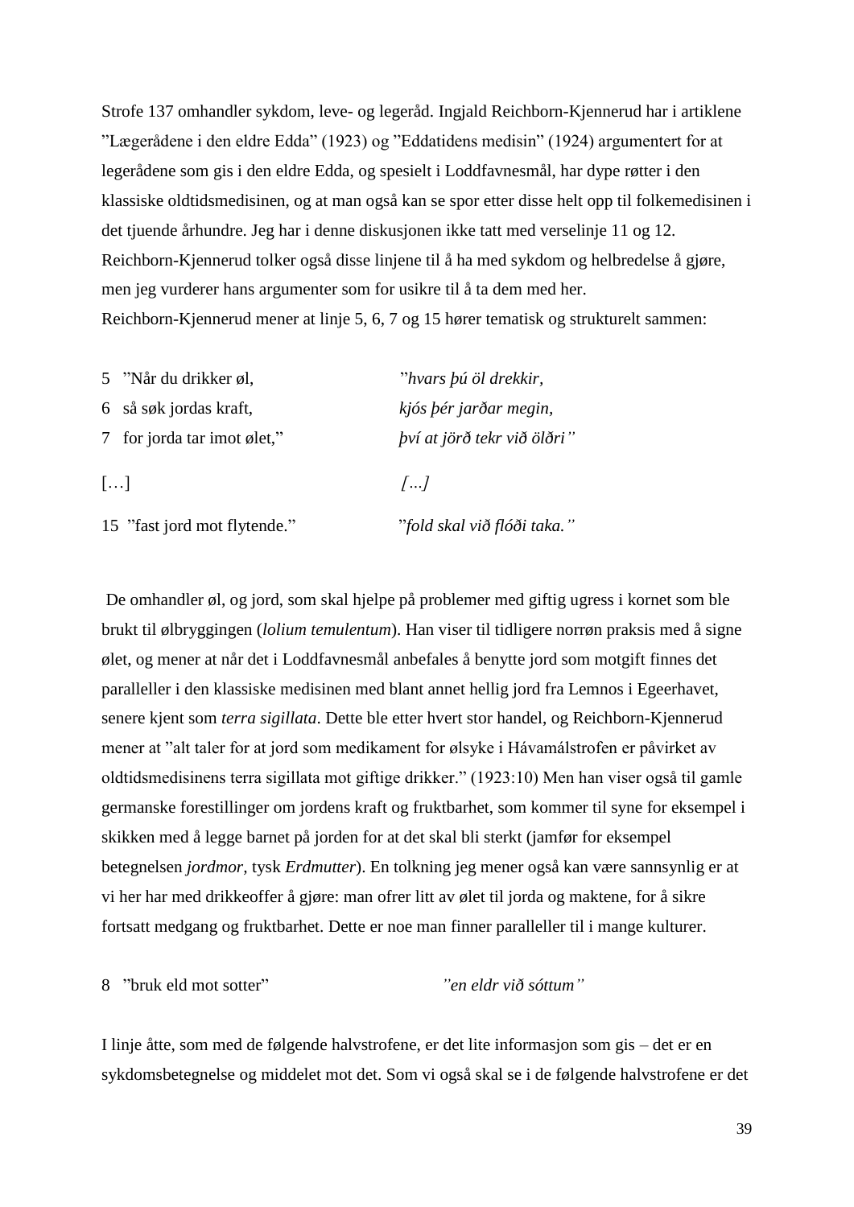Strofe 137 omhandler sykdom, leve- og legeråd. Ingjald Reichborn-Kjennerud har i artiklene ”Lægerådene i den eldre Edda” (1923) og ”Eddatidens medisin” (1924) argumentert for at legerådene som gis i den eldre Edda, og spesielt i Loddfavnesmål, har dype røtter i den klassiske oldtidsmedisinen, og at man også kan se spor etter disse helt opp til folkemedisinen i det tjuende århundre. Jeg har i denne diskusjonen ikke tatt med verselinje 11 og 12. Reichborn-Kjennerud tolker også disse linjene til å ha med sykdom og helbredelse å gjøre, men jeg vurderer hans argumenter som for usikre til å ta dem med her.
Reichborn-Kjennerud mener at linje 5, 6, 7 og 15 hører tematisk og strukturelt sammen:

| | |
|---|---|
| 5 ”Når du drikker øl, | ”*hvars þú öl drekkir,* |
| 6 så søk jordas kraft, | *kjós þér jarðar megin,* |
| 7 for jorda tar imot ølet,” | *því at jörð tekr við ölðri”* |
| […] | *[…]* |
| 15 ”fast jord mot flytende.” | ”*fold skal við flóði taka.”* |

De omhandler øl, og jord, som skal hjelpe på problemer med giftig ugress i kornet som ble brukt til ølbryggingen (*lolium temulentum*). Han viser til tidligere norrøn praksis med å signe ølet, og mener at når det i Loddfavnesmål anbefales å benytte jord som motgift finnes det paralleller i den klassiske medisinen med blant annet hellig jord fra Lemnos i Egeerhavet, senere kjent som *terra sigillata*. Dette ble etter hvert stor handel, og Reichborn-Kjennerud mener at ”alt taler for at jord som medikament for ølsyke i Hávamálstrofen er påvirket av oldtidsmedisinens terra sigillata mot giftige drikker.” (1923:10) Men han viser også til gamle germanske forestillinger om jordens kraft og fruktbarhet, som kommer til syne for eksempel i skikken med å legge barnet på jorden for at det skal bli sterkt (jamfør for eksempel betegnelsen *jordmor*, tysk *Erdmutter*). En tolkning jeg mener også kan være sannsynlig er at vi her har med drikkeoffer å gjøre: man ofrer litt av ølet til jorda og maktene, for å sikre fortsatt medgang og fruktbarhet. Dette er noe man finner paralleller til i mange kulturer.

| | |
|---|---|
| 8 ”bruk eld mot sotter” | *”en eldr við sóttum”* |

I linje åtte, som med de følgende halvstrofene, er det lite informasjon som gis – det er en sykdomsbetegnelse og middelet mot det. Som vi også skal se i de følgende halvstrofene er det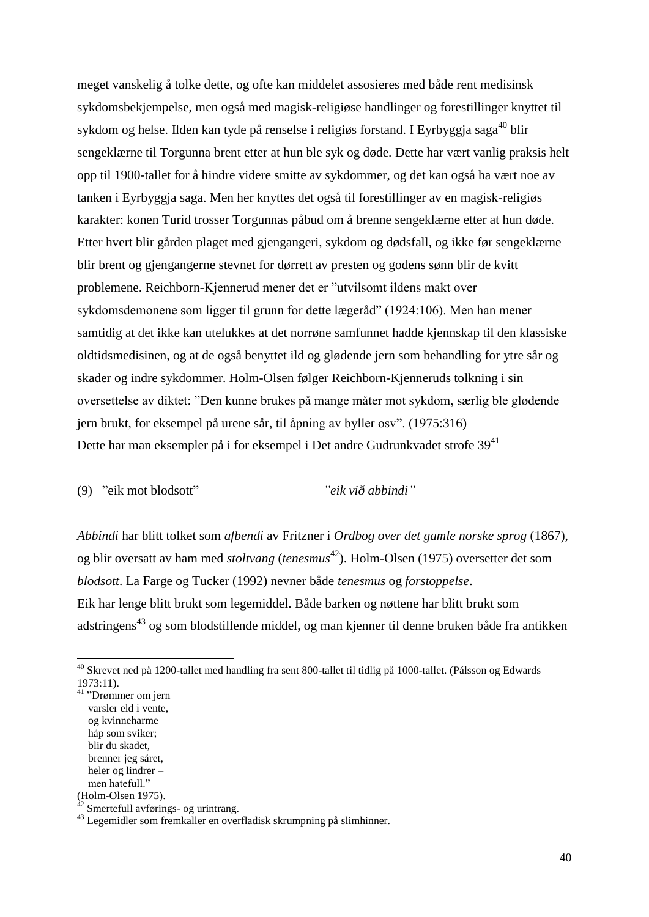meget vanskelig å tolke dette, og ofte kan middelet assosieres med både rent medisinsk sykdomsbekjempelse, men også med magisk-religiøse handlinger og forestillinger knyttet til sykdom og helse. Ilden kan tyde på renselse i religiøs forstand. I Eyrbyggja saga[40] blir sengeklærne til Torgunna brent etter at hun ble syk og døde. Dette har vært vanlig praksis helt opp til 1900-tallet for å hindre videre smitte av sykdommer, og det kan også ha vært noe av tanken i Eyrbyggja saga. Men her knyttes det også til forestillinger av en magisk-religiøs karakter: konen Turid trosser Torgunnas påbud om å brenne sengeklærne etter at hun døde. Etter hvert blir gården plaget med gjengangeri, sykdom og dødsfall, og ikke før sengeklærne blir brent og gjengangerne stevnet for dørrett av presten og godens sønn blir de kvitt problemene. Reichborn-Kjennerud mener det er "utvilsomt ildens makt over sykdomsdemonene som ligger til grunn for dette lægeråd" (1924:106). Men han mener samtidig at det ikke kan utelukkes at det norrøne samfunnet hadde kjennskap til den klassiske oldtidsmedisinen, og at de også benyttet ild og glødende jern som behandling for ytre sår og skader og indre sykdommer. Holm-Olsen følger Reichborn-Kjenneruds tolkning i sin oversettelse av diktet: "Den kunne brukes på mange måter mot sykdom, særlig ble glødende jern brukt, for eksempel på urene sår, til åpning av byller osv". (1975:316)
Dette har man eksempler på i for eksempel i Det andre Gudrunkvadet strofe 39[41]

(9) "eik mot blodsott" *"eik við abbindi"*

*Abbindi* har blitt tolket som *afbendi* av Fritzner i *Ordbog over det gamle norske sprog* (1867), og blir oversatt av ham med *stoltvang* (*tenesmus*[42]). Holm-Olsen (1975) oversetter det som *blodsott*. La Farge og Tucker (1992) nevner både *tenesmus* og *forstoppelse*.
Eik har lenge blitt brukt som legemiddel. Både barken og nøttene har blitt brukt som adstringens[43] og som blodstillende middel, og man kjenner til denne bruken både fra antikken

---

[40] Skrevet ned på 1200-tallet med handling fra sent 800-tallet til tidlig på 1000-tallet. (Pálsson og Edwards 1973:11).

[41] "Drømmer om jern
varsler eld i vente,
og kvinneharme
håp som sviker;
blir du skadet,
brenner jeg såret,
heler og lindrer –
men hatefull."
(Holm-Olsen 1975).

[42] Smertefull avførings- og urintrang.

[43] Legemidler som fremkaller en overfladisk skrumpning på slimhinner.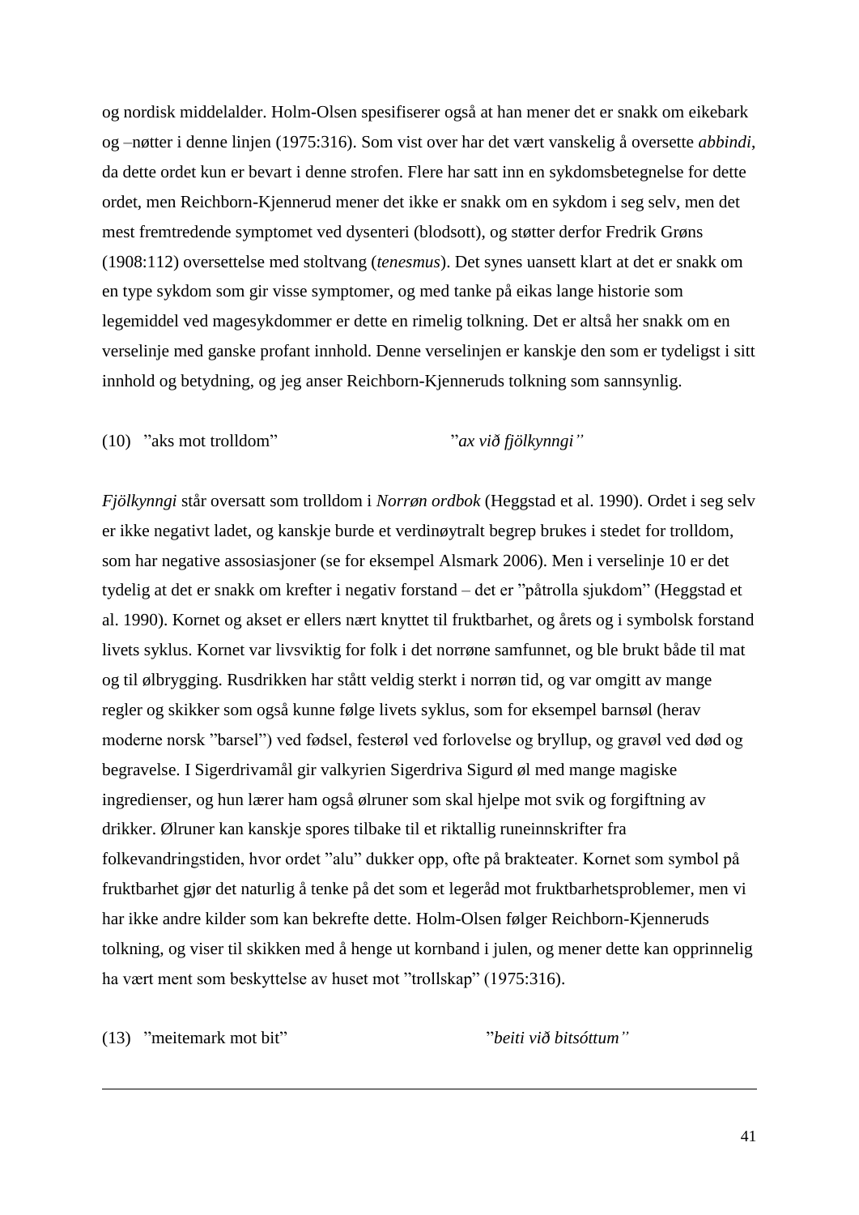og nordisk middelalder. Holm-Olsen spesifiserer også at han mener det er snakk om eikebark og –nøtter i denne linjen (1975:316). Som vist over har det vært vanskelig å oversette *abbindi*, da dette ordet kun er bevart i denne strofen. Flere har satt inn en sykdomsbetegnelse for dette ordet, men Reichborn-Kjennerud mener det ikke er snakk om en sykdom i seg selv, men det mest fremtredende symptomet ved dysenteri (blodsott), og støtter derfor Fredrik Grøns (1908:112) oversettelse med stoltvang (*tenesmus*). Det synes uansett klart at det er snakk om en type sykdom som gir visse symptomer, og med tanke på eikas lange historie som legemiddel ved magesykdommer er dette en rimelig tolkning. Det er altså her snakk om en verselinje med ganske profant innhold. Denne verselinjen er kanskje den som er tydeligst i sitt innhold og betydning, og jeg anser Reichborn-Kjenneruds tolkning som sannsynlig.

(10) ”aks mot trolldom” ”*ax við fjölkynngi”*

*Fjölkynngi* står oversatt som trolldom i *Norrøn ordbok* (Heggstad et al. 1990). Ordet i seg selv er ikke negativt ladet, og kanskje burde et verdinøytralt begrep brukes i stedet for trolldom, som har negative assosiasjoner (se for eksempel Alsmark 2006). Men i verselinje 10 er det tydelig at det er snakk om krefter i negativ forstand – det er ”påtrolla sjukdom” (Heggstad et al. 1990). Kornet og akset er ellers nært knyttet til fruktbarhet, og årets og i symbolsk forstand livets syklus. Kornet var livsviktig for folk i det norrøne samfunnet, og ble brukt både til mat og til ølbrygging. Rusdrikken har stått veldig sterkt i norrøn tid, og var omgitt av mange regler og skikker som også kunne følge livets syklus, som for eksempel barnsøl (herav moderne norsk ”barsel”) ved fødsel, festerøl ved forlovelse og bryllup, og gravøl ved død og begravelse. I Sigerdrivamål gir valkyrien Sigerdriva Sigurd øl med mange magiske ingredienser, og hun lærer ham også ølruner som skal hjelpe mot svik og forgiftning av drikker. Ølruner kan kanskje spores tilbake til et riktallig runeinnskrifter fra folkevandringstiden, hvor ordet ”alu” dukker opp, ofte på brakteater. Kornet som symbol på fruktbarhet gjør det naturlig å tenke på det som et legeråd mot fruktbarhetsproblemer, men vi har ikke andre kilder som kan bekrefte dette. Holm-Olsen følger Reichborn-Kjenneruds tolkning, og viser til skikken med å henge ut kornband i julen, og mener dette kan opprinnelig ha vært ment som beskyttelse av huset mot ”trollskap” (1975:316).

(13) ”meitemark mot bit” ”*beiti við bitsóttum”*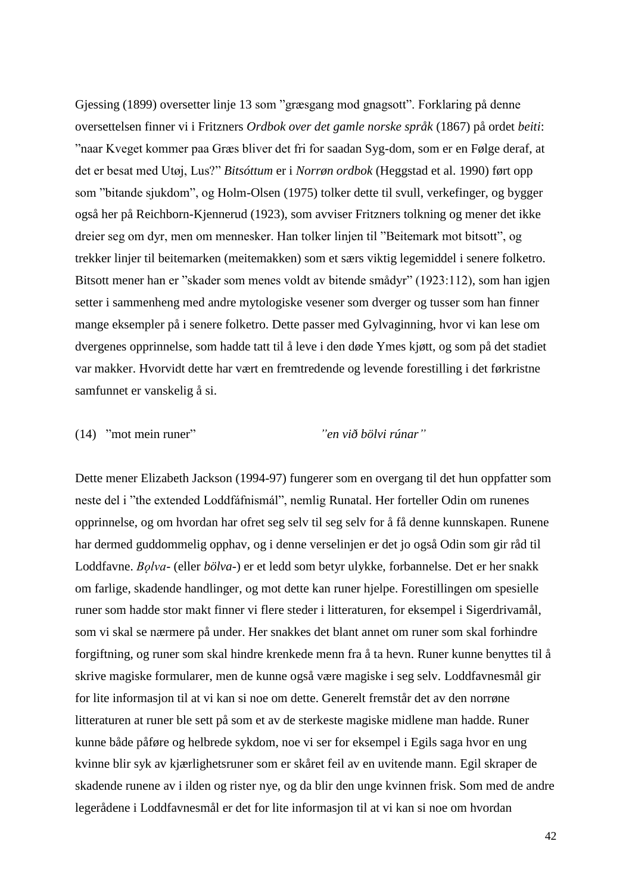Gjessing (1899) oversetter linje 13 som ”græsgang mod gnagsott”. Forklaring på denne oversettelsen finner vi i Fritzners *Ordbok over det gamle norske språk* (1867) på ordet *beiti*: ”naar Kveget kommer paa Græs bliver det fri for saadan Syg-dom, som er en Følge deraf, at det er besat med Utøj, Lus?” *Bitsóttum* er i *Norrøn ordbok* (Heggstad et al. 1990) ført opp som ”bitande sjukdom”, og Holm-Olsen (1975) tolker dette til svull, verkefinger, og bygger også her på Reichborn-Kjennerud (1923), som avviser Fritzners tolkning og mener det ikke dreier seg om dyr, men om mennesker. Han tolker linjen til ”Beitemark mot bitsott”, og trekker linjer til beitemarken (meitemakken) som et særs viktig legemiddel i senere folketro. Bitsott mener han er ”skader som menes voldt av bitende smådyr” (1923:112), som han igjen setter i sammenheng med andre mytologiske vesener som dverger og tusser som han finner mange eksempler på i senere folketro. Dette passer med Gylvaginning, hvor vi kan lese om dvergenes opprinnelse, som hadde tatt til å leve i den døde Ymes kjøtt, og som på det stadiet var makker. Hvorvidt dette har vært en fremtredende og levende forestilling i det førkristne samfunnet er vanskelig å si.

(14) ”mot mein runer” *”en við bölvi rúnar”*

Dette mener Elizabeth Jackson (1994-97) fungerer som en overgang til det hun oppfatter som neste del i ”the extended Loddfáfnismál”, nemlig Runatal. Her forteller Odin om runenes opprinnelse, og om hvordan har ofret seg selv til seg selv for å få denne kunnskapen. Runene har dermed guddommelig opphav, og i denne verselinjen er det jo også Odin som gir råd til Loddfavne. *Bǫlva-* (eller *bölva-*) er et ledd som betyr ulykke, forbannelse. Det er her snakk om farlige, skadende handlinger, og mot dette kan runer hjelpe. Forestillingen om spesielle runer som hadde stor makt finner vi flere steder i litteraturen, for eksempel i Sigerdrivamål, som vi skal se nærmere på under. Her snakkes det blant annet om runer som skal forhindre forgiftning, og runer som skal hindre krenkede menn fra å ta hevn. Runer kunne benyttes til å skrive magiske formularer, men de kunne også være magiske i seg selv. Loddfavnesmål gir for lite informasjon til at vi kan si noe om dette. Generelt fremstår det av den norrøne litteraturen at runer ble sett på som et av de sterkeste magiske midlene man hadde. Runer kunne både påføre og helbrede sykdom, noe vi ser for eksempel i Egils saga hvor en ung kvinne blir syk av kjærlighetsruner som er skåret feil av en uvitende mann. Egil skraper de skadende runene av i ilden og rister nye, og da blir den unge kvinnen frisk. Som med de andre legerådene i Loddfavnesmål er det for lite informasjon til at vi kan si noe om hvordan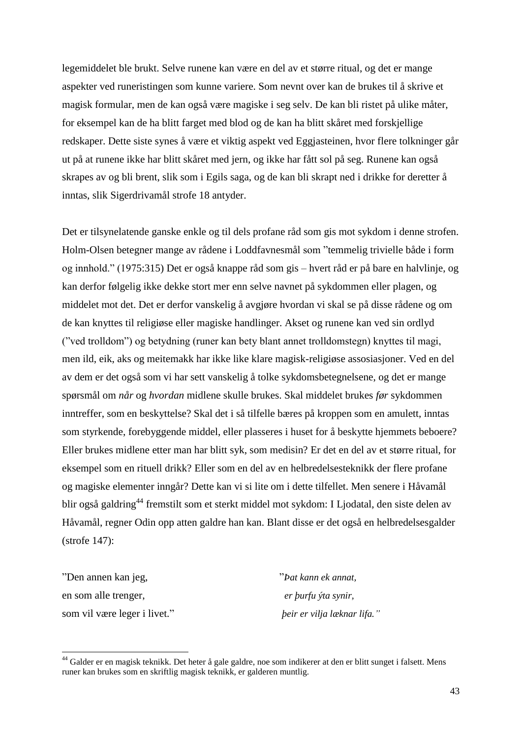legemiddelet ble brukt. Selve runene kan være en del av et større ritual, og det er mange aspekter ved runeristingen som kunne variere. Som nevnt over kan de brukes til å skrive et magisk formular, men de kan også være magiske i seg selv. De kan bli ristet på ulike måter, for eksempel kan de ha blitt farget med blod og de kan ha blitt skåret med forskjellige redskaper. Dette siste synes å være et viktig aspekt ved Eggjasteinen, hvor flere tolkninger går ut på at runene ikke har blitt skåret med jern, og ikke har fått sol på seg. Runene kan også skrapes av og bli brent, slik som i Egils saga, og de kan bli skrapt ned i drikke for deretter å inntas, slik Sigerdrivamål strofe 18 antyder.

Det er tilsynelatende ganske enkle og til dels profane råd som gis mot sykdom i denne strofen. Holm-Olsen betegner mange av rådene i Loddfavnesmål som "temmelig trivielle både i form og innhold." (1975:315) Det er også knappe råd som gis – hvert råd er på bare en halvlinje, og kan derfor følgelig ikke dekke stort mer enn selve navnet på sykdommen eller plagen, og middelet mot det. Det er derfor vanskelig å avgjøre hvordan vi skal se på disse rådene og om de kan knyttes til religiøse eller magiske handlinger. Akset og runene kan ved sin ordlyd ("ved trolldom") og betydning (runer kan bety blant annet trolldomstegn) knyttes til magi, men ild, eik, aks og meitemakk har ikke like klare magisk-religiøse assosiasjoner. Ved en del av dem er det også som vi har sett vanskelig å tolke sykdomsbetegnelsene, og det er mange spørsmål om *når* og *hvordan* midlene skulle brukes. Skal middelet brukes *før* sykdommen inntreffer, som en beskyttelse? Skal det i så tilfelle bæres på kroppen som en amulett, inntas som styrkende, forebyggende middel, eller plasseres i huset for å beskytte hjemmets beboere? Eller brukes midlene etter man har blitt syk, som medisin? Er det en del av et større ritual, for eksempel som en rituell drikk? Eller som en del av en helbredelsesteknikk der flere profane og magiske elementer inngår? Dette kan vi si lite om i dette tilfellet. Men senere i Håvamål blir også galdring[44] fremstilt som et sterkt middel mot sykdom: I Ljodatal, den siste delen av Håvamål, regner Odin opp atten galdre han kan. Blant disse er det også en helbredelsesgalder (strofe 147):

| | |
|---|---|
| "Den annen kan jeg, | "*Þat kann ek annat,* |
| en som alle trenger, | *er þurfu ýta synir,* |
| som vil være leger i livet." | *þeir er vilja læknar lifa."* |

[44] Galder er en magisk teknikk. Det heter å gale galdre, noe som indikerer at den er blitt sunget i falsett. Mens runer kan brukes som en skriftlig magisk teknikk, er galderen muntlig.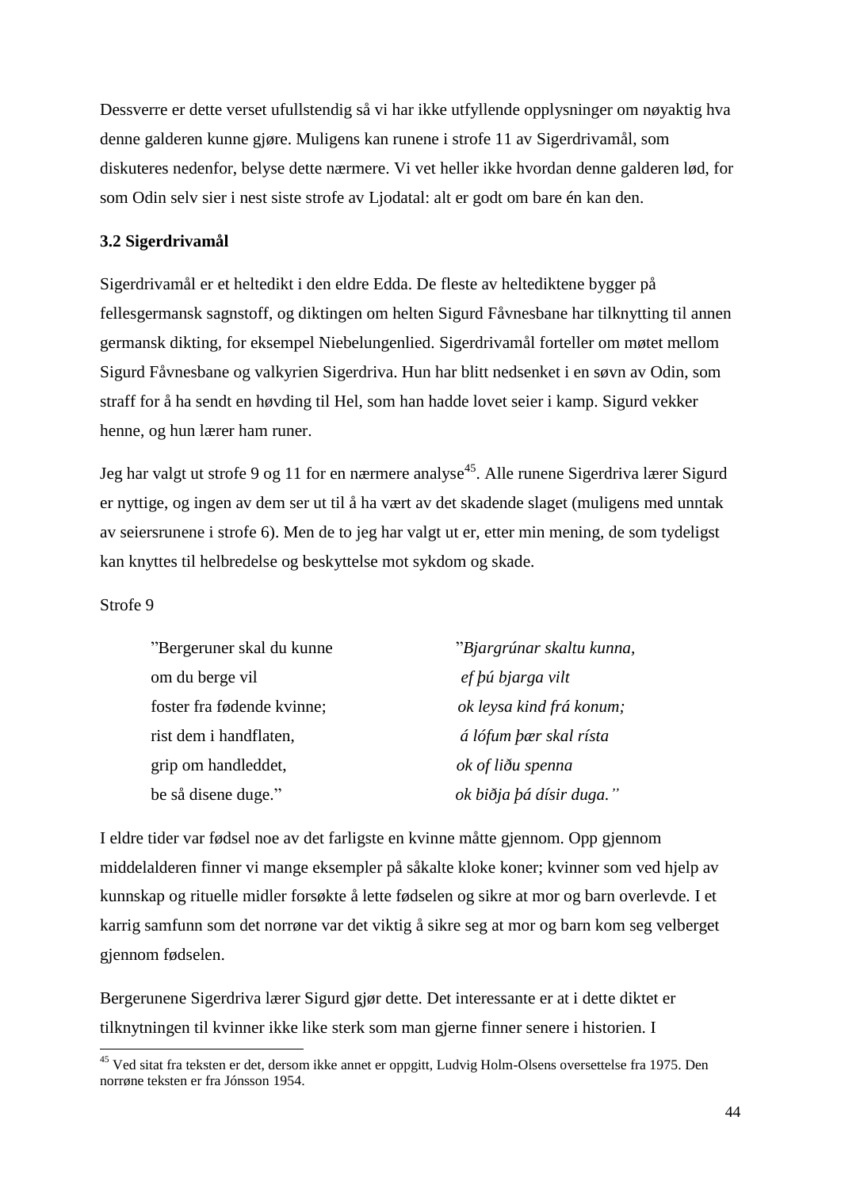Dessverre er dette verset ufullstendig så vi har ikke utfyllende opplysninger om nøyaktig hva denne galderen kunne gjøre. Muligens kan runene i strofe 11 av Sigerdrivamål, som diskuteres nedenfor, belyse dette nærmere. Vi vet heller ikke hvordan denne galderen lød, for som Odin selv sier i nest siste strofe av Ljodatal: alt er godt om bare én kan den.

### 3.2 Sigerdrivamål

Sigerdrivamål er et heltedikt i den eldre Edda. De fleste av heltediktene bygger på fellesgermansk sagnstoff, og diktingen om helten Sigurd Fåvnesbane har tilknytting til annen germansk dikting, for eksempel Niebelungenlied. Sigerdrivamål forteller om møtet mellom Sigurd Fåvnesbane og valkyrien Sigerdriva. Hun har blitt nedsenket i en søvn av Odin, som straff for å ha sendt en høvding til Hel, som han hadde lovet seier i kamp. Sigurd vekker henne, og hun lærer ham runer.

Jeg har valgt ut strofe 9 og 11 for en nærmere analyse[45]. Alle runene Sigerdriva lærer Sigurd er nyttige, og ingen av dem ser ut til å ha vært av det skadende slaget (muligens med unntak av seiersrunene i strofe 6). Men de to jeg har valgt ut er, etter min mening, de som tydeligst kan knyttes til helbredelse og beskyttelse mot sykdom og skade.

Strofe 9

| | |
|---|---|
| "Bergeruner skal du kunne | *"Bjargrúnar skaltu kunna,* |
| om du berge vil | *ef þú bjarga vilt* |
| foster fra fødende kvinne; | *ok leysa kind frá konum;* |
| rist dem i handflaten, | *á lófum þær skal rísta* |
| grip om handleddet, | *ok of liðu spenna* |
| be så disene duge." | *ok biðja þá dísir duga."* |

I eldre tider var fødsel noe av det farligste en kvinne måtte gjennom. Opp gjennom middelalderen finner vi mange eksempler på såkalte kloke koner; kvinner som ved hjelp av kunnskap og rituelle midler forsøkte å lette fødselen og sikre at mor og barn overlevde. I et karrig samfunn som det norrøne var det viktig å sikre seg at mor og barn kom seg velberget gjennom fødselen.

Bergerunene Sigerdriva lærer Sigurd gjør dette. Det interessante er at i dette diktet er tilknytningen til kvinner ikke like sterk som man gjerne finner senere i historien. I

[45] Ved sitat fra teksten er det, dersom ikke annet er oppgitt, Ludvig Holm-Olsens oversettelse fra 1975. Den norrøne teksten er fra Jónsson 1954.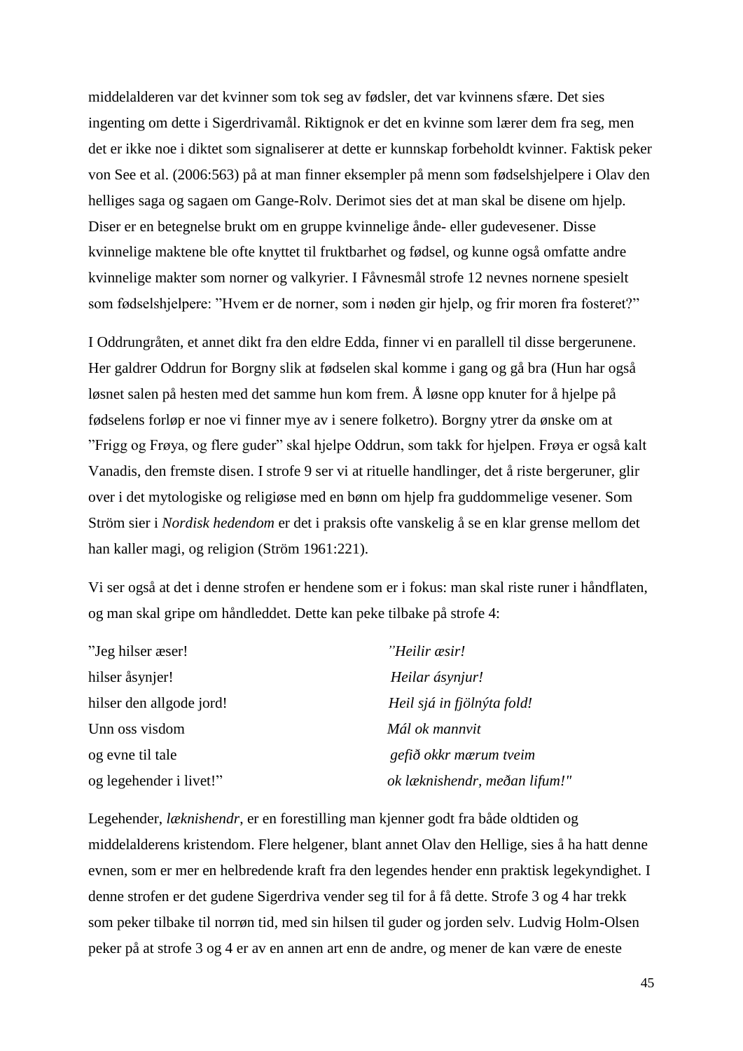middelalderen var det kvinner som tok seg av fødsler, det var kvinnens sfære. Det sies ingenting om dette i Sigerdrivamål. Riktignok er det en kvinne som lærer dem fra seg, men det er ikke noe i diktet som signaliserer at dette er kunnskap forbeholdt kvinner. Faktisk peker von See et al. (2006:563) på at man finner eksempler på menn som fødselshjelpere i Olav den helliges saga og sagaen om Gange-Rolv. Derimot sies det at man skal be disene om hjelp. Diser er en betegnelse brukt om en gruppe kvinnelige ånde- eller gudevesener. Disse kvinnelige maktene ble ofte knyttet til fruktbarhet og fødsel, og kunne også omfatte andre kvinnelige makter som norner og valkyrier. I Fåvnesmål strofe 12 nevnes nornene spesielt som fødselshjelpere: ”Hvem er de norner, som i nøden gir hjelp, og frir moren fra fosteret?”

I Oddrungråten, et annet dikt fra den eldre Edda, finner vi en parallell til disse bergerunene. Her galdrer Oddrun for Borgny slik at fødselen skal komme i gang og gå bra (Hun har også løsnet salen på hesten med det samme hun kom frem. Å løsne opp knuter for å hjelpe på fødselens forløp er noe vi finner mye av i senere folketro). Borgny ytrer da ønske om at ”Frigg og Frøya, og flere guder” skal hjelpe Oddrun, som takk for hjelpen. Frøya er også kalt Vanadis, den fremste disen. I strofe 9 ser vi at rituelle handlinger, det å riste bergeruner, glir over i det mytologiske og religiøse med en bønn om hjelp fra guddommelige vesener. Som Ström sier i *Nordisk hedendom* er det i praksis ofte vanskelig å se en klar grense mellom det han kaller magi, og religion (Ström 1961:221).

Vi ser også at det i denne strofen er hendene som er i fokus: man skal riste runer i håndflaten, og man skal gripe om håndleddet. Dette kan peke tilbake på strofe 4:

| | |
|---|---|
| ”Jeg hilser æser! | *”Heilir æsir!* |
| hilser åsynjer! | *Heilar ásynjur!* |
| hilser den allgode jord! | *Heil sjá in fjölnýta fold!* |
| Unn oss visdom | *Mál ok mannvit* |
| og evne til tale | *gefið okkr mærum tveim* |
| og legehender i livet!” | *ok læknishendr, meðan lifum!"* |

Legehender, *læknishendr*, er en forestilling man kjenner godt fra både oldtiden og middelalderens kristendom. Flere helgener, blant annet Olav den Hellige, sies å ha hatt denne evnen, som er mer en helbredende kraft fra den legendes hender enn praktisk legekyndighet. I denne strofen er det gudene Sigerdriva vender seg til for å få dette. Strofe 3 og 4 har trekk som peker tilbake til norrøn tid, med sin hilsen til guder og jorden selv. Ludvig Holm-Olsen peker på at strofe 3 og 4 er av en annen art enn de andre, og mener de kan være de eneste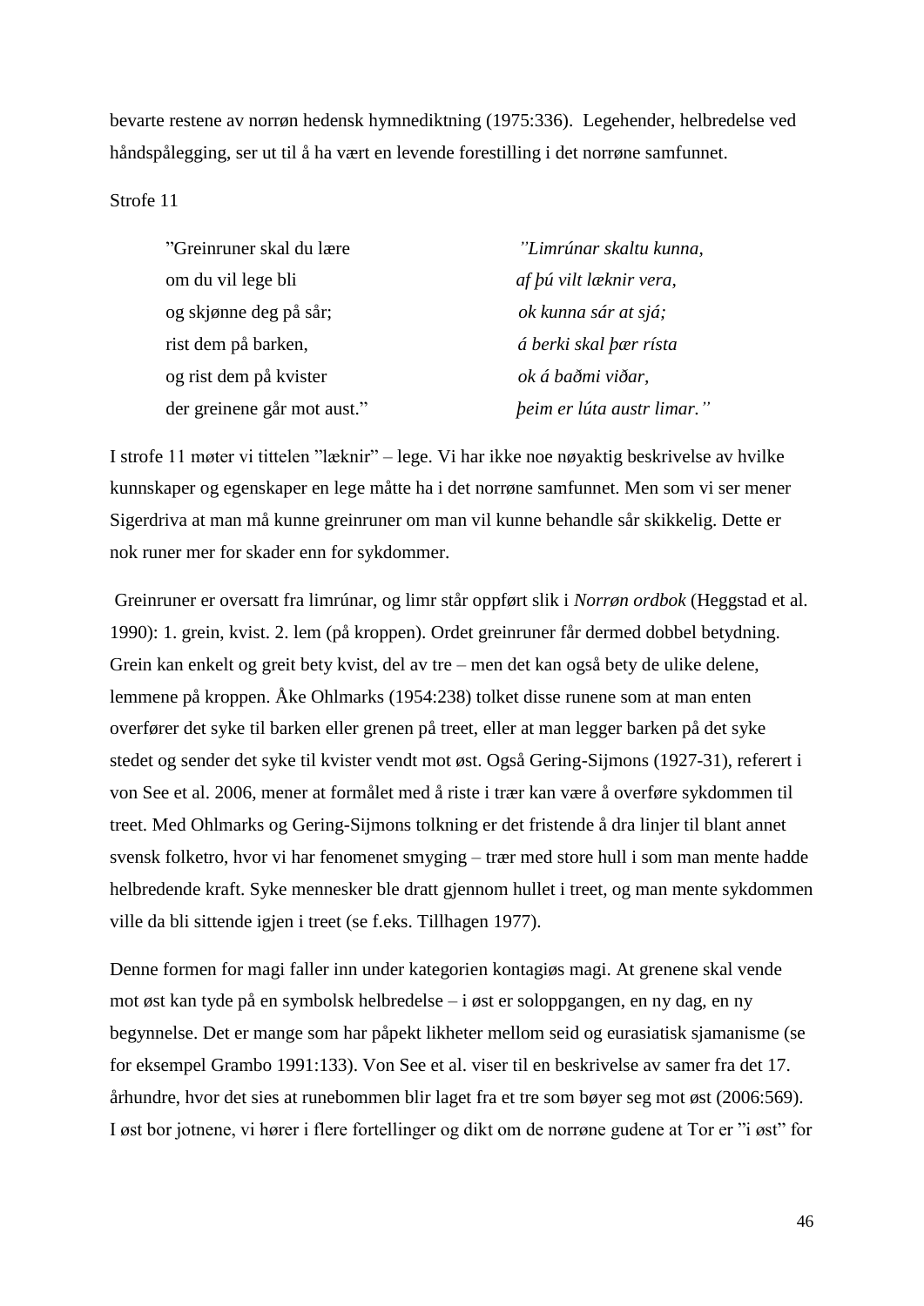bevarte restene av norrøn hedensk hymnediktning (1975:336). Legehender, helbredelse ved håndspålegging, ser ut til å ha vært en levende forestilling i det norrøne samfunnet.

Strofe 11

| | |
|---|---|
| ”Greinruner skal du lære | *”Limrúnar skaltu kunna,* |
| om du vil lege bli | *af þú vilt læknir vera,* |
| og skjønne deg på sår; | *ok kunna sár at sjá;* |
| rist dem på barken, | *á berki skal þær rísta* |
| og rist dem på kvister | *ok á baðmi viðar,* |
| der greinene går mot aust.” | *þeim er lúta austr limar.”* |

I strofe 11 møter vi tittelen ”læknir” – lege. Vi har ikke noe nøyaktig beskrivelse av hvilke kunnskaper og egenskaper en lege måtte ha i det norrøne samfunnet. Men som vi ser mener Sigerdriva at man må kunne greinruner om man vil kunne behandle sår skikkelig. Dette er nok runer mer for skader enn for sykdommer.

Greinruner er oversatt fra limrúnar, og limr står oppført slik i *Norrøn ordbok* (Heggstad et al. 1990): 1. grein, kvist. 2. lem (på kroppen). Ordet greinruner får dermed dobbel betydning. Grein kan enkelt og greit bety kvist, del av tre – men det kan også bety de ulike delene, lemmene på kroppen. Åke Ohlmarks (1954:238) tolket disse runene som at man enten overfører det syke til barken eller grenen på treet, eller at man legger barken på det syke stedet og sender det syke til kvister vendt mot øst. Også Gering-Sijmons (1927-31), referert i von See et al. 2006, mener at formålet med å riste i trær kan være å overføre sykdommen til treet. Med Ohlmarks og Gering-Sijmons tolkning er det fristende å dra linjer til blant annet svensk folketro, hvor vi har fenomenet smyging – trær med store hull i som man mente hadde helbredende kraft. Syke mennesker ble dratt gjennom hullet i treet, og man mente sykdommen ville da bli sittende igjen i treet (se f.eks. Tillhagen 1977).

Denne formen for magi faller inn under kategorien kontagiøs magi. At grenene skal vende mot øst kan tyde på en symbolsk helbredelse – i øst er soloppgangen, en ny dag, en ny begynnelse. Det er mange som har påpekt likheter mellom seid og eurasiatisk sjamanisme (se for eksempel Grambo 1991:133). Von See et al. viser til en beskrivelse av samer fra det 17. århundre, hvor det sies at runebommen blir laget fra et tre som bøyer seg mot øst (2006:569). I øst bor jotnene, vi hører i flere fortellinger og dikt om de norrøne gudene at Tor er ”i øst” for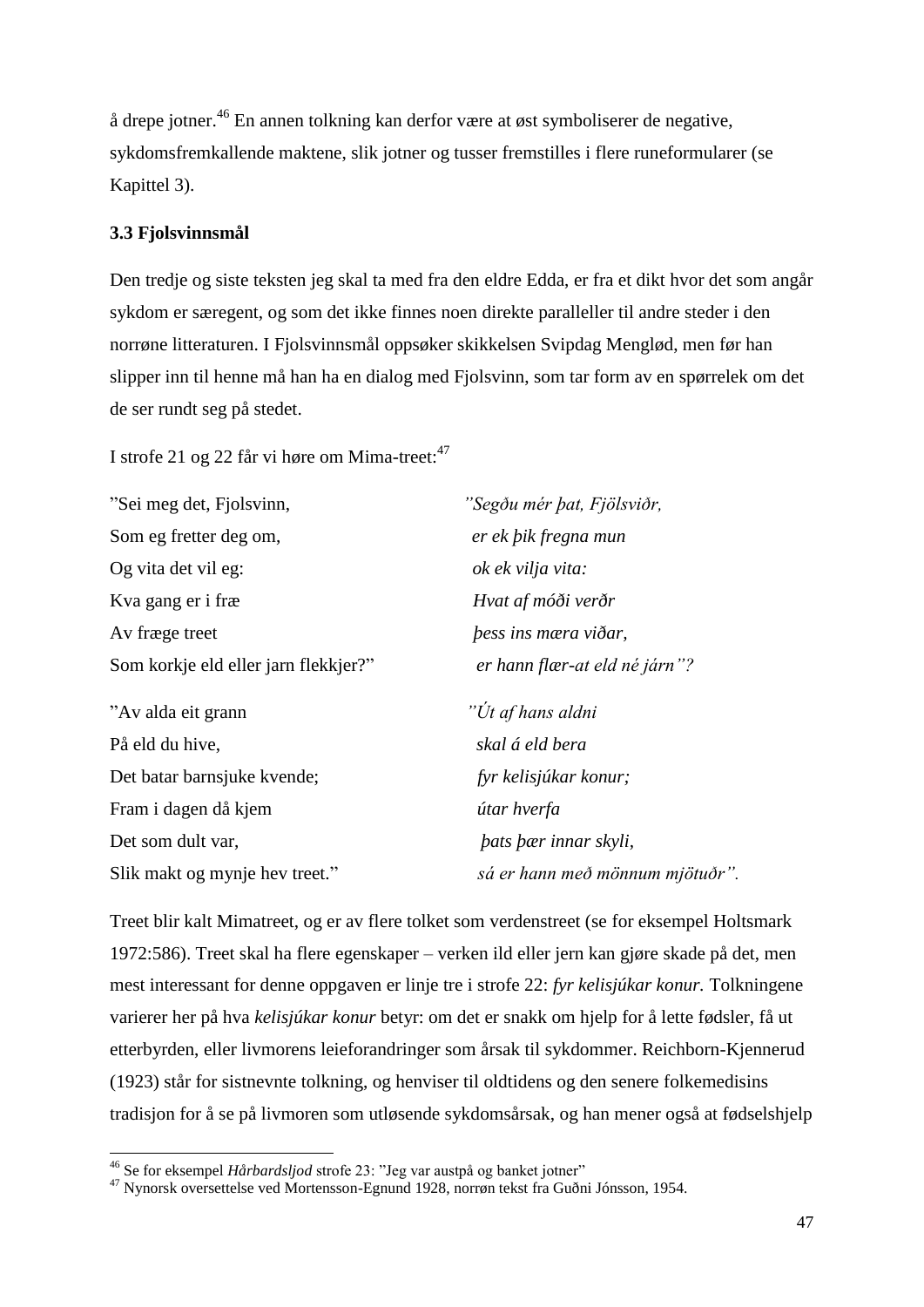å drepe jotner.[46] En annen tolkning kan derfor være at øst symboliserer de negative, sykdomsfremkallende maktene, slik jotner og tusser fremstilles i flere runeformularer (se Kapittel 3).

### 3.3 Fjolsvinnsmål

Den tredje og siste teksten jeg skal ta med fra den eldre Edda, er fra et dikt hvor det som angår sykdom er særegent, og som det ikke finnes noen direkte paralleller til andre steder i den norrøne litteraturen. I Fjolsvinnsmål oppsøker skikkelsen Svipdag Mengløđ, men før han slipper inn til henne må han ha en dialog med Fjolsvinn, som tar form av en spørrelek om det de ser rundt seg på stedet.

I strofe 21 og 22 får vi høre om Mima-treet:[47]

| | |
|---|---|
| ”Sei meg det, Fjolsvinn, | *”Segðu mér þat, Fjölsviðr,* |
| Som eg fretter deg om, | *er ek þik fregna mun* |
| Og vita det vil eg: | *ok ek vilja vita:* |
| Kva gang er i fræ | *Hvat af móði verðr* |
| Av fræge treet | *þess ins mæra viðar,* |
| Som korkje eld eller jarn flekkjer?” | *er hann flær-at eld né járn”?* |
| | |
| ”Av alda eit grann | *”Út af hans aldni* |
| På eld du hive, | *skal á eld bera* |
| Det batar barnsjuke kvende; | *fyr kelisjúkar konur;* |
| Fram i dagen då kjem | *útar hverfa* |
| Det som dult var, | *þats þær innar skyli,* |
| Slik makt og mynje hev treet.” | *sá er hann með mönnum mjötuðr”.* |

Treet blir kalt Mimatreet, og er av flere tolket som verdenstreet (se for eksempel Holtsmark 1972:586). Treet skal ha flere egenskaper – verken ild eller jern kan gjøre skade på det, men mest interessant for denne oppgaven er linje tre i strofe 22: *fyr kelisjúkar konur.* Tolkningene varierer her på hva *kelisjúkar konur* betyr: om det er snakk om hjelp for å lette fødsler, få ut etterbyrden, eller livmorens leieforandringer som årsak til sykdommer. Reichborn-Kjennerud (1923) står for sistnevnte tolkning, og henviser til oldtidens og den senere folkemedisins tradisjon for å se på livmoren som utløsende sykdomsårsak, og han mener også at fødselshjelp

---

[46] Se for eksempel *Hårbardsljod* strofe 23: ”Jeg var austpå og banket jotner”

[47] Nynorsk oversettelse ved Mortensson-Egnund 1928, norrøn tekst fra Guðni Jónsson, 1954.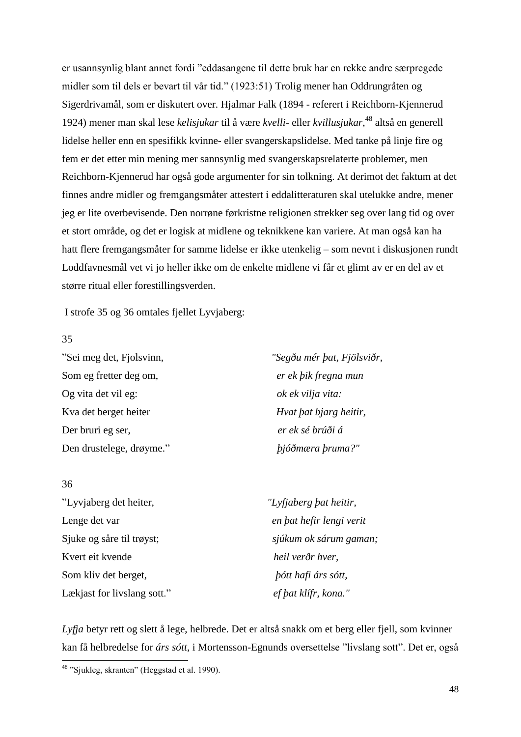er usannsynlig blant annet fordi ”eddasangene til dette bruk har en rekke andre særpregede midler som til dels er bevart til vår tid.” (1923:51) Trolig mener han Oddrungråten og Sigerdrivamål, som er diskutert over. Hjalmar Falk (1894 - referert i Reichborn-Kjennerud 1924) mener man skal lese *kelisjukar* til å være *kvelli-* eller *kvillusjukar*,[48] altså en generell lidelse heller enn en spesifikk kvinne- eller svangerskapslidelse. Med tanke på linje fire og fem er det etter min mening mer sannsynlig med svangerskapsrelaterte problemer, men Reichborn-Kjennerud har også gode argumenter for sin tolkning. At derimot det faktum at det finnes andre midler og fremgangsmåter attestert i eddalitteraturen skal utelukke andre, mener jeg er lite overbevisende. Den norrøne førkristne religionen strekker seg over lang tid og over et stort område, og det er logisk at midlene og teknikkene kan variere. At man også kan ha hatt flere fremgangsmåter for samme lidelse er ikke utenkelig – som nevnt i diskusjonen rundt Loddfavnesmål vet vi jo heller ikke om de enkelte midlene vi får et glimt av er en del av et større ritual eller forestillingsverden.

I strofe 35 og 36 omtales fjellet Lyvjaberg:

35

| | |
|---|---|
| ”Sei meg det, Fjolsvinn, | *"Segðu mér þat, Fjölsviðr,* |
| Som eg fretter deg om, | *er ek þik fregna mun* |
| Og vita det vil eg: | *ok ek vilja vita:* |
| Kva det berget heiter | *Hvat þat bjarg heitir,* |
| Der bruri eg ser, | *er ek sé brúði á* |
| Den drustelege, drøyme.” | *þjóðmæra þruma?"* |

36

| | |
|---|---|
| ”Lyvjaberg det heiter, | *"Lyfjaberg þat heitir,* |
| Lenge det var | *en þat hefir lengi verit* |
| Sjuke og såre til trøyst; | *sjúkum ok sárum gaman;* |
| Kvert eit kvende | *heil verðr hver,* |
| Som kliv det berget, | *þótt hafi árs sótt,* |
| Lækjast for livslang sott.” | *ef þat klífr, kona."* |

*Lyfja* betyr rett og slett å lege, helbrede. Det er altså snakk om et berg eller fjell, som kvinner kan få helbredelse for *árs sótt*, i Mortensson-Egnunds oversettelse ”livslang sott”. Det er, også

[48] ”Sjukleg, skranten” (Heggstad et al. 1990).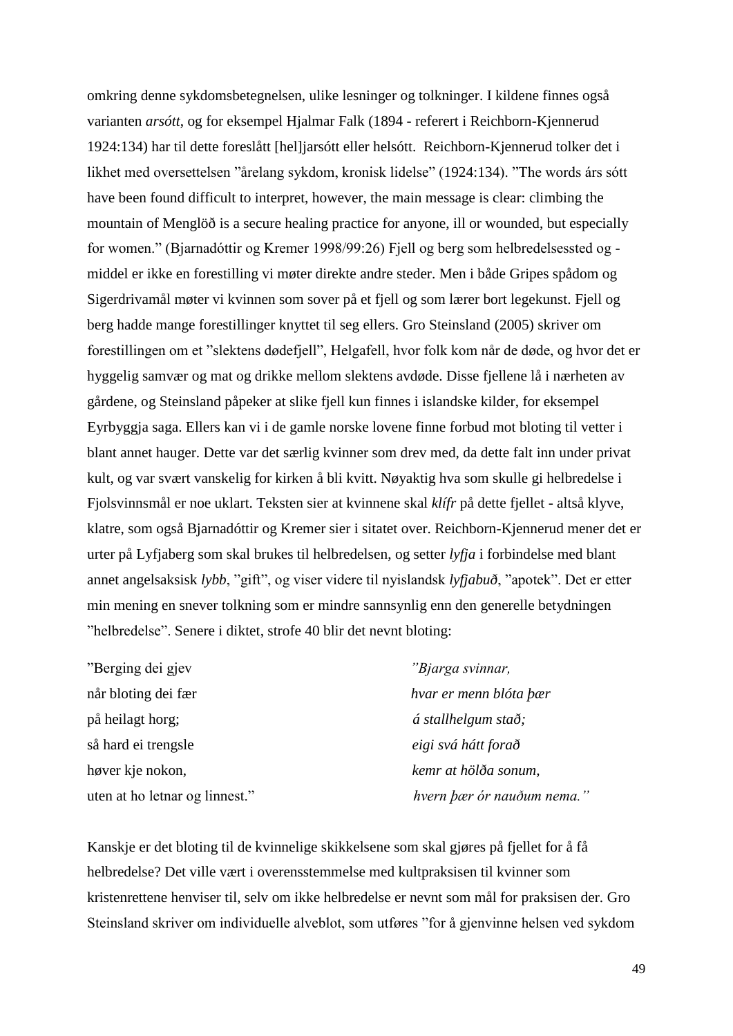omkring denne sykdomsbetegnelsen, ulike lesninger og tolkninger. I kildene finnes også varianten *arsótt*, og for eksempel Hjalmar Falk (1894 - referert i Reichborn-Kjennerud 1924:134) har til dette foreslått [hel]jarsótt eller helsótt. Reichborn-Kjennerud tolker det i likhet med oversettelsen "årelang sykdom, kronisk lidelse" (1924:134). "The words árs sótt have been found difficult to interpret, however, the main message is clear: climbing the mountain of Menglöð is a secure healing practice for anyone, ill or wounded, but especially for women." (Bjarnadóttir og Kremer 1998/99:26) Fjell og berg som helbredelsessted og -middel er ikke en forestilling vi møter direkte andre steder. Men i både Gripes spådom og Sigerdrivamål møter vi kvinnen som sover på et fjell og som lærer bort legekunst. Fjell og berg hadde mange forestillinger knyttet til seg ellers. Gro Steinsland (2005) skriver om forestillingen om et "slektens dødefjell", Helgafell, hvor folk kom når de døde, og hvor det er hyggelig samvær og mat og drikke mellom slektens avdøde. Disse fjellene lå i nærheten av gårdene, og Steinsland påpeker at slike fjell kun finnes i islandske kilder, for eksempel Eyrbyggja saga. Ellers kan vi i de gamle norske lovene finne forbud mot bloting til vetter i blant annet hauger. Dette var det særlig kvinner som drev med, da dette falt inn under privat kult, og var svært vanskelig for kirken å bli kvitt. Nøyaktig hva som skulle gi helbredelse i Fjolsvinnsmål er noe uklart. Teksten sier at kvinnene skal *klífr* på dette fjellet - altså klyve, klatre, som også Bjarnadóttir og Kremer sier i sitatet over. Reichborn-Kjennerud mener det er urter på Lyfjaberg som skal brukes til helbredelsen, og setter *lyfja* i forbindelse med blant annet angelsaksisk *lybb*, "gift", og viser videre til nyislandsk *lyfjabuð*, "apotek". Det er etter min mening en snever tolkning som er mindre sannsynlig enn den generelle betydningen "helbredelse". Senere i diktet, strofe 40 blir det nevnt bloting:

| | |
|---|---|
| "Berging dei gjev | *"Bjarga svinnar,* |
| når bloting dei fær | *hvar er menn blóta þær* |
| på heilagt horg; | *á stallhelgum stað;* |
| så hard ei trengsle | *eigi svá hátt forað* |
| høver kje nokon, | *kemr at hölða sonum,* |
| uten at ho letnar og linnest." | *hvern þær ór nauðum nema."* |

Kanskje er det bloting til de kvinnelige skikkelsene som skal gjøres på fjellet for å få helbredelse? Det ville vært i overensstemmelse med kultpraksisen til kvinner som kristenrettene henviser til, selv om ikke helbredelse er nevnt som mål for praksisen der. Gro Steinsland skriver om individuelle alveblot, som utføres "for å gjenvinne helsen ved sykdom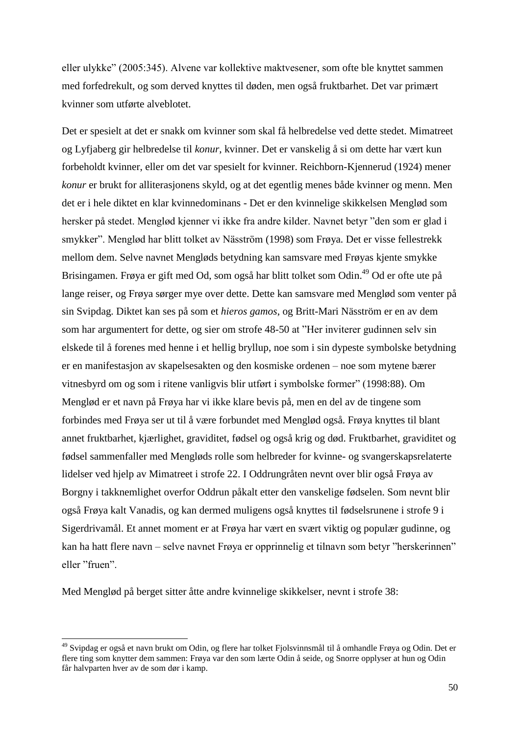eller ulykke" (2005:345). Alvene var kollektive maktvesener, som ofte ble knyttet sammen med forfedrekult, og som derved knyttes til døden, men også fruktbarhet. Det var primært kvinner som utførte alveblotet.

Det er spesielt at det er snakk om kvinner som skal få helbredelse ved dette stedet. Mimatreet og Lyfjaberg gir helbredelse til *konur*, kvinner. Det er vanskelig å si om dette har vært kun forbeholdt kvinner, eller om det var spesielt for kvinner. Reichborn-Kjennerud (1924) mener *konur* er brukt for alliterasjonens skyld, og at det egentlig menes både kvinner og menn. Men det er i hele diktet en klar kvinnedominans - Det er den kvinnelige skikkelsen Menglød som hersker på stedet. Menglød kjenner vi ikke fra andre kilder. Navnet betyr "den som er glad i smykker". Menglød har blitt tolket av Näsström (1998) som Frøya. Det er visse fellestrekk mellom dem. Selve navnet Mengløds betydning kan samsvare med Frøyas kjente smykke Brisingamen. Frøya er gift med Od, som også har blitt tolket som Odin.[49] Od er ofte ute på lange reiser, og Frøya sørger mye over dette. Dette kan samsvare med Menglød som venter på sin Svipdag. Diktet kan ses på som et *hieros gamos*, og Britt-Mari Näsström er en av dem som har argumentert for dette, og sier om strofe 48-50 at "Her inviterer gudinnen selv sin elskede til å forenes med henne i et hellig bryllup, noe som i sin dypeste symbolske betydning er en manifestasjon av skapelsesakten og den kosmiske ordenen – noe som mytene bærer vitnesbyrd om og som i ritene vanligvis blir utført i symbolske former" (1998:88). Om Menglød er et navn på Frøya har vi ikke klare bevis på, men en del av de tingene som forbindes med Frøya ser ut til å være forbundet med Menglød også. Frøya knyttes til blant annet fruktbarhet, kjærlighet, graviditet, fødsel og også krig og død. Fruktbarhet, graviditet og fødsel sammenfaller med Mengløds rolle som helbreder for kvinne- og svangerskapsrelaterte lidelser ved hjelp av Mimatreet i strofe 22. I Oddrungråten nevnt over blir også Frøya av Borgny i takknemlighet overfor Oddrun påkalt etter den vanskelige fødselen. Som nevnt blir også Frøya kalt Vanadis, og kan dermed muligens også knyttes til fødselsrunene i strofe 9 i Sigerdrivamål. Et annet moment er at Frøya har vært en svært viktig og populær gudinne, og kan ha hatt flere navn – selve navnet Frøya er opprinnelig et tilnavn som betyr "herskerinnen" eller "fruen".

Med Menglød på berget sitter åtte andre kvinnelige skikkelser, nevnt i strofe 38:

---

[49] Svipdag er også et navn brukt om Odin, og flere har tolket Fjolsvinnsmål til å omhandle Frøya og Odin. Det er flere ting som knytter dem sammen: Frøya var den som lærte Odin å seide, og Snorre opplyser at hun og Odin får halvparten hver av de som dør i kamp.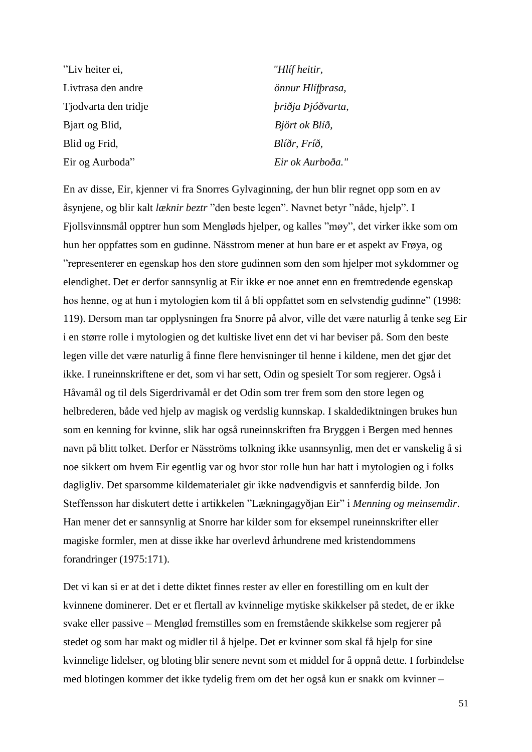| | |
|---|---|
| ”Liv heiter ei, | *"Hlíf heitir,* |
| Livtrasa den andre | *önnur Hlífþrasa,* |
| Tjodvarta den tridje | *þriðja Þjóðvarta,* |
| Bjart og Blid, | *Björt ok Blíð,* |
| Blid og Frid, | *Blíðr, Fríð,* |
| Eir og Aurboda” | *Eir ok Aurboða."* |

En av disse, Eir, kjenner vi fra Snorres Gylvaginning, der hun blir regnet opp som en av åsynjene, og blir kalt *læknir beztr* ”den beste legen”. Navnet betyr ”nåde, hjelp”. I Fjollsvinnsmål opptrer hun som Mengløds hjelper, og kalles ”møy”, det virker ikke som om hun her oppfattes som en gudinne. Nässtrom mener at hun bare er et aspekt av Frøya, og ”representerer en egenskap hos den store gudinnen som den som hjelper mot sykdommer og elendighet. Det er derfor sannsynlig at Eir ikke er noe annet enn en fremtredende egenskap hos henne, og at hun i mytologien kom til å bli oppfattet som en selvstendig gudinne” (1998: 119). Dersom man tar opplysningen fra Snorre på alvor, ville det være naturlig å tenke seg Eir i en større rolle i mytologien og det kultiske livet enn det vi har beviser på. Som den beste legen ville det være naturlig å finne flere henvisninger til henne i kildene, men det gjør det ikke. I runeinnskriftene er det, som vi har sett, Odin og spesielt Tor som regjerer. Også i Håvamål og til dels Sigerdrivamål er det Odin som trer frem som den store legen og helbrederen, både ved hjelp av magisk og verdslig kunnskap. I skaldediktningen brukes hun som en kenning for kvinne, slik har også runeinnskriften fra Bryggen i Bergen med hennes navn på blitt tolket. Derfor er Näsströms tolkning ikke usannsynlig, men det er vanskelig å si noe sikkert om hvem Eir egentlig var og hvor stor rolle hun har hatt i mytologien og i folks dagligliv. Det sparsomme kildematerialet gir ikke nødvendigvis et sannferdig bilde. Jon Steffensson har diskutert dette i artikkelen ”Lækningagyðjan Eir” i *Menning og meinsemdir*. Han mener det er sannsynlig at Snorre har kilder som for eksempel runeinnskrifter eller magiske formler, men at disse ikke har overlevd århundrene med kristendommens forandringer (1975:171).

Det vi kan si er at det i dette diktet finnes rester av eller en forestilling om en kult der kvinnene dominerer. Det er et flertall av kvinnelige mytiske skikkelser på stedet, de er ikke svake eller passive – Mengløð fremstilles som en fremstående skikkelse som regjerer på stedet og som har makt og midler til å hjelpe. Det er kvinner som skal få hjelp for sine kvinnelige lidelser, og bloting blir senere nevnt som et middel for å oppnå dette. I forbindelse med blotingen kommer det ikke tydelig frem om det her også kun er snakk om kvinner –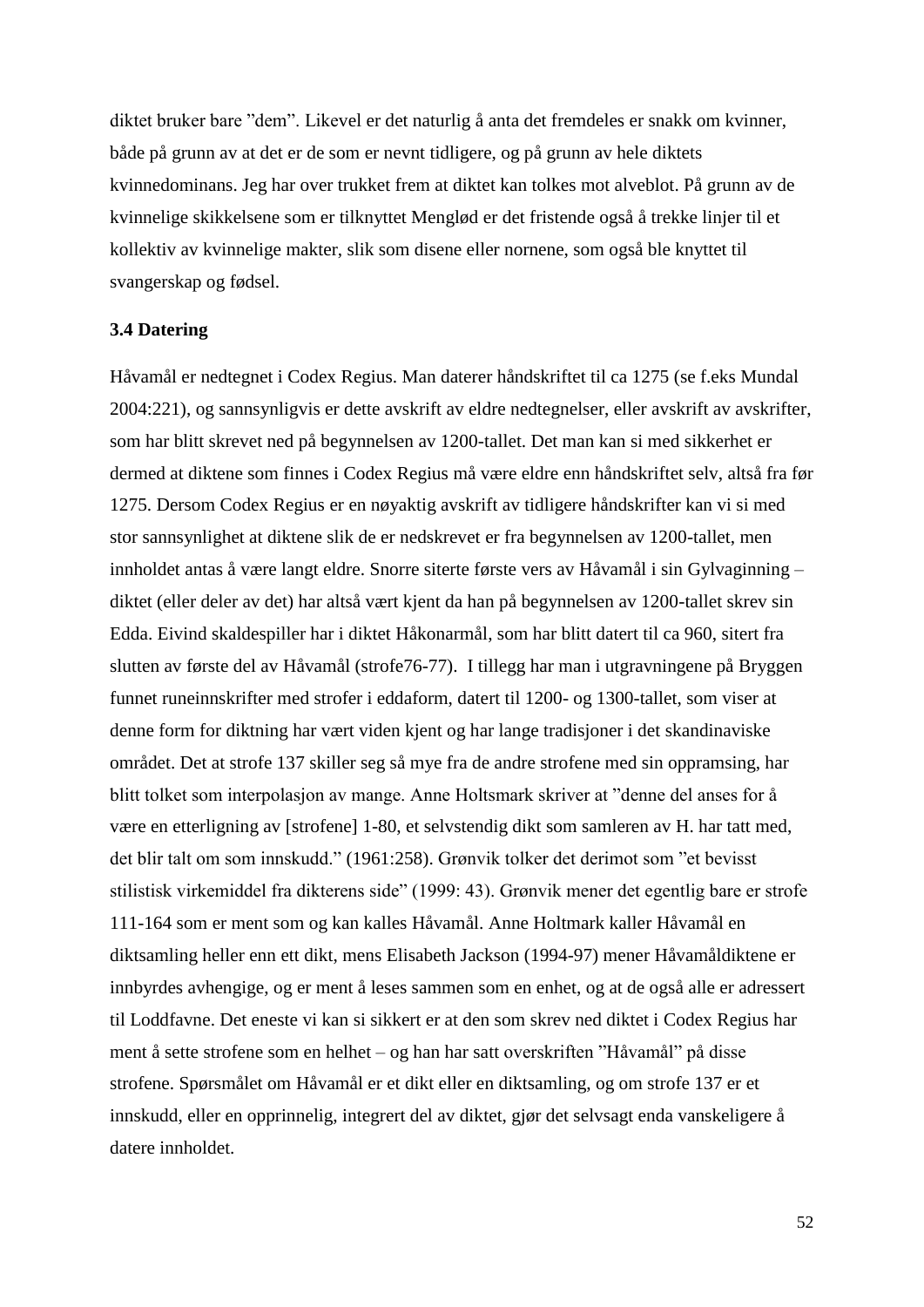diktet bruker bare ”dem”. Likevel er det naturlig å anta det fremdeles er snakk om kvinner, både på grunn av at det er de som er nevnt tidligere, og på grunn av hele diktets kvinnedominans. Jeg har over trukket frem at diktet kan tolkes mot alveblot. På grunn av de kvinnelige skikkelsene som er tilknyttet Menglød er det fristende også å trekke linjer til et kollektiv av kvinnelige makter, slik som disene eller nornene, som også ble knyttet til svangerskap og fødsel.

### 3.4 Datering

Håvamål er nedtegnet i Codex Regius. Man daterer håndskriftet til ca 1275 (se f.eks Mundal 2004:221), og sannsynligvis er dette avskrift av eldre nedtegnelser, eller avskrift av avskrifter, som har blitt skrevet ned på begynnelsen av 1200-tallet. Det man kan si med sikkerhet er dermed at diktene som finnes i Codex Regius må være eldre enn håndskriftet selv, altså fra før 1275. Dersom Codex Regius er en nøyaktig avskrift av tidligere håndskrifter kan vi si med stor sannsynlighet at diktene slik de er nedskrevet er fra begynnelsen av 1200-tallet, men innholdet antas å være langt eldre. Snorre siterte første vers av Håvamål i sin Gylvaginning – diktet (eller deler av det) har altså vært kjent da han på begynnelsen av 1200-tallet skrev sin Edda. Eivind skaldespiller har i diktet Håkonarmål, som har blitt datert til ca 960, sitert fra slutten av første del av Håvamål (strofe76-77). I tillegg har man i utgravningene på Bryggen funnet runeinnskrifter med strofer i eddaform, datert til 1200- og 1300-tallet, som viser at denne form for diktning har vært viden kjent og har lange tradisjoner i det skandinaviske området. Det at strofe 137 skiller seg så mye fra de andre strofene med sin oppramsing, har blitt tolket som interpolasjon av mange. Anne Holtsmark skriver at ”denne del anses for å være en etterligning av [strofene] 1-80, et selvstendig dikt som samleren av H. har tatt med, det blir talt om som innskudd.” (1961:258). Grønvik tolker det derimot som ”et bevisst stilistisk virkemiddel fra dikterens side” (1999: 43). Grønvik mener det egentlig bare er strofe 111-164 som er ment som og kan kalles Håvamål. Anne Holtmark kaller Håvamål en diktsamling heller enn ett dikt, mens Elisabeth Jackson (1994-97) mener Håvamåldiktene er innbyrdes avhengige, og er ment å leses sammen som en enhet, og at de også alle er adressert til Loddfavne. Det eneste vi kan si sikkert er at den som skrev ned diktet i Codex Regius har ment å sette strofene som en helhet – og han har satt overskriften ”Håvamål” på disse strofene. Spørsmålet om Håvamål er et dikt eller en diktsamling, og om strofe 137 er et innskudd, eller en opprinnelig, integrert del av diktet, gjør det selvsagt enda vanskeligere å datere innholdet.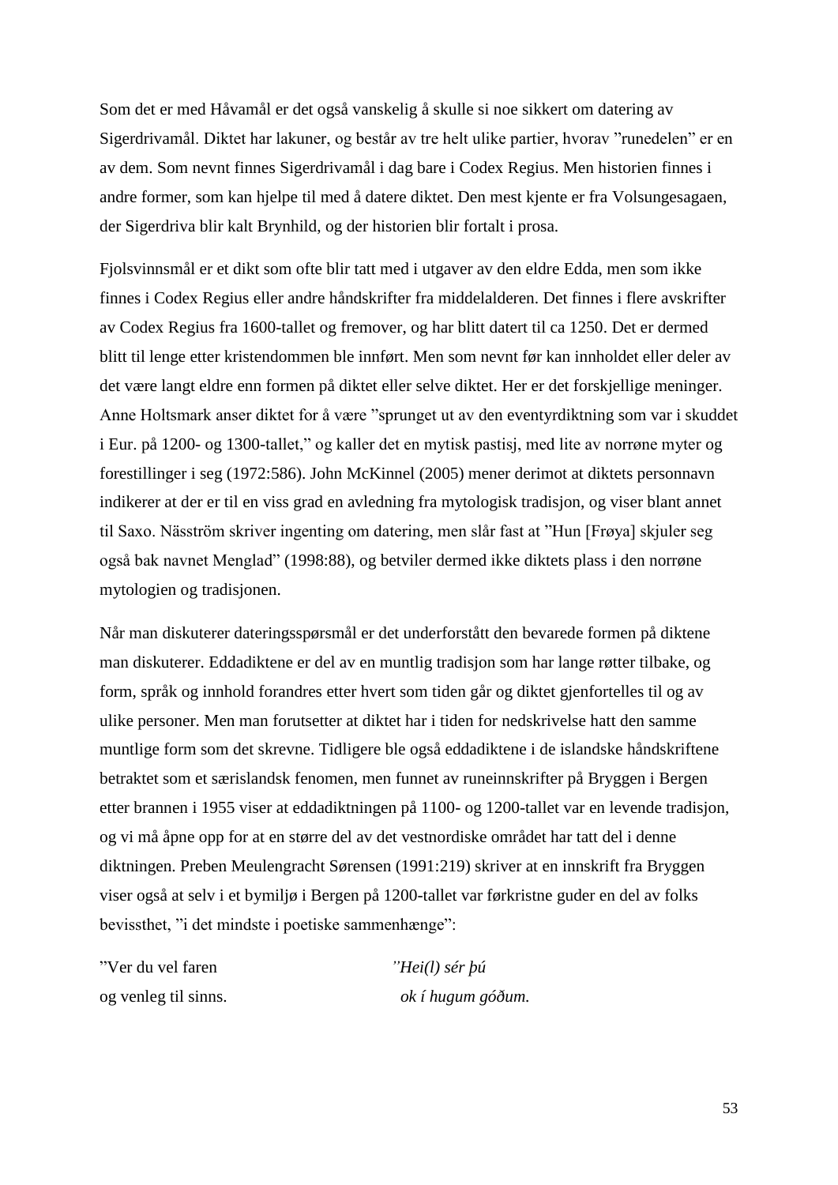Som det er med Håvamål er det også vanskelig å skulle si noe sikkert om datering av Sigerdrivamål. Diktet har lakuner, og består av tre helt ulike partier, hvorav "runedelen" er en av dem. Som nevnt finnes Sigerdrivamål i dag bare i Codex Regius. Men historien finnes i andre former, som kan hjelpe til med å datere diktet. Den mest kjente er fra Volsungesagaen, der Sigerdriva blir kalt Brynhild, og der historien blir fortalt i prosa.

Fjolsvinnsmål er et dikt som ofte blir tatt med i utgaver av den eldre Edda, men som ikke finnes i Codex Regius eller andre håndskrifter fra middelalderen. Det finnes i flere avskrifter av Codex Regius fra 1600-tallet og fremover, og har blitt datert til ca 1250. Det er dermed blitt til lenge etter kristendommen ble innført. Men som nevnt før kan innholdet eller deler av det være langt eldre enn formen på diktet eller selve diktet. Her er det forskjellige meninger. Anne Holtsmark anser diktet for å være "sprunget ut av den eventyrdiktning som var i skuddet i Eur. på 1200- og 1300-tallet," og kaller det en mytisk pastisj, med lite av norrøne myter og forestillinger i seg (1972:586). John McKinnel (2005) mener derimot at diktets personnavn indikerer at der er til en viss grad en avledning fra mytologisk tradisjon, og viser blant annet til Saxo. Näsström skriver ingenting om datering, men slår fast at "Hun [Frøya] skjuler seg også bak navnet Menglad" (1998:88), og betviler dermed ikke diktets plass i den norrøne mytologien og tradisjonen.

Når man diskuterer dateringsspørsmål er det underforstått den bevarede formen på diktene man diskuterer. Eddadiktene er del av en muntlig tradisjon som har lange røtter tilbake, og form, språk og innhold forandres etter hvert som tiden går og diktet gjenfortelles til og av ulike personer. Men man forutsetter at diktet har i tiden for nedskrivelse hatt den samme muntlige form som det skrevne. Tidligere ble også eddadiktene i de islandske håndskriftene betraktet som et særislandsk fenomen, men funnet av runeinnskrifter på Bryggen i Bergen etter brannen i 1955 viser at eddadiktningen på 1100- og 1200-tallet var en levende tradisjon, og vi må åpne opp for at en større del av det vestnordiske området har tatt del i denne diktningen. Preben Meulengracht Sørensen (1991:219) skriver at en innskrift fra Bryggen viser også at selv i et bymiljø i Bergen på 1200-tallet var førkristne guder en del av folks bevissthet, "i det mindste i poetiske sammenhænge":

| | |
|---|---|
| "Ver du vel faren | *"Hei(l) sér þú* |
| og venleg til sinns. | *ok í hugum góðum.* |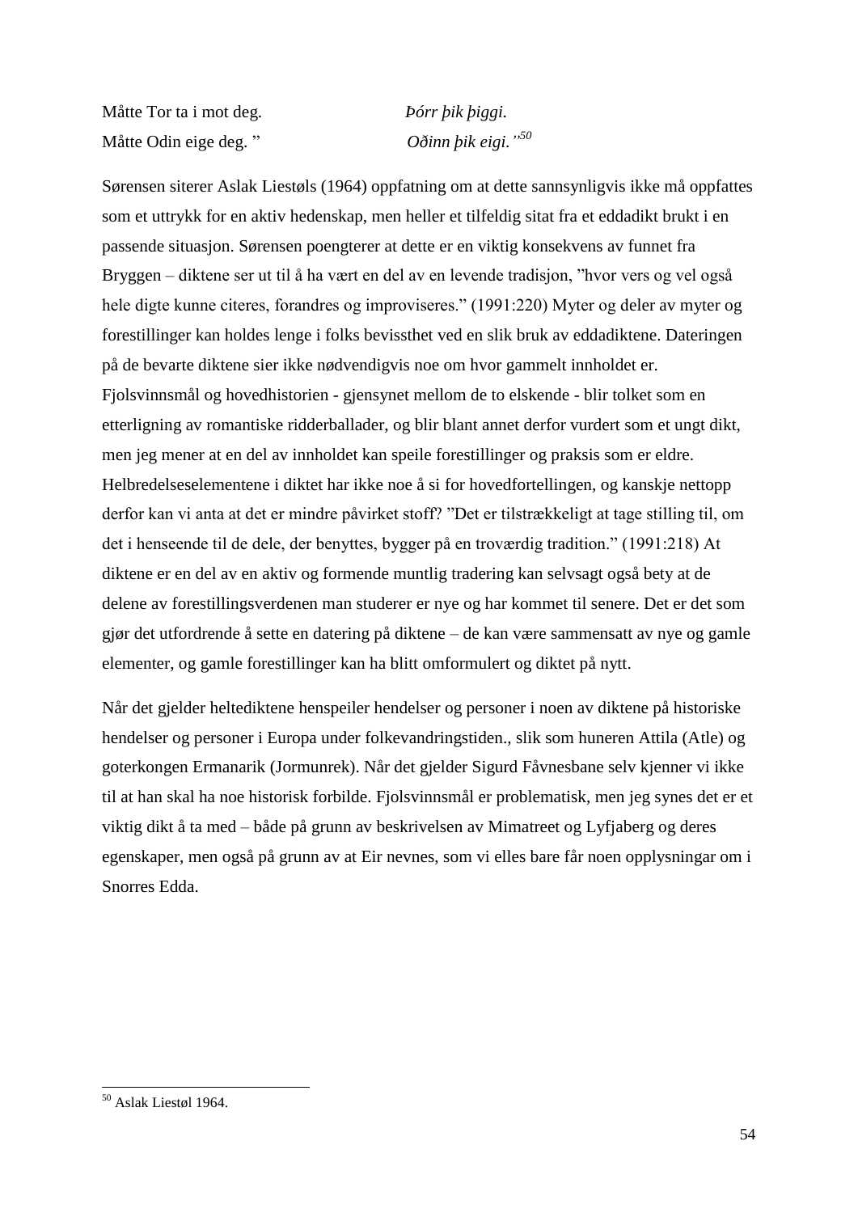Måtte Tor ta i mot deg. *Þórr þik þiggi.*
Måtte Odin eige deg. ” *Oðinn þik eigi.”*[50]

Sørensen siterer Aslak Liestøls (1964) oppfatning om at dette sannsynligvis ikke må oppfattes som et uttrykk for en aktiv hedenskap, men heller et tilfeldig sitat fra et eddadikt brukt i en passende situasjon. Sørensen poengterer at dette er en viktig konsekvens av funnet fra Bryggen – diktene ser ut til å ha vært en del av en levende tradisjon, ”hvor vers og vel også hele digte kunne citeres, forandres og improviseres.” (1991:220) Myter og deler av myter og forestillinger kan holdes lenge i folks bevissthet ved en slik bruk av eddadiktene. Dateringen på de bevarte diktene sier ikke nødvendigvis noe om hvor gammelt innholdet er. Fjolsvinnsmål og hovedhistorien - gjensynet mellom de to elskende - blir tolket som en etterligning av romantiske ridderballader, og blir blant annet derfor vurdert som et ungt dikt, men jeg mener at en del av innholdet kan speile forestillinger og praksis som er eldre. Helbredelseselementene i diktet har ikke noe å si for hovedfortellingen, og kanskje nettopp derfor kan vi anta at det er mindre påvirket stoff? ”Det er tilstrækkeligt at tage stilling til, om det i henseende til de dele, der benyttes, bygger på en troværdig tradition.” (1991:218) At diktene er en del av en aktiv og formende muntlig tradering kan selvsagt også bety at de delene av forestillingsverdenen man studerer er nye og har kommet til senere. Det er det som gjør det utfordrende å sette en datering på diktene – de kan være sammensatt av nye og gamle elementer, og gamle forestillinger kan ha blitt omformulert og diktet på nytt.

Når det gjelder heltediktene henspeiler hendelser og personer i noen av diktene på historiske hendelser og personer i Europa under folkevandringstiden., slik som huneren Attila (Atle) og goterkongen Ermanarik (Jormunrek). Når det gjelder Sigurd Fåvnesbane selv kjenner vi ikke til at han skal ha noe historisk forbilde. Fjolsvinnsmål er problematisk, men jeg synes det er et viktig dikt å ta med – både på grunn av beskrivelsen av Mimatreet og Lyfjaberg og deres egenskaper, men også på grunn av at Eir nevnes, som vi elles bare får noen opplysningar om i Snorres Edda.

---

[50] Aslak Liestøl 1964.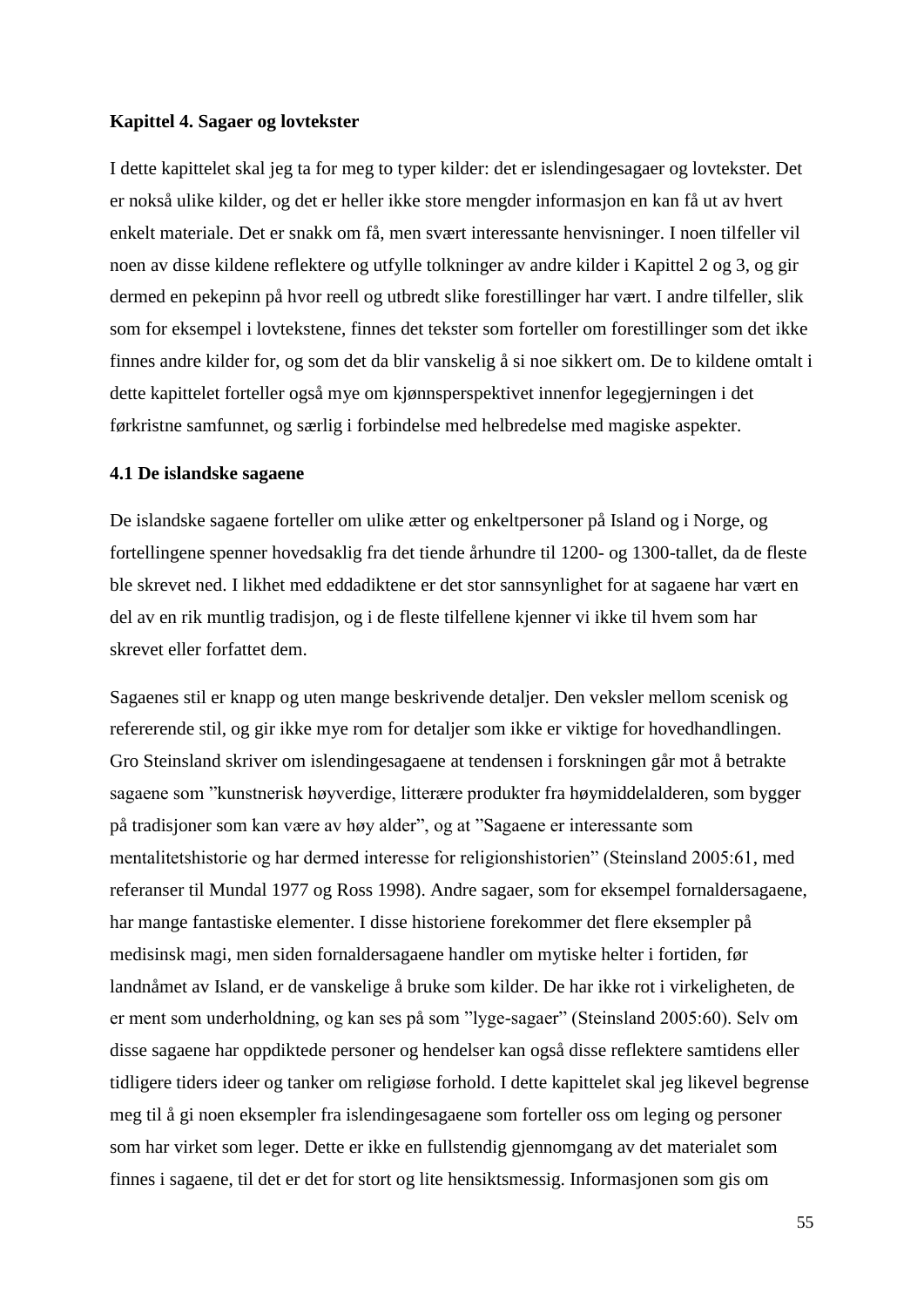## Kapittel 4. Sagaer og lovtekster

I dette kapittelet skal jeg ta for meg to typer kilder: det er islendingesagaer og lovtekster. Det er nokså ulike kilder, og det er heller ikke store mengder informasjon en kan få ut av hvert enkelt materiale. Det er snakk om få, men svært interessante henvisninger. I noen tilfeller vil noen av disse kildene reflektere og utfylle tolkninger av andre kilder i Kapittel 2 og 3, og gir dermed en pekepinn på hvor reell og utbredt slike forestillinger har vært. I andre tilfeller, slik som for eksempel i lovtekstene, finnes det tekster som forteller om forestillinger som det ikke finnes andre kilder for, og som det da blir vanskelig å si noe sikkert om. De to kildene omtalt i dette kapittelet forteller også mye om kjønnsperspektivet innenfor legegjerningen i det førkristne samfunnet, og særlig i forbindelse med helbredelse med magiske aspekter.

### 4.1 De islandske sagaene

De islandske sagaene forteller om ulike ætter og enkeltpersoner på Island og i Norge, og fortellingene spenner hovedsaklig fra det tiende århundre til 1200- og 1300-tallet, da de fleste ble skrevet ned. I likhet med eddadiktene er det stor sannsynlighet for at sagaene har vært en del av en rik muntlig tradisjon, og i de fleste tilfellene kjenner vi ikke til hvem som har skrevet eller forfattet dem.

Sagaenes stil er knapp og uten mange beskrivende detaljer. Den veksler mellom scenisk og refererende stil, og gir ikke mye rom for detaljer som ikke er viktige for hovedhandlingen. Gro Steinsland skriver om islendingesagaene at tendensen i forskningen går mot å betrakte sagaene som ”kunstnerisk høyverdige, litterære produkter fra høymiddelalderen, som bygger på tradisjoner som kan være av høy alder”, og at ”Sagaene er interessante som mentalitetshistorie og har dermed interesse for religionshistorien” (Steinsland 2005:61, med referanser til Mundal 1977 og Ross 1998). Andre sagaer, som for eksempel fornaldersagaene, har mange fantastiske elementer. I disse historiene forekommer det flere eksempler på medisinsk magi, men siden fornaldersagaene handler om mytiske helter i fortiden, før landnåmet av Island, er de vanskelige å bruke som kilder. De har ikke rot i virkeligheten, de er ment som underholdning, og kan ses på som ”lyge-sagaer” (Steinsland 2005:60). Selv om disse sagaene har oppdiktede personer og hendelser kan også disse reflektere samtidens eller tidligere tiders ideer og tanker om religiøse forhold. I dette kapittelet skal jeg likevel begrense meg til å gi noen eksempler fra islendingesagaene som forteller oss om leging og personer som har virket som leger. Dette er ikke en fullstendig gjennomgang av det materialet som finnes i sagaene, til det er det for stort og lite hensiktsmessig. Informasjonen som gis om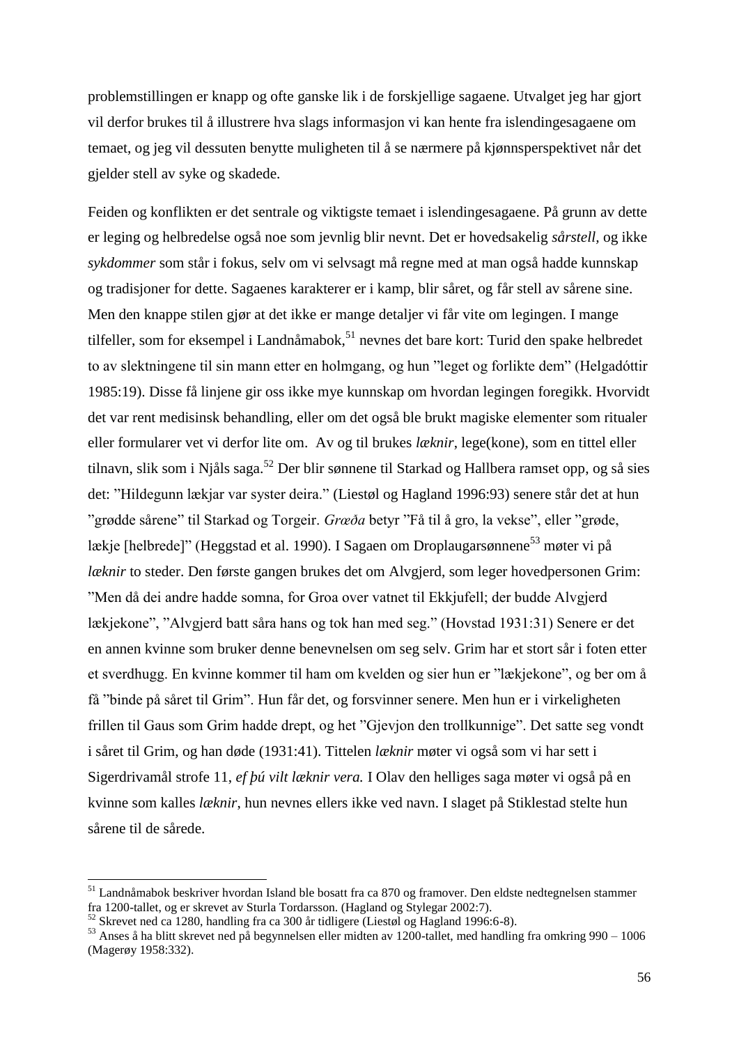problemstillingen er knapp og ofte ganske lik i de forskjellige sagaene. Utvalget jeg har gjort vil derfor brukes til å illustrere hva slags informasjon vi kan hente fra islendingesagaene om temaet, og jeg vil dessuten benytte muligheten til å se nærmere på kjønnsperspektivet når det gjelder stell av syke og skadede.

Feiden og konflikten er det sentrale og viktigste temaet i islendingesagaene. På grunn av dette er leging og helbredelse også noe som jevnlig blir nevnt. Det er hovedsakelig *sårstell*, og ikke *sykdommer* som står i fokus, selv om vi selvsagt må regne med at man også hadde kunnskap og tradisjoner for dette. Sagaenes karakterer er i kamp, blir såret, og får stell av sårene sine. Men den knappe stilen gjør at det ikke er mange detaljer vi får vite om legingen. I mange tilfeller, som for eksempel i Landnåmabok,[51] nevnes det bare kort: Turid den spake helbredet to av slektningene til sin mann etter en holmgang, og hun "leget og forlikte dem" (Helgadóttir 1985:19). Disse få linjene gir oss ikke mye kunnskap om hvordan legingen foregikk. Hvorvidt det var rent medisinsk behandling, eller om det også ble brukt magiske elementer som ritualer eller formularer vet vi derfor lite om. Av og til brukes *læknir*, lege(kone), som en tittel eller tilnavn, slik som i Njåls saga.[52] Der blir sønnene til Starkad og Hallbera ramset opp, og så sies det: "Hildegunn lækjar var syster deira." (Liestøl og Hagland 1996:93) senere står det at hun "grødde sårene" til Starkad og Torgeir. *Græða* betyr "Få til å gro, la vekse", eller "grøde, lækje [helbrede]" (Heggstad et al. 1990). I Sagaen om Droplaugarsønnene[53] møter vi på *læknir* to steder. Den første gangen brukes det om Alvgjerd, som leger hovedpersonen Grim: "Men då dei andre hadde somna, for Groa over vatnet til Ekkjufell; der budde Alvgjerd lækjekone", "Alvgjerd batt såra hans og tok han med seg." (Hovstad 1931:31) Senere er det en annen kvinne som bruker denne benevnelsen om seg selv. Grim har et stort sår i foten etter et sverdhugg. En kvinne kommer til ham om kvelden og sier hun er "lækjekone", og ber om å få "binde på såret til Grim". Hun får det, og forsvinner senere. Men hun er i virkeligheten frillen til Gaus som Grim hadde drept, og het "Gjevjon den trollkunnige". Det satte seg vondt i såret til Grim, og han døde (1931:41). Tittelen *læknir* møter vi også som vi har sett i Sigerdrivamål strofe 11, *ef þú vilt læknir vera.* I Olav den helliges saga møter vi også på en kvinne som kalles *læknir*, hun nevnes ellers ikke ved navn. I slaget på Stiklestad stelte hun sårene til de sårede.

---

[51] Landnåmabok beskriver hvordan Island ble bosatt fra ca 870 og framover. Den eldste nedtegnelsen stammer fra 1200-tallet, og er skrevet av Sturla Tordarsson. (Hagland og Stylegar 2002:7).

[52] Skrevet ned ca 1280, handling fra ca 300 år tidligere (Liestøl og Hagland 1996:6-8).

[53] Anses å ha blitt skrevet ned på begynnelsen eller midten av 1200-tallet, med handling fra omkring 990 – 1006 (Magerøy 1958:332).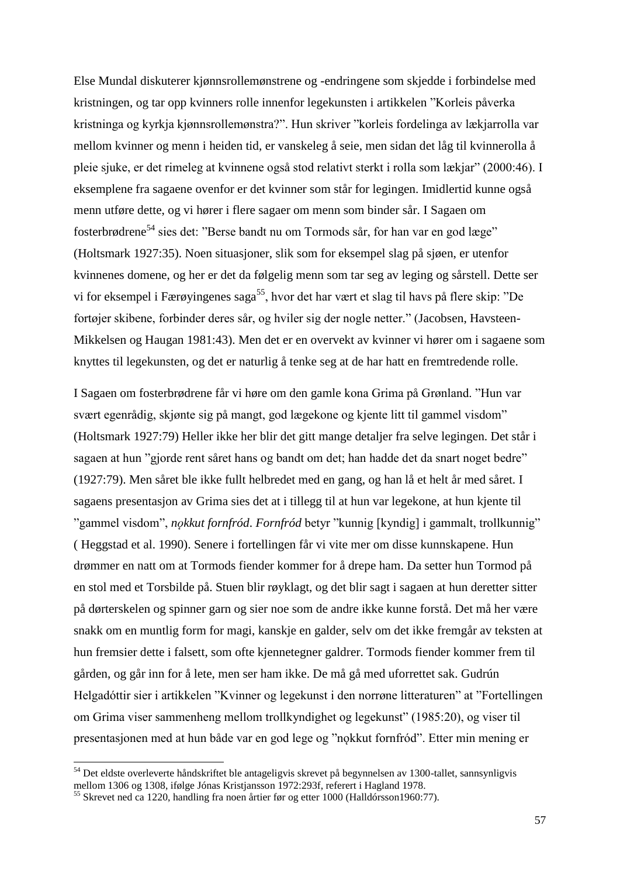Else Mundal diskuterer kjønnsrollemønstrene og -endringene som skjedde i forbindelse med kristningen, og tar opp kvinners rolle innenfor legekunsten i artikkelen ”Korleis påverka kristninga og kyrkja kjønnsrollemønstra?”. Hun skriver ”korleis fordelinga av lækjarrolla var mellom kvinner og menn i heiden tid, er vanskeleg å seie, men sidan det låg til kvinnerolla å pleie sjuke, er det rimeleg at kvinnene også stod relativt sterkt i rolla som lækjar” (2000:46). I eksemplene fra sagaene ovenfor er det kvinner som står for legingen. Imidlertid kunne også menn utføre dette, og vi hører i flere sagaer om menn som binder sår. I Sagaen om fosterbrødrene[54] sies det: ”Berse bandt nu om Tormods sår, for han var en god læge” (Holtsmark 1927:35). Noen situasjoner, slik som for eksempel slag på sjøen, er utenfor kvinnenes domene, og her er det da følgelig menn som tar seg av leging og sårstell. Dette ser vi for eksempel i Færøyingenes saga[55], hvor det har vært et slag til havs på flere skip: ”De fortøjer skibene, forbinder deres sår, og hviler sig der nogle netter.” (Jacobsen, Havsteen-Mikkelsen og Haugan 1981:43). Men det er en overvekt av kvinner vi hører om i sagaene som knyttes til legekunsten, og det er naturlig å tenke seg at de har hatt en fremtredende rolle.

I Sagaen om fosterbrødrene får vi høre om den gamle kona Grima på Grønland. ”Hun var svært egenrådig, skjønte sig på mangt, god lægekone og kjente litt til gammel visdom” (Holtsmark 1927:79) Heller ikke her blir det gitt mange detaljer fra selve legingen. Det står i sagaen at hun ”gjorde rent såret hans og bandt om det; han hadde det da snart noget bedre” (1927:79). Men såret ble ikke fullt helbredet med en gang, og han lå et helt år med såret. I sagaens presentasjon av Grima sies det at i tillegg til at hun var legekone, at hun kjente til ”gammel visdom”, *nǫkkut fornfróð*. *Fornfróð* betyr ”kunnig [kyndig] i gammalt, trollkunnig” ( Heggstad et al. 1990). Senere i fortellingen får vi vite mer om disse kunnskapene. Hun drømmer en natt om at Tormods fiender kommer for å drepe ham. Da setter hun Tormod på en stol med et Torsbilde på. Stuen blir røyklagt, og det blir sagt i sagaen at hun deretter sitter på dørterskelen og spinner garn og sier noe som de andre ikke kunne forstå. Det må her være snakk om en muntlig form for magi, kanskje en galder, selv om det ikke fremgår av teksten at hun fremsier dette i falsett, som ofte kjennetegner galdrer. Tormods fiender kommer frem til gården, og går inn for å lete, men ser ham ikke. De må gå med uforrettet sak. Gudrún Helgadóttir sier i artikkelen ”Kvinner og legekunst i den norrøne litteraturen” at ”Fortellingen om Grima viser sammenheng mellom trollkyndighet og legekunst” (1985:20), og viser til presentasjonen med at hun både var en god lege og ”nǫkkut fornfróð”. Etter min mening er

---

[54] Det eldste overleverte håndskriftet ble antageligvis skrevet på begynnelsen av 1300-tallet, sannsynligvis mellom 1306 og 1308, ifølge Jónas Kristjansson 1972:293f, referert i Hagland 1978.

[55] Skrevet ned ca 1220, handling fra noen årtier før og etter 1000 (Halldórsson1960:77).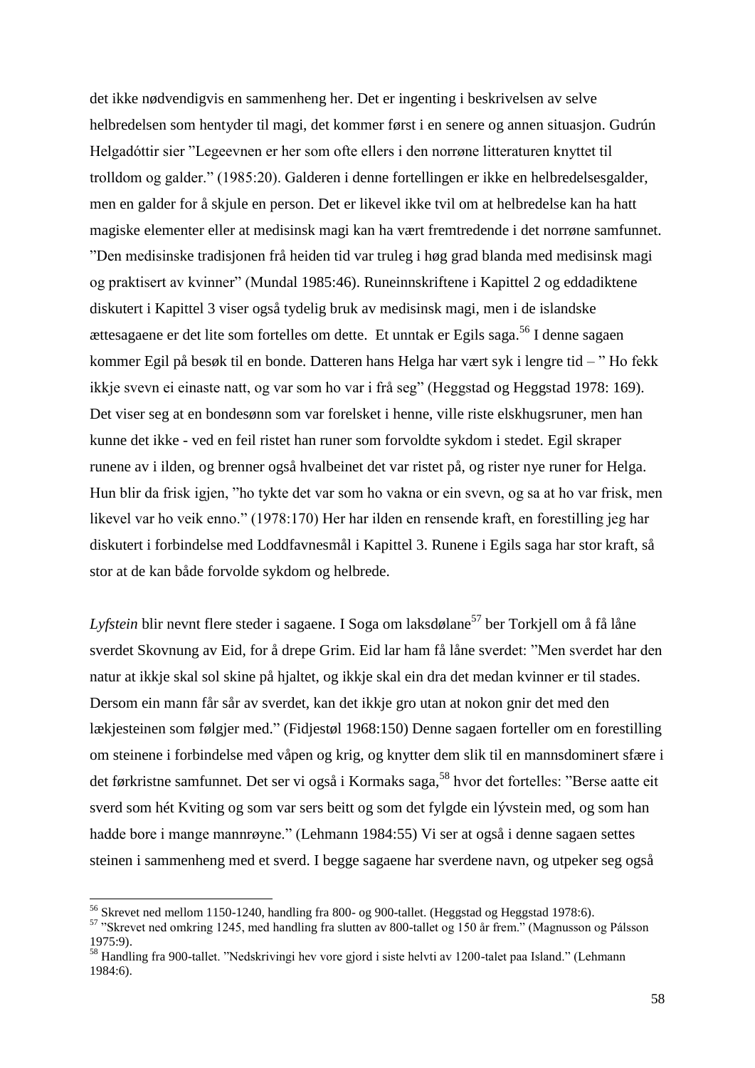det ikke nødvendigvis en sammenheng her. Det er ingenting i beskrivelsen av selve helbredelsen som hentyder til magi, det kommer først i en senere og annen situasjon. Gudrún Helgadóttir sier ”Legeevnen er her som ofte ellers i den norrøne litteraturen knyttet til trolldom og galder.” (1985:20). Galderen i denne fortellingen er ikke en helbredelsesgalder, men en galder for å skjule en person. Det er likevel ikke tvil om at helbredelse kan ha hatt magiske elementer eller at medisinsk magi kan ha vært fremtredende i det norrøne samfunnet. ”Den medisinske tradisjonen frå heiden tid var truleg i høg grad blanda med medisinsk magi og praktisert av kvinner” (Mundal 1985:46). Runeinnskriftene i Kapittel 2 og eddadiktene diskutert i Kapittel 3 viser også tydelig bruk av medisinsk magi, men i de islandske ættesagaene er det lite som fortelles om dette.  Et unntak er Egils saga.[56] I denne sagaen kommer Egil på besøk til en bonde. Datteren hans Helga har vært syk i lengre tid – ” Ho fekk ikkje svevn ei einaste natt, og var som ho var i frå seg” (Heggstad og Heggstad 1978: 169). Det viser seg at en bondesønn som var forelsket i henne, ville riste elskhugsruner, men han kunne det ikke - ved en feil ristet han runer som forvoldte sykdom i stedet. Egil skraper runene av i ilden, og brenner også hvalbeinet det var ristet på, og rister nye runer for Helga. Hun blir da frisk igjen, ”ho tykte det var som ho vakna or ein svevn, og sa at ho var frisk, men likevel var ho veik enno.” (1978:170) Her har ilden en rensende kraft, en forestilling jeg har diskutert i forbindelse med Loddfavnesmål i Kapittel 3. Runene i Egils saga har stor kraft, så stor at de kan både forvolde sykdom og helbrede.

*Lyfstein* blir nevnt flere steder i sagaene. I Soga om laksdølane[57] ber Torkjell om å få låne sverdet Skovnung av Eid, for å drepe Grim. Eid lar ham få låne sverdet: ”Men sverdet har den natur at ikkje skal sol skine på hjaltet, og ikkje skal ein dra det medan kvinner er til stades. Dersom ein mann får sår av sverdet, kan det ikkje gro utan at nokon gnir det med den lækjesteinen som følgjer med.” (Fidjestøl 1968:150) Denne sagaen forteller om en forestilling om steinene i forbindelse med våpen og krig, og knytter dem slik til en mannsdominert sfære i det førkristne samfunnet. Det ser vi også i Kormaks saga,[58] hvor det fortelles: ”Berse aatte eit sverd som hét Kviting og som var sers beitt og som det fylgde ein lývstein med, og som han hadde bore i mange mannrøyne.” (Lehmann 1984:55) Vi ser at også i denne sagaen settes steinen i sammenheng med et sverd. I begge sagaene har sverdene navn, og utpeker seg også

---

[56] Skrevet ned mellom 1150-1240, handling fra 800- og 900-tallet. (Heggstad og Heggstad 1978:6).

[57] ”Skrevet ned omkring 1245, med handling fra slutten av 800-tallet og 150 år frem.” (Magnusson og Pálsson 1975:9).

[58] Handling fra 900-tallet. ”Nedskrivingi hev vore gjord i siste helvti av 1200-talet paa Island.” (Lehmann 1984:6).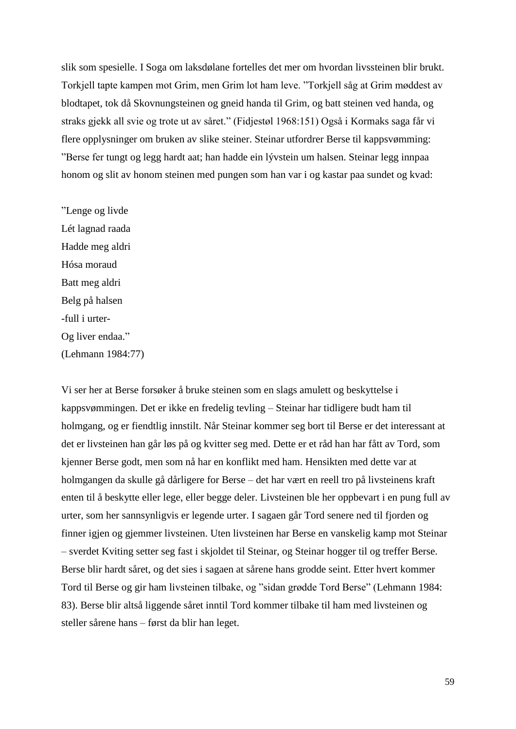slik som spesielle. I Soga om laksdølane fortelles det mer om hvordan livssteinen blir brukt. Torkjell tapte kampen mot Grim, men Grim lot ham leve. ”Torkjell såg at Grim møddest av blodtapet, tok då Skovnungsteinen og gneid handa til Grim, og batt steinen ved handa, og straks gjekk all svie og trote ut av såret.” (Fidjestøl 1968:151) Også i Kormaks saga får vi flere opplysninger om bruken av slike steiner. Steinar utfordrer Berse til kappsvømming: ”Berse fer tungt og legg hardt aat; han hadde ein lývstein um halsen. Steinar legg innpaa honom og slit av honom steinen med pungen som han var i og kastar paa sundet og kvad:

”Lenge og livde  
Lét lagnad raada  
Hadde meg aldri  
Hósa moraud  
Batt meg aldri  
Belg på halsen  
-full i urter-  
Og liver endaa.”  
(Lehmann 1984:77)

Vi ser her at Berse forsøker å bruke steinen som en slags amulett og beskyttelse i kappsvømmingen. Det er ikke en fredelig tevling – Steinar har tidligere budt ham til holmgang, og er fiendtlig innstilt. Når Steinar kommer seg bort til Berse er det interessant at det er livsteinen han går løs på og kvitter seg med. Dette er et råd han har fått av Tord, som kjenner Berse godt, men som nå har en konflikt med ham. Hensikten med dette var at holmgangen da skulle gå dårligere for Berse – det har vært en reell tro på livsteinens kraft enten til å beskytte eller lege, eller begge deler. Livsteinen ble her oppbevart i en pung full av urter, som her sannsynligvis er legende urter. I sagaen går Tord senere ned til fjorden og finner igjen og gjemmer livsteinen. Uten livsteinen har Berse en vanskelig kamp mot Steinar – sverdet Kviting setter seg fast i skjoldet til Steinar, og Steinar hogger til og treffer Berse. Berse blir hardt såret, og det sies i sagaen at sårene hans grodde seint. Etter hvert kommer Tord til Berse og gir ham livsteinen tilbake, og ”sidan grødde Tord Berse” (Lehmann 1984: 83). Berse blir altså liggende såret inntil Tord kommer tilbake til ham med livsteinen og steller sårene hans – først da blir han leget.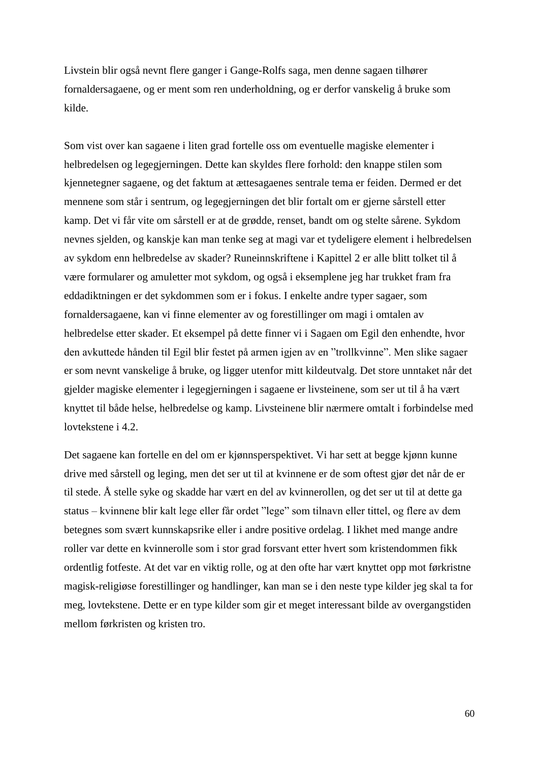Livstein blir også nevnt flere ganger i Gange-Rolfs saga, men denne sagaen tilhører fornaldersagaene, og er ment som ren underholdning, og er derfor vanskelig å bruke som kilde.

Som vist over kan sagaene i liten grad fortelle oss om eventuelle magiske elementer i helbredelsen og legegjerningen. Dette kan skyldes flere forhold: den knappe stilen som kjennetegner sagaene, og det faktum at ættesagaenes sentrale tema er feiden. Dermed er det mennene som står i sentrum, og legegjerningen det blir fortalt om er gjerne sårstell etter kamp. Det vi får vite om sårstell er at de grødde, renset, bandt om og stelte sårene. Sykdom nevnes sjelden, og kanskje kan man tenke seg at magi var et tydeligere element i helbredelsen av sykdom enn helbredelse av skader? Runeinnskriftene i Kapittel 2 er alle blitt tolket til å være formularer og amuletter mot sykdom, og også i eksemplene jeg har trukket fram fra eddadiktningen er det sykdommen som er i fokus. I enkelte andre typer sagaer, som fornaldersagaene, kan vi finne elementer av og forestillinger om magi i omtalen av helbredelse etter skader. Et eksempel på dette finner vi i Sagaen om Egil den enhendte, hvor den avkuttede hånden til Egil blir festet på armen igjen av en "trollkvinne". Men slike sagaer er som nevnt vanskelige å bruke, og ligger utenfor mitt kildeutvalg. Det store unntaket når det gjelder magiske elementer i legegjerningen i sagaene er livsteinene, som ser ut til å ha vært knyttet til både helse, helbredelse og kamp. Livsteinene blir nærmere omtalt i forbindelse med lovtekstene i 4.2.

Det sagaene kan fortelle en del om er kjønnsperspektivet. Vi har sett at begge kjønn kunne drive med sårstell og leging, men det ser ut til at kvinnene er de som oftest gjør det når de er til stede. Å stelle syke og skadde har vært en del av kvinnerollen, og det ser ut til at dette ga status – kvinnene blir kalt lege eller får ordet "lege" som tilnavn eller tittel, og flere av dem betegnes som svært kunnskapsrike eller i andre positive ordelag. I likhet med mange andre roller var dette en kvinnerolle som i stor grad forsvant etter hvert som kristendommen fikk ordentlig fotfeste. At det var en viktig rolle, og at den ofte har vært knyttet opp mot førkristne magisk-religiøse forestillinger og handlinger, kan man se i den neste type kilder jeg skal ta for meg, lovtekstene. Dette er en type kilder som gir et meget interessant bilde av overgangstiden mellom førkristen og kristen tro.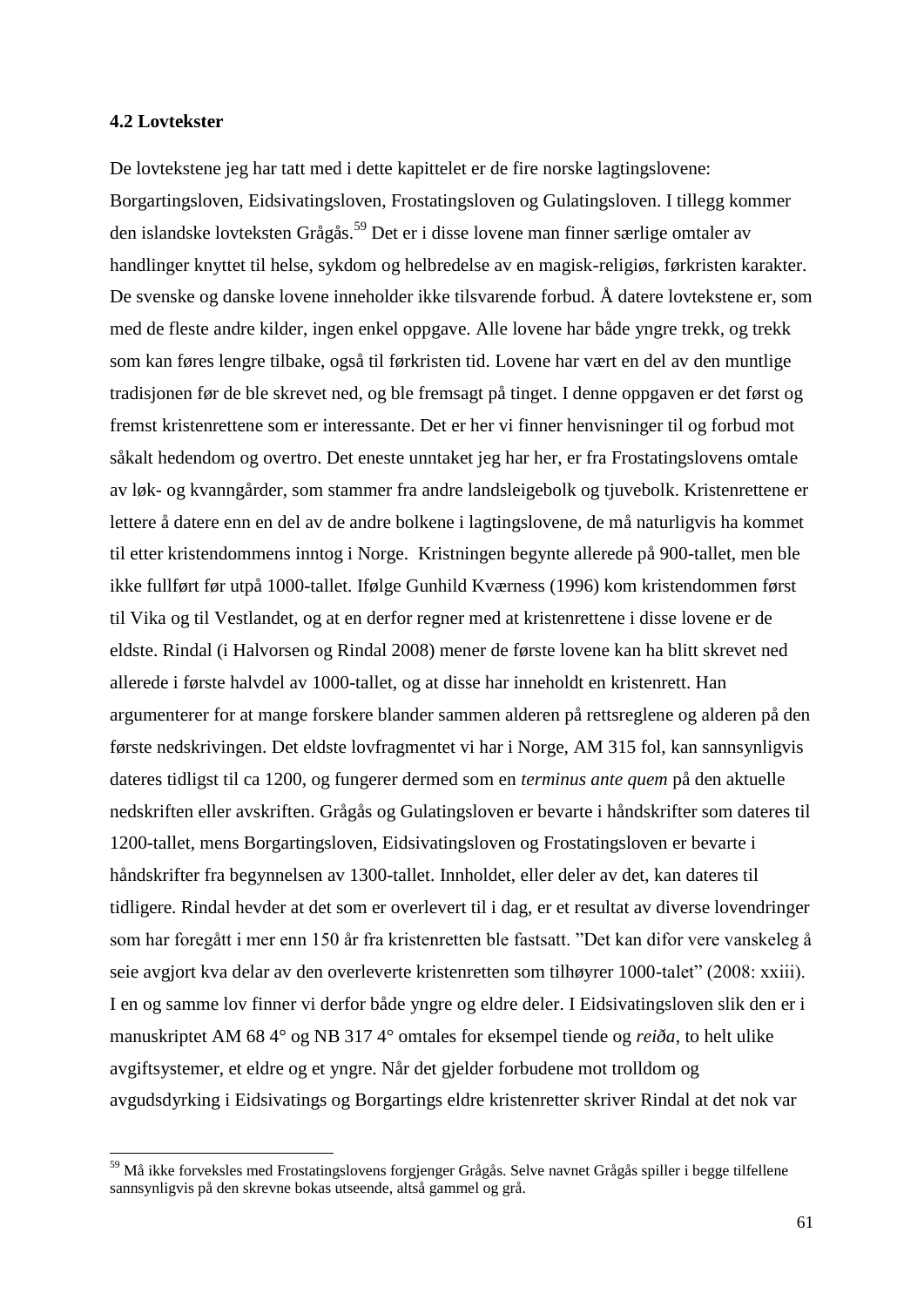### 4.2 Lovtekster

De lovtekstene jeg har tatt med i dette kapittelet er de fire norske lagtingslovene: Borgartingsloven, Eidsivatingsloven, Frostatingsloven og Gulatingsloven. I tillegg kommer den islandske lovteksten Grågås.[59] Det er i disse lovene man finner særlige omtaler av handlinger knyttet til helse, sykdom og helbredelse av en magisk-religiøs, førkristen karakter. De svenske og danske lovene inneholder ikke tilsvarende forbud. Å datere lovtekstene er, som med de fleste andre kilder, ingen enkel oppgave. Alle lovene har både yngre trekk, og trekk som kan føres lengre tilbake, også til førkristen tid. Lovene har vært en del av den muntlige tradisjonen før de ble skrevet ned, og ble fremsagt på tinget. I denne oppgaven er det først og fremst kristenrettene som er interessante. Det er her vi finner henvisninger til og forbud mot såkalt hedendom og overtro. Det eneste unntaket jeg har her, er fra Frostatingslovens omtale av løk- og kvanngårder, som stammer fra andre landsleigebolk og tjuvebolk. Kristenrettene er lettere å datere enn en del av de andre bolkene i lagtingslovene, de må naturligvis ha kommet til etter kristendommens inntog i Norge. Kristningen begynte allerede på 900-tallet, men ble ikke fullført før utpå 1000-tallet. Ifølge Gunhild Kværness (1996) kom kristendommen først til Vika og til Vestlandet, og at en derfor regner med at kristenrettene i disse lovene er de eldste. Rindal (i Halvorsen og Rindal 2008) mener de første lovene kan ha blitt skrevet ned allerede i første halvdel av 1000-tallet, og at disse har inneholdt en kristenrett. Han argumenterer for at mange forskere blander sammen alderen på rettsreglene og alderen på den første nedskrivingen. Det eldste lovfragmentet vi har i Norge, AM 315 fol, kan sannsynligvis dateres tidligst til ca 1200, og fungerer dermed som en *terminus ante quem* på den aktuelle nedskriften eller avskriften. Grågås og Gulatingsloven er bevarte i håndskrifter som dateres til 1200-tallet, mens Borgartingsloven, Eidsivatingsloven og Frostatingsloven er bevarte i håndskrifter fra begynnelsen av 1300-tallet. Innholdet, eller deler av det, kan dateres til tidligere. Rindal hevder at det som er overlevert til i dag, er et resultat av diverse lovendringer som har foregått i mer enn 150 år fra kristenretten ble fastsatt. "Det kan difor vere vanskeleg å seie avgjort kva delar av den overleverte kristenretten som tilhøyrer 1000-talet" (2008: xxiii). I en og samme lov finner vi derfor både yngre og eldre deler. I Eidsivatingsloven slik den er i manuskriptet AM 68 4° og NB 317 4° omtales for eksempel tiende og *reiða*, to helt ulike avgiftsystemer, et eldre og et yngre. Når det gjelder forbudene mot trolldom og avgudsdyrking i Eidsivatings og Borgartings eldre kristenretter skriver Rindal at det nok var

[59] Må ikke forveksles med Frostatingslovens forgjenger Grågås. Selve navnet Grågås spiller i begge tilfellene sannsynligvis på den skrevne bokas utseende, altså gammel og grå.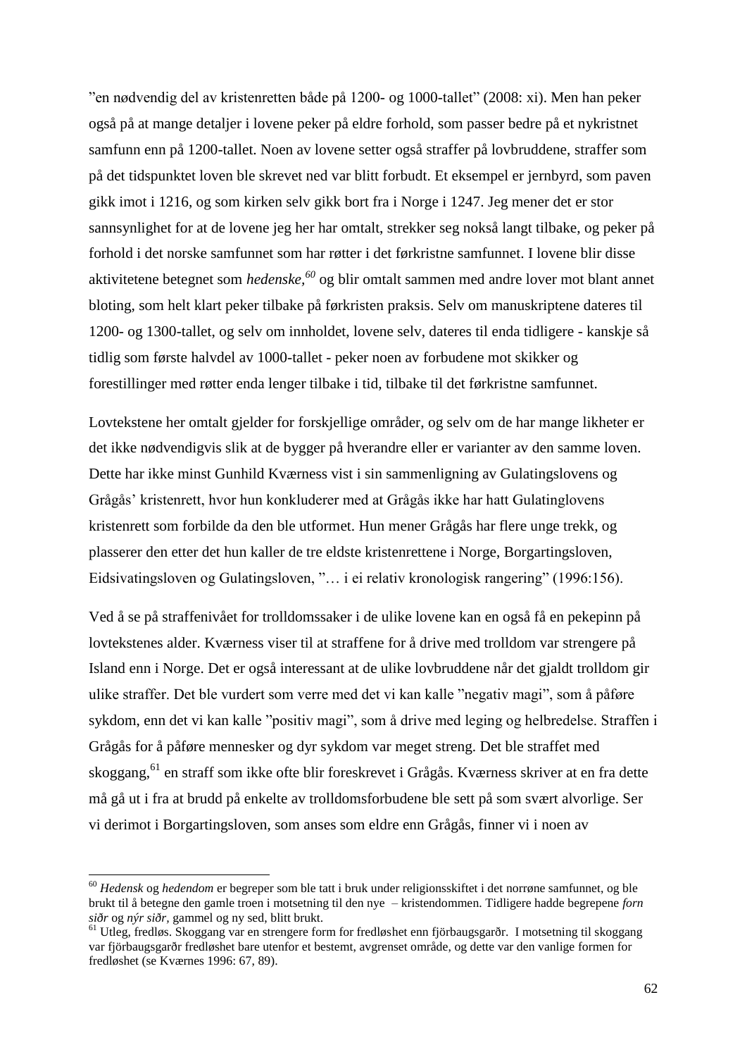”en nødvendig del av kristenretten både på 1200- og 1000-tallet” (2008: xi). Men han peker også på at mange detaljer i lovene peker på eldre forhold, som passer bedre på et nykristnet samfunn enn på 1200-tallet. Noen av lovene setter også straffer på lovbruddene, straffer som på det tidspunktet loven ble skrevet ned var blitt forbudt. Et eksempel er jernbyrd, som paven gikk imot i 1216, og som kirken selv gikk bort fra i Norge i 1247. Jeg mener det er stor sannsynlighet for at de lovene jeg her har omtalt, strekker seg nokså langt tilbake, og peker på forhold i det norske samfunnet som har røtter i det førkristne samfunnet. I lovene blir disse aktivitetene betegnet som *hedenske,*[60] og blir omtalt sammen med andre lover mot blant annet bloting, som helt klart peker tilbake på førkristen praksis. Selv om manuskriptene dateres til 1200- og 1300-tallet, og selv om innholdet, lovene selv, dateres til enda tidligere - kanskje så tidlig som første halvdel av 1000-tallet - peker noen av forbudene mot skikker og forestillinger med røtter enda lenger tilbake i tid, tilbake til det førkristne samfunnet.

Lovtekstene her omtalt gjelder for forskjellige områder, og selv om de har mange likheter er det ikke nødvendigvis slik at de bygger på hverandre eller er varianter av den samme loven. Dette har ikke minst Gunhild Kværness vist i sin sammenligning av Gulatingslovens og Grågås' kristenrett, hvor hun konkluderer med at Grågås ikke har hatt Gulatinglovens kristenrett som forbilde da den ble utformet. Hun mener Grågås har flere unge trekk, og plasserer den etter det hun kaller de tre eldste kristenrettene i Norge, Borgartingsloven, Eidsivatingsloven og Gulatingsloven, ”… i ei relativ kronologisk rangering” (1996:156).

Ved å se på straffenivået for trolldomssaker i de ulike lovene kan en også få en pekepinn på lovtekstenes alder. Kværness viser til at straffene for å drive med trolldom var strengere på Island enn i Norge. Det er også interessant at de ulike lovbruddene når det gjaldt trolldom gir ulike straffer. Det ble vurdert som verre med det vi kan kalle ”negativ magi”, som å påføre sykdom, enn det vi kan kalle ”positiv magi”, som å drive med leging og helbredelse. Straffen i Grågås for å påføre mennesker og dyr sykdom var meget streng. Det ble straffet med skoggang,[61] en straff som ikke ofte blir foreskrevet i Grågås. Kværness skriver at en fra dette må gå ut i fra at brudd på enkelte av trolldomsforbudene ble sett på som svært alvorlige. Ser vi derimot i Borgartingsloven, som anses som eldre enn Grågås, finner vi i noen av

---

[60] *Hedensk* og *hedendom* er begreper som ble tatt i bruk under religionsskiftet i det norrøne samfunnet, og ble brukt til å betegne den gamle troen i motsetning til den nye – kristendommen. Tidligere hadde begrepene *forn siðr* og *nýr siðr*, gammel og ny sed, blitt brukt.

[61] Utleg, fredløs. Skoggang var en strengere form for fredløshet enn fjörbaugsgarðr. I motsetning til skoggang var fjörbaugsgarðr fredløshet bare utenfor et bestemt, avgrenset område, og dette var den vanlige formen for fredløshet (se Kværnes 1996: 67, 89).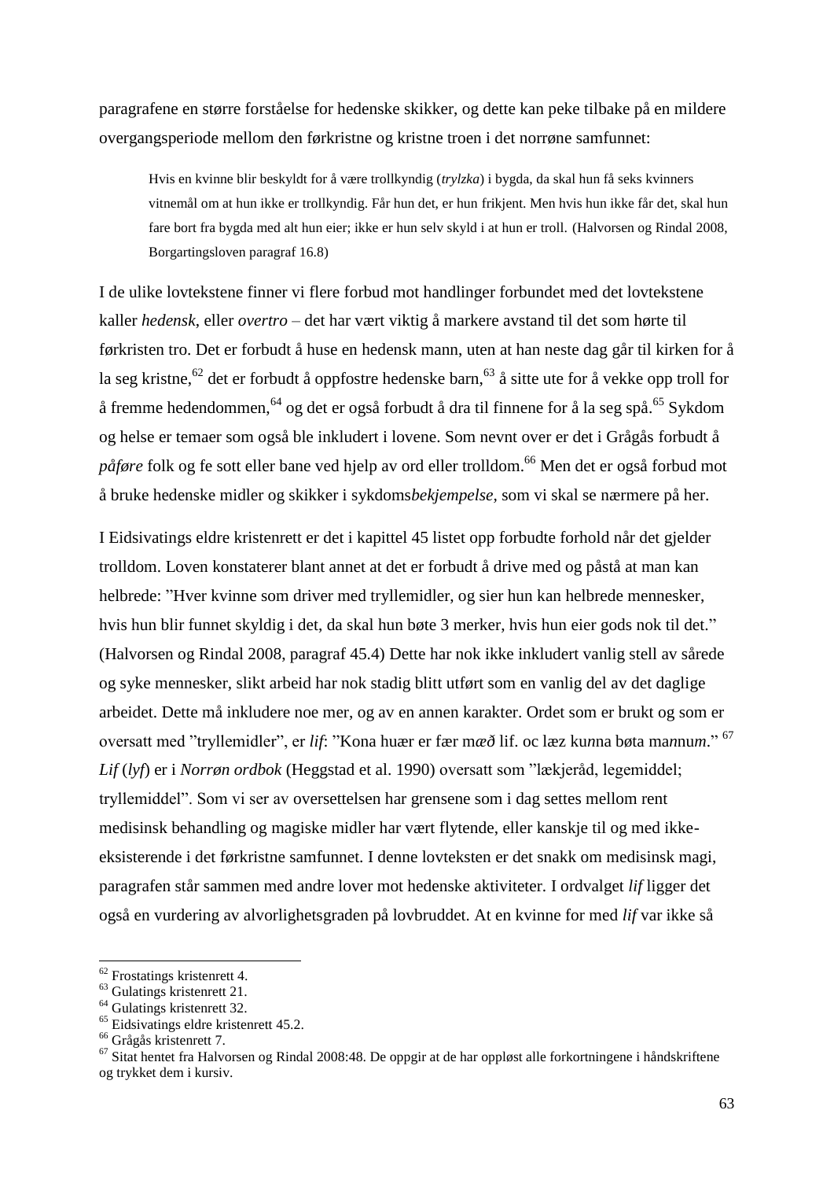paragrafene en større forståelse for hedenske skikker, og dette kan peke tilbake på en mildere overgangsperiode mellom den førkristne og kristne troen i det norrøne samfunnet:

> Hvis en kvinne blir beskyldt for å være trollkyndig (*trylzka*) i bygda, da skal hun få seks kvinners vitnemål om at hun ikke er trollkyndig. Får hun det, er hun frikjent. Men hvis hun ikke får det, skal hun fare bort fra bygda med alt hun eier; ikke er hun selv skyld i at hun er troll. (Halvorsen og Rindal 2008, Borgartingsloven paragraf 16.8)

I de ulike lovtekstene finner vi flere forbud mot handlinger forbundet med det lovtekstene kaller *hedensk*, eller *overtro* – det har vært viktig å markere avstand til det som hørte til førkristen tro. Det er forbudt å huse en hedensk mann, uten at han neste dag går til kirken for å la seg kristne,[62] det er forbudt å oppfostre hedenske barn,[63] å sitte ute for å vekke opp troll for å fremme hedendommen,[64] og det er også forbudt å dra til finnene for å la seg spå.[65] Sykdom og helse er temaer som også ble inkludert i lovene. Som nevnt over er det i Grågås forbudt å *påføre* folk og fe sott eller bane ved hjelp av ord eller trolldom.[66] Men det er også forbud mot å bruke hedenske midler og skikker i sykdoms*bekjempelse*, som vi skal se nærmere på her.

I Eidsivatings eldre kristenrett er det i kapittel 45 listet opp forbudte forhold når det gjelder trolldom. Loven konstaterer blant annet at det er forbudt å drive med og påstå at man kan helbrede: "Hver kvinne som driver med tryllemidler, og sier hun kan helbrede mennesker, hvis hun blir funnet skyldig i det, da skal hun bøte 3 merker, hvis hun eier gods nok til det." (Halvorsen og Rindal 2008, paragraf 45.4) Dette har nok ikke inkludert vanlig stell av sårede og syke mennesker, slikt arbeid har nok stadig blitt utført som en vanlig del av det daglige arbeidet. Dette må inkludere noe mer, og av en annen karakter. Ordet som er brukt og som er oversatt med "tryllemidler", er *lif*: "Kona huær er fær m*æð* lif. oc læz ku*n*na bøta ma*n*nu*m*." [67] *Lif* (*lyf*) er i *Norrøn ordbok* (Heggstad et al. 1990) oversatt som "lækjeråd, legemiddel; tryllemiddel". Som vi ser av oversettelsen har grensene som i dag settes mellom rent medisinsk behandling og magiske midler har vært flytende, eller kanskje til og med ikke-eksisterende i det førkristne samfunnet. I denne lovteksten er det snakk om medisinsk magi, paragrafen står sammen med andre lover mot hedenske aktiviteter. I ordvalget *lif* ligger det også en vurdering av alvorlighetsgraden på lovbruddet. At en kvinne for med *lif* var ikke så

---

[62] Frostatings kristenrett 4.
[63] Gulatings kristenrett 21.
[64] Gulatings kristenrett 32.
[65] Eidsivatings eldre kristenrett 45.2.
[66] Grågås kristenrett 7.
[67] Sitat hentet fra Halvorsen og Rindal 2008:48. De oppgir at de har oppløst alle forkortningene i håndskriftene og trykket dem i kursiv.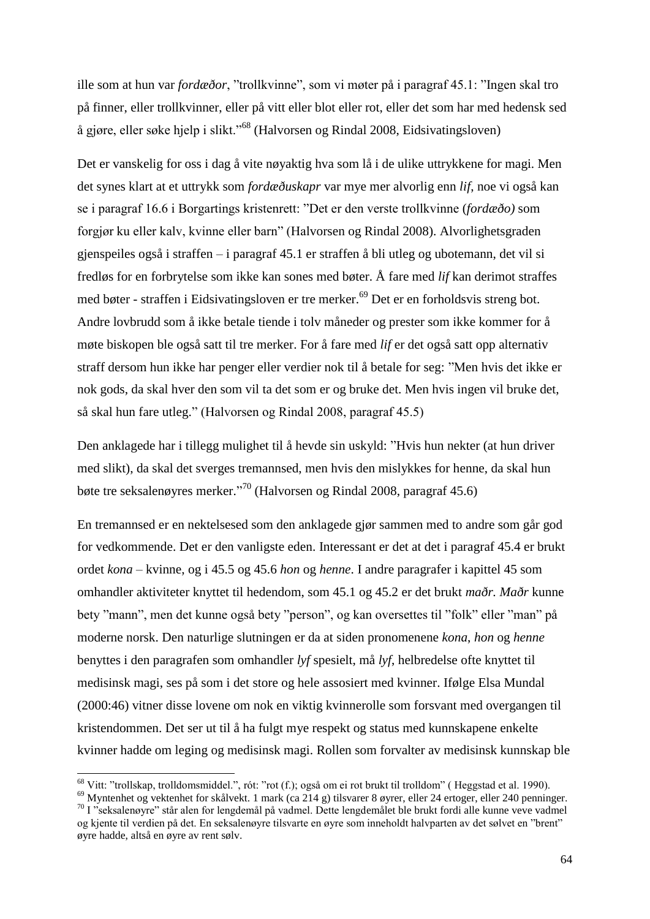ille som at hun var *fordæðor*, ”trollkvinne”, som vi møter på i paragraf 45.1: ”Ingen skal tro på finner, eller trollkvinner, eller på vitt eller blot eller rot, eller det som har med hedensk sed å gjøre, eller søke hjelp i slikt.”[68] (Halvorsen og Rindal 2008, Eidsivatingsloven)

Det er vanskelig for oss i dag å vite nøyaktig hva som lå i de ulike uttrykkene for magi. Men det synes klart at et uttrykk som *fordæðuskapr* var mye mer alvorlig enn *lif*, noe vi også kan se i paragraf 16.6 i Borgartings kristenrett: ”Det er den verste trollkvinne (*fordæðo)* som forgjør ku eller kalv, kvinne eller barn” (Halvorsen og Rindal 2008). Alvorlighetsgraden gjenspeiles også i straffen – i paragraf 45.1 er straffen å bli utleg og ubotemann, det vil si fredløs for en forbrytelse som ikke kan sones med bøter. Å fare med *lif* kan derimot straffes med bøter - straffen i Eidsivatingsloven er tre merker.[69] Det er en forholdsvis streng bot. Andre lovbrudd som å ikke betale tiende i tolv måneder og prester som ikke kommer for å møte biskopen ble også satt til tre merker. For å fare med *lif* er det også satt opp alternativ straff dersom hun ikke har penger eller verdier nok til å betale for seg: ”Men hvis det ikke er nok gods, da skal hver den som vil ta det som er og bruke det. Men hvis ingen vil bruke det, så skal hun fare utleg.” (Halvorsen og Rindal 2008, paragraf 45.5)

Den anklagede har i tillegg mulighet til å hevde sin uskyld: ”Hvis hun nekter (at hun driver med slikt), da skal det sverges tremannsed, men hvis den mislykkes for henne, da skal hun bøte tre seksalenøyres merker.”[70] (Halvorsen og Rindal 2008, paragraf 45.6)

En tremannsed er en nektelsesed som den anklagede gjør sammen med to andre som går god for vedkommende. Det er den vanligste eden. Interessant er det at det i paragraf 45.4 er brukt ordet *kona* – kvinne, og i 45.5 og 45.6 *hon* og *henne*. I andre paragrafer i kapittel 45 som omhandler aktiviteter knyttet til hedendom, som 45.1 og 45.2 er det brukt *maðr. Maðr* kunne bety ”mann”, men det kunne også bety ”person”, og kan oversettes til ”folk” eller ”man” på moderne norsk. Den naturlige slutningen er da at siden pronomenene *kona, hon* og *henne* benyttes i den paragrafen som omhandler *lyf* spesielt, må *lyf*, helbredelse ofte knyttet til medisinsk magi, ses på som i det store og hele assosiert med kvinner. Ifølge Elsa Mundal (2000:46) vitner disse lovene om nok en viktig kvinnerolle som forsvant med overgangen til kristendommen. Det ser ut til å ha fulgt mye respekt og status med kunnskapene enkelte kvinner hadde om leging og medisinsk magi. Rollen som forvalter av medisinsk kunnskap ble

---

[68] Vitt: ”trollskap, trolldomsmiddel.”, rót: ”rot (f.); også om ei rot brukt til trolldom” ( Heggstad et al. 1990).

[69] Myntenhet og vektenhet for skålvekt. 1 mark (ca 214 g) tilsvarer 8 øyrer, eller 24 ertoger, eller 240 penninger.

[70] I ”seksalenøyre” står alen for lengdemål på vadmel. Dette lengdemålet ble brukt fordi alle kunne veve vadmel og kjente til verdien på det. En seksalenøyre tilsvarte en øyre som inneholdt halvparten av det sølvet en ”brent” øyre hadde, altså en øyre av rent sølv.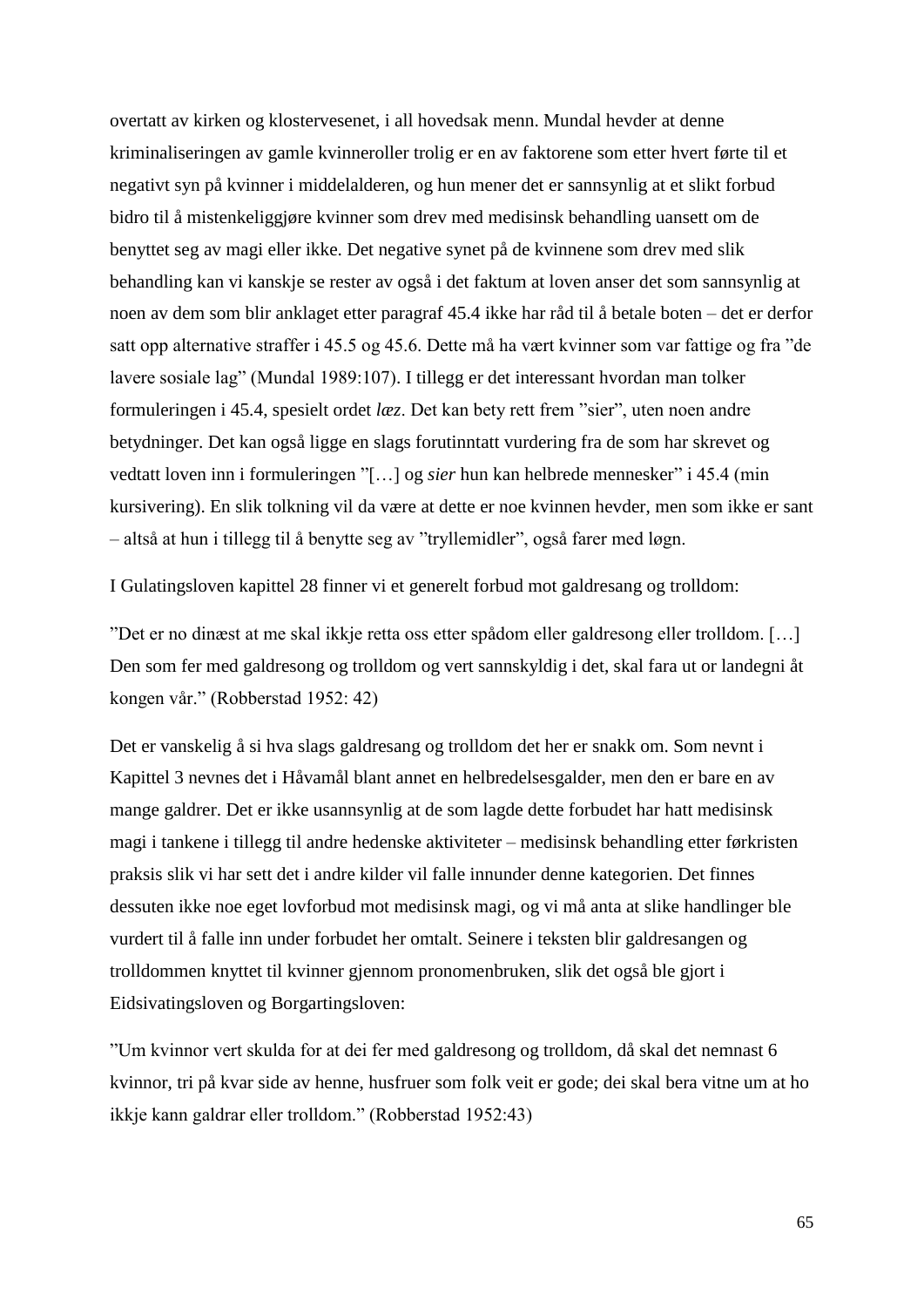overtatt av kirken og klostervesenet, i all hovedsak menn. Mundal hevder at denne kriminaliseringen av gamle kvinneroller trolig er en av faktorene som etter hvert førte til et negativt syn på kvinner i middelalderen, og hun mener det er sannsynlig at et slikt forbud bidro til å mistenkeliggjøre kvinner som drev med medisinsk behandling uansett om de benyttet seg av magi eller ikke. Det negative synet på de kvinnene som drev med slik behandling kan vi kanskje se rester av også i det faktum at loven anser det som sannsynlig at noen av dem som blir anklaget etter paragraf 45.4 ikke har råd til å betale boten – det er derfor satt opp alternative straffer i 45.5 og 45.6. Dette må ha vært kvinner som var fattige og fra "de lavere sosiale lag" (Mundal 1989:107). I tillegg er det interessant hvordan man tolker formuleringen i 45.4, spesielt ordet *læz*. Det kan bety rett frem "sier", uten noen andre betydninger. Det kan også ligge en slags forutinntatt vurdering fra de som har skrevet og vedtatt loven inn i formuleringen "[…] og *sier* hun kan helbrede mennesker" i 45.4 (min kursivering). En slik tolkning vil da være at dette er noe kvinnen hevder, men som ikke er sant – altså at hun i tillegg til å benytte seg av "tryllemidler", også farer med løgn.

I Gulatingsloven kapittel 28 finner vi et generelt forbud mot galdresang og trolldom:

"Det er no dinæst at me skal ikkje retta oss etter spådom eller galdresong eller trolldom. […] Den som fer med galdresong og trolldom og vert sannskyldig i det, skal fara ut or landegni åt kongen vår." (Robberstad 1952: 42)

Det er vanskelig å si hva slags galdresang og trolldom det her er snakk om. Som nevnt i Kapittel 3 nevnes det i Håvamål blant annet en helbredelsesgalder, men den er bare en av mange galdrer. Det er ikke usannsynlig at de som lagde dette forbudet har hatt medisinsk magi i tankene i tillegg til andre hedenske aktiviteter – medisinsk behandling etter førkristen praksis slik vi har sett det i andre kilder vil falle innunder denne kategorien. Det finnes dessuten ikke noe eget lovforbud mot medisinsk magi, og vi må anta at slike handlinger ble vurdert til å falle inn under forbudet her omtalt. Seinere i teksten blir galdresangen og trolldommen knyttet til kvinner gjennom pronomenbruken, slik det også ble gjort i Eidsivatingsloven og Borgartingsloven:

"Um kvinnor vert skulda for at dei fer med galdresong og trolldom, då skal det nemnast 6 kvinnor, tri på kvar side av henne, husfruer som folk veit er gode; dei skal bera vitne um at ho ikkje kann galdrar eller trolldom." (Robberstad 1952:43)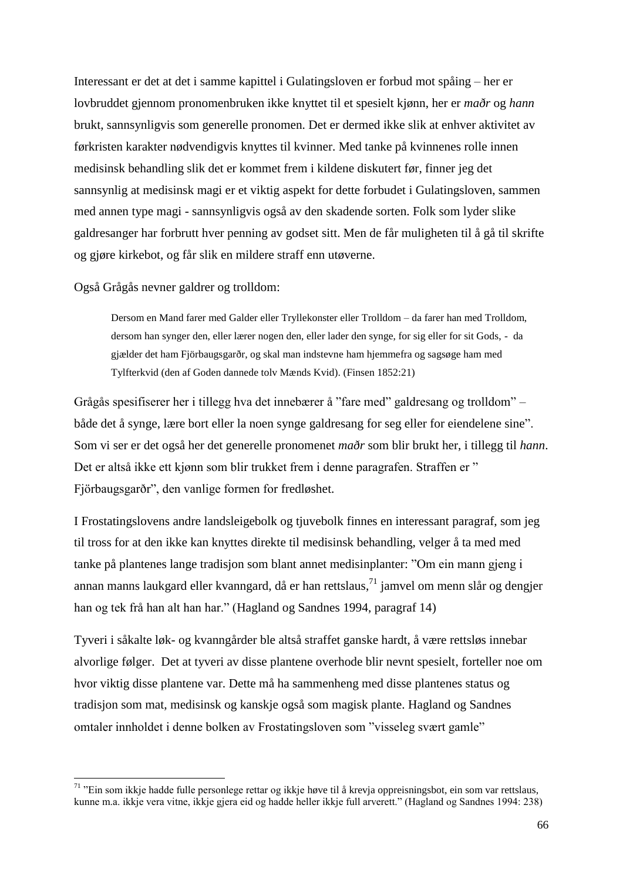Interessant er det at det i samme kapittel i Gulatingsloven er forbud mot spåing – her er lovbruddet gjennom pronomenbruken ikke knyttet til et spesielt kjønn, her er *maðr* og *hann* brukt, sannsynligvis som generelle pronomen. Det er dermed ikke slik at enhver aktivitet av førkristen karakter nødvendigvis knyttes til kvinner. Med tanke på kvinnenes rolle innen medisinsk behandling slik det er kommet frem i kildene diskutert før, finner jeg det sannsynlig at medisinsk magi er et viktig aspekt for dette forbudet i Gulatingsloven, sammen med annen type magi - sannsynligvis også av den skadende sorten. Folk som lyder slike galdresanger har forbrutt hver penning av godset sitt. Men de får muligheten til å gå til skrifte og gjøre kirkebot, og får slik en mildere straff enn utøverne.

Også Grågås nevner galdrer og trolldom:

> Dersom en Mand farer med Galder eller Tryllekonster eller Trolldom – da farer han med Trolldom, dersom han synger den, eller lærer nogen den, eller lader den synge, for sig eller for sit Gods, - da gjælder det ham Fjörbaugsgarðr, og skal man indstevne ham hjemmefra og sagsøge ham med Tylfterkvid (den af Goden dannede tolv Mænds Kvid). (Finsen 1852:21)

Grågås spesifiserer her i tillegg hva det innebærer å "fare med" galdresang og trolldom" – både det å synge, lære bort eller la noen synge galdresang for seg eller for eiendelene sine". Som vi ser er det også her det generelle pronomenet *maðr* som blir brukt her, i tillegg til *hann*. Det er altså ikke ett kjønn som blir trukket frem i denne paragrafen. Straffen er " Fjörbaugsgarðr", den vanlige formen for fredløshet.

I Frostatingslovens andre landsleigebolk og tjuvebolk finnes en interessant paragraf, som jeg til tross for at den ikke kan knyttes direkte til medisinsk behandling, velger å ta med med tanke på plantenes lange tradisjon som blant annet medisinplanter: "Om ein mann gjeng i annan manns laukgard eller kvanngard, då er han rettslaus,[71] jamvel om menn slår og dengjer han og tek frå han alt han har." (Hagland og Sandnes 1994, paragraf 14)

Tyveri i såkalte løk- og kvanngårder ble altså straffet ganske hardt, å være rettsløs innebar alvorlige følger. Det at tyveri av disse plantene overhode blir nevnt spesielt, forteller noe om hvor viktig disse plantene var. Dette må ha sammenheng med disse plantenes status og tradisjon som mat, medisinsk og kanskje også som magisk plante. Hagland og Sandnes omtaler innholdet i denne bolken av Frostatingsloven som "visseleg svært gamle"

[71] "Ein som ikkje hadde fulle personlege rettar og ikkje høve til å krevja oppreisningsbot, ein som var rettslaus, kunne m.a. ikkje vera vitne, ikkje gjera eid og hadde heller ikkje full arverett." (Hagland og Sandnes 1994: 238)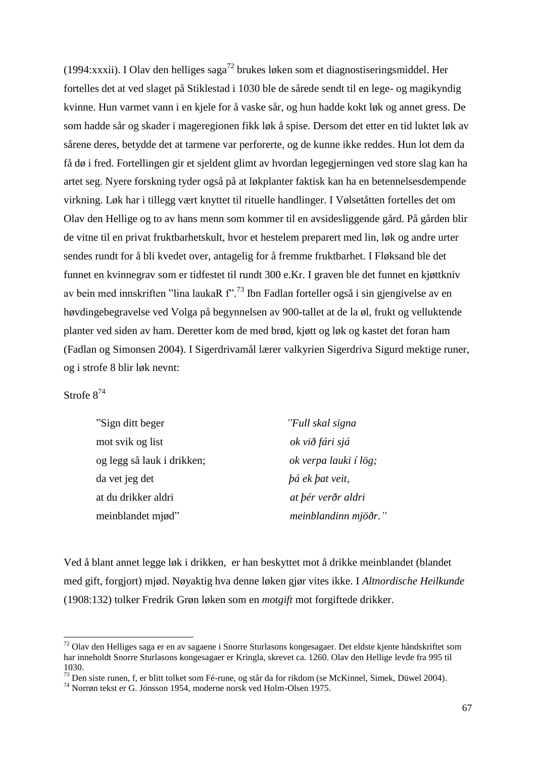(1994:xxxii). I Olav den helliges saga[72] brukes løken som et diagnostiseringsmiddel. Her fortelles det at ved slaget på Stiklestad i 1030 ble de sårede sendt til en lege- og magikyndig kvinne. Hun varmet vann i en kjele for å vaske sår, og hun hadde kokt løk og annet gress. De som hadde sår og skader i mageregionen fikk løk å spise. Dersom det etter en tid luktet løk av sårene deres, betydde det at tarmene var perforerte, og de kunne ikke reddes. Hun lot dem da få dø i fred. Fortellingen gir et sjeldent glimt av hvordan legegjerningen ved store slag kan ha artet seg. Nyere forskning tyder også på at løkplanter faktisk kan ha en betennelsesdempende virkning. Løk har i tillegg vært knyttet til rituelle handlinger. I Vølsetåtten fortelles det om Olav den Hellige og to av hans menn som kommer til en avsidesliggende gård. På gården blir de vitne til en privat fruktbarhetskult, hvor et hestelem preparert med lin, løk og andre urter sendes rundt for å bli kvedet over, antagelig for å fremme fruktbarhet. I Fløksand ble det funnet en kvinnegrav som er tidfestet til rundt 300 e.Kr. I graven ble det funnet en kjøttkniv av bein med innskriften "lina laukaR f".[73] Ibn Fadlan forteller også i sin gjengivelse av en høvdingebegravelse ved Volga på begynnelsen av 900-tallet at de la øl, frukt og velluktende planter ved siden av ham. Deretter kom de med brød, kjøtt og løk og kastet det foran ham (Fadlan og Simonsen 2004). I Sigerdrivamål lærer valkyrien Sigerdriva Sigurd mektige runer, og i strofe 8 blir løk nevnt:

Strofe 8[74]

| | |
|---|---|
| "Sign ditt beger | *"Full skal signa* |
| mot svik og list | *ok við fári sjá* |
| og legg så lauk i drikken; | *ok verpa lauki í lög;* |
| da vet jeg det | *þá ek þat veit,* |
| at du drikker aldri | *at þér verðr aldri* |
| meinblandet mjød" | *meinblandinn mjöðr."* |

Ved å blant annet legge løk i drikken, er han beskyttet mot å drikke meinblandet (blandet med gift, forgjort) mjød. Nøyaktig hva denne løken gjør vites ikke. I *Altnordische Heilkunde* (1908:132) tolker Fredrik Grøn løken som en *motgift* mot forgiftede drikker.

---

[72] Olav den Helliges saga er en av sagaene i Snorre Sturlasons kongesagaer. Det eldste kjente håndskriftet som har inneholdt Snorre Sturlasons kongesagaer er Kringla, skrevet ca. 1260. Olav den Hellige levde fra 995 til 1030.

[73] Den siste runen, f, er blitt tolket som Fé-rune, og står da for rikdom (se McKinnel, Simek, Düwel 2004).

[74] Norrøn tekst er G. Jónsson 1954, moderne norsk ved Holm-Olsen 1975.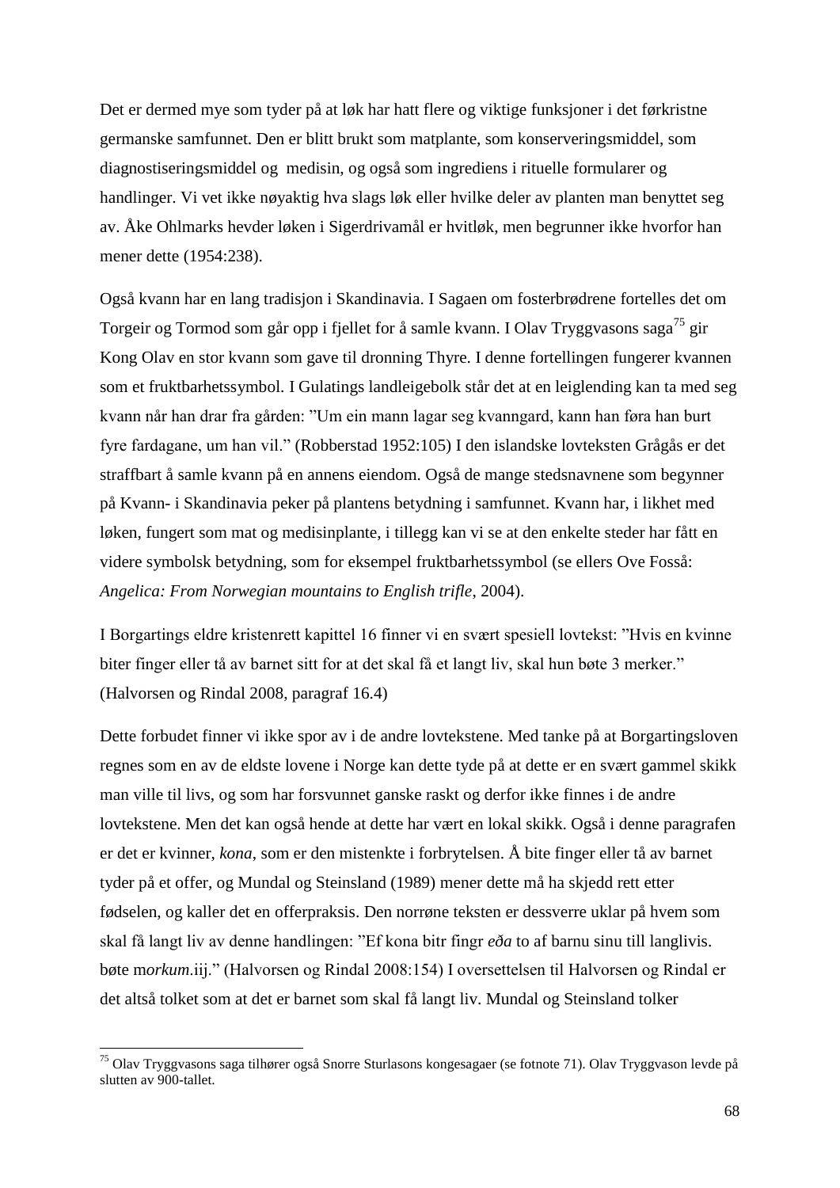Det er dermed mye som tyder på at løk har hatt flere og viktige funksjoner i det førkristne germanske samfunnet. Den er blitt brukt som matplante, som konserveringsmiddel, som diagnostiseringsmiddel og  medisin, og også som ingrediens i rituelle formularer og handlinger. Vi vet ikke nøyaktig hva slags løk eller hvilke deler av planten man benyttet seg av. Åke Ohlmarks hevder løken i Sigerdrivamål er hvitløk, men begrunner ikke hvorfor han mener dette (1954:238).

Også kvann har en lang tradisjon i Skandinavia. I Sagaen om fosterbrødrene fortelles det om Torgeir og Tormod som går opp i fjellet for å samle kvann. I Olav Tryggvasons saga[75] gir Kong Olav en stor kvann som gave til dronning Thyre. I denne fortellingen fungerer kvannen som et fruktbarhetssymbol. I Gulatings landleigebolk står det at en leiglending kan ta med seg kvann når han drar fra gården: "Um ein mann lagar seg kvanngard, kann han føra han burt fyre fardagane, um han vil." (Robberstad 1952:105) I den islandske lovteksten Grågås er det straffbart å samle kvann på en annens eiendom. Også de mange stedsnavnene som begynner på Kvann- i Skandinavia peker på plantens betydning i samfunnet. Kvann har, i likhet med løken, fungert som mat og medisinplante, i tillegg kan vi se at den enkelte steder har fått en videre symbolsk betydning, som for eksempel fruktbarhetssymbol (se ellers Ove Fosså: *Angelica: From Norwegian mountains to English trifle*, 2004).

I Borgartings eldre kristenrett kapittel 16 finner vi en svært spesiell lovtekst: "Hvis en kvinne biter finger eller tå av barnet sitt for at det skal få et langt liv, skal hun bøte 3 merker." (Halvorsen og Rindal 2008, paragraf 16.4)

Dette forbudet finner vi ikke spor av i de andre lovtekstene. Med tanke på at Borgartingsloven regnes som en av de eldste lovene i Norge kan dette tyde på at dette er en svært gammel skikk man ville til livs, og som har forsvunnet ganske raskt og derfor ikke finnes i de andre lovtekstene. Men det kan også hende at dette har vært en lokal skikk. Også i denne paragrafen er det er kvinner, *kona*, som er den mistenkte i forbrytelsen. Å bite finger eller tå av barnet tyder på et offer, og Mundal og Steinsland (1989) mener dette må ha skjedd rett etter fødselen, og kaller det en offerpraksis. Den norrøne teksten er dessverre uklar på hvem som skal få langt liv av denne handlingen: "Ef kona bitr fingr *eða* to af barnu sinu till langlivis. bøte m*orkum*.iij." (Halvorsen og Rindal 2008:154) I oversettelsen til Halvorsen og Rindal er det altså tolket som at det er barnet som skal få langt liv. Mundal og Steinsland tolker

---

[75] Olav Tryggvasons saga tilhører også Snorre Sturlasons kongesagaer (se fotnote 71). Olav Tryggvason levde på slutten av 900-tallet.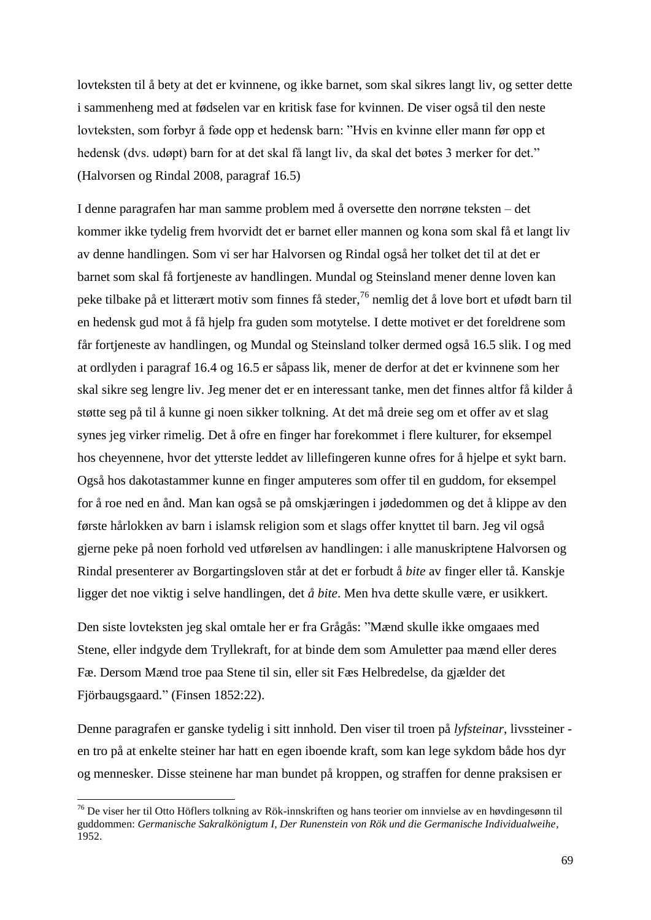lovteksten til å bety at det er kvinnene, og ikke barnet, som skal sikres langt liv, og setter dette i sammenheng med at fødselen var en kritisk fase for kvinnen. De viser også til den neste lovteksten, som forbyr å føde opp et hedensk barn: ”Hvis en kvinne eller mann før opp et hedensk (dvs. udøpt) barn for at det skal få langt liv, da skal det bøtes 3 merker for det.” (Halvorsen og Rindal 2008, paragraf 16.5)

I denne paragrafen har man samme problem med å oversette den norrøne teksten – det kommer ikke tydelig frem hvorvidt det er barnet eller mannen og kona som skal få et langt liv av denne handlingen. Som vi ser har Halvorsen og Rindal også her tolket det til at det er barnet som skal få fortjeneste av handlingen. Mundal og Steinsland mener denne loven kan peke tilbake på et litterært motiv som finnes få steder,[76] nemlig det å love bort et ufødt barn til en hedensk gud mot å få hjelp fra guden som motytelse. I dette motivet er det foreldrene som får fortjeneste av handlingen, og Mundal og Steinsland tolker dermed også 16.5 slik. I og med at ordlyden i paragraf 16.4 og 16.5 er såpass lik, mener de derfor at det er kvinnene som her skal sikre seg lengre liv. Jeg mener det er en interessant tanke, men det finnes altfor få kilder å støtte seg på til å kunne gi noen sikker tolkning. At det må dreie seg om et offer av et slag synes jeg virker rimelig. Det å ofre en finger har forekommet i flere kulturer, for eksempel hos cheyennene, hvor det ytterste leddet av lillefingeren kunne ofres for å hjelpe et sykt barn. Også hos dakotastammer kunne en finger amputeres som offer til en guddom, for eksempel for å roe ned en ånd. Man kan også se på omskjæringen i jødedommen og det å klippe av den første hårlokken av barn i islamsk religion som et slags offer knyttet til barn. Jeg vil også gjerne peke på noen forhold ved utførelsen av handlingen: i alle manuskriptene Halvorsen og Rindal presenterer av Borgartingsloven står at det er forbudt å *bite* av finger eller tå. Kanskje ligger det noe viktig i selve handlingen, det *å bite*. Men hva dette skulle være, er usikkert.

Den siste lovteksten jeg skal omtale her er fra Grågås: ”Mænd skulle ikke omgaaes med Stene, eller indgyde dem Tryllekraft, for at binde dem som Amuletter paa mænd eller deres Fæ. Dersom Mænd troe paa Stene til sin, eller sit Fæs Helbredelse, da gjælder det Fjörbaugsgaard.” (Finsen 1852:22).

Denne paragrafen er ganske tydelig i sitt innhold. Den viser til troen på *lyfsteinar*, livssteiner - en tro på at enkelte steiner har hatt en egen iboende kraft, som kan lege sykdom både hos dyr og mennesker. Disse steinene har man bundet på kroppen, og straffen for denne praksisen er

---

[76] De viser her til Otto Höflers tolkning av Rök-innskriften og hans teorier om innvielse av en høvdingesønn til guddommen: *Germanische Sakralkönigtum I, Der Runenstein von Rök und die Germanische Individualweihe*, 1952.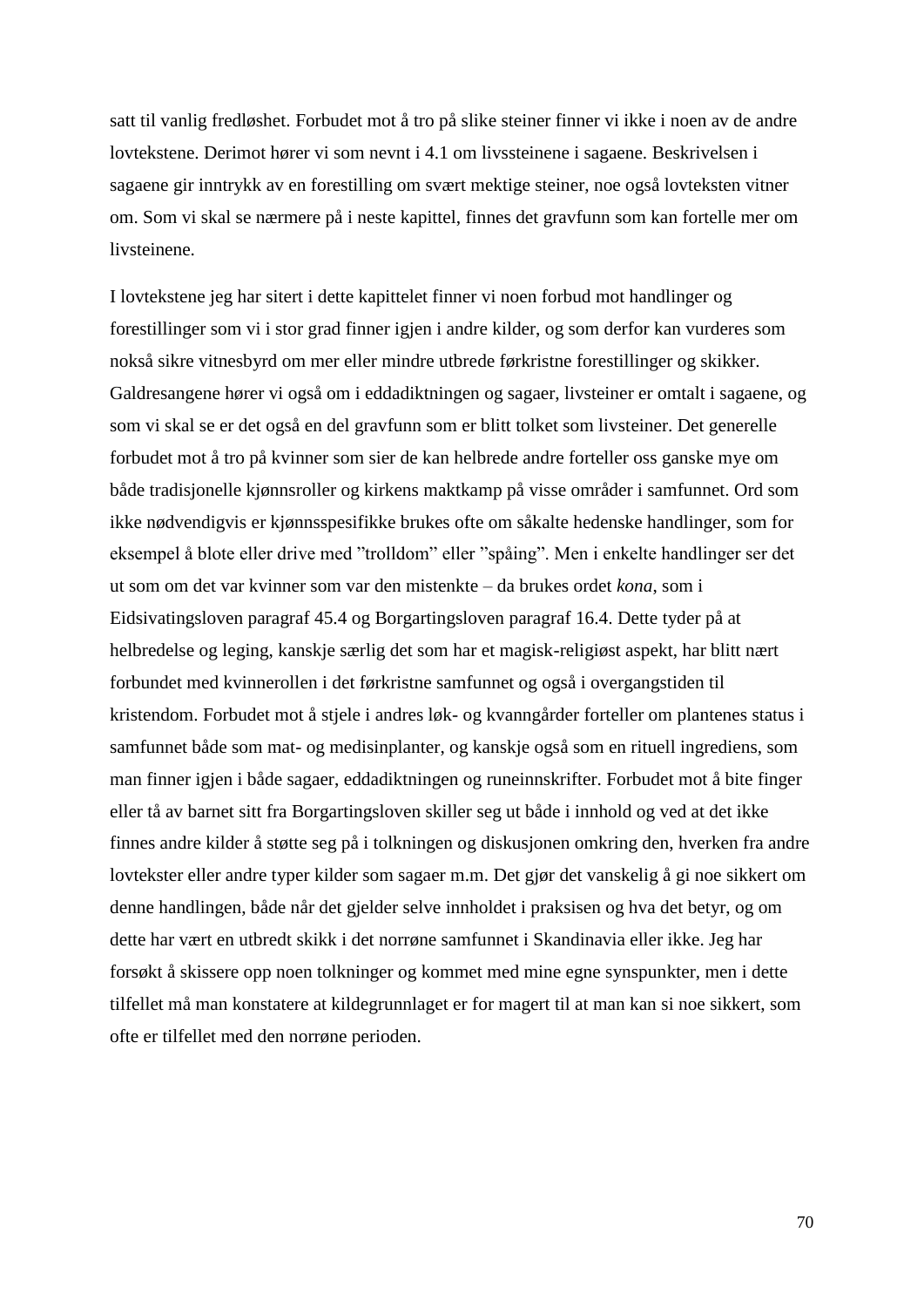satt til vanlig fredløshet. Forbudet mot å tro på slike steiner finner vi ikke i noen av de andre lovtekstene. Derimot hører vi som nevnt i 4.1 om livssteinene i sagaene. Beskrivelsen i sagaene gir inntrykk av en forestilling om svært mektige steiner, noe også lovteksten vitner om. Som vi skal se nærmere på i neste kapittel, finnes det gravfunn som kan fortelle mer om livsteinene.

I lovtekstene jeg har sitert i dette kapittelet finner vi noen forbud mot handlinger og forestillinger som vi i stor grad finner igjen i andre kilder, og som derfor kan vurderes som nokså sikre vitnesbyrd om mer eller mindre utbrede førkristne forestillinger og skikker. Galdresangene hører vi også om i eddadiktningen og sagaer, livsteiner er omtalt i sagaene, og som vi skal se er det også en del gravfunn som er blitt tolket som livsteiner. Det generelle forbudet mot å tro på kvinner som sier de kan helbrede andre forteller oss ganske mye om både tradisjonelle kjønnsroller og kirkens maktkamp på visse områder i samfunnet. Ord som ikke nødvendigvis er kjønnsspesifikke brukes ofte om såkalte hedenske handlinger, som for eksempel å blote eller drive med ”trolldom” eller ”spåing”. Men i enkelte handlinger ser det ut som om det var kvinner som var den mistenkte – da brukes ordet *kona*, som i Eidsivatingsloven paragraf 45.4 og Borgartingsloven paragraf 16.4. Dette tyder på at helbredelse og leging, kanskje særlig det som har et magisk-religiøst aspekt, har blitt nært forbundet med kvinnerollen i det førkristne samfunnet og også i overgangstiden til kristendom. Forbudet mot å stjele i andres løk- og kvanngårder forteller om plantenes status i samfunnet både som mat- og medisinplanter, og kanskje også som en rituell ingrediens, som man finner igjen i både sagaer, eddadiktningen og runeinnskrifter. Forbudet mot å bite finger eller tå av barnet sitt fra Borgartingsloven skiller seg ut både i innhold og ved at det ikke finnes andre kilder å støtte seg på i tolkningen og diskusjonen omkring den, hverken fra andre lovtekster eller andre typer kilder som sagaer m.m. Det gjør det vanskelig å gi noe sikkert om denne handlingen, både når det gjelder selve innholdet i praksisen og hva det betyr, og om dette har vært en utbredt skikk i det norrøne samfunnet i Skandinavia eller ikke. Jeg har forsøkt å skissere opp noen tolkninger og kommet med mine egne synspunkter, men i dette tilfellet må man konstatere at kildegrunnlaget er for magert til at man kan si noe sikkert, som ofte er tilfellet med den norrøne perioden.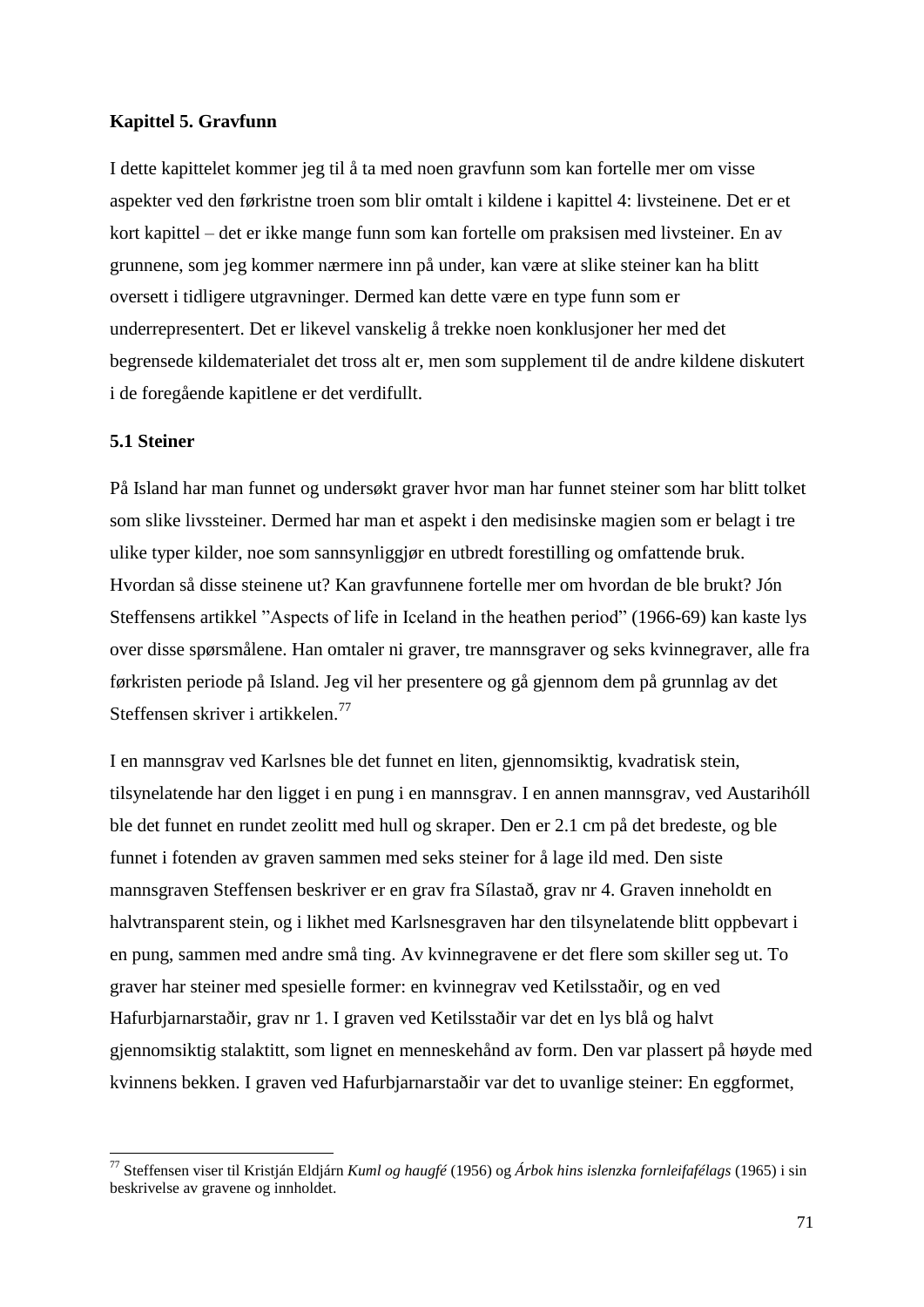## Kapittel 5. Gravfunn

I dette kapittelet kommer jeg til å ta med noen gravfunn som kan fortelle mer om visse aspekter ved den førkristne troen som blir omtalt i kildene i kapittel 4: livsteinene. Det er et kort kapittel – det er ikke mange funn som kan fortelle om praksisen med livsteiner. En av grunnene, som jeg kommer nærmere inn på under, kan være at slike steiner kan ha blitt oversett i tidligere utgravninger. Dermed kan dette være en type funn som er underrepresentert. Det er likevel vanskelig å trekke noen konklusjoner her med det begrensede kildematerialet det tross alt er, men som supplement til de andre kildene diskutert i de foregående kapitlene er det verdifullt.

### 5.1 Steiner

På Island har man funnet og undersøkt graver hvor man har funnet steiner som har blitt tolket som slike livssteiner. Dermed har man et aspekt i den medisinske magien som er belagt i tre ulike typer kilder, noe som sannsynliggjør en utbredt forestilling og omfattende bruk. Hvordan så disse steinene ut? Kan gravfunnene fortelle mer om hvordan de ble brukt? Jón Steffensens artikkel "Aspects of life in Iceland in the heathen period" (1966-69) kan kaste lys over disse spørsmålene. Han omtaler ni graver, tre mannsgraver og seks kvinnegraver, alle fra førkristen periode på Island. Jeg vil her presentere og gå gjennom dem på grunnlag av det Steffensen skriver i artikkelen.[77]

I en mannsgrav ved Karlsnes ble det funnet en liten, gjennomsiktig, kvadratisk stein, tilsynelatende har den ligget i en pung i en mannsgrav. I en annen mannsgrav, ved Austarihóll ble det funnet en rundet zeolitt med hull og skraper. Den er 2.1 cm på det bredeste, og ble funnet i fotenden av graven sammen med seks steiner for å lage ild med. Den siste mannsgraven Steffensen beskriver er en grav fra Sílastað, grav nr 4. Graven inneholdt en halvtransparent stein, og i likhet med Karlsnesgraven har den tilsynelatende blitt oppbevart i en pung, sammen med andre små ting. Av kvinnegravene er det flere som skiller seg ut. To graver har steiner med spesielle former: en kvinnegrav ved Ketilsstaðir, og en ved Hafurbjarnarstaðir, grav nr 1. I graven ved Ketilsstaðir var det en lys blå og halvt gjennomsiktig stalaktitt, som lignet en menneskehånd av form. Den var plassert på høyde med kvinnens bekken. I graven ved Hafurbjarnarstaðir var det to uvanlige steiner: En eggformet,

---

[77] Steffensen viser til Kristján Eldjárn *Kuml og haugfé* (1956) og *Árbok hins islenzka fornleifafélags* (1965) i sin beskrivelse av gravene og innholdet.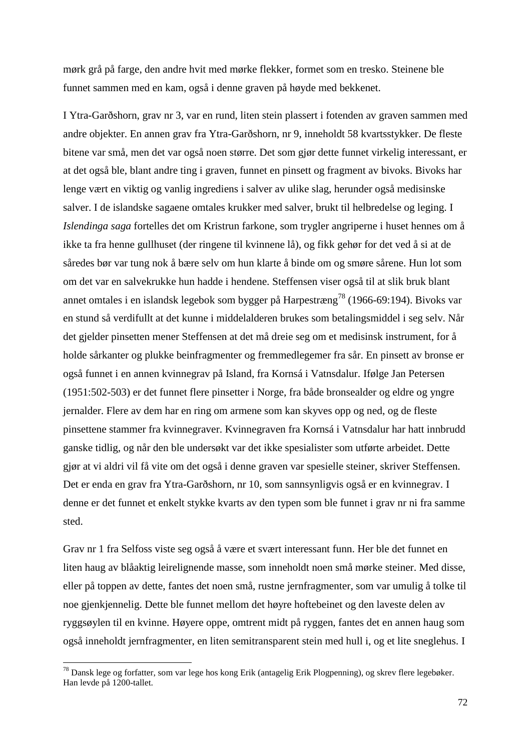mørk grå på farge, den andre hvit med mørke flekker, formet som en tresko. Steinene ble funnet sammen med en kam, også i denne graven på høyde med bekkenet.

I Ytra-Garðshorn, grav nr 3, var en rund, liten stein plassert i fotenden av graven sammen med andre objekter. En annen grav fra Ytra-Garðshorn, nr 9, inneholdt 58 kvartsstykker. De fleste bitene var små, men det var også noen større. Det som gjør dette funnet virkelig interessant, er at det også ble, blant andre ting i graven, funnet en pinsett og fragment av bivoks. Bivoks har lenge vært en viktig og vanlig ingrediens i salver av ulike slag, herunder også medisinske salver. I de islandske sagaene omtales krukker med salver, brukt til helbredelse og leging. I *Islendinga saga* fortelles det om Kristrun farkone, som trygler angriperne i huset hennes om å ikke ta fra henne gullhuset (der ringene til kvinnene lå), og fikk gehør for det ved å si at de såredes bør var tung nok å bære selv om hun klarte å binde om og smøre sårene. Hun lot som om det var en salvekrukke hun hadde i hendene. Steffensen viser også til at slik bruk blant annet omtales i en islandsk legebok som bygger på Harpestræng[78] (1966-69:194). Bivoks var en stund så verdifullt at det kunne i middelalderen brukes som betalingsmiddel i seg selv. Når det gjelder pinsetten mener Steffensen at det må dreie seg om et medisinsk instrument, for å holde sårkanter og plukke beinfragmenter og fremmedlegemer fra sår. En pinsett av bronse er også funnet i en annen kvinnegrav på Island, fra Kornsá i Vatnsdalur. Ifølge Jan Petersen (1951:502-503) er det funnet flere pinsetter i Norge, fra både bronsealder og eldre og yngre jernalder. Flere av dem har en ring om armene som kan skyves opp og ned, og de fleste pinsettene stammer fra kvinnegraver. Kvinnegraven fra Kornsá i Vatnsdalur har hatt innbrudd ganske tidlig, og når den ble undersøkt var det ikke spesialister som utførte arbeidet. Dette gjør at vi aldri vil få vite om det også i denne graven var spesielle steiner, skriver Steffensen. Det er enda en grav fra Ytra-Garðshorn, nr 10, som sannsynligvis også er en kvinnegrav. I denne er det funnet et enkelt stykke kvarts av den typen som ble funnet i grav nr ni fra samme sted.

Grav nr 1 fra Selfoss viste seg også å være et svært interessant funn. Her ble det funnet en liten haug av blåaktig leirelignende masse, som inneholdt noen små mørke steiner. Med disse, eller på toppen av dette, fantes det noen små, rustne jernfragmenter, som var umulig å tolke til noe gjenkjennelig. Dette ble funnet mellom det høyre hoftebeinet og den laveste delen av ryggsøylen til en kvinne. Høyere oppe, omtrent midt på ryggen, fantes det en annen haug som også inneholdt jernfragmenter, en liten semitransparent stein med hull i, og et lite sneglehus. I

---

[78] Dansk lege og forfatter, som var lege hos kong Erik (antagelig Erik Plogpenning), og skrev flere legebøker. Han levde på 1200-tallet.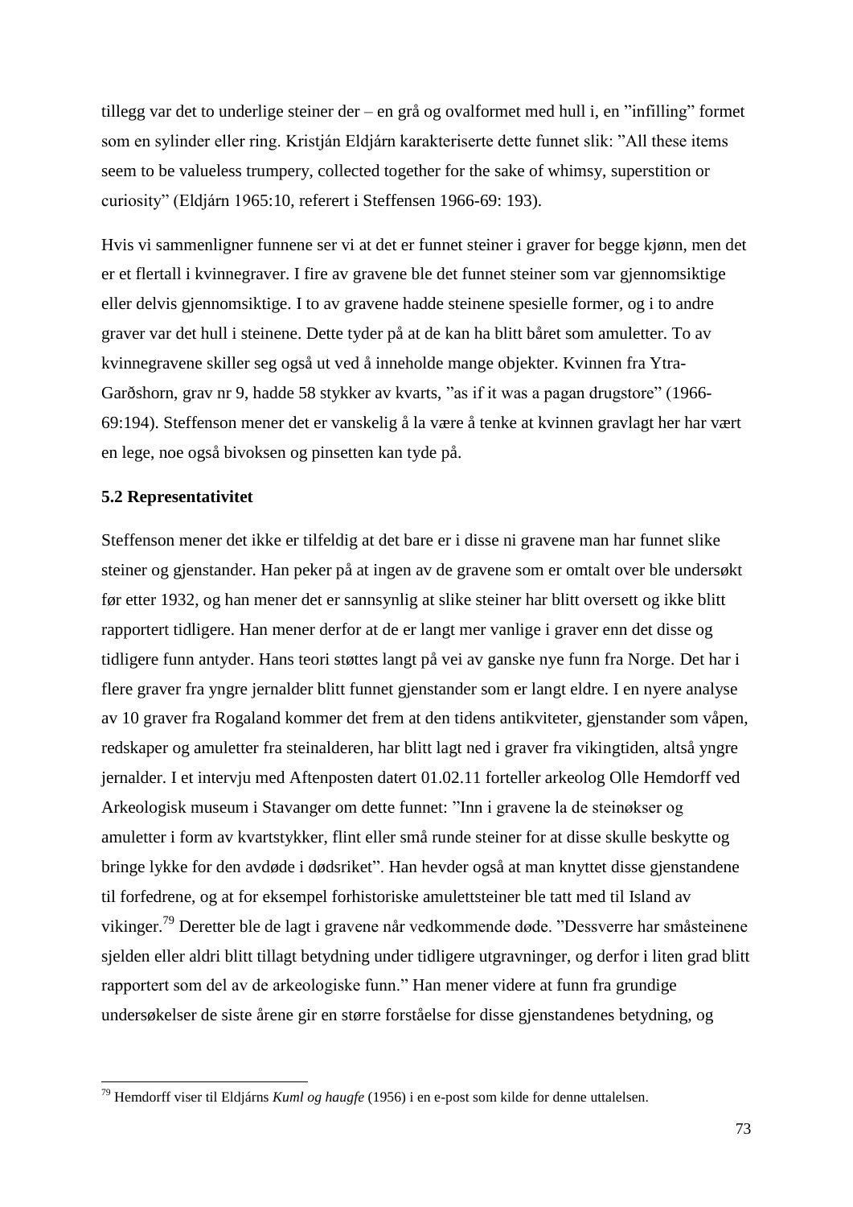tillegg var det to underlige steiner der – en grå og ovalformet med hull i, en "infilling" formet som en sylinder eller ring. Kristján Eldjárn karakteriserte dette funnet slik: "All these items seem to be valueless trumpery, collected together for the sake of whimsy, superstition or curiosity" (Eldjárn 1965:10, referert i Steffensen 1966-69: 193).

Hvis vi sammenligner funnene ser vi at det er funnet steiner i graver for begge kjønn, men det er et flertall i kvinnegraver. I fire av gravene ble det funnet steiner som var gjennomsiktige eller delvis gjennomsiktige. I to av gravene hadde steinene spesielle former, og i to andre graver var det hull i steinene. Dette tyder på at de kan ha blitt båret som amuletter. To av kvinnegravene skiller seg også ut ved å inneholde mange objekter. Kvinnen fra Ytra-Garðshorn, grav nr 9, hadde 58 stykker av kvarts, "as if it was a pagan drugstore" (1966-69:194). Steffenson mener det er vanskelig å la være å tenke at kvinnen gravlagt her har vært en lege, noe også bivoksen og pinsetten kan tyde på.

### 5.2 Representativitet

Steffenson mener det ikke er tilfeldig at det bare er i disse ni gravene man har funnet slike steiner og gjenstander. Han peker på at ingen av de gravene som er omtalt over ble undersøkt før etter 1932, og han mener det er sannsynlig at slike steiner har blitt oversett og ikke blitt rapportert tidligere. Han mener derfor at de er langt mer vanlige i graver enn det disse og tidligere funn antyder. Hans teori støttes langt på vei av ganske nye funn fra Norge. Det har i flere graver fra yngre jernalder blitt funnet gjenstander som er langt eldre. I en nyere analyse av 10 graver fra Rogaland kommer det frem at den tidens antikviteter, gjenstander som våpen, redskaper og amuletter fra steinalderen, har blitt lagt ned i graver fra vikingtiden, altså yngre jernalder. I et intervju med Aftenposten datert 01.02.11 forteller arkeolog Olle Hemdorff ved Arkeologisk museum i Stavanger om dette funnet: "Inn i gravene la de steinøkser og amuletter i form av kvartstykker, flint eller små runde steiner for at disse skulle beskytte og bringe lykke for den avdøde i dødsriket". Han hevder også at man knyttet disse gjenstandene til forfedrene, og at for eksempel forhistoriske amulettsteiner ble tatt med til Island av vikinger.[79] Deretter ble de lagt i gravene når vedkommende døde. "Dessverre har småsteinene sjelden eller aldri blitt tillagt betydning under tidligere utgravninger, og derfor i liten grad blitt rapportert som del av de arkeologiske funn." Han mener videre at funn fra grundige undersøkelser de siste årene gir en større forståelse for disse gjenstandenes betydning, og

---

[79] Hemdorff viser til Eldjárns *Kuml og haugfe* (1956) i en e-post som kilde for denne uttalelsen.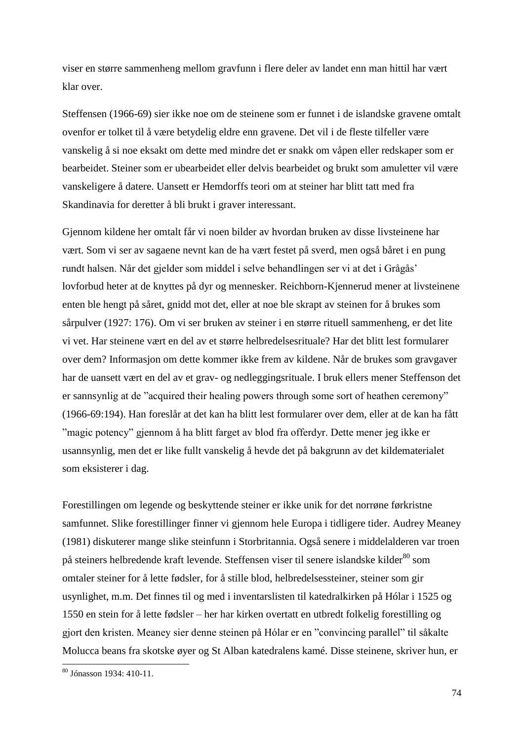viser en større sammenheng mellom gravfunn i flere deler av landet enn man hittil har vært klar over.

Steffensen (1966-69) sier ikke noe om de steinene som er funnet i de islandske gravene omtalt ovenfor er tolket til å være betydelig eldre enn gravene. Det vil i de fleste tilfeller være vanskelig å si noe eksakt om dette med mindre det er snakk om våpen eller redskaper som er bearbeidet. Steiner som er ubearbeidet eller delvis bearbeidet og brukt som amuletter vil være vanskeligere å datere. Uansett er Hemdorffs teori om at steiner har blitt tatt med fra Skandinavia for deretter å bli brukt i graver interessant.

Gjennom kildene her omtalt får vi noen bilder av hvordan bruken av disse livsteinene har vært. Som vi ser av sagaene nevnt kan de ha vært festet på sverd, men også båret i en pung rundt halsen. Når det gjelder som middel i selve behandlingen ser vi at det i Grågås' lovforbud heter at de knyttes på dyr og mennesker. Reichborn-Kjennerud mener at livsteinene enten ble hengt på såret, gnidd mot det, eller at noe ble skrapt av steinen for å brukes som sårpulver (1927: 176). Om vi ser bruken av steiner i en større rituell sammenheng, er det lite vi vet. Har steinene vært en del av et større helbredelsesrituale? Har det blitt lest formularer over dem? Informasjon om dette kommer ikke frem av kildene. Når de brukes som gravgaver har de uansett vært en del av et grav- og nedleggingsrituale. I bruk ellers mener Steffenson det er sannsynlig at de "acquired their healing powers through some sort of heathen ceremony" (1966-69:194). Han foreslår at det kan ha blitt lest formularer over dem, eller at de kan ha fått "magic potency" gjennom å ha blitt farget av blod fra offerdyr. Dette mener jeg ikke er usannsynlig, men det er like fullt vanskelig å hevde det på bakgrunn av det kildematerialet som eksisterer i dag.

Forestillingen om legende og beskyttende steiner er ikke unik for det norrøne førkristne samfunnet. Slike forestillinger finner vi gjennom hele Europa i tidligere tider. Audrey Meaney (1981) diskuterer mange slike steinfunn i Storbritannia. Også senere i middelalderen var troen på steiners helbredende kraft levende. Steffensen viser til senere islandske kilder[80] som omtaler steiner for å lette fødsler, for å stille blod, helbredelsessteiner, steiner som gir usynlighet, m.m. Det finnes til og med i inventarslisten til katedralkirken på Hólar i 1525 og 1550 en stein for å lette fødsler – her har kirken overtatt en utbredt folkelig forestilling og gjort den kristen. Meaney sier denne steinen på Hólar er en "convincing parallel" til såkalte Molucca beans fra skotske øyer og St Alban katedralens kamé. Disse steinene, skriver hun, er

---

[80] Jónasson 1934: 410-11.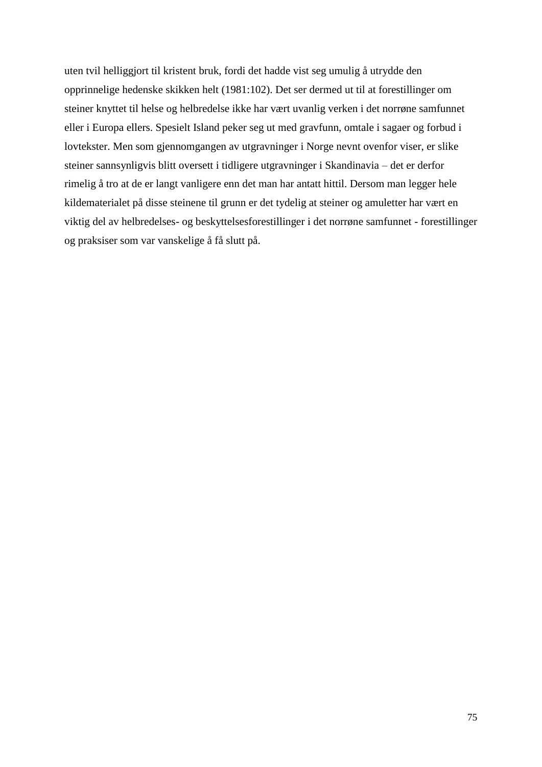uten tvil helliggjort til kristent bruk, fordi det hadde vist seg umulig å utrydde den opprinnelige hedenske skikken helt (1981:102). Det ser dermed ut til at forestillinger om steiner knyttet til helse og helbredelse ikke har vært uvanlig verken i det norrøne samfunnet eller i Europa ellers. Spesielt Island peker seg ut med gravfunn, omtale i sagaer og forbud i lovtekster. Men som gjennomgangen av utgravninger i Norge nevnt ovenfor viser, er slike steiner sannsynligvis blitt oversett i tidligere utgravninger i Skandinavia – det er derfor rimelig å tro at de er langt vanligere enn det man har antatt hittil. Dersom man legger hele kildematerialet på disse steinene til grunn er det tydelig at steiner og amuletter har vært en viktig del av helbredelses- og beskyttelsesforestillinger i det norrøne samfunnet - forestillinger og praksiser som var vanskelige å få slutt på.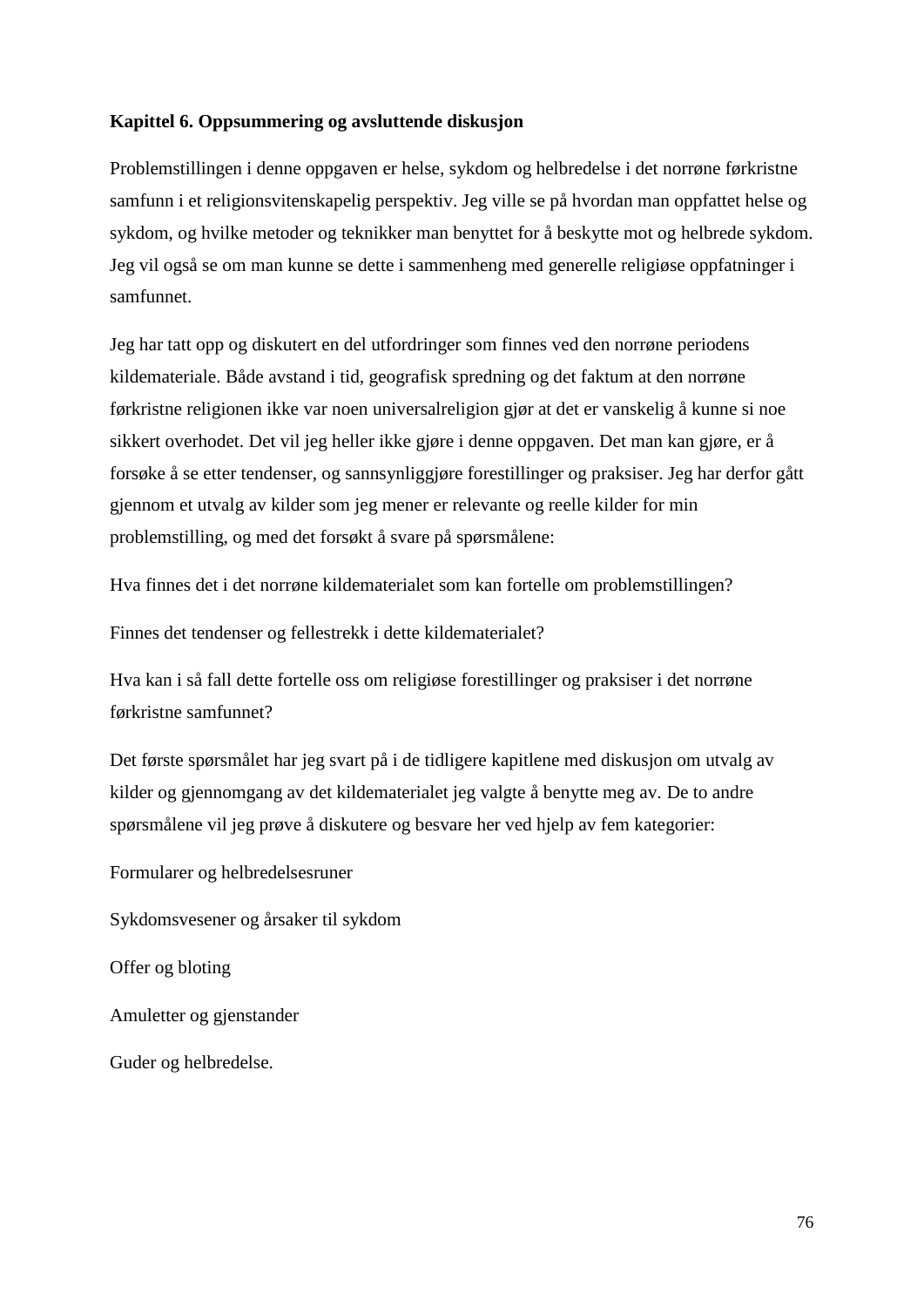## Kapittel 6. Oppsummering og avsluttende diskusjon

Problemstillingen i denne oppgaven er helse, sykdom og helbredelse i det norrøne førkristne samfunn i et religionsvitenskapelig perspektiv. Jeg ville se på hvordan man oppfattet helse og sykdom, og hvilke metoder og teknikker man benyttet for å beskytte mot og helbrede sykdom. Jeg vil også se om man kunne se dette i sammenheng med generelle religiøse oppfatninger i samfunnet.

Jeg har tatt opp og diskutert en del utfordringer som finnes ved den norrøne periodens kildemateriale. Både avstand i tid, geografisk spredning og det faktum at den norrøne førkristne religionen ikke var noen universalreligion gjør at det er vanskelig å kunne si noe sikkert overhodet. Det vil jeg heller ikke gjøre i denne oppgaven. Det man kan gjøre, er å forsøke å se etter tendenser, og sannsynliggjøre forestillinger og praksiser. Jeg har derfor gått gjennom et utvalg av kilder som jeg mener er relevante og reelle kilder for min problemstilling, og med det forsøkt å svare på spørsmålene:

Hva finnes det i det norrøne kildematerialet som kan fortelle om problemstillingen?

Finnes det tendenser og fellestrekk i dette kildematerialet?

Hva kan i så fall dette fortelle oss om religiøse forestillinger og praksiser i det norrøne førkristne samfunnet?

Det første spørsmålet har jeg svart på i de tidligere kapitlene med diskusjon om utvalg av kilder og gjennomgang av det kildematerialet jeg valgte å benytte meg av. De to andre spørsmålene vil jeg prøve å diskutere og besvare her ved hjelp av fem kategorier:

Formularer og helbredelsesruner

Sykdomsvesener og årsaker til sykdom

Offer og bloting

Amuletter og gjenstander

Guder og helbredelse.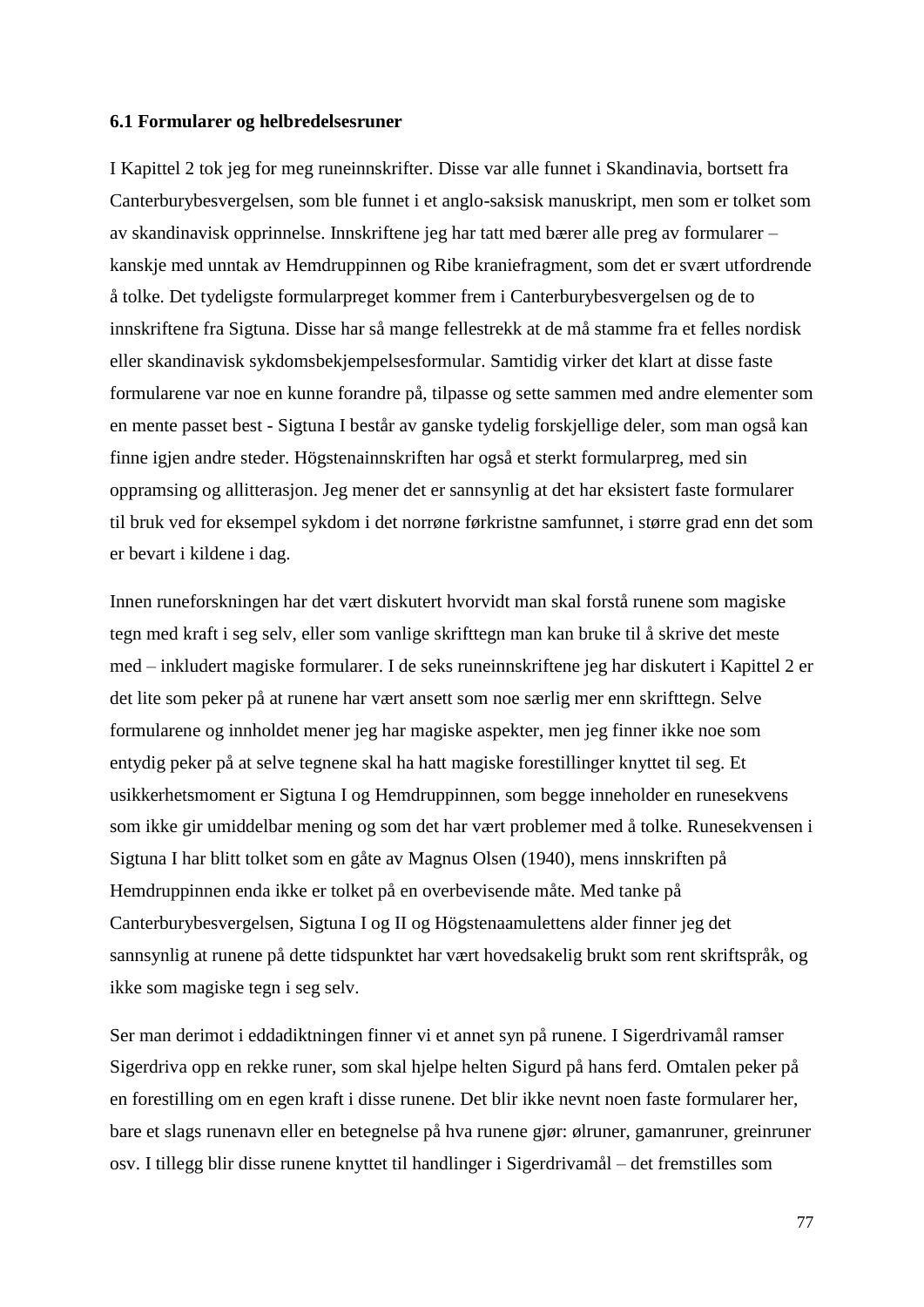### 6.1 Formularer og helbredelsesruner

I Kapittel 2 tok jeg for meg runeinnskrifter. Disse var alle funnet i Skandinavia, bortsett fra Canterburybesvergelsen, som ble funnet i et anglo-saksisk manuskript, men som er tolket som av skandinavisk opprinnelse. Innskriftene jeg har tatt med bærer alle preg av formularer – kanskje med unntak av Hemdruppinnen og Ribe kraniefragment, som det er svært utfordrende å tolke. Det tydeligste formularpreget kommer frem i Canterburybesvergelsen og de to innskriftene fra Sigtuna. Disse har så mange fellestrekk at de må stamme fra et felles nordisk eller skandinavisk sykdomsbekjempelsesformular. Samtidig virker det klart at disse faste formularene var noe en kunne forandre på, tilpasse og sette sammen med andre elementer som en mente passet best - Sigtuna I består av ganske tydelig forskjellige deler, som man også kan finne igjen andre steder. Högstenainnskriften har også et sterkt formularpreg, med sin oppramsing og allitterasjon. Jeg mener det er sannsynlig at det har eksistert faste formularer til bruk ved for eksempel sykdom i det norrøne førkristne samfunnet, i større grad enn det som er bevart i kildene i dag.

Innen runeforskningen har det vært diskutert hvorvidt man skal forstå runene som magiske tegn med kraft i seg selv, eller som vanlige skrifttegn man kan bruke til å skrive det meste med – inkludert magiske formularer. I de seks runeinnskriftene jeg har diskutert i Kapittel 2 er det lite som peker på at runene har vært ansett som noe særlig mer enn skrifttegn. Selve formularene og innholdet mener jeg har magiske aspekter, men jeg finner ikke noe som entydig peker på at selve tegnene skal ha hatt magiske forestillinger knyttet til seg. Et usikkerhetsmoment er Sigtuna I og Hemdruppinnen, som begge inneholder en runesekvens som ikke gir umiddelbar mening og som det har vært problemer med å tolke. Runesekvensen i Sigtuna I har blitt tolket som en gåte av Magnus Olsen (1940), mens innskriften på Hemdruppinnen enda ikke er tolket på en overbevisende måte. Med tanke på Canterburybesvergelsen, Sigtuna I og II og Högstenaamulettens alder finner jeg det sannsynlig at runene på dette tidspunktet har vært hovedsakelig brukt som rent skriftspråk, og ikke som magiske tegn i seg selv.

Ser man derimot i eddadiktningen finner vi et annet syn på runene. I Sigerdrivamål ramser Sigerdriva opp en rekke runer, som skal hjelpe helten Sigurd på hans ferd. Omtalen peker på en forestilling om en egen kraft i disse runene. Det blir ikke nevnt noen faste formularer her, bare et slags runenavn eller en betegnelse på hva runene gjør: ølruner, gamanruner, greinruner osv. I tillegg blir disse runene knyttet til handlinger i Sigerdrivamål – det fremstilles som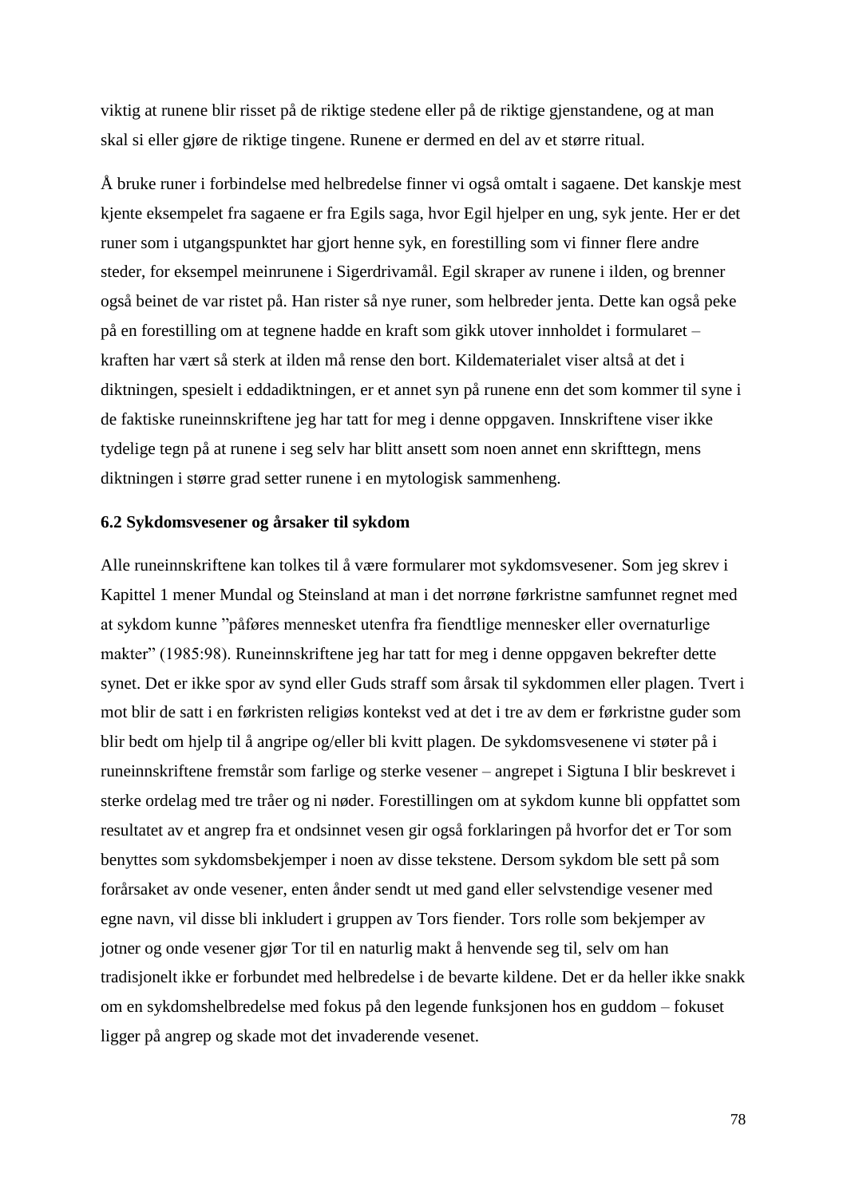viktig at runene blir risset på de riktige stedene eller på de riktige gjenstandene, og at man skal si eller gjøre de riktige tingene. Runene er dermed en del av et større ritual.

Å bruke runer i forbindelse med helbredelse finner vi også omtalt i sagaene. Det kanskje mest kjente eksempelet fra sagaene er fra Egils saga, hvor Egil hjelper en ung, syk jente. Her er det runer som i utgangspunktet har gjort henne syk, en forestilling som vi finner flere andre steder, for eksempel meinrunene i Sigerdrivamål. Egil skraper av runene i ilden, og brenner også beinet de var ristet på. Han rister så nye runer, som helbreder jenta. Dette kan også peke på en forestilling om at tegnene hadde en kraft som gikk utover innholdet i formularet – kraften har vært så sterk at ilden må rense den bort. Kildematerialet viser altså at det i diktningen, spesielt i eddadiktningen, er et annet syn på runene enn det som kommer til syne i de faktiske runeinnskriftene jeg har tatt for meg i denne oppgaven. Innskriftene viser ikke tydelige tegn på at runene i seg selv har blitt ansett som noen annet enn skrifttegn, mens diktningen i større grad setter runene i en mytologisk sammenheng.

### 6.2 Sykdomsvesener og årsaker til sykdom

Alle runeinnskriftene kan tolkes til å være formularer mot sykdomsvesener. Som jeg skrev i Kapittel 1 mener Mundal og Steinsland at man i det norrøne førkristne samfunnet regnet med at sykdom kunne "påføres mennesket utenfra fra fiendtlige mennesker eller overnaturlige makter" (1985:98). Runeinnskriftene jeg har tatt for meg i denne oppgaven bekrefter dette synet. Det er ikke spor av synd eller Guds straff som årsak til sykdommen eller plagen. Tvert i mot blir de satt i en førkristen religiøs kontekst ved at det i tre av dem er førkristne guder som blir bedt om hjelp til å angripe og/eller bli kvitt plagen. De sykdomsvesenene vi støter på i runeinnskriftene fremstår som farlige og sterke vesener – angrepet i Sigtuna I blir beskrevet i sterke ordelag med tre tråer og ni nøder. Forestillingen om at sykdom kunne bli oppfattet som resultatet av et angrep fra et ondsinnet vesen gir også forklaringen på hvorfor det er Tor som benyttes som sykdomsbekjemper i noen av disse tekstene. Dersom sykdom ble sett på som forårsaket av onde vesener, enten ånder sendt ut med gand eller selvstendige vesener med egne navn, vil disse bli inkludert i gruppen av Tors fiender. Tors rolle som bekjemper av jotner og onde vesener gjør Tor til en naturlig makt å henvende seg til, selv om han tradisjonelt ikke er forbundet med helbredelse i de bevarte kildene. Det er da heller ikke snakk om en sykdomshelbredelse med fokus på den legende funksjonen hos en guddom – fokuset ligger på angrep og skade mot det invaderende vesenet.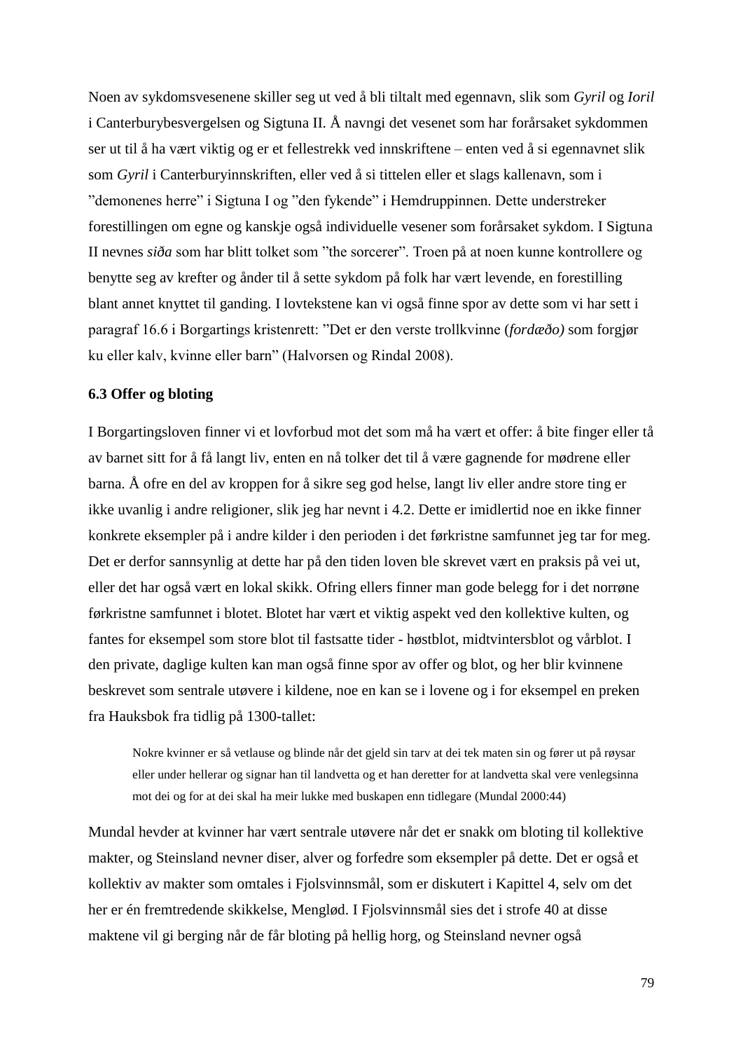Noen av sykdomsvesenene skiller seg ut ved å bli tiltalt med egennavn, slik som *Gyril* og *Ioril* i Canterburybesvergelsen og Sigtuna II. Å navngi det vesenet som har forårsaket sykdommen ser ut til å ha vært viktig og er et fellestrekk ved innskriftene – enten ved å si egennavnet slik som *Gyril* i Canterburyinnskriften, eller ved å si tittelen eller et slags kallenavn, som i "demonenes herre" i Sigtuna I og "den fykende" i Hemdruppinnen. Dette understreker forestillingen om egne og kanskje også individuelle vesener som forårsaket sykdom. I Sigtuna II nevnes *siða* som har blitt tolket som "the sorcerer". Troen på at noen kunne kontrollere og benytte seg av krefter og ånder til å sette sykdom på folk har vært levende, en forestilling blant annet knyttet til ganding. I lovtekstene kan vi også finne spor av dette som vi har sett i paragraf 16.6 i Borgartings kristenrett: "Det er den verste trollkvinne (*fordæðo)* som forgjør ku eller kalv, kvinne eller barn" (Halvorsen og Rindal 2008).

### 6.3 Offer og bloting

I Borgartingsloven finner vi et lovforbud mot det som må ha vært et offer: å bite finger eller tå av barnet sitt for å få langt liv, enten en nå tolker det til å være gagnende for mødrene eller barna. Å ofre en del av kroppen for å sikre seg god helse, langt liv eller andre store ting er ikke uvanlig i andre religioner, slik jeg har nevnt i 4.2. Dette er imidlertid noe en ikke finner konkrete eksempler på i andre kilder i den perioden i det førkristne samfunnet jeg tar for meg. Det er derfor sannsynlig at dette har på den tiden loven ble skrevet vært en praksis på vei ut, eller det har også vært en lokal skikk. Ofring ellers finner man gode belegg for i det norrøne førkristne samfunnet i blotet. Blotet har vært et viktig aspekt ved den kollektive kulten, og fantes for eksempel som store blot til fastsatte tider - høstblot, midtvintersblot og vårblot. I den private, daglige kulten kan man også finne spor av offer og blot, og her blir kvinnene beskrevet som sentrale utøvere i kildene, noe en kan se i lovene og i for eksempel en preken fra Hauksbok fra tidlig på 1300-tallet:

> Nokre kvinner er så vetlause og blinde når det gjeld sin tarv at dei tek maten sin og fører ut på røysar eller under hellerar og signar han til landvetta og et han deretter for at landvetta skal vere venlegsinna mot dei og for at dei skal ha meir lukke med buskapen enn tidlegare (Mundal 2000:44)

Mundal hevder at kvinner har vært sentrale utøvere når det er snakk om bloting til kollektive makter, og Steinsland nevner diser, alver og forfedre som eksempler på dette. Det er også et kollektiv av makter som omtales i Fjolsvinnsmål, som er diskutert i Kapittel 4, selv om det her er én fremtredende skikkelse, Mengløð. I Fjolsvinnsmål sies det i strofe 40 at disse maktene vil gi berging når de får bloting på hellig horg, og Steinsland nevner også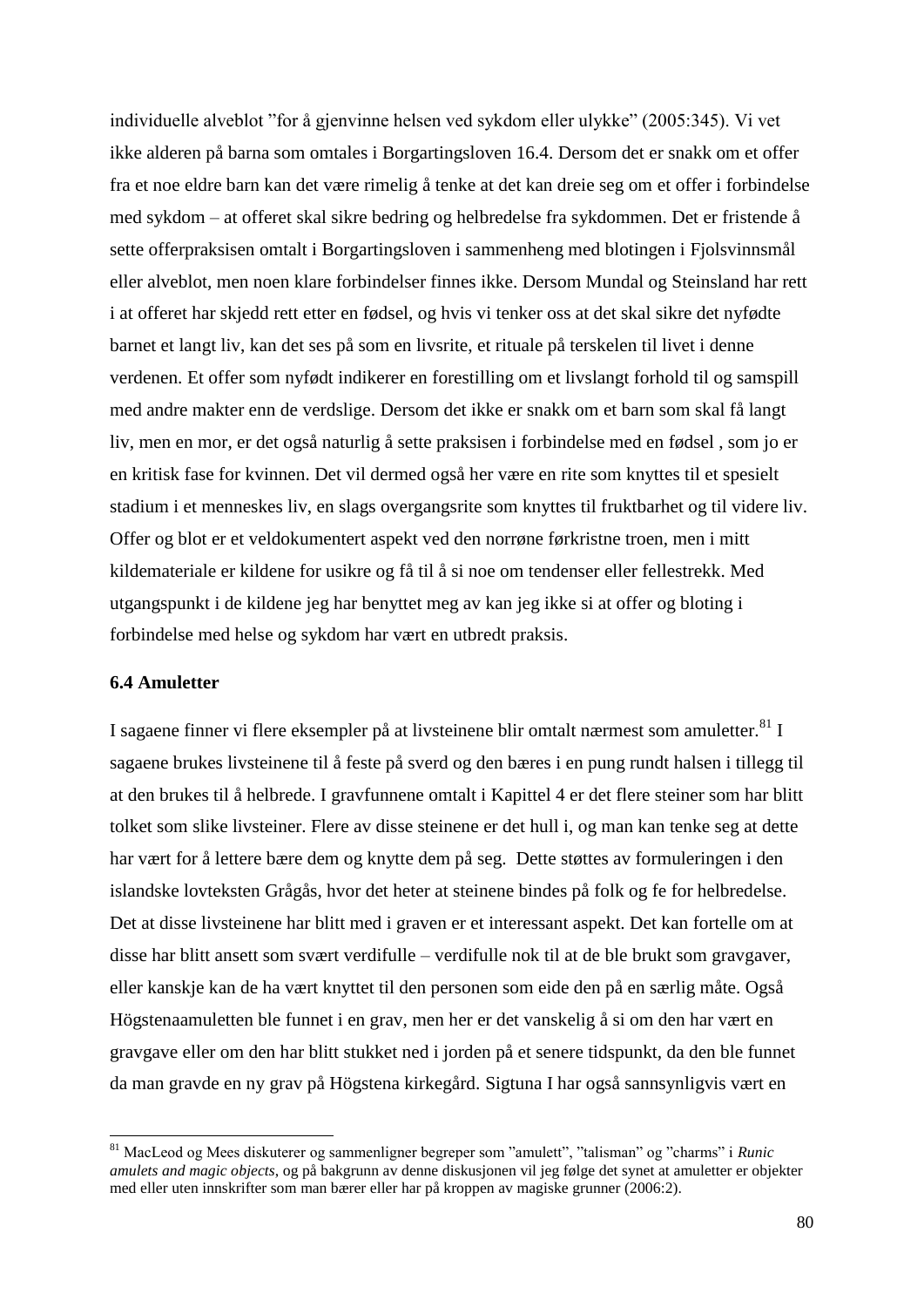individuelle alveblot ”for å gjenvinne helsen ved sykdom eller ulykke” (2005:345). Vi vet ikke alderen på barna som omtales i Borgartingsloven 16.4. Dersom det er snakk om et offer fra et noe eldre barn kan det være rimelig å tenke at det kan dreie seg om et offer i forbindelse med sykdom – at offeret skal sikre bedring og helbredelse fra sykdommen. Det er fristende å sette offerpraksisen omtalt i Borgartingsloven i sammenheng med blotingen i Fjolsvinnsmål eller alveblot, men noen klare forbindelser finnes ikke. Dersom Mundal og Steinsland har rett i at offeret har skjedd rett etter en fødsel, og hvis vi tenker oss at det skal sikre det nyfødte barnet et langt liv, kan det ses på som en livsrite, et rituale på terskelen til livet i denne verdenen. Et offer som nyfødt indikerer en forestilling om et livslangt forhold til og samspill med andre makter enn de verdslige. Dersom det ikke er snakk om et barn som skal få langt liv, men en mor, er det også naturlig å sette praksisen i forbindelse med en fødsel , som jo er en kritisk fase for kvinnen. Det vil dermed også her være en rite som knyttes til et spesielt stadium i et menneskes liv, en slags overgangsrite som knyttes til fruktbarhet og til videre liv. Offer og blot er et veldokumentert aspekt ved den norrøne førkristne troen, men i mitt kildemateriale er kildene for usikre og få til å si noe om tendenser eller fellestrekk. Med utgangspunkt i de kildene jeg har benyttet meg av kan jeg ikke si at offer og bloting i forbindelse med helse og sykdom har vært en utbredt praksis.

### 6.4 Amuletter

I sagaene finner vi flere eksempler på at livsteinene blir omtalt nærmest som amuletter.[81] I sagaene brukes livsteinene til å feste på sverd og den bæres i en pung rundt halsen i tillegg til at den brukes til å helbrede. I gravfunnene omtalt i Kapittel 4 er det flere steiner som har blitt tolket som slike livsteiner. Flere av disse steinene er det hull i, og man kan tenke seg at dette har vært for å lettere bære dem og knytte dem på seg. Dette støttes av formuleringen i den islandske lovteksten Grågås, hvor det heter at steinene bindes på folk og fe for helbredelse. Det at disse livsteinene har blitt med i graven er et interessant aspekt. Det kan fortelle om at disse har blitt ansett som svært verdifulle – verdifulle nok til at de ble brukt som gravgaver, eller kanskje kan de ha vært knyttet til den personen som eide den på en særlig måte. Også Högstenaamuletten ble funnet i en grav, men her er det vanskelig å si om den har vært en gravgave eller om den har blitt stukket ned i jorden på et senere tidspunkt, da den ble funnet da man gravde en ny grav på Högstena kirkegård. Sigtuna I har også sannsynligvis vært en

[81] MacLeod og Mees diskuterer og sammenligner begreper som ”amulett”, ”talisman” og ”charms” i *Runic amulets and magic objects*, og på bakgrunn av denne diskusjonen vil jeg følge det synet at amuletter er objekter med eller uten innskrifter som man bærer eller har på kroppen av magiske grunner (2006:2).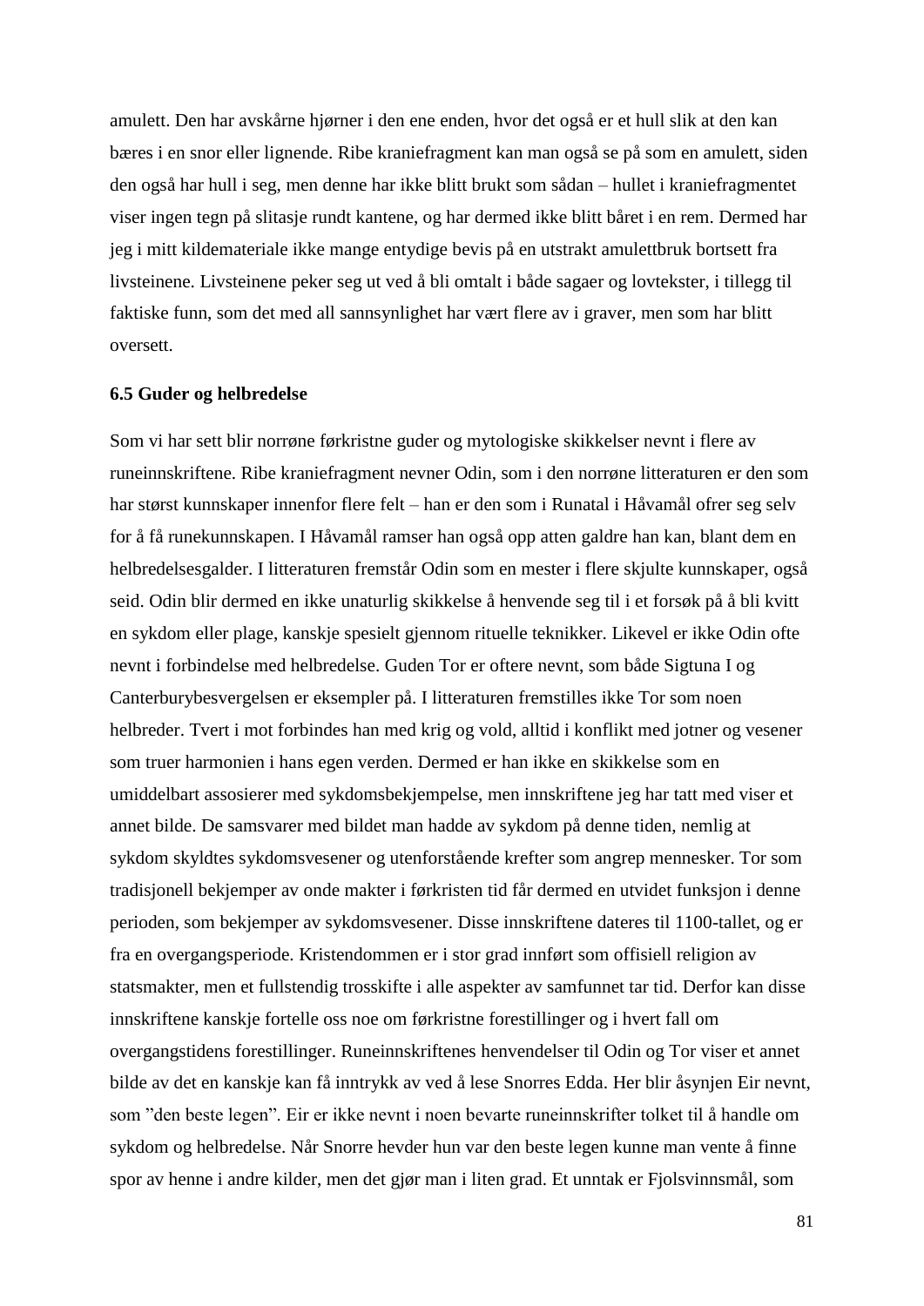amulett. Den har avskårne hjørner i den ene enden, hvor det også er et hull slik at den kan bæres i en snor eller lignende. Ribe kraniefragment kan man også se på som en amulett, siden den også har hull i seg, men denne har ikke blitt brukt som sådan – hullet i kraniefragmentet viser ingen tegn på slitasje rundt kantene, og har dermed ikke blitt båret i en rem. Dermed har jeg i mitt kildemateriale ikke mange entydige bevis på en utstrakt amulettbruk bortsett fra livsteinene. Livsteinene peker seg ut ved å bli omtalt i både sagaer og lovtekster, i tillegg til faktiske funn, som det med all sannsynlighet har vært flere av i graver, men som har blitt oversett.

### 6.5 Guder og helbredelse

Som vi har sett blir norrøne førkristne guder og mytologiske skikkelser nevnt i flere av runeinnskriftene. Ribe kraniefragment nevner Odin, som i den norrøne litteraturen er den som har størst kunnskaper innenfor flere felt – han er den som i Runatal i Håvamål ofrer seg selv for å få runekunnskapen. I Håvamål ramser han også opp atten galdre han kan, blant dem en helbredelsesgalder. I litteraturen fremstår Odin som en mester i flere skjulte kunnskaper, også seid. Odin blir dermed en ikke unaturlig skikkelse å henvende seg til i et forsøk på å bli kvitt en sykdom eller plage, kanskje spesielt gjennom rituelle teknikker. Likevel er ikke Odin ofte nevnt i forbindelse med helbredelse. Guden Tor er oftere nevnt, som både Sigtuna I og Canterburybesvergelsen er eksempler på. I litteraturen fremstilles ikke Tor som noen helbreder. Tvert i mot forbindes han med krig og vold, alltid i konflikt med jotner og vesener som truer harmonien i hans egen verden. Dermed er han ikke en skikkelse som en umiddelbart assosierer med sykdomsbekjempelse, men innskriftene jeg har tatt med viser et annet bilde. De samsvarer med bildet man hadde av sykdom på denne tiden, nemlig at sykdom skyldtes sykdomsvesener og utenforstående krefter som angrep mennesker. Tor som tradisjonell bekjemper av onde makter i førkristen tid får dermed en utvidet funksjon i denne perioden, som bekjemper av sykdomsvesener. Disse innskriftene dateres til 1100-tallet, og er fra en overgangsperiode. Kristendommen er i stor grad innført som offisiell religion av statsmakter, men et fullstendig trosskifte i alle aspekter av samfunnet tar tid. Derfor kan disse innskriftene kanskje fortelle oss noe om førkristne forestillinger og i hvert fall om overgangstidens forestillinger. Runeinnskriftenes henvendelser til Odin og Tor viser et annet bilde av det en kanskje kan få inntrykk av ved å lese Snorres Edda. Her blir åsynjen Eir nevnt, som "den beste legen". Eir er ikke nevnt i noen bevarte runeinnskrifter tolket til å handle om sykdom og helbredelse. Når Snorre hevder hun var den beste legen kunne man vente å finne spor av henne i andre kilder, men det gjør man i liten grad. Et unntak er Fjolsvinnsmål, som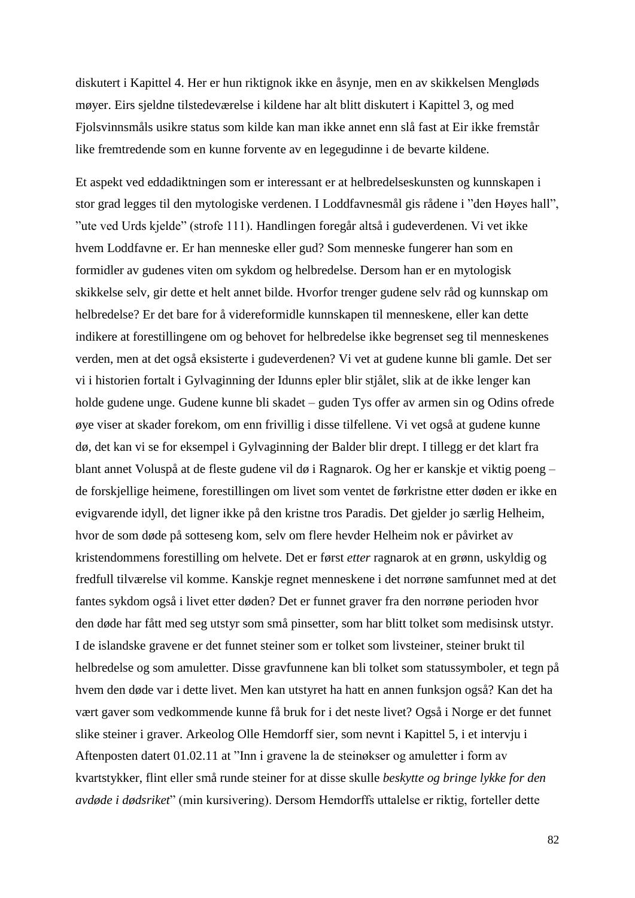diskutert i Kapittel 4. Her er hun riktignok ikke en åsynje, men en av skikkelsen Mengløds møyer. Eirs sjeldne tilstedeværelse i kildene har alt blitt diskutert i Kapittel 3, og med Fjolsvinnsmåls usikre status som kilde kan man ikke annet enn slå fast at Eir ikke fremstår like fremtredende som en kunne forvente av en legegudinne i de bevarte kildene.

Et aspekt ved eddadiktningen som er interessant er at helbredelseskunsten og kunnskapen i stor grad legges til den mytologiske verdenen. I Loddfavnesmål gis rådene i "den Høyes hall", "ute ved Urds kjelde" (strofe 111). Handlingen foregår altså i gudeverdenen. Vi vet ikke hvem Loddfavne er. Er han menneske eller gud? Som menneske fungerer han som en formidler av gudenes viten om sykdom og helbredelse. Dersom han er en mytologisk skikkelse selv, gir dette et helt annet bilde. Hvorfor trenger gudene selv råd og kunnskap om helbredelse? Er det bare for å videreformidle kunnskapen til menneskene, eller kan dette indikere at forestillingene om og behovet for helbredelse ikke begrenset seg til menneskenes verden, men at det også eksisterte i gudeverdenen? Vi vet at gudene kunne bli gamle. Det ser vi i historien fortalt i Gylvaginning der Idunns epler blir stjålet, slik at de ikke lenger kan holde gudene unge. Gudene kunne bli skadet – guden Tys offer av armen sin og Odins ofrede øye viser at skader forekom, om enn frivillig i disse tilfellene. Vi vet også at gudene kunne dø, det kan vi se for eksempel i Gylvaginning der Balder blir drept. I tillegg er det klart fra blant annet Voluspå at de fleste gudene vil dø i Ragnarok. Og her er kanskje et viktig poeng – de forskjellige heimene, forestillingen om livet som ventet de førkristne etter døden er ikke en evigvarende idyll, det ligner ikke på den kristne tros Paradis. Det gjelder jo særlig Helheim, hvor de som døde på sotteseng kom, selv om flere hevder Helheim nok er påvirket av kristendommens forestilling om helvete. Det er først *etter* ragnarok at en grønn, uskyldig og fredfull tilværelse vil komme. Kanskje regnet menneskene i det norrøne samfunnet med at det fantes sykdom også i livet etter døden? Det er funnet graver fra den norrøne perioden hvor den døde har fått med seg utstyr som små pinsetter, som har blitt tolket som medisinsk utstyr. I de islandske gravene er det funnet steiner som er tolket som livsteiner, steiner brukt til helbredelse og som amuletter. Disse gravfunnene kan bli tolket som statussymboler, et tegn på hvem den døde var i dette livet. Men kan utstyret ha hatt en annen funksjon også? Kan det ha vært gaver som vedkommende kunne få bruk for i det neste livet? Også i Norge er det funnet slike steiner i graver. Arkeolog Olle Hemdorff sier, som nevnt i Kapittel 5, i et intervju i Aftenposten datert 01.02.11 at "Inn i gravene la de steinøkser og amuletter i form av kvartstykker, flint eller små runde steiner for at disse skulle *beskytte og bringe lykke for den avdøde i dødsriket*" (min kursivering). Dersom Hemdorffs uttalelse er riktig, forteller dette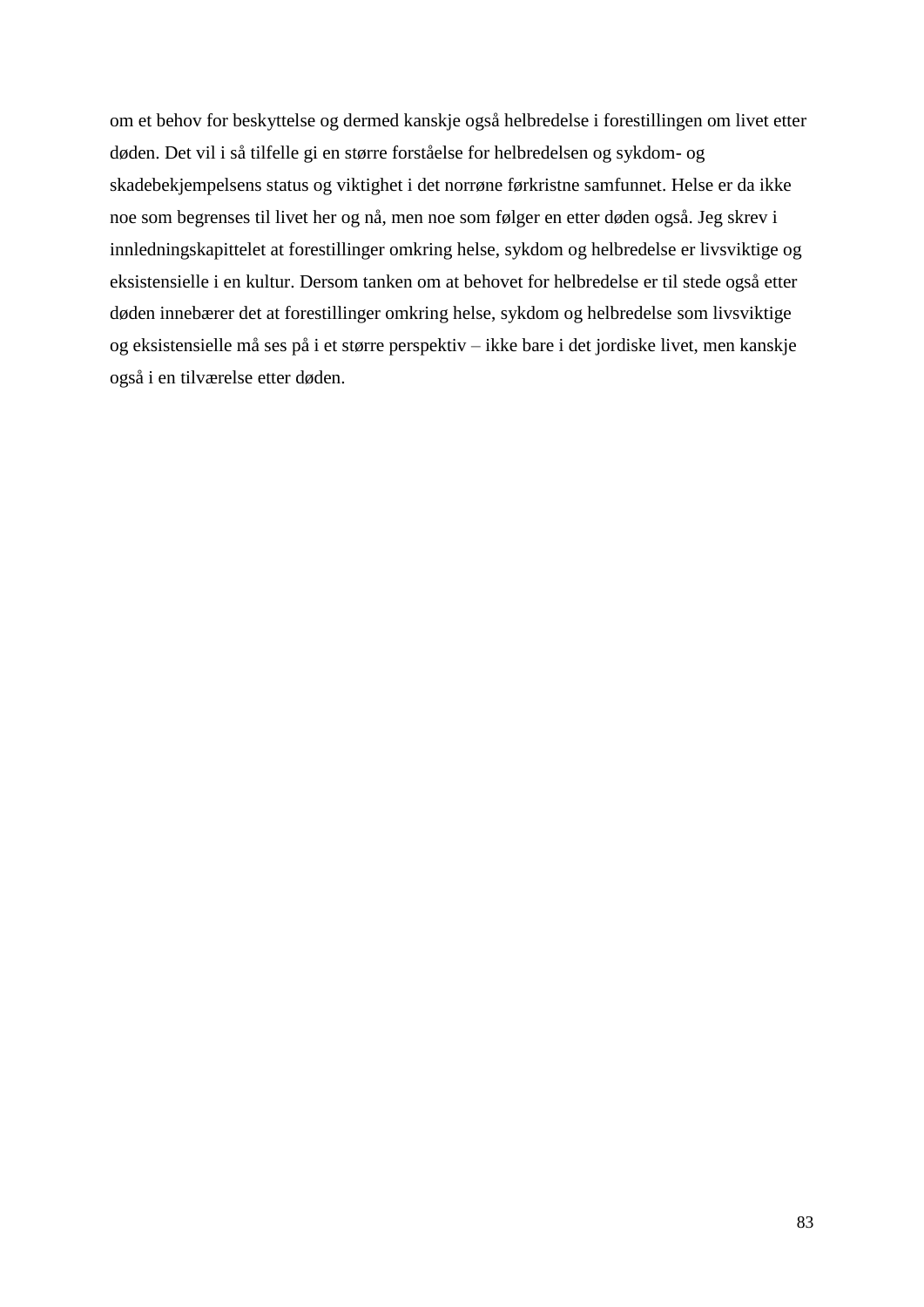om et behov for beskyttelse og dermed kanskje også helbredelse i forestillingen om livet etter døden. Det vil i så tilfelle gi en større forståelse for helbredelsen og sykdom- og skadebekjempelsens status og viktighet i det norrøne førkristne samfunnet. Helse er da ikke noe som begrenses til livet her og nå, men noe som følger en etter døden også. Jeg skrev i innledningskapittelet at forestillinger omkring helse, sykdom og helbredelse er livsviktige og eksistensielle i en kultur. Dersom tanken om at behovet for helbredelse er til stede også etter døden innebærer det at forestillinger omkring helse, sykdom og helbredelse som livsviktige og eksistensielle må ses på i et større perspektiv – ikke bare i det jordiske livet, men kanskje også i en tilværelse etter døden.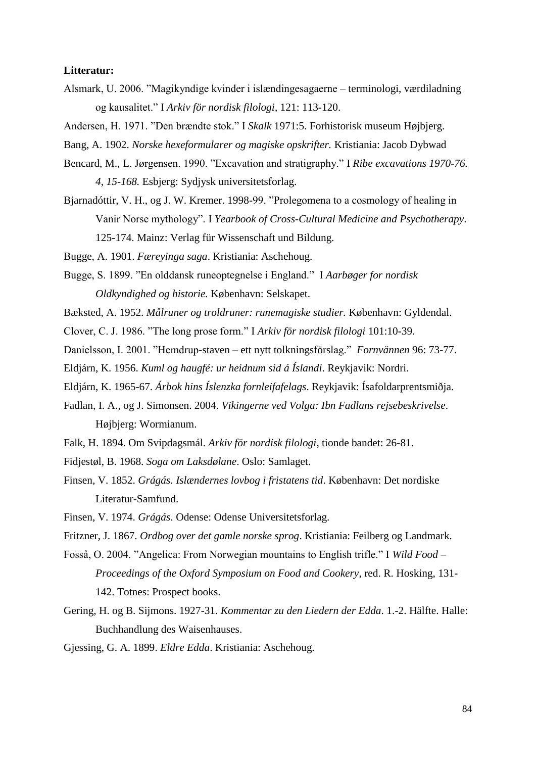**Litteratur:**

Alsmark, U. 2006. ”Magikyndige kvinder i islændingesagaerne – terminologi, værdiladning og kausalitet.” I *Arkiv för nordisk filologi*, 121: 113-120.

Andersen, H. 1971. ”Den brændte stok.” I *Skalk* 1971:5. Forhistorisk museum Højbjerg.

Bang, A. 1902. *Norske hexeformularer og magiske opskrifter.* Kristiania: Jacob Dybwad

Bencard, M., L. Jørgensen. 1990. ”Excavation and stratigraphy.” I *Ribe excavations 1970-76. 4, 15-168.* Esbjerg: Sydjysk universitetsforlag.

Bjarnadóttir, V. H., og J. W. Kremer. 1998-99. ”Prolegomena to a cosmology of healing in Vanir Norse mythology”. I *Yearbook of Cross-Cultural Medicine and Psychotherapy*. 125-174. Mainz: Verlag für Wissenschaft und Bildung.

Bugge, A. 1901. *Færeyinga saga*. Kristiania: Aschehoug.

Bugge, S. 1899. ”En olddansk runeoptegnelse i England.” I *Aarbøger for nordisk Oldkyndighed og historie.* København: Selskapet.

Bæksted, A. 1952. *Målruner og troldruner: runemagiske studier.* København: Gyldendal.

Clover, C. J. 1986. ”The long prose form.” I *Arkiv för nordisk filologi* 101:10-39.

Danielsson, I. 2001. ”Hemdrup-staven – ett nytt tolkningsförslag.” *Fornvännen* 96: 73-77.

Eldjárn, K. 1956. *Kuml og haugfé: ur heidnum sid á Íslandi*. Reykjavik: Nordri.

Eldjárn, K. 1965-67. *Árbok hins Íslenzka fornleifafelags*. Reykjavik: Ísafoldarprentsmiðja.

Fadlan, I. A., og J. Simonsen. 2004. *Vikingerne ved Volga: Ibn Fadlans rejsebeskrivelse*. Højbjerg: Wormianum.

Falk, H. 1894. Om Svipdagsmál. *Arkiv för nordisk filologi*, tionde bandet: 26-81.

Fidjestøl, B. 1968. *Soga om Laksdølane*. Oslo: Samlaget.

Finsen, V. 1852. *Grágás. Islændernes lovbog i fristatens tid*. København: Det nordiske Literatur-Samfund.

Finsen, V. 1974. *Grágás*. Odense: Odense Universitetsforlag.

Fritzner, J. 1867. *Ordbog over det gamle norske sprog*. Kristiania: Feilberg og Landmark.

Fosså, O. 2004. ”Angelica: From Norwegian mountains to English trifle.” I *Wild Food – Proceedings of the Oxford Symposium on Food and Cookery*, red. R. Hosking, 131-142. Totnes: Prospect books.

Gering, H. og B. Sijmons. 1927-31. *Kommentar zu den Liedern der Edda*. 1.-2. Hälfte. Halle: Buchhandlung des Waisenhauses.

Gjessing, G. A. 1899. *Eldre Edda*. Kristiania: Aschehoug.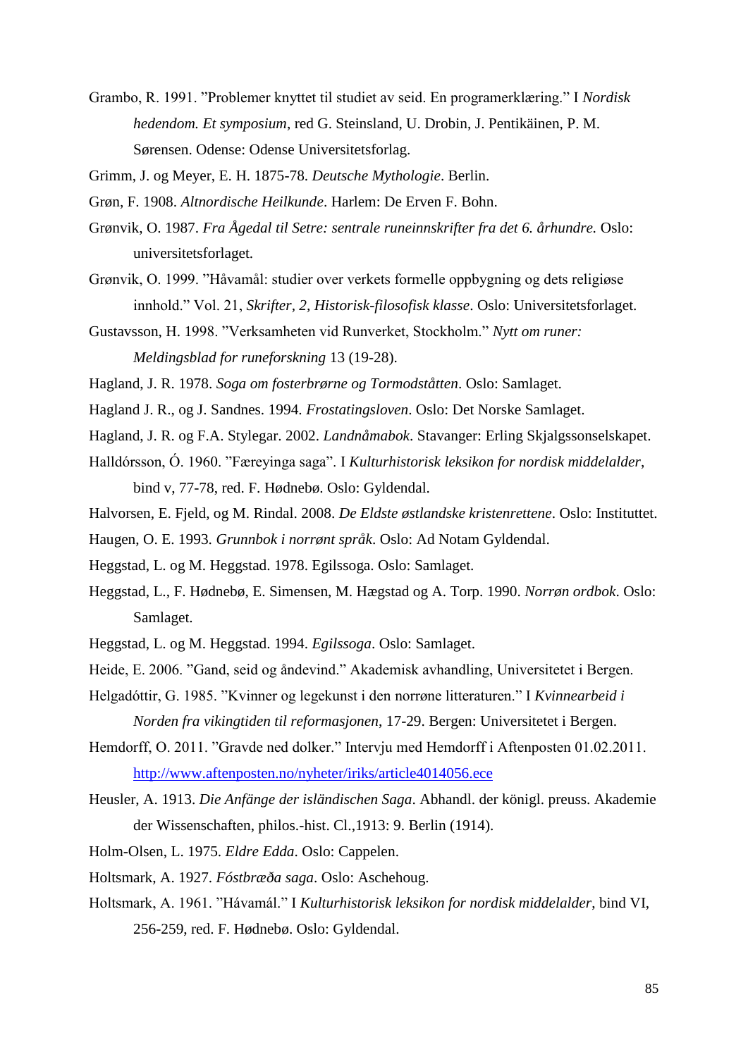Grambo, R. 1991. ”Problemer knyttet til studiet av seid. En programerklæring.” I *Nordisk hedendom. Et symposium*, red G. Steinsland, U. Drobin, J. Pentikäinen, P. M. Sørensen. Odense: Odense Universitetsforlag.

Grimm, J. og Meyer, E. H. 1875-78. *Deutsche Mythologie*. Berlin.

Grøn, F. 1908. *Altnordische Heilkunde*. Harlem: De Erven F. Bohn.

Grønvik, O. 1987. *Fra Ågedal til Setre: sentrale runeinnskrifter fra det 6. århundre.* Oslo: universitetsforlaget.

Grønvik, O. 1999. ”Håvamål: studier over verkets formelle oppbygning og dets religiøse innhold.” Vol. 21, *Skrifter, 2, Historisk-filosofisk klasse*. Oslo: Universitetsforlaget.

Gustavsson, H. 1998. ”Verksamheten vid Runverket, Stockholm.” *Nytt om runer: Meldingsblad for runeforskning* 13 (19-28).

Hagland, J. R. 1978. *Soga om fosterbrørne og Tormodståtten*. Oslo: Samlaget.

Hagland J. R., og J. Sandnes. 1994. *Frostatingsloven*. Oslo: Det Norske Samlaget.

Hagland, J. R. og F.A. Stylegar. 2002. *Landnåmabok*. Stavanger: Erling Skjalgssonselskapet.

Halldórsson, Ó. 1960. ”Færeyinga saga”. I *Kulturhistorisk leksikon for nordisk middelalder*, bind v, 77-78, red. F. Hødnebø. Oslo: Gyldendal.

Halvorsen, E. Fjeld, og M. Rindal. 2008. *De Eldste østlandske kristenrettene*. Oslo: Instituttet.

Haugen, O. E. 1993. *Grunnbok i norrønt språk*. Oslo: Ad Notam Gyldendal.

Heggstad, L. og M. Heggstad. 1978. Egilssoga. Oslo: Samlaget.

Heggstad, L., F. Hødnebø, E. Simensen, M. Hægstad og A. Torp. 1990. *Norrøn ordbok*. Oslo: Samlaget.

Heggstad, L. og M. Heggstad. 1994. *Egilssoga*. Oslo: Samlaget.

Heide, E. 2006. ”Gand, seid og åndevind.” Akademisk avhandling, Universitetet i Bergen.

Helgadóttir, G. 1985. ”Kvinner og legekunst i den norrøne litteraturen.” I *Kvinnearbeid i Norden fra vikingtiden til reformasjonen*, 17-29. Bergen: Universitetet i Bergen.

Hemdorff, O. 2011. ”Gravde ned dolker.” Intervju med Hemdorff i Aftenposten 01.02.2011. http://www.aftenposten.no/nyheter/iriks/article4014056.ece

Heusler, A. 1913. *Die Anfänge der isländischen Saga*. Abhandl. der königl. preuss. Akademie der Wissenschaften, philos.-hist. Cl.,1913: 9. Berlin (1914).

Holm-Olsen, L. 1975. *Eldre Edda*. Oslo: Cappelen.

Holtsmark, A. 1927. *Fóstbræða saga*. Oslo: Aschehoug.

Holtsmark, A. 1961. ”Hávamál.” I *Kulturhistorisk leksikon for nordisk middelalder*, bind VI, 256-259, red. F. Hødnebø. Oslo: Gyldendal.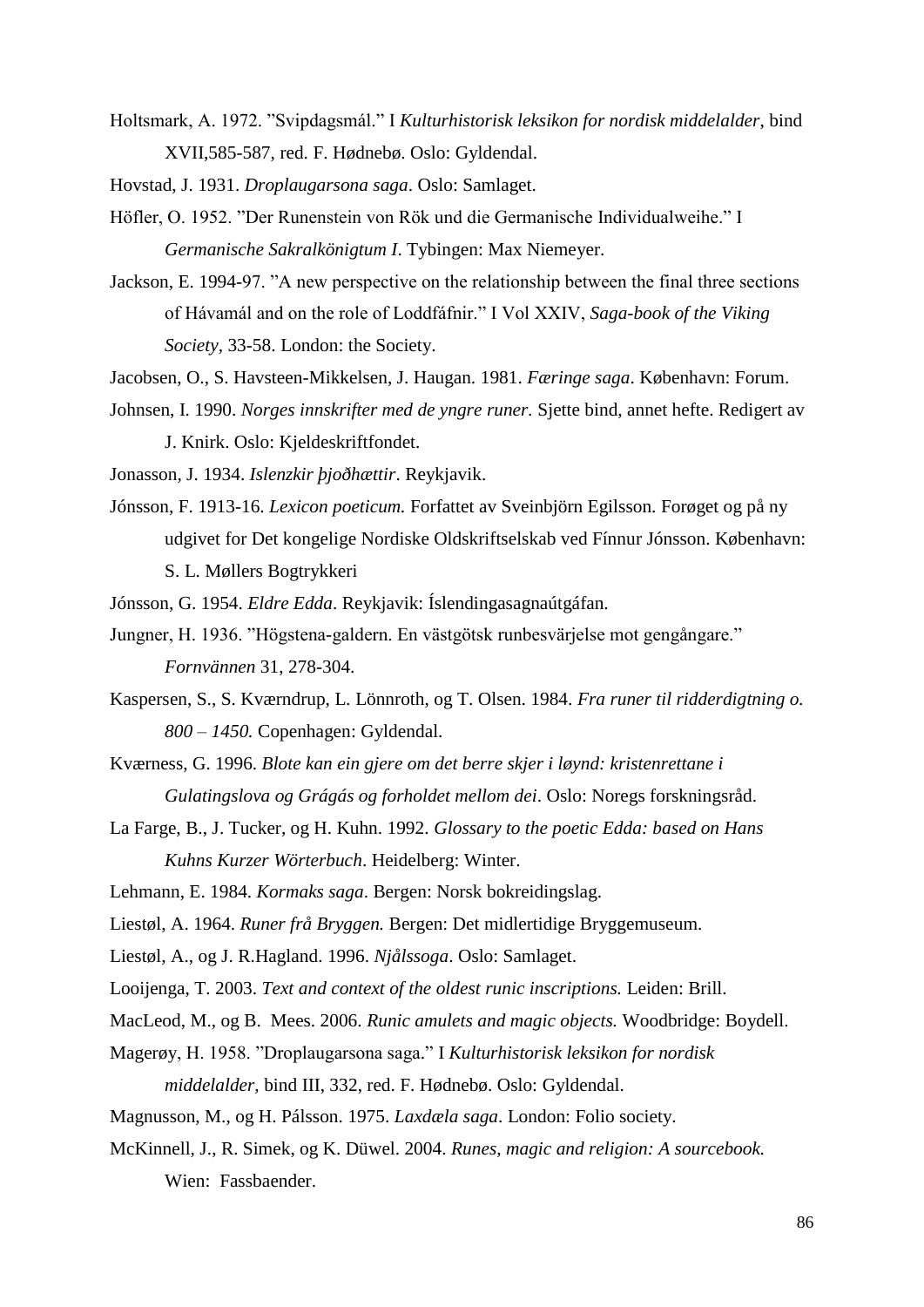Holtsmark, A. 1972. ”Svipdagsmál.” I *Kulturhistorisk leksikon for nordisk middelalder*, bind XVII,585-587, red. F. Hødnebø. Oslo: Gyldendal.

Hovstad, J. 1931. *Droplaugarsona saga*. Oslo: Samlaget.

Höfler, O. 1952. ”Der Runenstein von Rök und die Germanische Individualweihe.” I *Germanische Sakralkönigtum I*. Tybingen: Max Niemeyer.

Jackson, E. 1994-97. ”A new perspective on the relationship between the final three sections of Hávamál and on the role of Loddfáfnir.” I Vol XXIV, *Saga-book of the Viking Society*, 33-58. London: the Society.

Jacobsen, O., S. Havsteen-Mikkelsen, J. Haugan. 1981. *Færinge saga*. København: Forum.

Johnsen, I. 1990. *Norges innskrifter med de yngre runer.* Sjette bind, annet hefte. Redigert av J. Knirk. Oslo: Kjeldeskriftfondet.

Jonasson, J. 1934. *Islenzkir þjoðhættir*. Reykjavik.

Jónsson, F. 1913-16. *Lexicon poeticum.* Forfattet av Sveinbjörn Egilsson. Forøget og på ny udgivet for Det kongelige Nordiske Oldskriftselskab ved Fínnur Jónsson. København: S. L. Møllers Bogtrykkeri

Jónsson, G. 1954. *Eldre Edda*. Reykjavik: Íslendingasagnaútgáfan.

Jungner, H. 1936. ”Högstena-galdern. En västgötsk runbesvärjelse mot gengångare.” *Fornvännen* 31, 278-304.

Kaspersen, S., S. Kværndrup, L. Lönnroth, og T. Olsen. 1984. *Fra runer til ridderdigtning o. 800 – 1450.* Copenhagen: Gyldendal.

Kværness, G. 1996. *Blote kan ein gjere om det berre skjer i løynd: kristenrettane i Gulatingslova og Grágás og forholdet mellom dei*. Oslo: Noregs forskningsråd.

La Farge, B., J. Tucker, og H. Kuhn. 1992. *Glossary to the poetic Edda: based on Hans Kuhns Kurzer Wörterbuch*. Heidelberg: Winter.

Lehmann, E. 1984. *Kormaks saga*. Bergen: Norsk bokreidingslag.

Liestøl, A. 1964. *Runer frå Bryggen.* Bergen: Det midlertidige Bryggemuseum.

Liestøl, A., og J. R.Hagland. 1996. *Njålssoga*. Oslo: Samlaget.

Looijenga, T. 2003. *Text and context of the oldest runic inscriptions.* Leiden: Brill.

MacLeod, M., og B. Mees. 2006. *Runic amulets and magic objects.* Woodbridge: Boydell.

Magerøy, H. 1958. ”Droplaugarsona saga.” I *Kulturhistorisk leksikon for nordisk middelalder*, bind III, 332, red. F. Hødnebø. Oslo: Gyldendal.

Magnusson, M., og H. Pálsson. 1975. *Laxdæla saga*. London: Folio society.

McKinnell, J., R. Simek, og K. Düwel. 2004. *Runes, magic and religion: A sourcebook.* Wien: Fassbaender.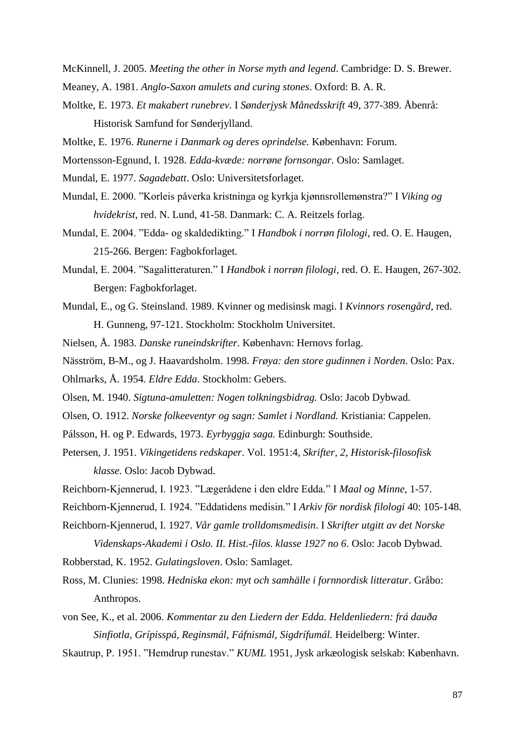McKinnell, J. 2005. *Meeting the other in Norse myth and legend*. Cambridge: D. S. Brewer.

Meaney, A. 1981. *Anglo-Saxon amulets and curing stones*. Oxford: B. A. R.

Moltke, E. 1973. *Et makabert runebrev*. I *Sønderjysk Månedsskrift* 49, 377-389. Åbenrå: Historisk Samfund for Sønderjylland.

Moltke, E. 1976. *Runerne i Danmark og deres oprindelse.* København: Forum.

Mortensson-Egnund, I. 1928. *Edda-kvæde: norrøne fornsongar.* Oslo: Samlaget.

Mundal, E. 1977. *Sagadebatt*. Oslo: Universitetsforlaget.

Mundal, E. 2000. "Korleis påverka kristninga og kyrkja kjønnsrollemønstra?" I *Viking og hvidekrist*, red. N. Lund, 41-58. Danmark: C. A. Reitzels forlag.

Mundal, E. 2004. "Edda- og skaldedikting." I *Handbok i norrøn filologi*, red. O. E. Haugen, 215-266. Bergen: Fagbokforlaget.

Mundal, E. 2004. "Sagalitteraturen." I *Handbok i norrøn filologi*, red. O. E. Haugen, 267-302. Bergen: Fagbokforlaget.

Mundal, E., og G. Steinsland. 1989. Kvinner og medisinsk magi. I *Kvinnors rosengård*, red. H. Gunneng, 97-121. Stockholm: Stockholm Universitet.

Nielsen, Å. 1983. *Danske runeindskrifter*. København: Hernovs forlag.

Näsström, B-M., og J. Haavardsholm. 1998. *Frøya: den store gudinnen i Norden*. Oslo: Pax.

Ohlmarks, Å. 1954. *Eldre Edda*. Stockholm: Gebers.

Olsen, M. 1940. *Sigtuna-amuletten: Nogen tolkningsbidrag.* Oslo: Jacob Dybwad.

Olsen, O. 1912. *Norske folkeeventyr og sagn: Samlet i Nordland.* Kristiania: Cappelen.

Pálsson, H. og P. Edwards, 1973. *Eyrbyggja saga.* Edinburgh: Southside.

Petersen, J. 1951. *Vikingetidens redskaper*. Vol. 1951:4, *Skrifter, 2, Historisk-filosofisk klasse.* Oslo: Jacob Dybwad.

Reichborn-Kjennerud, I. 1923. "Lægerådene i den eldre Edda." I *Maal og Minne*, 1-57.

Reichborn-Kjennerud, I. 1924. "Eddatidens medisin." I *Arkiv för nordisk filologi* 40: 105-148.

Reichborn-Kjennerud, I. 1927. *Vår gamle trolldomsmedisin*. I *Skrifter utgitt av det Norske Videnskaps-Akademi i Oslo. II. Hist.-filos. klasse 1927 no 6*. Oslo: Jacob Dybwad.

Robberstad, K. 1952. *Gulatingsloven*. Oslo: Samlaget.

Ross, M. Clunies: 1998. *Hedniska ekon: myt och samhälle i fornnordisk litteratur*. Gråbo: Anthropos.

von See, K., et al. 2006. *Kommentar zu den Liedern der Edda. Heldenliedern: frá dauða Sinfiotla, Grípisspá, Reginsmál, Fáfnismál, Sigdrífumál.* Heidelberg: Winter.

Skautrup, P. 1951. "Hemdrup runestav." *KUML* 1951, Jysk arkæologisk selskab: København.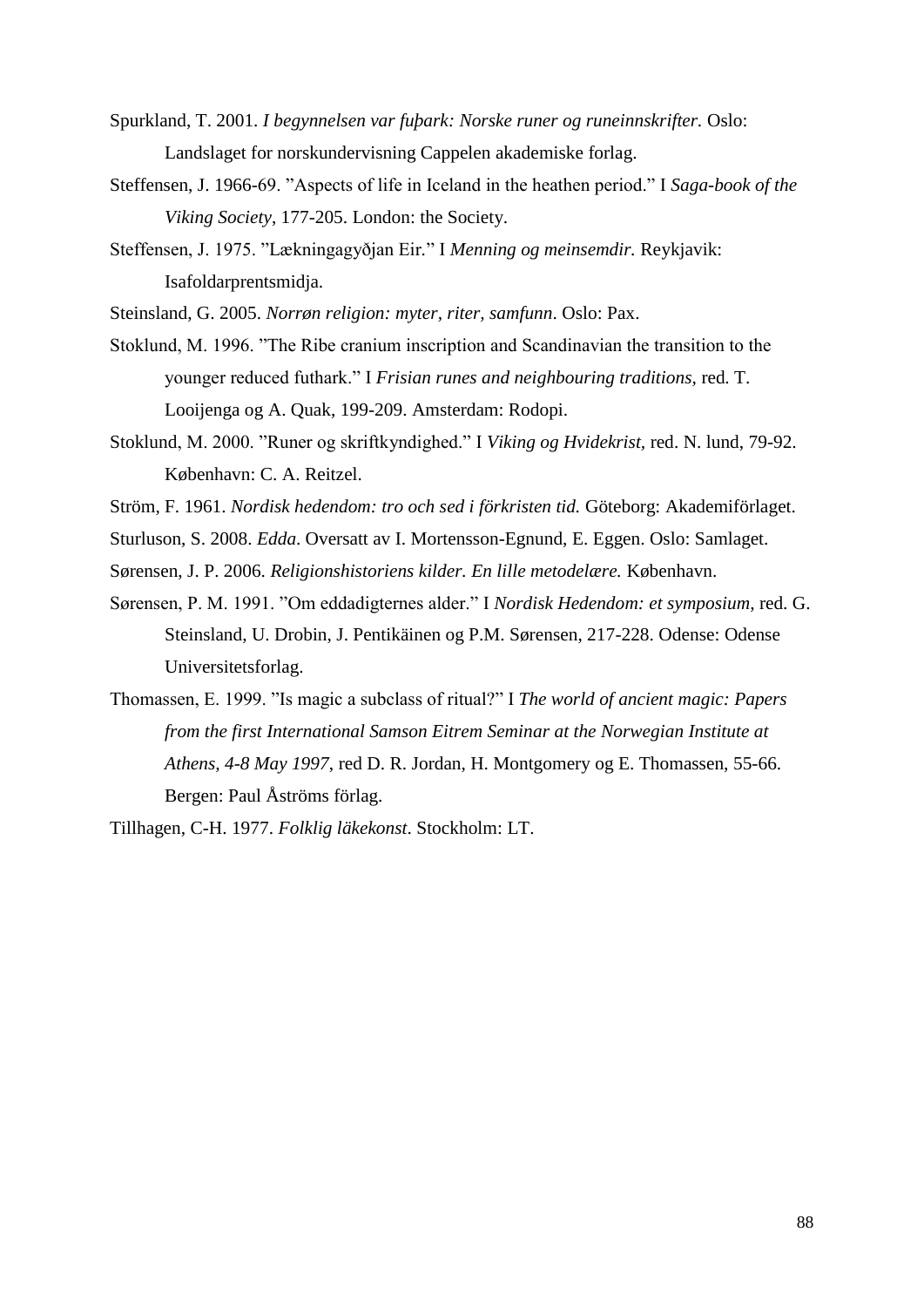Spurkland, T. 2001. *I begynnelsen var fuþark: Norske runer og runeinnskrifter.* Oslo: Landslaget for norskundervisning Cappelen akademiske forlag.

Steffensen, J. 1966-69. ”Aspects of life in Iceland in the heathen period.” I *Saga-book of the Viking Society*, 177-205. London: the Society.

Steffensen, J. 1975. ”Lækningagyðjan Eir.” I *Menning og meinsemdir.* Reykjavik: Isafoldarprentsmidja.

Steinsland, G. 2005. *Norrøn religion: myter, riter, samfunn*. Oslo: Pax.

Stoklund, M. 1996. ”The Ribe cranium inscription and Scandinavian the transition to the younger reduced futhark.” I *Frisian runes and neighbouring traditions,* red. T. Looijenga og A. Quak, 199-209. Amsterdam: Rodopi.

Stoklund, M. 2000. ”Runer og skriftkyndighed.” I *Viking og Hvidekrist,* red. N. lund, 79-92. København: C. A. Reitzel.

Ström, F. 1961. *Nordisk hedendom: tro och sed i förkristen tid.* Göteborg: Akademiförlaget.

Sturluson, S. 2008. *Edda*. Oversatt av I. Mortensson-Egnund, E. Eggen. Oslo: Samlaget.

Sørensen, J. P. 2006. *Religionshistoriens kilder. En lille metodelære.* København.

Sørensen, P. M. 1991. ”Om eddadigternes alder.” I *Nordisk Hedendom: et symposium*, red. G. Steinsland, U. Drobin, J. Pentikäinen og P.M. Sørensen, 217-228. Odense: Odense Universitetsforlag.

Thomassen, E. 1999. ”Is magic a subclass of ritual?” I *The world of ancient magic: Papers from the first International Samson Eitrem Seminar at the Norwegian Institute at Athens, 4-8 May 1997*, red D. R. Jordan, H. Montgomery og E. Thomassen, 55-66. Bergen: Paul Åströms förlag.

Tillhagen, C-H. 1977. *Folklig läkekonst*. Stockholm: LT.